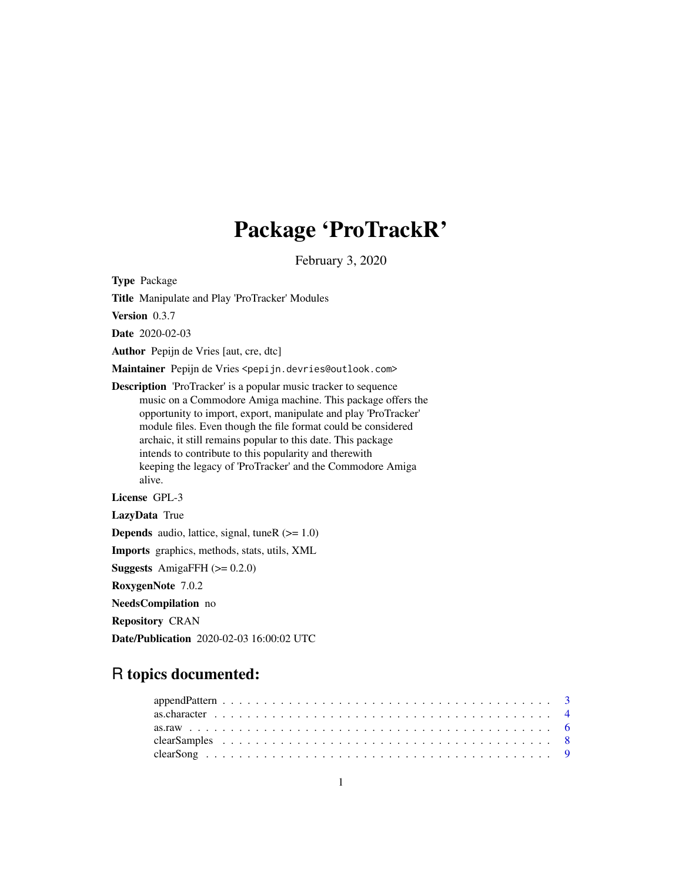# Package 'ProTrackR'

February 3, 2020

**Type** Package

**Title** Manipulate and Play 'ProTracker' Modules

**Version** 0.3.7

**Date** 2020-02-03

**Author** Pepijn de Vries [aut, cre, dtc]

**Maintainer** Pepijn de Vries <pepijn.devries@outlook.com>

**Description** 'ProTracker' is a popular music tracker to sequence music on a Commodore Amiga machine. This package offers the opportunity to import, export, manipulate and play 'ProTracker' module files. Even though the file format could be considered archaic, it still remains popular to this date. This package intends to contribute to this popularity and therewith keeping the legacy of 'ProTracker' and the Commodore Amiga alive.

**License** GPL-3

**LazyData** True

**Depends** audio, lattice, signal, tuneR (>= 1.0)

**Imports** graphics, methods, stats, utils, XML

**Suggests** AmigaFFH (>= 0.2.0)

**RoxygenNote** 7.0.2

**NeedsCompilation** no

**Repository** CRAN

**Date/Publication** 2020-02-03 16:00:02 UTC

## R topics documented:

- appendPattern . . . . . . . . . . 3
- as.character . . . . . . . . . . 4
- as.raw . . . . . . . . . . 6
- clearSamples . . . . . . . . . . 8
- clearSong . . . . . . . . . . 9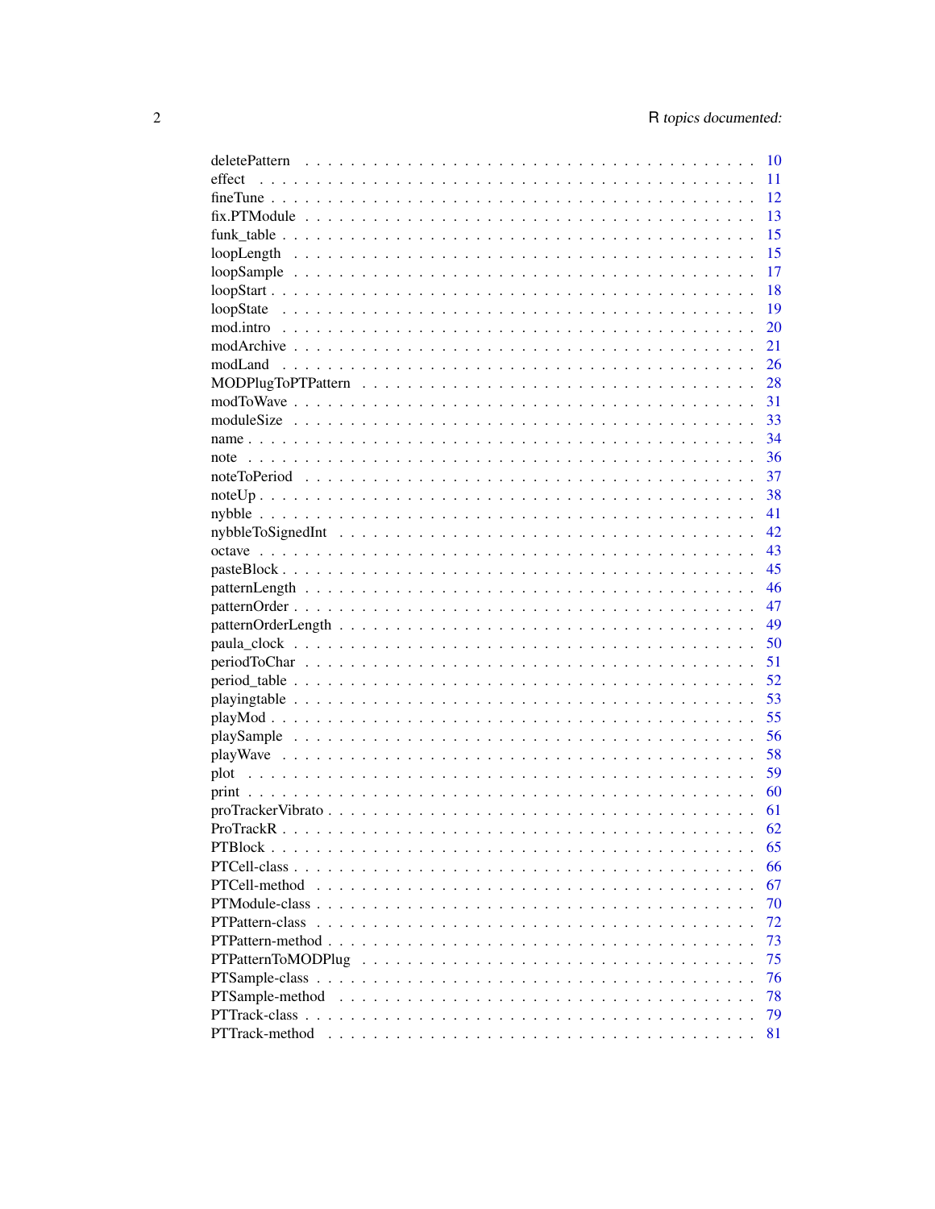deletePattern . . . . . . . . . . . . . . . . . . . . . . . . . . . . . . . . . . . . 10
effect . . . . . . . . . . . . . . . . . . . . . . . . . . . . . . . . . . . . . . . 11
fineTune . . . . . . . . . . . . . . . . . . . . . . . . . . . . . . . . . . . . . . 12
fix.PTModule . . . . . . . . . . . . . . . . . . . . . . . . . . . . . . . . . . . . 13
funk_table . . . . . . . . . . . . . . . . . . . . . . . . . . . . . . . . . . . . . 15
loopLength . . . . . . . . . . . . . . . . . . . . . . . . . . . . . . . . . . . . . 15
loopSample . . . . . . . . . . . . . . . . . . . . . . . . . . . . . . . . . . . . . 17
loopStart . . . . . . . . . . . . . . . . . . . . . . . . . . . . . . . . . . . . . . 18
loopState . . . . . . . . . . . . . . . . . . . . . . . . . . . . . . . . . . . . . . 19
mod.intro . . . . . . . . . . . . . . . . . . . . . . . . . . . . . . . . . . . . . . 20
modArchive . . . . . . . . . . . . . . . . . . . . . . . . . . . . . . . . . . . . . 21
modLand . . . . . . . . . . . . . . . . . . . . . . . . . . . . . . . . . . . . . . . 26
MODPlugToPTPattern . . . . . . . . . . . . . . . . . . . . . . . . . . . . . . . . 28
modToWave . . . . . . . . . . . . . . . . . . . . . . . . . . . . . . . . . . . . . 31
moduleSize . . . . . . . . . . . . . . . . . . . . . . . . . . . . . . . . . . . . . 33
name . . . . . . . . . . . . . . . . . . . . . . . . . . . . . . . . . . . . . . . . 34
note . . . . . . . . . . . . . . . . . . . . . . . . . . . . . . . . . . . . . . . . 36
noteToPeriod . . . . . . . . . . . . . . . . . . . . . . . . . . . . . . . . . . . . 37
noteUp . . . . . . . . . . . . . . . . . . . . . . . . . . . . . . . . . . . . . . . 38
nybble . . . . . . . . . . . . . . . . . . . . . . . . . . . . . . . . . . . . . . . 41
nybbleToSignedInt . . . . . . . . . . . . . . . . . . . . . . . . . . . . . . . . . 42
octave . . . . . . . . . . . . . . . . . . . . . . . . . . . . . . . . . . . . . . . 43
pasteBlock . . . . . . . . . . . . . . . . . . . . . . . . . . . . . . . . . . . . . 45
patternLength . . . . . . . . . . . . . . . . . . . . . . . . . . . . . . . . . . . 46
patternOrder . . . . . . . . . . . . . . . . . . . . . . . . . . . . . . . . . . . . 47
patternOrderLength . . . . . . . . . . . . . . . . . . . . . . . . . . . . . . . . . 49
paula_clock . . . . . . . . . . . . . . . . . . . . . . . . . . . . . . . . . . . . . 50
periodToChar . . . . . . . . . . . . . . . . . . . . . . . . . . . . . . . . . . . . 51
period_table . . . . . . . . . . . . . . . . . . . . . . . . . . . . . . . . . . . . 52
playingtable . . . . . . . . . . . . . . . . . . . . . . . . . . . . . . . . . . . . 53
playMod . . . . . . . . . . . . . . . . . . . . . . . . . . . . . . . . . . . . . . . 55
playSample . . . . . . . . . . . . . . . . . . . . . . . . . . . . . . . . . . . . . 56
playWave . . . . . . . . . . . . . . . . . . . . . . . . . . . . . . . . . . . . . . 58
plot . . . . . . . . . . . . . . . . . . . . . . . . . . . . . . . . . . . . . . . . 59
print . . . . . . . . . . . . . . . . . . . . . . . . . . . . . . . . . . . . . . . . 60
proTrackerVibrato . . . . . . . . . . . . . . . . . . . . . . . . . . . . . . . . . 61
ProTrackR . . . . . . . . . . . . . . . . . . . . . . . . . . . . . . . . . . . . . . 62
PTBlock . . . . . . . . . . . . . . . . . . . . . . . . . . . . . . . . . . . . . . . 65
PTCell-class . . . . . . . . . . . . . . . . . . . . . . . . . . . . . . . . . . . . 66
PTCell-method . . . . . . . . . . . . . . . . . . . . . . . . . . . . . . . . . . . 67
PTModule-class . . . . . . . . . . . . . . . . . . . . . . . . . . . . . . . . . . . 70
PTPattern-class . . . . . . . . . . . . . . . . . . . . . . . . . . . . . . . . . . 72
PTPattern-method . . . . . . . . . . . . . . . . . . . . . . . . . . . . . . . . . 73
PTPatternToMODPlug . . . . . . . . . . . . . . . . . . . . . . . . . . . . . . . . 75
PTSample-class . . . . . . . . . . . . . . . . . . . . . . . . . . . . . . . . . . . 76
PTSample-method . . . . . . . . . . . . . . . . . . . . . . . . . . . . . . . . . . 78
PTTrack-class . . . . . . . . . . . . . . . . . . . . . . . . . . . . . . . . . . . . 79
PTTrack-method . . . . . . . . . . . . . . . . . . . . . . . . . . . . . . . . . . . 81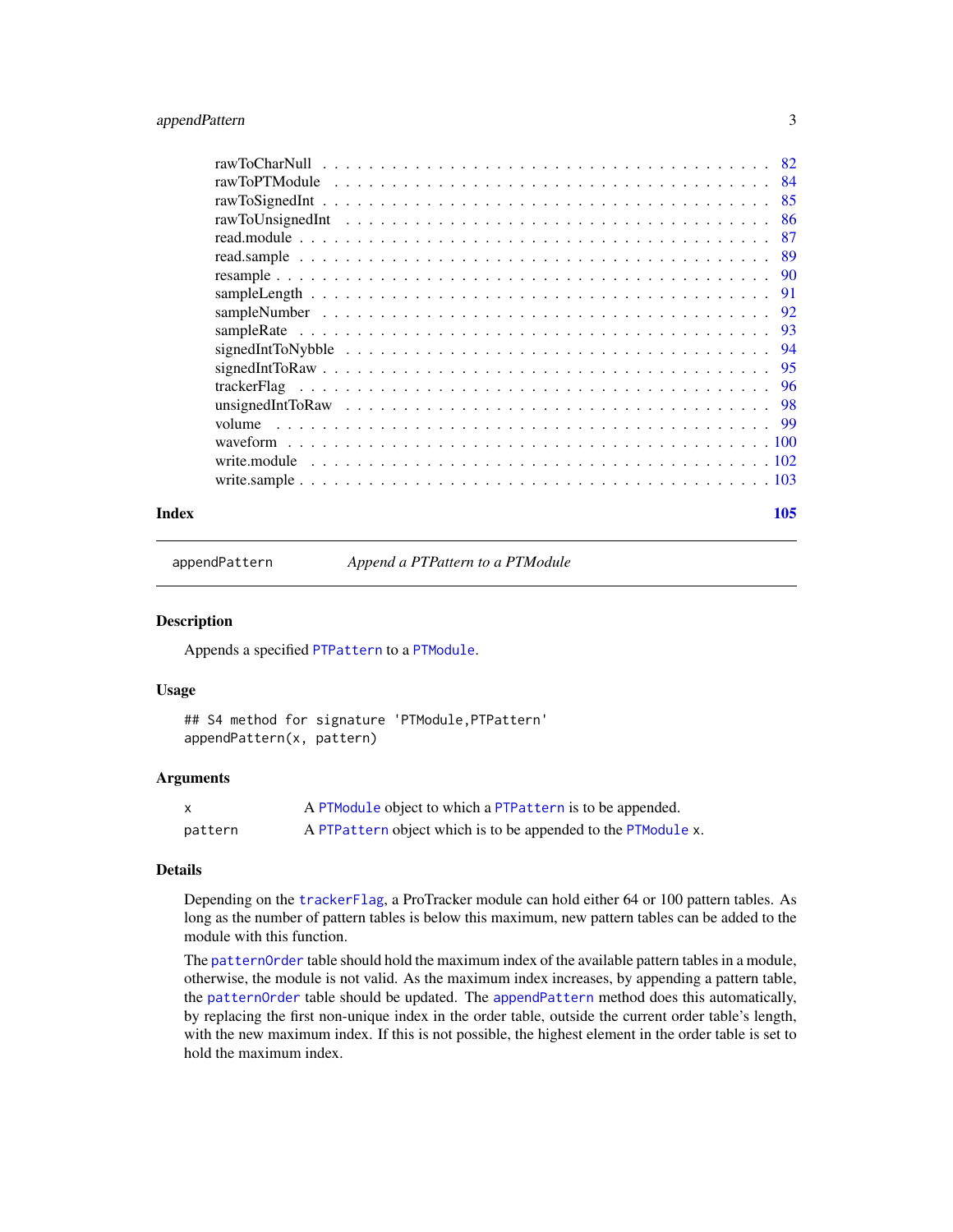rawToCharNull . . . . . . . . . . . . . . . . . . . . . . . . . . . . . . . . . . . . 82
rawToPTModule . . . . . . . . . . . . . . . . . . . . . . . . . . . . . . . . . . . . 84
rawToSignedInt . . . . . . . . . . . . . . . . . . . . . . . . . . . . . . . . . . . . 85
rawToUnsignedInt . . . . . . . . . . . . . . . . . . . . . . . . . . . . . . . . . . . 86
read.module . . . . . . . . . . . . . . . . . . . . . . . . . . . . . . . . . . . . . . 87
read.sample . . . . . . . . . . . . . . . . . . . . . . . . . . . . . . . . . . . . . . 89
resample . . . . . . . . . . . . . . . . . . . . . . . . . . . . . . . . . . . . . . . . 90
sampleLength . . . . . . . . . . . . . . . . . . . . . . . . . . . . . . . . . . . . . 91
sampleNumber . . . . . . . . . . . . . . . . . . . . . . . . . . . . . . . . . . . . . 92
sampleRate . . . . . . . . . . . . . . . . . . . . . . . . . . . . . . . . . . . . . . . 93
signedIntToNybble . . . . . . . . . . . . . . . . . . . . . . . . . . . . . . . . . . 94
signedIntToRaw . . . . . . . . . . . . . . . . . . . . . . . . . . . . . . . . . . . . 95
trackerFlag . . . . . . . . . . . . . . . . . . . . . . . . . . . . . . . . . . . . . . . 96
unsignedIntToRaw . . . . . . . . . . . . . . . . . . . . . . . . . . . . . . . . . . . 98
volume . . . . . . . . . . . . . . . . . . . . . . . . . . . . . . . . . . . . . . . . . 99
waveform . . . . . . . . . . . . . . . . . . . . . . . . . . . . . . . . . . . . . . . . 100
write.module . . . . . . . . . . . . . . . . . . . . . . . . . . . . . . . . . . . . . . 102
write.sample . . . . . . . . . . . . . . . . . . . . . . . . . . . . . . . . . . . . . . 103

**Index** **105**

---

## appendPattern *Append a PTPattern to a PTModule*

---

### Description

Appends a specified `PTPattern` to a `PTModule`.

### Usage

```
## S4 method for signature 'PTModule,PTPattern'
appendPattern(x, pattern)
```

### Arguments

| | |
|---|---|
| `x` | A `PTModule` object to which a `PTPattern` is to be appended. |
| `pattern` | A `PTPattern` object which is to be appended to the `PTModule` `x`. |

### Details

Depending on the `trackerFlag`, a ProTracker module can hold either 64 or 100 pattern tables. As long as the number of pattern tables is below this maximum, new pattern tables can be added to the module with this function.

The `patternOrder` table should hold the maximum index of the available pattern tables in a module, otherwise, the module is not valid. As the maximum index increases, by appending a pattern table, the `patternOrder` table should be updated. The `appendPattern` method does this automatically, by replacing the first non-unique index in the order table, outside the current order table's length, with the new maximum index. If this is not possible, the highest element in the order table is set to hold the maximum index.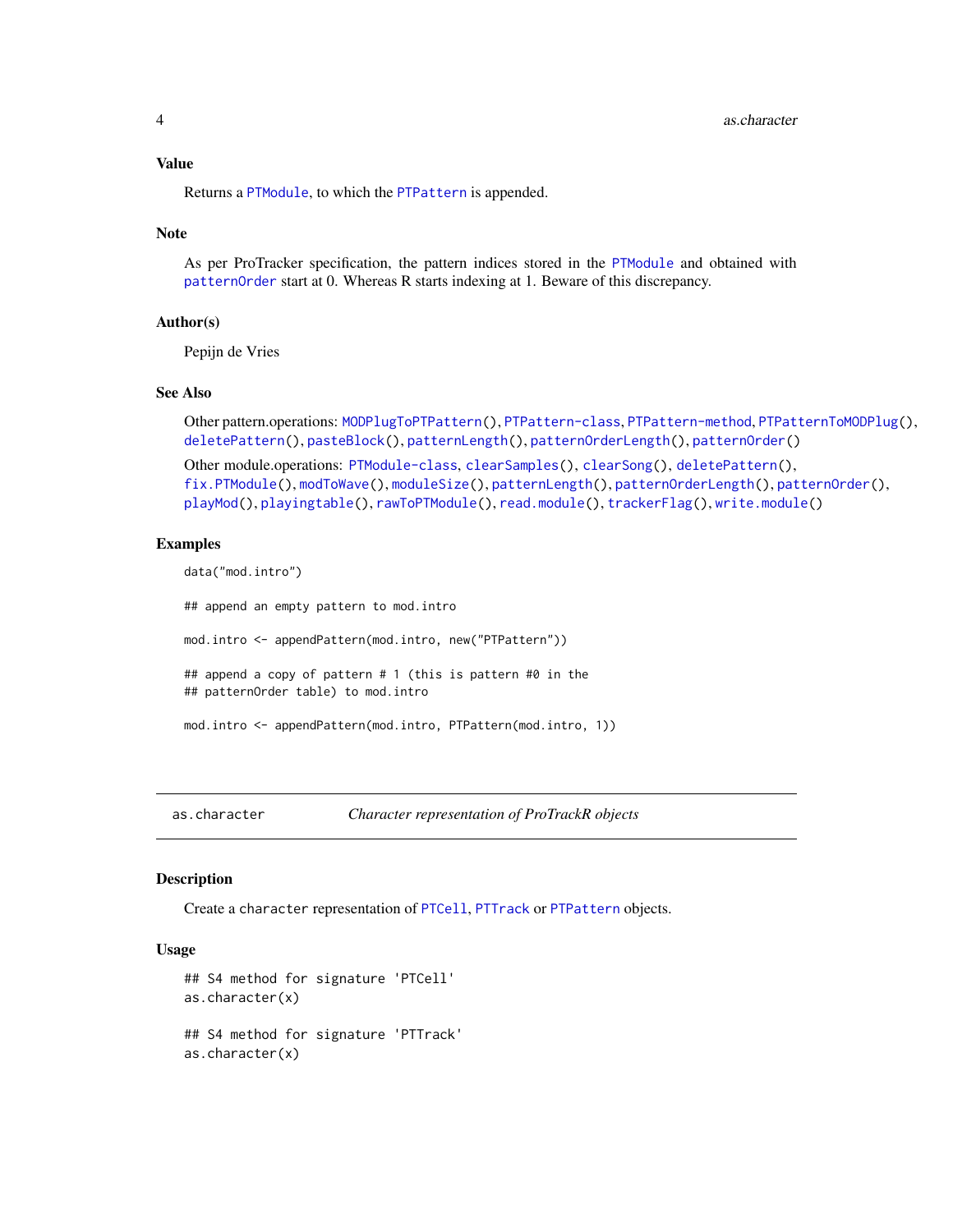### Value

Returns a PTModule, to which the PTPattern is appended.

### Note

As per ProTracker specification, the pattern indices stored in the PTModule and obtained with patternOrder start at 0. Whereas R starts indexing at 1. Beware of this discrepancy.

### Author(s)

Pepijn de Vries

### See Also

Other pattern.operations: MODPlugToPTPattern(), PTPattern-class, PTPattern-method, PTPatternToMODPlug(), deletePattern(), pasteBlock(), patternLength(), patternOrderLength(), patternOrder()

Other module.operations: PTModule-class, clearSamples(), clearSong(), deletePattern(), fix.PTModule(), modToWave(), moduleSize(), patternLength(), patternOrderLength(), patternOrder(), playMod(), playingtable(), rawToPTModule(), read.module(), trackerFlag(), write.module()

### Examples

```
data("mod.intro")

## append an empty pattern to mod.intro

mod.intro <- appendPattern(mod.intro, new("PTPattern"))

## append a copy of pattern # 1 (this is pattern #0 in the
## patternOrder table) to mod.intro

mod.intro <- appendPattern(mod.intro, PTPattern(mod.intro, 1))
```

---

## as.character — *Character representation of ProTrackR objects*

### Description

Create a character representation of PTCell, PTTrack or PTPattern objects.

### Usage

```
## S4 method for signature 'PTCell'
as.character(x)

## S4 method for signature 'PTTrack'
as.character(x)
```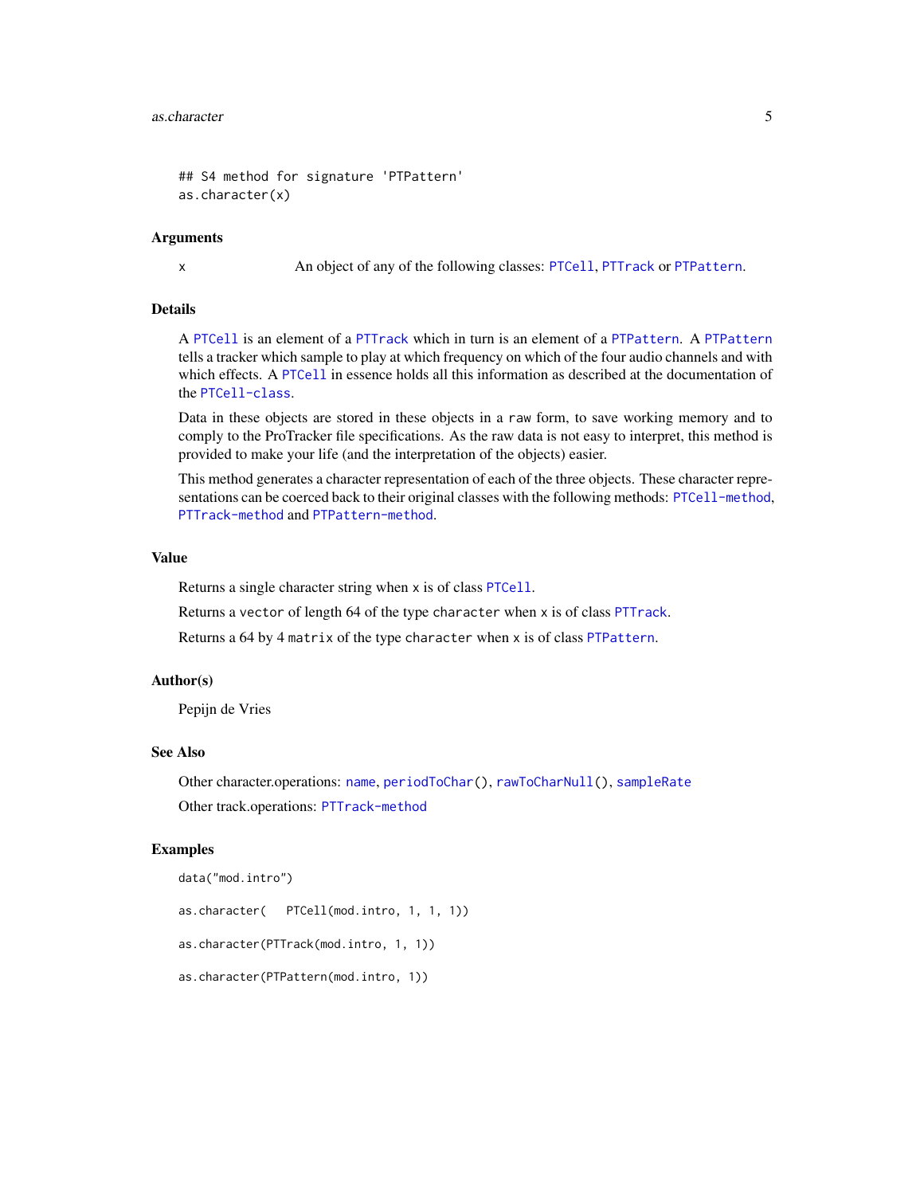```
## S4 method for signature 'PTPattern'
as.character(x)
```

### Arguments

x	An object of any of the following classes: PTCell, PTTrack or PTPattern.

### Details

A PTCell is an element of a PTTrack which in turn is an element of a PTPattern. A PTPattern tells a tracker which sample to play at which frequency on which of the four audio channels and with which effects. A PTCell in essence holds all this information as described at the documentation of the PTCell-class.

Data in these objects are stored in these objects in a raw form, to save working memory and to comply to the ProTracker file specifications. As the raw data is not easy to interpret, this method is provided to make your life (and the interpretation of the objects) easier.

This method generates a character representation of each of the three objects. These character representations can be coerced back to their original classes with the following methods: PTCell-method, PTTrack-method and PTPattern-method.

### Value

Returns a single character string when x is of class PTCell.

Returns a vector of length 64 of the type character when x is of class PTTrack.

Returns a 64 by 4 matrix of the type character when x is of class PTPattern.

### Author(s)

Pepijn de Vries

### See Also

Other character.operations: name, periodToChar(), rawToCharNull(), sampleRate

Other track.operations: PTTrack-method

### Examples

```
data("mod.intro")

as.character(   PTCell(mod.intro, 1, 1, 1))

as.character(PTTrack(mod.intro, 1, 1))

as.character(PTPattern(mod.intro, 1))
```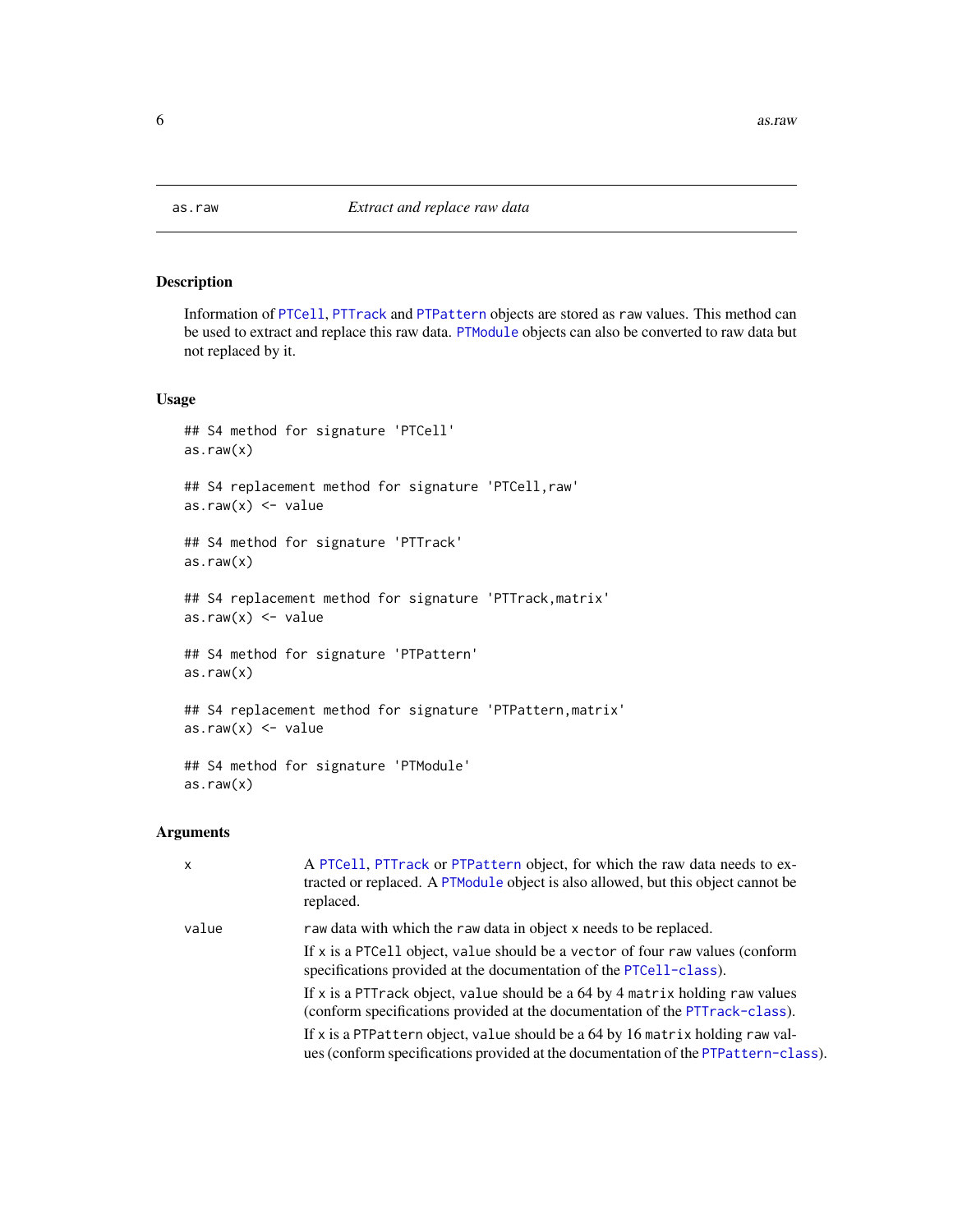as.raw — *Extract and replace raw data*

## Description

Information of PTCell, PTTrack and PTPattern objects are stored as raw values. This method can be used to extract and replace this raw data. PTModule objects can also be converted to raw data but not replaced by it.

## Usage

```
## S4 method for signature 'PTCell'
as.raw(x)

## S4 replacement method for signature 'PTCell,raw'
as.raw(x) <- value

## S4 method for signature 'PTTrack'
as.raw(x)

## S4 replacement method for signature 'PTTrack,matrix'
as.raw(x) <- value

## S4 method for signature 'PTPattern'
as.raw(x)

## S4 replacement method for signature 'PTPattern,matrix'
as.raw(x) <- value

## S4 method for signature 'PTModule'
as.raw(x)
```

## Arguments

| | |
|---|---|
| x | A PTCell, PTTrack or PTPattern object, for which the raw data needs to extracted or replaced. A PTModule object is also allowed, but this object cannot be replaced. |
| value | raw data with which the raw data in object x needs to be replaced.<br>If x is a PTCell object, value should be a vector of four raw values (conform specifications provided at the documentation of the PTCell-class).<br>If x is a PTTrack object, value should be a 64 by 4 matrix holding raw values (conform specifications provided at the documentation of the PTTrack-class).<br>If x is a PTPattern object, value should be a 64 by 16 matrix holding raw values (conform specifications provided at the documentation of the PTPattern-class). |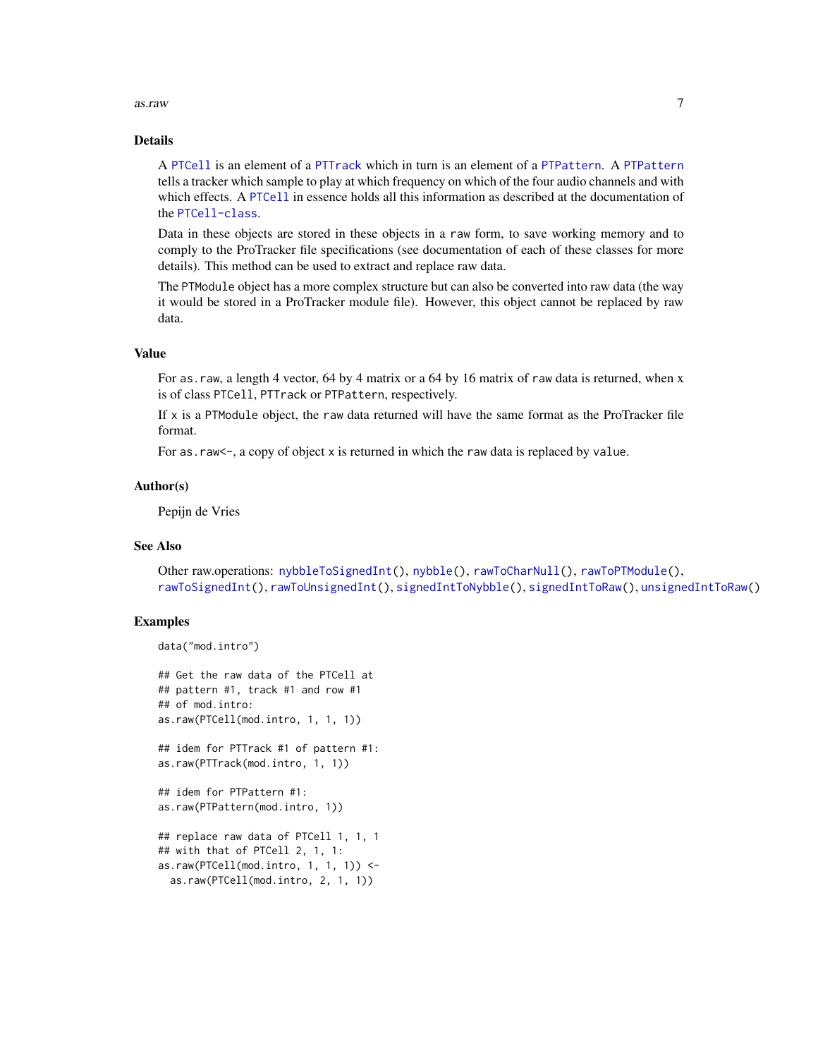### Details

A `PTCell` is an element of a `PTTrack` which in turn is an element of a `PTPattern`. A `PTPattern` tells a tracker which sample to play at which frequency on which of the four audio channels and with which effects. A `PTCell` in essence holds all this information as described at the documentation of the `PTCell-class`.

Data in these objects are stored in these objects in a `raw` form, to save working memory and to comply to the ProTracker file specifications (see documentation of each of these classes for more details). This method can be used to extract and replace raw data.

The `PTModule` object has a more complex structure but can also be converted into raw data (the way it would be stored in a ProTracker module file). However, this object cannot be replaced by raw data.

### Value

For `as.raw`, a length 4 vector, 64 by 4 matrix or a 64 by 16 matrix of `raw` data is returned, when x is of class `PTCell`, `PTTrack` or `PTPattern`, respectively.

If `x` is a `PTModule` object, the `raw` data returned will have the same format as the ProTracker file format.

For `as.raw<-`, a copy of object `x` is returned in which the `raw` data is replaced by `value`.

### Author(s)

Pepijn de Vries

### See Also

Other raw.operations: `nybbleToSignedInt()`, `nybble()`, `rawToCharNull()`, `rawToPTModule()`, `rawToSignedInt()`, `rawToUnsignedInt()`, `signedIntToNybble()`, `signedIntToRaw()`, `unsignedIntToRaw()`

### Examples

```
data("mod.intro")

## Get the raw data of the PTCell at
## pattern #1, track #1 and row #1
## of mod.intro:
as.raw(PTCell(mod.intro, 1, 1, 1))

## idem for PTTrack #1 of pattern #1:
as.raw(PTTrack(mod.intro, 1, 1))

## idem for PTPattern #1:
as.raw(PTPattern(mod.intro, 1))

## replace raw data of PTCell 1, 1, 1
## with that of PTCell 2, 1, 1:
as.raw(PTCell(mod.intro, 1, 1, 1)) <-
  as.raw(PTCell(mod.intro, 2, 1, 1))
```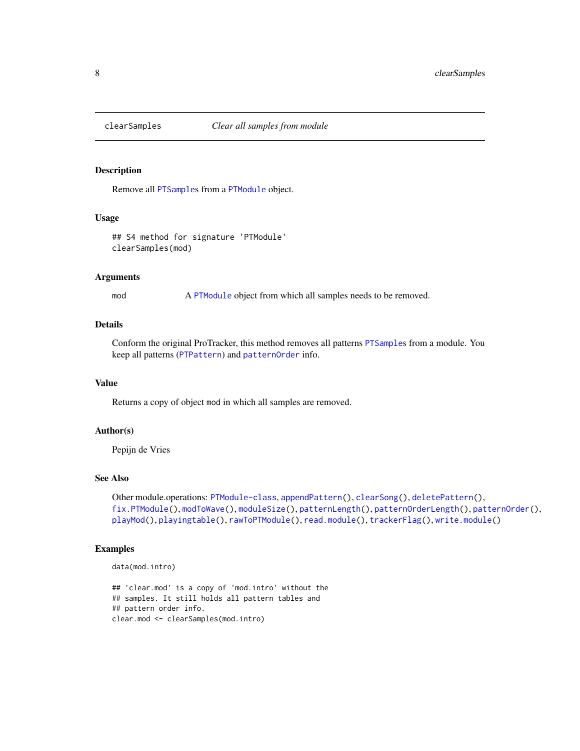# clearSamples *Clear all samples from module*

## Description

Remove all PTSamples from a PTModule object.

## Usage

```
## S4 method for signature 'PTModule'
clearSamples(mod)
```

## Arguments

| | |
|---|---|
| mod | A PTModule object from which all samples needs to be removed. |

## Details

Conform the original ProTracker, this method removes all patterns PTSamples from a module. You keep all patterns (PTPattern) and patternOrder info.

## Value

Returns a copy of object mod in which all samples are removed.

## Author(s)

Pepijn de Vries

## See Also

Other module.operations: PTModule-class, appendPattern(), clearSong(), deletePattern(), fix.PTModule(), modToWave(), moduleSize(), patternLength(), patternOrderLength(), patternOrder(), playMod(), playingtable(), rawToPTModule(), read.module(), trackerFlag(), write.module()

## Examples

```
data(mod.intro)

## 'clear.mod' is a copy of 'mod.intro' without the
## samples. It still holds all pattern tables and
## pattern order info.
clear.mod <- clearSamples(mod.intro)
```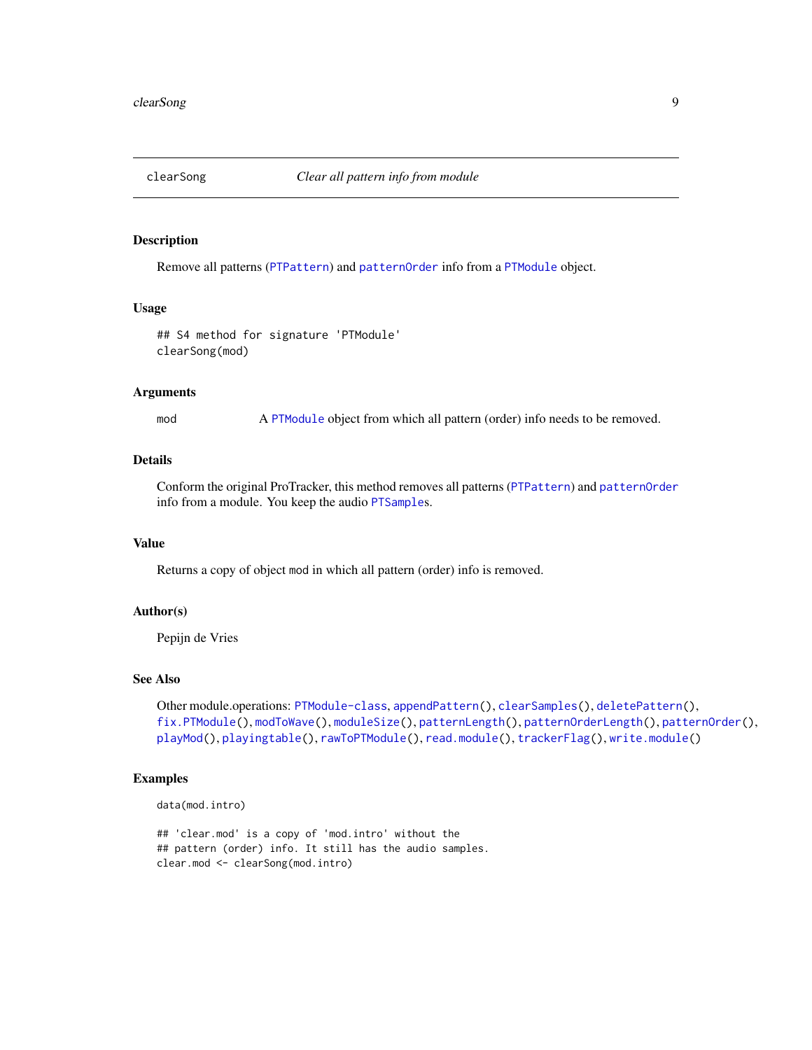# clearSong — *Clear all pattern info from module*

## Description

Remove all patterns (`PTPattern`) and `patternOrder` info from a `PTModule` object.

## Usage

```
## S4 method for signature 'PTModule'
clearSong(mod)
```

## Arguments

| | |
|---|---|
| `mod` | A `PTModule` object from which all pattern (order) info needs to be removed. |

## Details

Conform the original ProTracker, this method removes all patterns (`PTPattern`) and `patternOrder` info from a module. You keep the audio `PTSample`s.

## Value

Returns a copy of object `mod` in which all pattern (order) info is removed.

## Author(s)

Pepijn de Vries

## See Also

Other module.operations: `PTModule-class`, `appendPattern()`, `clearSamples()`, `deletePattern()`, `fix.PTModule()`, `modToWave()`, `moduleSize()`, `patternLength()`, `patternOrderLength()`, `patternOrder()`, `playMod()`, `playingtable()`, `rawToPTModule()`, `read.module()`, `trackerFlag()`, `write.module()`

## Examples

```
data(mod.intro)

## 'clear.mod' is a copy of 'mod.intro' without the
## pattern (order) info. It still has the audio samples.
clear.mod <- clearSong(mod.intro)
```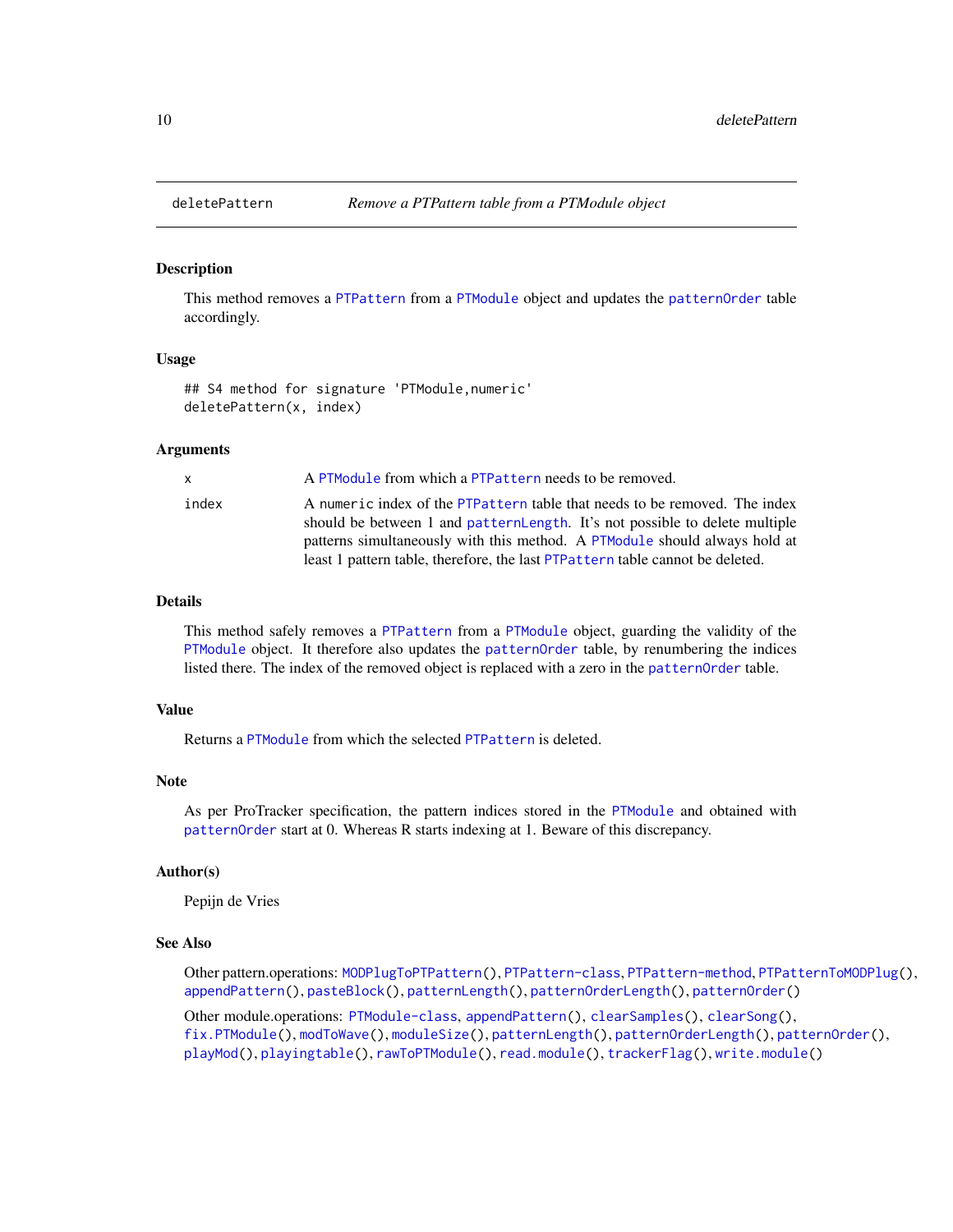## deletePattern — *Remove a PTPattern table from a PTModule object*

### Description

This method removes a PTPattern from a PTModule object and updates the patternOrder table accordingly.

### Usage

```
## S4 method for signature 'PTModule,numeric'
deletePattern(x, index)
```

### Arguments

| | |
|---|---|
| x | A PTModule from which a PTPattern needs to be removed. |
| index | A numeric index of the PTPattern table that needs to be removed. The index should be between 1 and patternLength. It's not possible to delete multiple patterns simultaneously with this method. A PTModule should always hold at least 1 pattern table, therefore, the last PTPattern table cannot be deleted. |

### Details

This method safely removes a PTPattern from a PTModule object, guarding the validity of the PTModule object. It therefore also updates the patternOrder table, by renumbering the indices listed there. The index of the removed object is replaced with a zero in the patternOrder table.

### Value

Returns a PTModule from which the selected PTPattern is deleted.

### Note

As per ProTracker specification, the pattern indices stored in the PTModule and obtained with patternOrder start at 0. Whereas R starts indexing at 1. Beware of this discrepancy.

### Author(s)

Pepijn de Vries

### See Also

Other pattern.operations: MODPlugToPTPattern(), PTPattern-class, PTPattern-method, PTPatternToMODPlug(), appendPattern(), pasteBlock(), patternLength(), patternOrderLength(), patternOrder()

Other module.operations: PTModule-class, appendPattern(), clearSamples(), clearSong(), fix.PTModule(), modToWave(), moduleSize(), patternLength(), patternOrderLength(), patternOrder(), playMod(), playingtable(), rawToPTModule(), read.module(), trackerFlag(), write.module()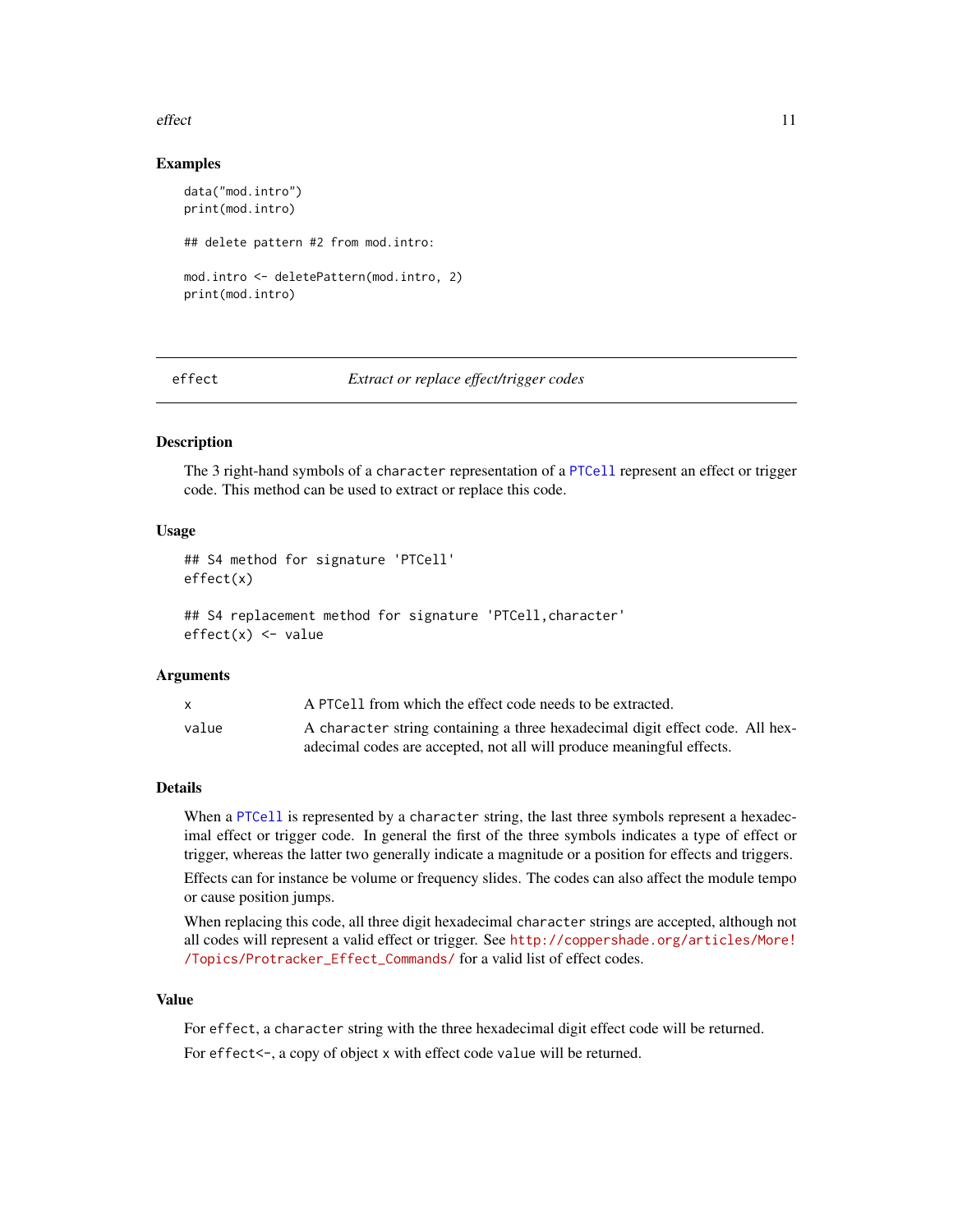### Examples

```
data("mod.intro")
print(mod.intro)

## delete pattern #2 from mod.intro:

mod.intro <- deletePattern(mod.intro, 2)
print(mod.intro)
```

---

## effect *Extract or replace effect/trigger codes*

---

### Description

The 3 right-hand symbols of a `character` representation of a `PTCell` represent an effect or trigger code. This method can be used to extract or replace this code.

### Usage

```
## S4 method for signature 'PTCell'
effect(x)

## S4 replacement method for signature 'PTCell,character'
effect(x) <- value
```

### Arguments

| | |
|---|---|
| `x` | A `PTCell` from which the effect code needs to be extracted. |
| `value` | A `character` string containing a three hexadecimal digit effect code. All hexadecimal codes are accepted, not all will produce meaningful effects. |

### Details

When a `PTCell` is represented by a `character` string, the last three symbols represent a hexadecimal effect or trigger code. In general the first of the three symbols indicates a type of effect or trigger, whereas the latter two generally indicate a magnitude or a position for effects and triggers.

Effects can for instance be volume or frequency slides. The codes can also affect the module tempo or cause position jumps.

When replacing this code, all three digit hexadecimal `character` strings are accepted, although not all codes will represent a valid effect or trigger. See `http://coppershade.org/articles/More!/Topics/Protracker_Effect_Commands/` for a valid list of effect codes.

### Value

For `effect`, a `character` string with the three hexadecimal digit effect code will be returned.

For `effect<-`, a copy of object `x` with effect code `value` will be returned.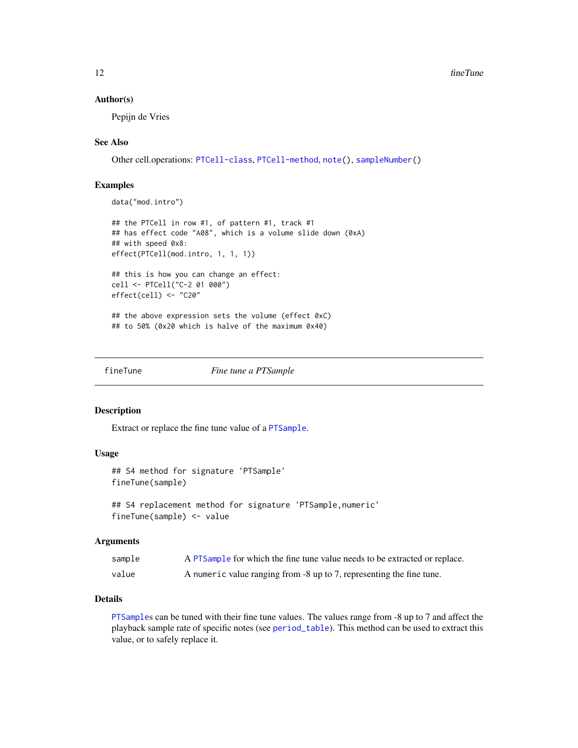### Author(s)

Pepijn de Vries

### See Also

Other cell.operations: PTCell-class, PTCell-method, note(), sampleNumber()

### Examples

```
data("mod.intro")

## the PTCell in row #1, of pattern #1, track #1
## has effect code "A08", which is a volume slide down (0xA)
## with speed 0x8:
effect(PTCell(mod.intro, 1, 1, 1))

## this is how you can change an effect:
cell <- PTCell("C-2 01 000")
effect(cell) <- "C20"

## the above expression sets the volume (effect 0xC)
## to 50% (0x20 which is halve of the maximum 0x40)
```

---

## fineTune — *Fine tune a PTSample*

### Description

Extract or replace the fine tune value of a PTSample.

### Usage

```
## S4 method for signature 'PTSample'
fineTune(sample)

## S4 replacement method for signature 'PTSample,numeric'
fineTune(sample) <- value
```

### Arguments

| | |
|---|---|
| sample | A PTSample for which the fine tune value needs to be extracted or replace. |
| value | A numeric value ranging from -8 up to 7, representing the fine tune. |

### Details

PTSamples can be tuned with their fine tune values. The values range from -8 up to 7 and affect the playback sample rate of specific notes (see period_table). This method can be used to extract this value, or to safely replace it.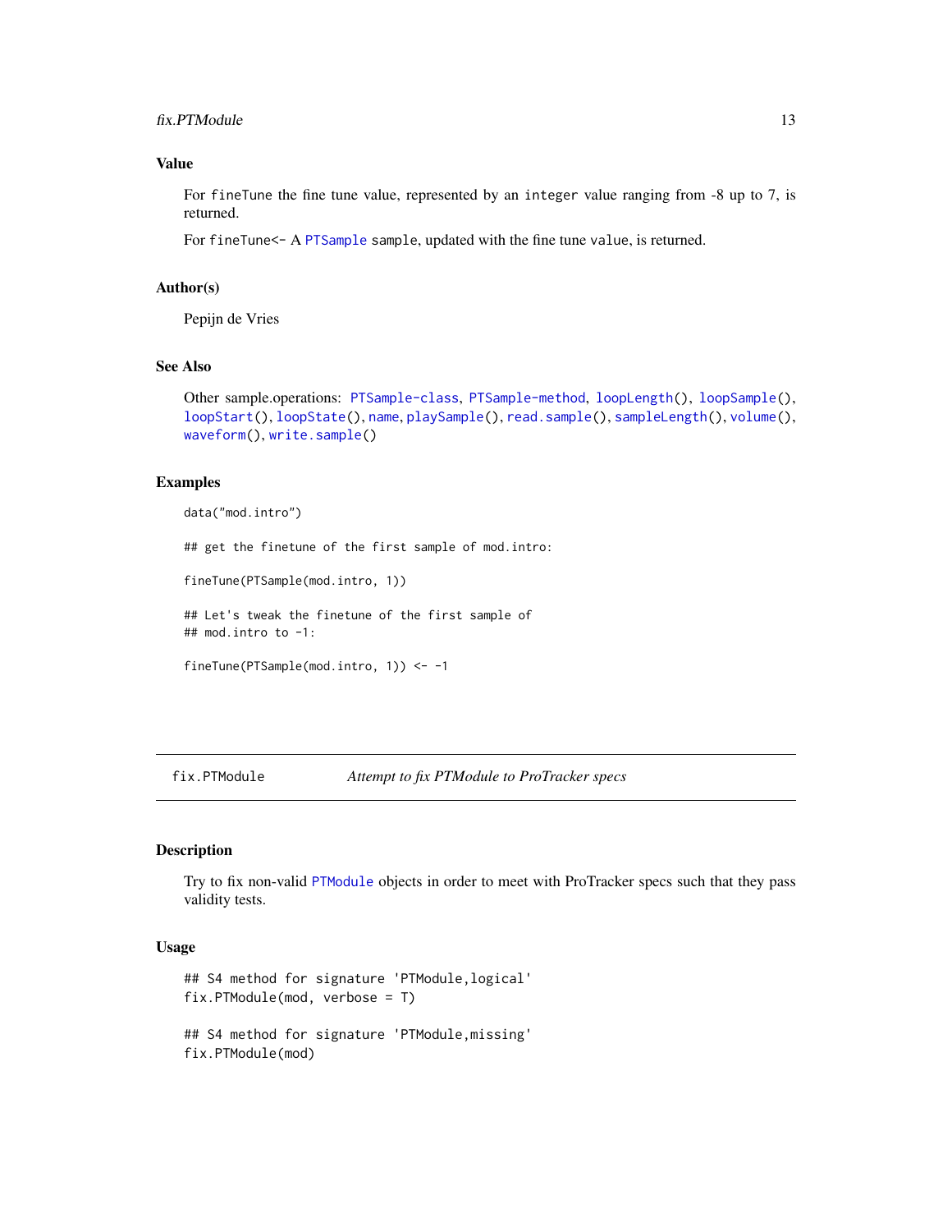## Value

For `fineTune` the fine tune value, represented by an `integer` value ranging from -8 up to 7, is returned.

For `fineTune<-` A `PTSample` `sample`, updated with the fine tune `value`, is returned.

## Author(s)

Pepijn de Vries

## See Also

Other sample.operations: `PTSample-class`, `PTSample-method`, `loopLength()`, `loopSample()`, `loopStart()`, `loopState()`, `name`, `playSample()`, `read.sample()`, `sampleLength()`, `volume()`, `waveform()`, `write.sample()`

## Examples

```
data("mod.intro")

## get the finetune of the first sample of mod.intro:

fineTune(PTSample(mod.intro, 1))

## Let's tweak the finetune of the first sample of
## mod.intro to -1:

fineTune(PTSample(mod.intro, 1)) <- -1
```

---

# fix.PTModule *Attempt to fix PTModule to ProTracker specs*

## Description

Try to fix non-valid `PTModule` objects in order to meet with ProTracker specs such that they pass validity tests.

## Usage

```
## S4 method for signature 'PTModule,logical'
fix.PTModule(mod, verbose = T)

## S4 method for signature 'PTModule,missing'
fix.PTModule(mod)
```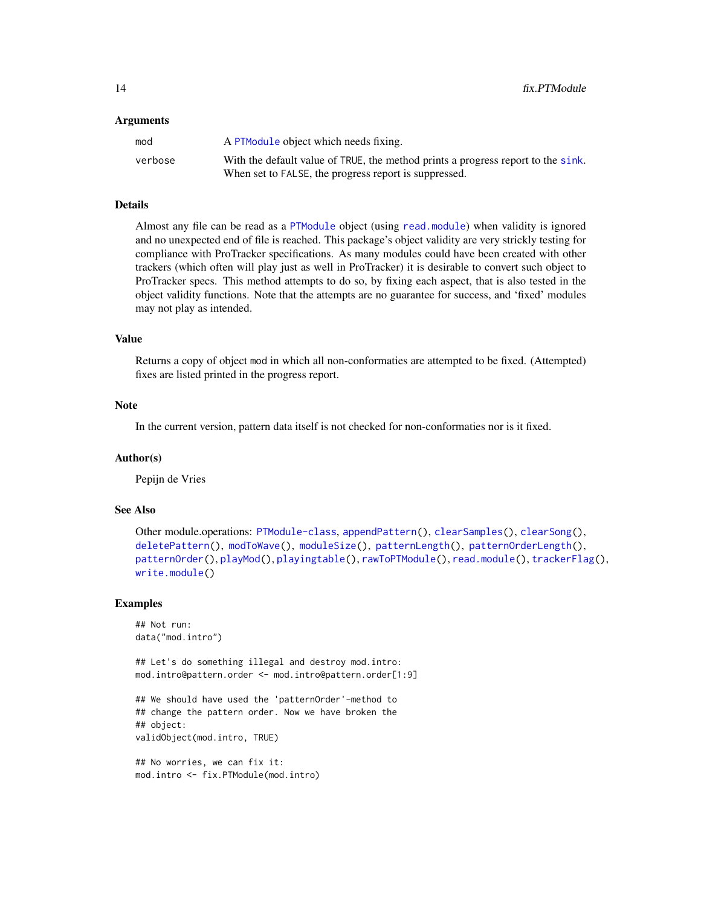### Arguments

| | |
|---|---|
| mod | A PTModule object which needs fixing. |
| verbose | With the default value of TRUE, the method prints a progress report to the sink. When set to FALSE, the progress report is suppressed. |

### Details

Almost any file can be read as a PTModule object (using read.module) when validity is ignored and no unexpected end of file is reached. This package's object validity are very strickly testing for compliance with ProTracker specifications. As many modules could have been created with other trackers (which often will play just as well in ProTracker) it is desirable to convert such object to ProTracker specs. This method attempts to do so, by fixing each aspect, that is also tested in the object validity functions. Note that the attempts are no guarantee for success, and 'fixed' modules may not play as intended.

### Value

Returns a copy of object mod in which all non-conformaties are attempted to be fixed. (Attempted) fixes are listed printed in the progress report.

### Note

In the current version, pattern data itself is not checked for non-conformaties nor is it fixed.

### Author(s)

Pepijn de Vries

### See Also

Other module.operations: PTModule-class, appendPattern(), clearSamples(), clearSong(), deletePattern(), modToWave(), moduleSize(), patternLength(), patternOrderLength(), patternOrder(), playMod(), playingtable(), rawToPTModule(), read.module(), trackerFlag(), write.module()

### Examples

```
## Not run:
data("mod.intro")

## Let's do something illegal and destroy mod.intro:
mod.intro@pattern.order <- mod.intro@pattern.order[1:9]

## We should have used the 'patternOrder'-method to
## change the pattern order. Now we have broken the
## object:
validObject(mod.intro, TRUE)

## No worries, we can fix it:
mod.intro <- fix.PTModule(mod.intro)
```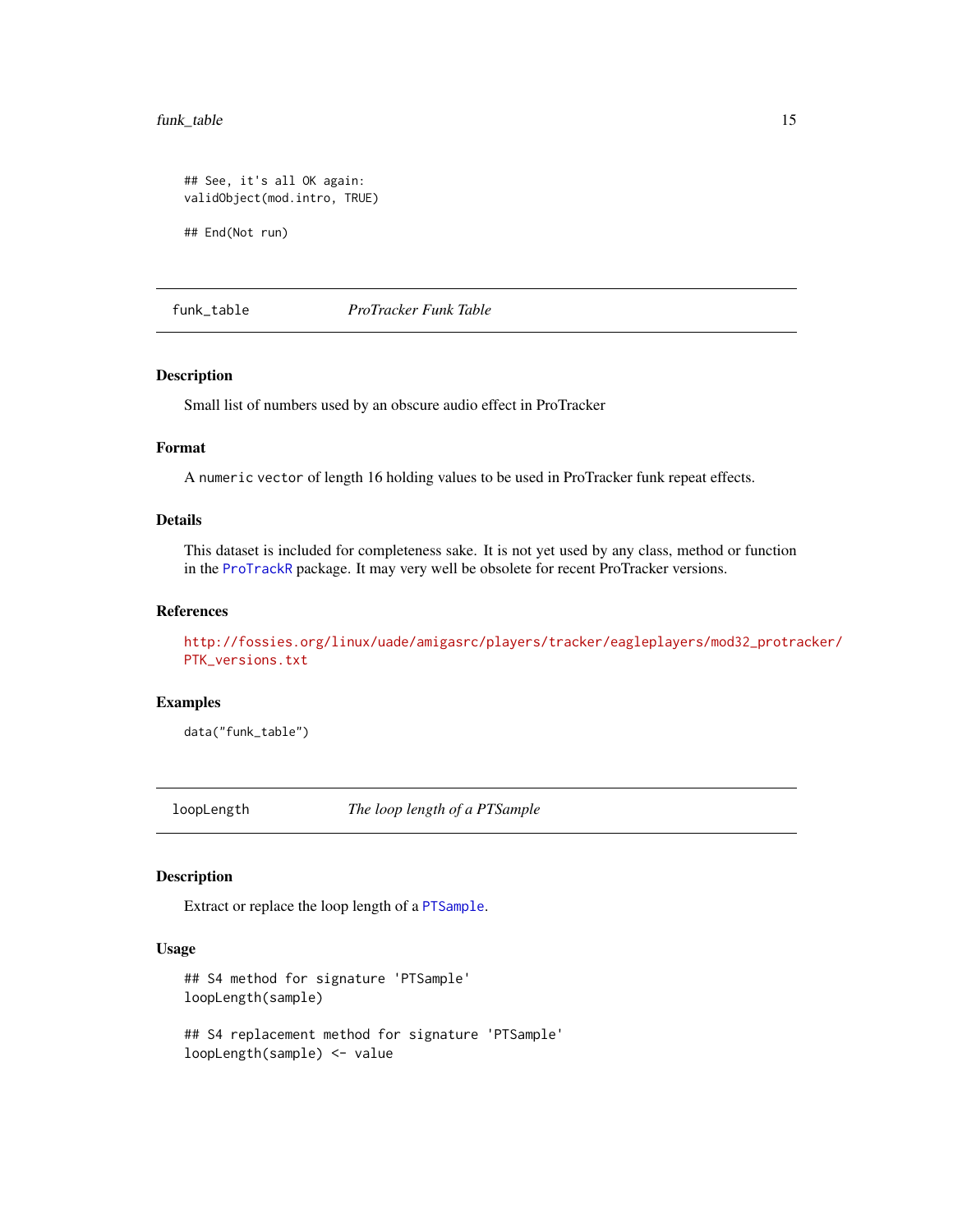```
## See, it's all OK again:
validObject(mod.intro, TRUE)

## End(Not run)
```

## funk_table — *ProTracker Funk Table*

### Description

Small list of numbers used by an obscure audio effect in ProTracker

### Format

A `numeric vector` of length 16 holding values to be used in ProTracker funk repeat effects.

### Details

This dataset is included for completeness sake. It is not yet used by any class, method or function in the ProTrackR package. It may very well be obsolete for recent ProTracker versions.

### References

http://fossies.org/linux/uade/amigasrc/players/tracker/eagleplayers/mod32_protracker/PTK_versions.txt

### Examples

```
data("funk_table")
```

## loopLength — *The loop length of a PTSample*

### Description

Extract or replace the loop length of a `PTSample`.

### Usage

```
## S4 method for signature 'PTSample'
loopLength(sample)

## S4 replacement method for signature 'PTSample'
loopLength(sample) <- value
```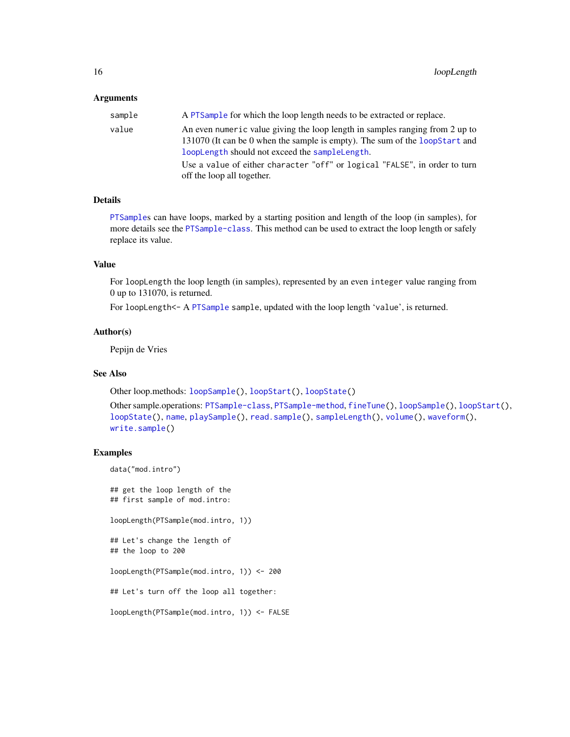### Arguments

| | |
|---|---|
| `sample` | A `PTSample` for which the loop length needs to be extracted or replace. |
| `value` | An even `numeric` value giving the loop length in samples ranging from 2 up to 131070 (It can be 0 when the sample is empty). The sum of the `loopStart` and `loopLength` should not exceed the `sampleLength`. Use a `value` of either `character` `"off"` or `logical` `"FALSE"`, in order to turn off the loop all together. |

### Details

`PTSample`s can have loops, marked by a starting position and length of the loop (in samples), for more details see the `PTSample-class`. This method can be used to extract the loop length or safely replace its value.

### Value

For `loopLength` the loop length (in samples), represented by an even `integer` value ranging from 0 up to 131070, is returned.

For `loopLength<-` A `PTSample` `sample`, updated with the loop length '`value`', is returned.

### Author(s)

Pepijn de Vries

### See Also

Other loop.methods: `loopSample()`, `loopStart()`, `loopState()`

Other sample.operations: `PTSample-class`, `PTSample-method`, `fineTune()`, `loopSample()`, `loopStart()`, `loopState()`, `name`, `playSample()`, `read.sample()`, `sampleLength()`, `volume()`, `waveform()`, `write.sample()`

### Examples

```
data("mod.intro")

## get the loop length of the
## first sample of mod.intro:

loopLength(PTSample(mod.intro, 1))

## Let's change the length of
## the loop to 200

loopLength(PTSample(mod.intro, 1)) <- 200

## Let's turn off the loop all together:

loopLength(PTSample(mod.intro, 1)) <- FALSE
```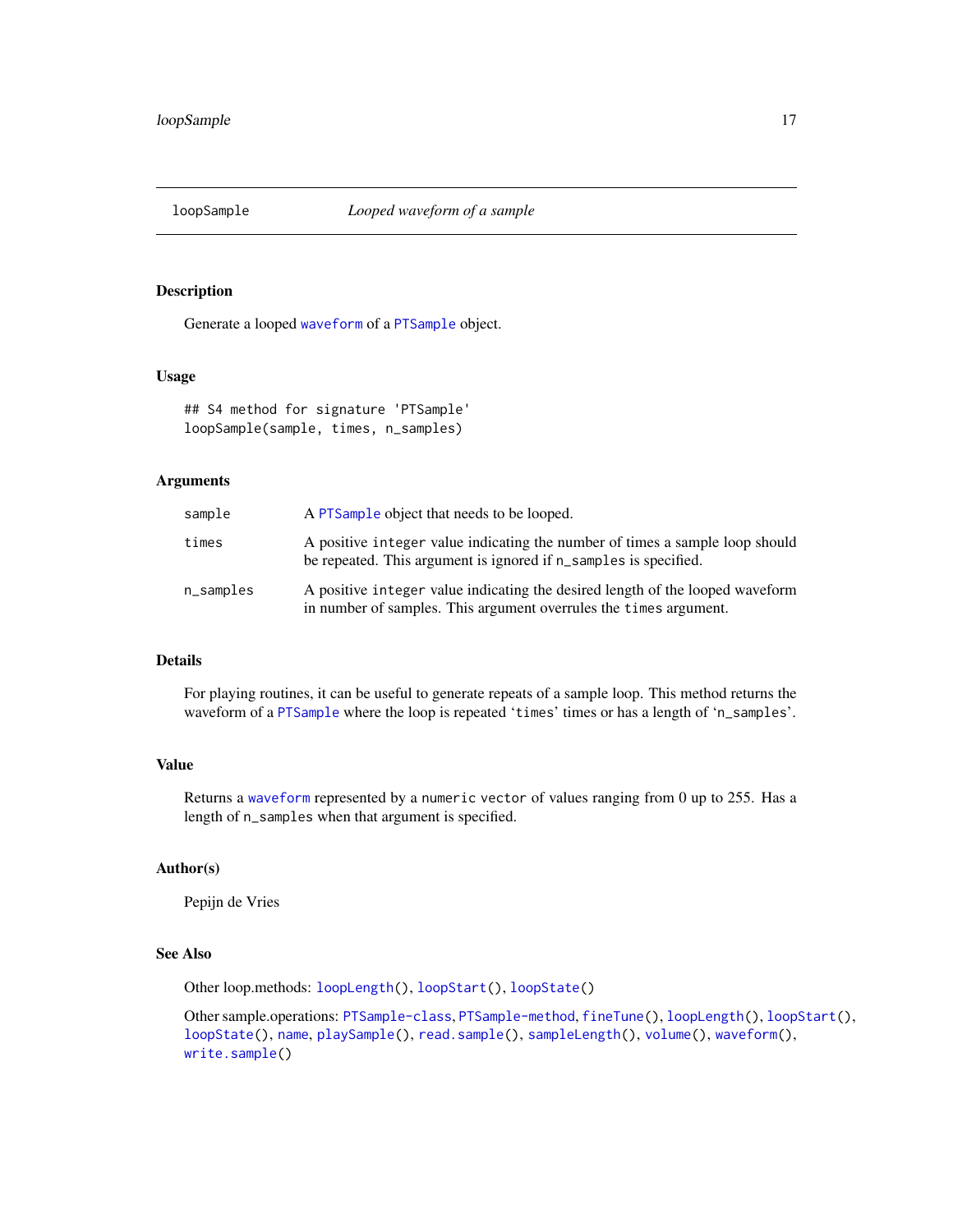# loopSample — *Looped waveform of a sample*

## Description

Generate a looped waveform of a PTSample object.

## Usage

```
## S4 method for signature 'PTSample'
loopSample(sample, times, n_samples)
```

## Arguments

| | |
|---|---|
| sample | A PTSample object that needs to be looped. |
| times | A positive integer value indicating the number of times a sample loop should be repeated. This argument is ignored if n_samples is specified. |
| n_samples | A positive integer value indicating the desired length of the looped waveform in number of samples. This argument overrules the times argument. |

## Details

For playing routines, it can be useful to generate repeats of a sample loop. This method returns the waveform of a PTSample where the loop is repeated 'times' times or has a length of 'n_samples'.

## Value

Returns a waveform represented by a numeric vector of values ranging from 0 up to 255. Has a length of n_samples when that argument is specified.

## Author(s)

Pepijn de Vries

## See Also

Other loop.methods: loopLength(), loopStart(), loopState()

Other sample.operations: PTSample-class, PTSample-method, fineTune(), loopLength(), loopStart(), loopState(), name, playSample(), read.sample(), sampleLength(), volume(), waveform(), write.sample()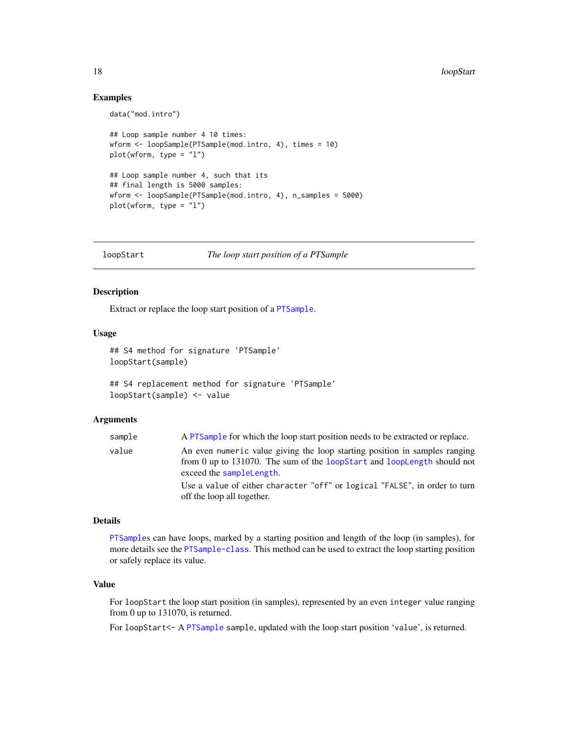## Examples

```
data("mod.intro")

## Loop sample number 4 10 times:
wform <- loopSample(PTSample(mod.intro, 4), times = 10)
plot(wform, type = "l")

## Loop sample number 4, such that its
## final length is 5000 samples:
wform <- loopSample(PTSample(mod.intro, 4), n_samples = 5000)
plot(wform, type = "l")
```

---

# loopStart — *The loop start position of a PTSample*

---

### Description

Extract or replace the loop start position of a `PTSample`.

### Usage

```
## S4 method for signature 'PTSample'
loopStart(sample)

## S4 replacement method for signature 'PTSample'
loopStart(sample) <- value
```

### Arguments

| | |
|---|---|
| `sample` | A `PTSample` for which the loop start position needs to be extracted or replace. |
| `value` | An even `numeric` value giving the loop starting position in samples ranging from 0 up to 131070. The sum of the `loopStart` and `loopLength` should not exceed the `sampleLength`. Use a `value` of either `character` "off" or `logical` "FALSE", in order to turn off the loop all together. |

### Details

`PTSample`s can have loops, marked by a starting position and length of the loop (in samples), for more details see the `PTSample-class`. This method can be used to extract the loop starting position or safely replace its value.

### Value

For `loopStart` the loop start position (in samples), represented by an even `integer` value ranging from 0 up to 131070, is returned.

For `loopStart<-` A `PTSample` `sample`, updated with the loop start position '`value`', is returned.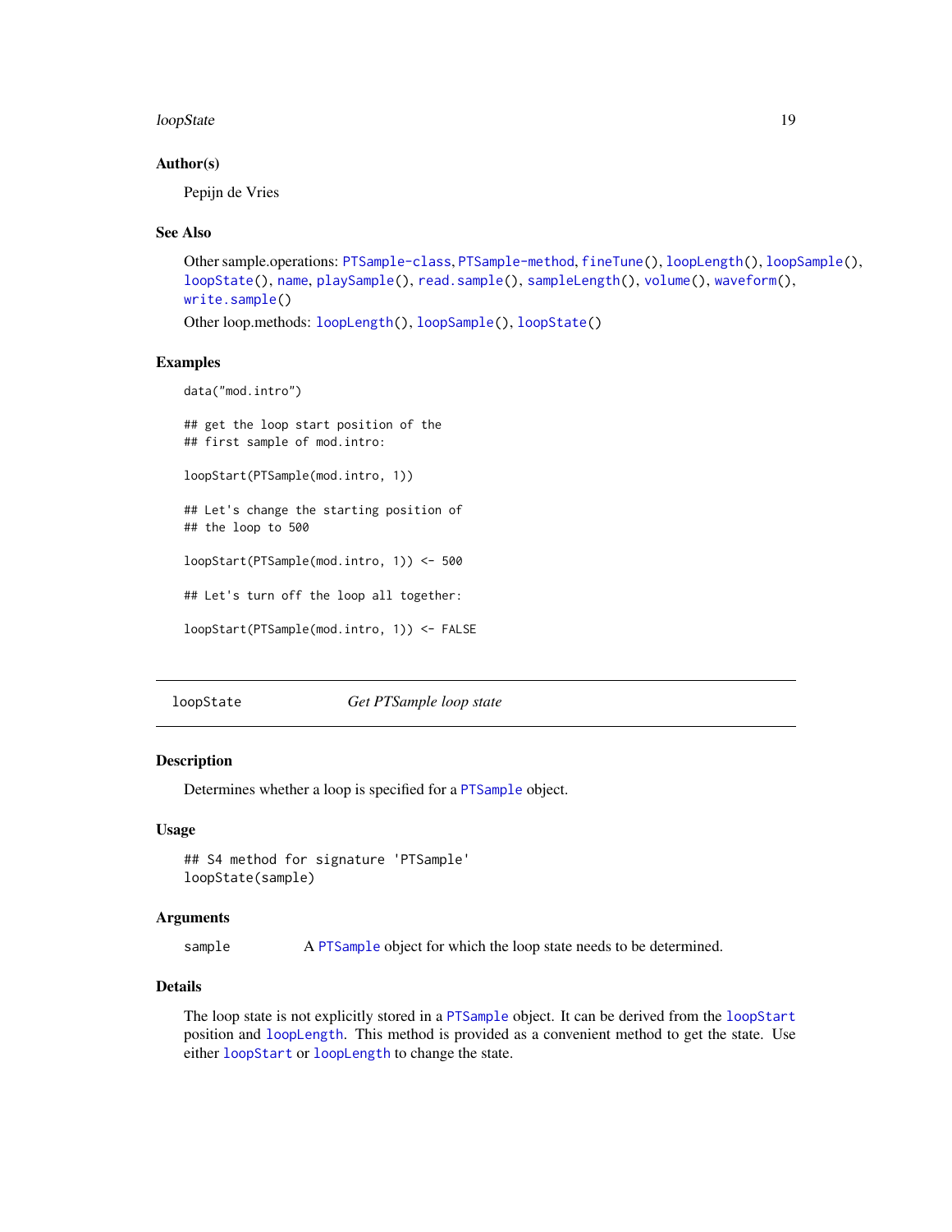### Author(s)

Pepijn de Vries

### See Also

Other sample.operations: PTSample-class, PTSample-method, fineTune(), loopLength(), loopSample(), loopState(), name, playSample(), read.sample(), sampleLength(), volume(), waveform(), write.sample()

Other loop.methods: loopLength(), loopSample(), loopState()

### Examples

```
data("mod.intro")

## get the loop start position of the
## first sample of mod.intro:

loopStart(PTSample(mod.intro, 1))

## Let's change the starting position of
## the loop to 500

loopStart(PTSample(mod.intro, 1)) <- 500

## Let's turn off the loop all together:

loopStart(PTSample(mod.intro, 1)) <- FALSE
```

---

## loopState *Get PTSample loop state*

---

### Description

Determines whether a loop is specified for a PTSample object.

### Usage

```
## S4 method for signature 'PTSample'
loopState(sample)
```

### Arguments

| | |
|---|---|
| sample | A PTSample object for which the loop state needs to be determined. |

### Details

The loop state is not explicitly stored in a PTSample object. It can be derived from the loopStart position and loopLength. This method is provided as a convenient method to get the state. Use either loopStart or loopLength to change the state.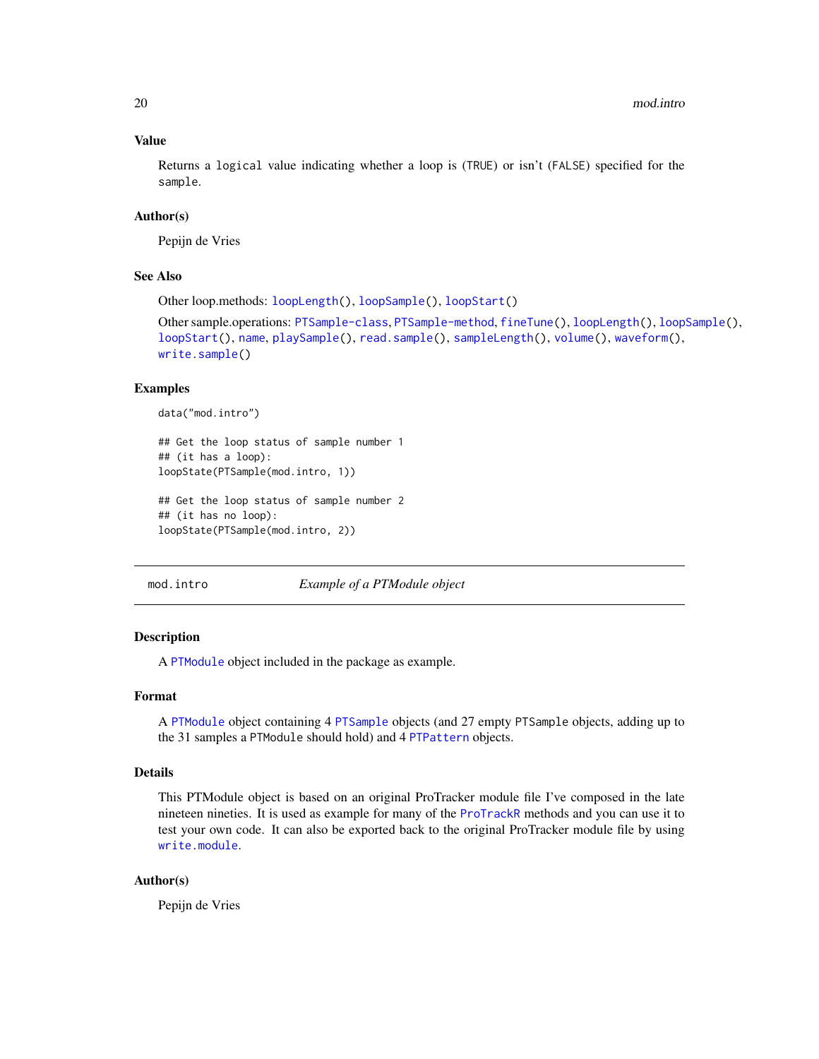### Value

Returns a `logical` value indicating whether a loop is (`TRUE`) or isn't (`FALSE`) specified for the `sample`.

### Author(s)

Pepijn de Vries

### See Also

Other loop.methods: `loopLength()`, `loopSample()`, `loopStart()`

Other sample.operations: `PTSample-class`, `PTSample-method`, `fineTune()`, `loopLength()`, `loopSample()`, `loopStart()`, `name`, `playSample()`, `read.sample()`, `sampleLength()`, `volume()`, `waveform()`, `write.sample()`

### Examples

```
data("mod.intro")

## Get the loop status of sample number 1
## (it has a loop):
loopState(PTSample(mod.intro, 1))

## Get the loop status of sample number 2
## (it has no loop):
loopState(PTSample(mod.intro, 2))
```

---

## mod.intro *Example of a PTModule object*

---

### Description

A `PTModule` object included in the package as example.

### Format

A `PTModule` object containing 4 `PTSample` objects (and 27 empty `PTSample` objects, adding up to the 31 samples a `PTModule` should hold) and 4 `PTPattern` objects.

### Details

This PTModule object is based on an original ProTracker module file I've composed in the late nineteen nineties. It is used as example for many of the `ProTrackR` methods and you can use it to test your own code. It can also be exported back to the original ProTracker module file by using `write.module`.

### Author(s)

Pepijn de Vries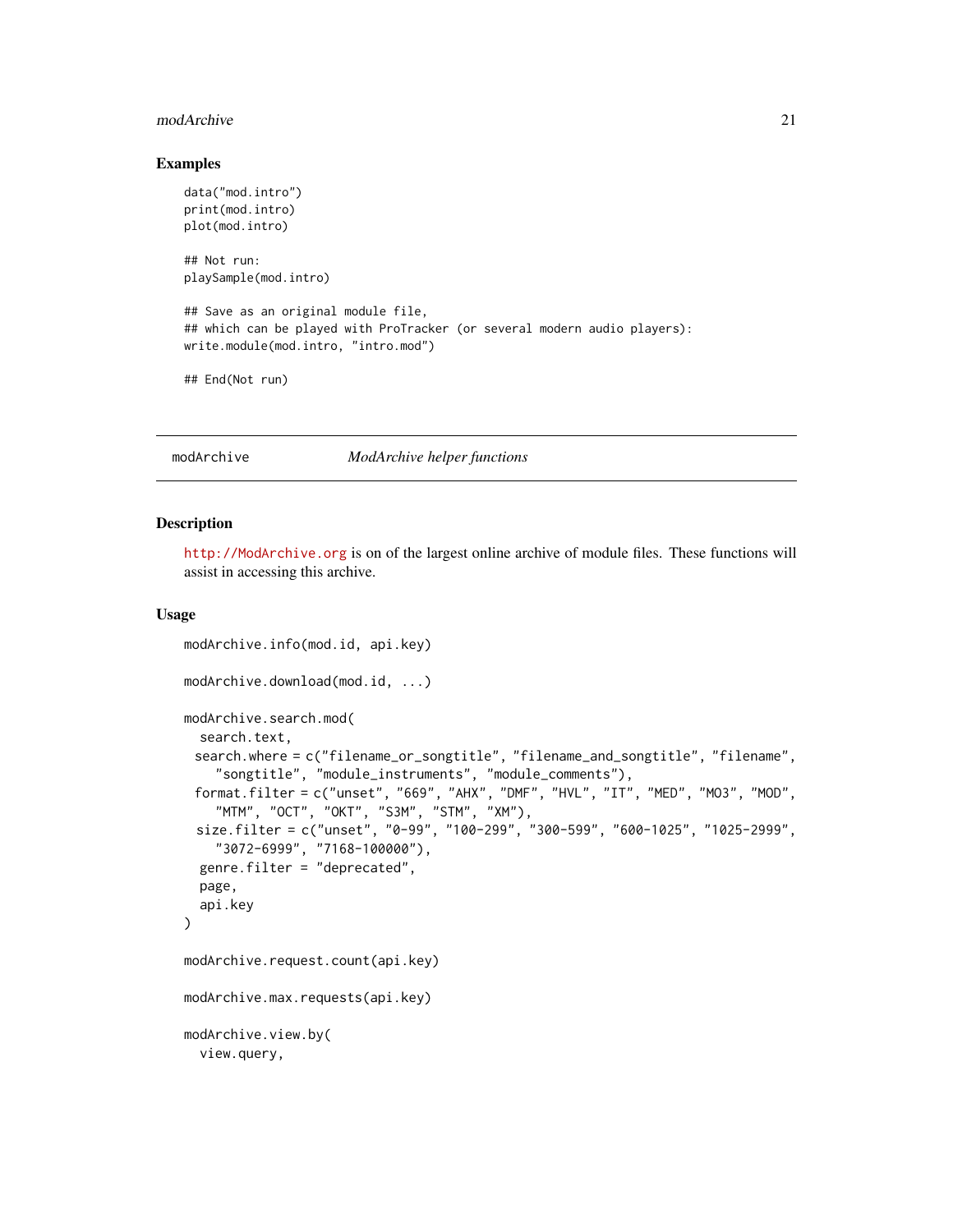### Examples

```
data("mod.intro")
print(mod.intro)
plot(mod.intro)

## Not run:
playSample(mod.intro)

## Save as an original module file,
## which can be played with ProTracker (or several modern audio players):
write.module(mod.intro, "intro.mod")

## End(Not run)
```

---

modArchive *ModArchive helper functions*

---

### Description

http://ModArchive.org is on of the largest online archive of module files. These functions will assist in accessing this archive.

### Usage

```
modArchive.info(mod.id, api.key)

modArchive.download(mod.id, ...)

modArchive.search.mod(
  search.text,
 search.where = c("filename_or_songtitle", "filename_and_songtitle", "filename",
    "songtitle", "module_instruments", "module_comments"),
 format.filter = c("unset", "669", "AHX", "DMF", "HVL", "IT", "MED", "MO3", "MOD",
    "MTM", "OCT", "OKT", "S3M", "STM", "XM"),
  size.filter = c("unset", "0-99", "100-299", "300-599", "600-1025", "1025-2999",
    "3072-6999", "7168-100000"),
  genre.filter = "deprecated",
  page,
  api.key
)

modArchive.request.count(api.key)

modArchive.max.requests(api.key)

modArchive.view.by(
  view.query,
```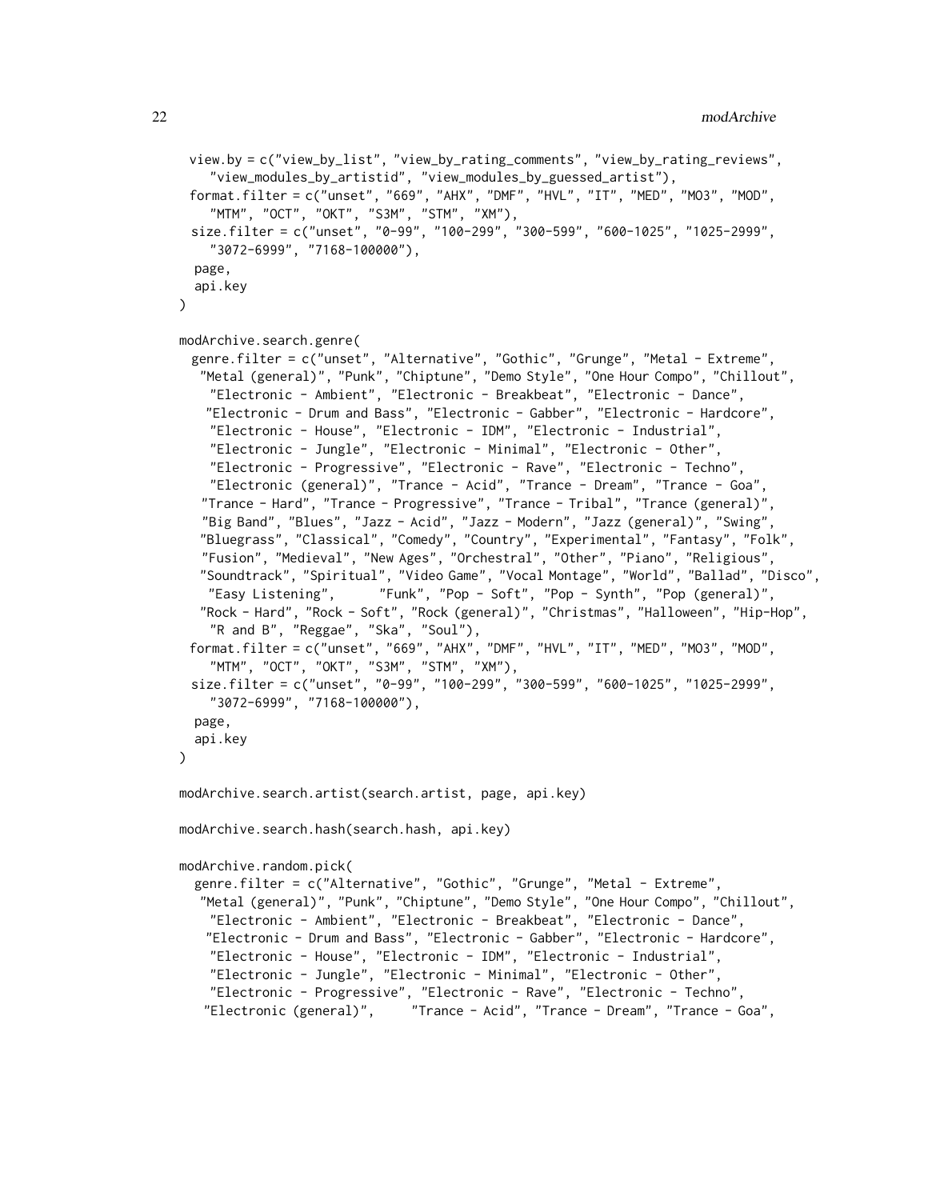```
  view.by = c("view_by_list", "view_by_rating_comments", "view_by_rating_reviews",
    "view_modules_by_artistid", "view_modules_by_guessed_artist"),
  format.filter = c("unset", "669", "AHX", "DMF", "HVL", "IT", "MED", "MO3", "MOD",
    "MTM", "OCT", "OKT", "S3M", "STM", "XM"),
  size.filter = c("unset", "0-99", "100-299", "300-599", "600-1025", "1025-2999",
    "3072-6999", "7168-100000"),
  page,
  api.key
)

modArchive.search.genre(
  genre.filter = c("unset", "Alternative", "Gothic", "Grunge", "Metal - Extreme",
    "Metal (general)", "Punk", "Chiptune", "Demo Style", "One Hour Compo", "Chillout",
    "Electronic - Ambient", "Electronic - Breakbeat", "Electronic - Dance",
    "Electronic - Drum and Bass", "Electronic - Gabber", "Electronic - Hardcore",
    "Electronic - House", "Electronic - IDM", "Electronic - Industrial",
    "Electronic - Jungle", "Electronic - Minimal", "Electronic - Other",
    "Electronic - Progressive", "Electronic - Rave", "Electronic - Techno",
    "Electronic (general)", "Trance - Acid", "Trance - Dream", "Trance - Goa",
    "Trance - Hard", "Trance - Progressive", "Trance - Tribal", "Trance (general)",
    "Big Band", "Blues", "Jazz - Acid", "Jazz - Modern", "Jazz (general)", "Swing",
    "Bluegrass", "Classical", "Comedy", "Country", "Experimental", "Fantasy", "Folk",
    "Fusion", "Medieval", "New Ages", "Orchestral", "Other", "Piano", "Religious",
    "Soundtrack", "Spiritual", "Video Game", "Vocal Montage", "World", "Ballad", "Disco",
    "Easy Listening",      "Funk", "Pop - Soft", "Pop - Synth", "Pop (general)",
    "Rock - Hard", "Rock - Soft", "Rock (general)", "Christmas", "Halloween", "Hip-Hop",
    "R and B", "Reggae", "Ska", "Soul"),
  format.filter = c("unset", "669", "AHX", "DMF", "HVL", "IT", "MED", "MO3", "MOD",
    "MTM", "OCT", "OKT", "S3M", "STM", "XM"),
  size.filter = c("unset", "0-99", "100-299", "300-599", "600-1025", "1025-2999",
    "3072-6999", "7168-100000"),
  page,
  api.key
)

modArchive.search.artist(search.artist, page, api.key)

modArchive.search.hash(search.hash, api.key)

modArchive.random.pick(
  genre.filter = c("Alternative", "Gothic", "Grunge", "Metal - Extreme",
    "Metal (general)", "Punk", "Chiptune", "Demo Style", "One Hour Compo", "Chillout",
    "Electronic - Ambient", "Electronic - Breakbeat", "Electronic - Dance",
    "Electronic - Drum and Bass", "Electronic - Gabber", "Electronic - Hardcore",
    "Electronic - House", "Electronic - IDM", "Electronic - Industrial",
    "Electronic - Jungle", "Electronic - Minimal", "Electronic - Other",
    "Electronic - Progressive", "Electronic - Rave", "Electronic - Techno",
    "Electronic (general)",     "Trance - Acid", "Trance - Dream", "Trance - Goa",
```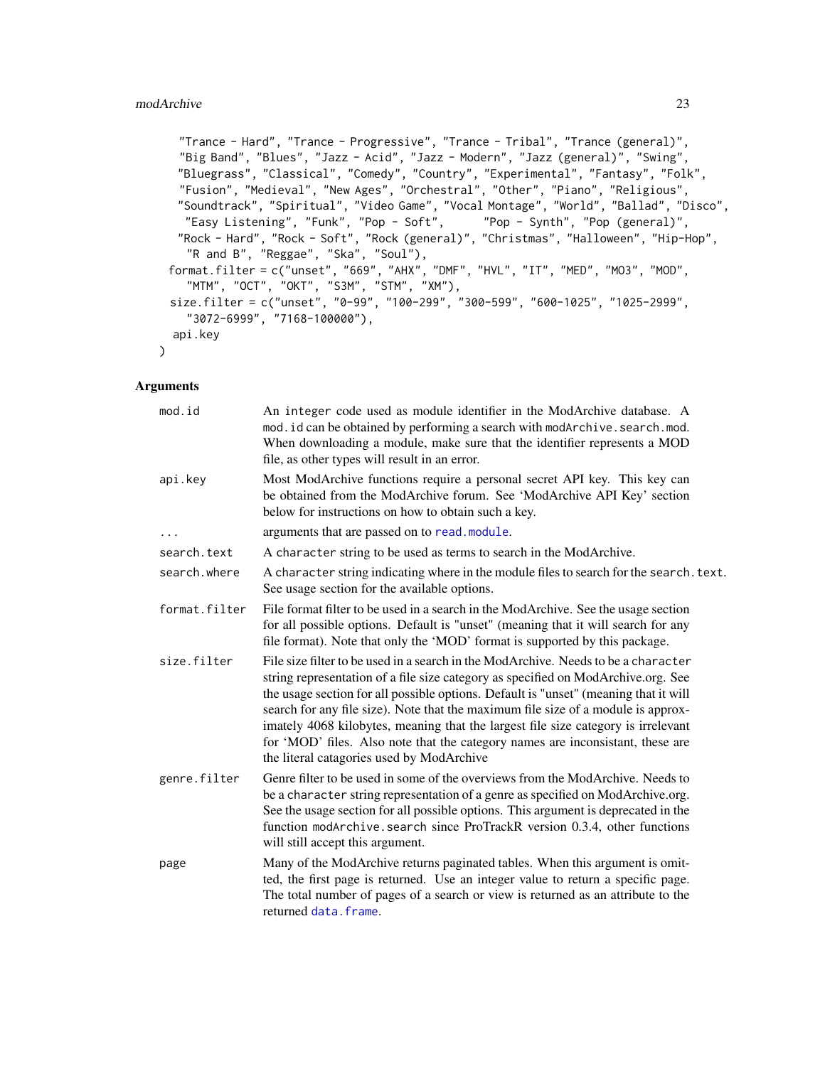```
    "Trance - Hard", "Trance - Progressive", "Trance - Tribal", "Trance (general)",
    "Big Band", "Blues", "Jazz - Acid", "Jazz - Modern", "Jazz (general)", "Swing",
    "Bluegrass", "Classical", "Comedy", "Country", "Experimental", "Fantasy", "Folk",
    "Fusion", "Medieval", "New Ages", "Orchestral", "Other", "Piano", "Religious",
    "Soundtrack", "Spiritual", "Video Game", "Vocal Montage", "World", "Ballad", "Disco",
     "Easy Listening", "Funk", "Pop - Soft",      "Pop - Synth", "Pop (general)",
    "Rock - Hard", "Rock - Soft", "Rock (general)", "Christmas", "Halloween", "Hip-Hop",
     "R and B", "Reggae", "Ska", "Soul"),
  format.filter = c("unset", "669", "AHX", "DMF", "HVL", "IT", "MED", "MO3", "MOD",
     "MTM", "OCT", "OKT", "S3M", "STM", "XM"),
  size.filter = c("unset", "0-99", "100-299", "300-599", "600-1025", "1025-2999",
     "3072-6999", "7168-100000"),
   api.key
)
```

## Arguments

| | |
|---|---|
| `mod.id` | An `integer` code used as module identifier in the ModArchive database. A `mod.id` can be obtained by performing a search with `modArchive.search.mod`. When downloading a module, make sure that the identifier represents a MOD file, as other types will result in an error. |
| `api.key` | Most ModArchive functions require a personal secret API key. This key can be obtained from the ModArchive forum. See 'ModArchive API Key' section below for instructions on how to obtain such a key. |
| `...` | arguments that are passed on to `read.module`. |
| `search.text` | A `character` string to be used as terms to search in the ModArchive. |
| `search.where` | A `character` string indicating where in the module files to search for the `search.text`. See usage section for the available options. |
| `format.filter` | File format filter to be used in a search in the ModArchive. See the usage section for all possible options. Default is "unset" (meaning that it will search for any file format). Note that only the 'MOD' format is supported by this package. |
| `size.filter` | File size filter to be used in a search in the ModArchive. Needs to be a `character` string representation of a file size category as specified on ModArchive.org. See the usage section for all possible options. Default is "unset" (meaning that it will search for any file size). Note that the maximum file size of a module is approximately 4068 kilobytes, meaning that the largest file size category is irrelevant for 'MOD' files. Also note that the category names are inconsistant, these are the literal catagories used by ModArchive |
| `genre.filter` | Genre filter to be used in some of the overviews from the ModArchive. Needs to be a `character` string representation of a genre as specified on ModArchive.org. See the usage section for all possible options. This argument is deprecated in the function `modArchive.search` since ProTrackR version 0.3.4, other functions will still accept this argument. |
| `page` | Many of the ModArchive returns paginated tables. When this argument is omitted, the first page is returned. Use an integer value to return a specific page. The total number of pages of a search or view is returned as an attribute to the returned `data.frame`. |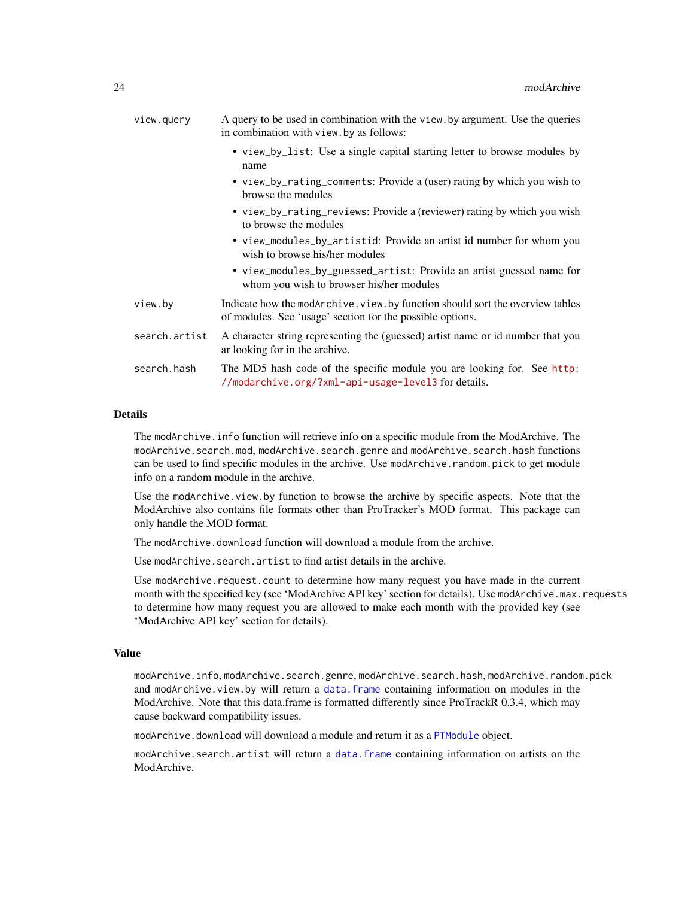| | |
|---|---|
| `view.query` | A query to be used in combination with the `view.by` argument. Use the queries in combination with `view.by` as follows:<br>• `view_by_list`: Use a single capital starting letter to browse modules by name<br>• `view_by_rating_comments`: Provide a (user) rating by which you wish to browse the modules<br>• `view_by_rating_reviews`: Provide a (reviewer) rating by which you wish to browse the modules<br>• `view_modules_by_artistid`: Provide an artist id number for whom you wish to browse his/her modules<br>• `view_modules_by_guessed_artist`: Provide an artist guessed name for whom you wish to browser his/her modules |
| `view.by` | Indicate how the `modArchive.view.by` function should sort the overview tables of modules. See 'usage' section for the possible options. |
| `search.artist` | A character string representing the (guessed) artist name or id number that you ar looking for in the archive. |
| `search.hash` | The MD5 hash code of the specific module you are looking for. See http://modarchive.org/?xml-api-usage-level3 for details. |

## Details

The `modArchive.info` function will retrieve info on a specific module from the ModArchive. The `modArchive.search.mod`, `modArchive.search.genre` and `modArchive.search.hash` functions can be used to find specific modules in the archive. Use `modArchive.random.pick` to get module info on a random module in the archive.

Use the `modArchive.view.by` function to browse the archive by specific aspects. Note that the ModArchive also contains file formats other than ProTracker's MOD format. This package can only handle the MOD format.

The `modArchive.download` function will download a module from the archive.

Use `modArchive.search.artist` to find artist details in the archive.

Use `modArchive.request.count` to determine how many request you have made in the current month with the specified key (see 'ModArchive API key' section for details). Use `modArchive.max.requests` to determine how many request you are allowed to make each month with the provided key (see 'ModArchive API key' section for details).

## Value

`modArchive.info`, `modArchive.search.genre`, `modArchive.search.hash`, `modArchive.random.pick` and `modArchive.view.by` will return a `data.frame` containing information on modules in the ModArchive. Note that this data.frame is formatted differently since ProTrackR 0.3.4, which may cause backward compatibility issues.

`modArchive.download` will download a module and return it as a `PTModule` object.

`modArchive.search.artist` will return a `data.frame` containing information on artists on the ModArchive.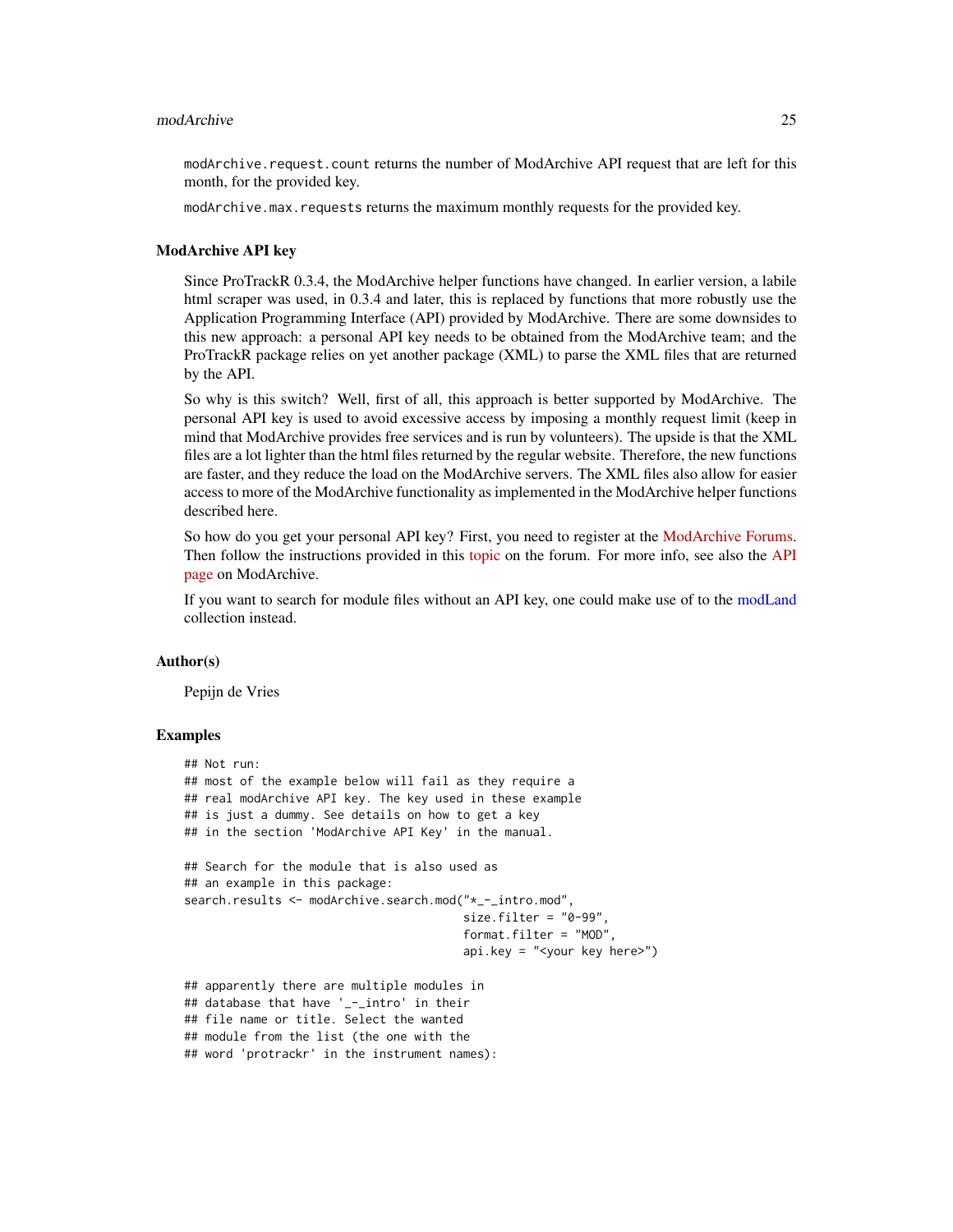`modArchive.request.count` returns the number of ModArchive API request that are left for this month, for the provided key.

`modArchive.max.requests` returns the maximum monthly requests for the provided key.

### ModArchive API key

Since ProTrackR 0.3.4, the ModArchive helper functions have changed. In earlier version, a labile html scraper was used, in 0.3.4 and later, this is replaced by functions that more robustly use the Application Programming Interface (API) provided by ModArchive. There are some downsides to this new approach: a personal API key needs to be obtained from the ModArchive team; and the ProTrackR package relies on yet another package (XML) to parse the XML files that are returned by the API.

So why is this switch? Well, first of all, this approach is better supported by ModArchive. The personal API key is used to avoid excessive access by imposing a monthly request limit (keep in mind that ModArchive provides free services and is run by volunteers). The upside is that the XML files are a lot lighter than the html files returned by the regular website. Therefore, the new functions are faster, and they reduce the load on the ModArchive servers. The XML files also allow for easier access to more of the ModArchive functionality as implemented in the ModArchive helper functions described here.

So how do you get your personal API key? First, you need to register at the ModArchive Forums. Then follow the instructions provided in this topic on the forum. For more info, see also the API page on ModArchive.

If you want to search for module files without an API key, one could make use of to the modLand collection instead.

### Author(s)

Pepijn de Vries

### Examples

```
## Not run:
## most of the example below will fail as they require a
## real modArchive API key. The key used in these example
## is just a dummy. See details on how to get a key
## in the section 'ModArchive API Key' in the manual.

## Search for the module that is also used as
## an example in this package:
search.results <- modArchive.search.mod("*_-_intro.mod",
                                        size.filter = "0-99",
                                        format.filter = "MOD",
                                        api.key = "<your key here>")

## apparently there are multiple modules in
## database that have '_-_intro' in their
## file name or title. Select the wanted
## module from the list (the one with the
## word 'protrackr' in the instrument names):
```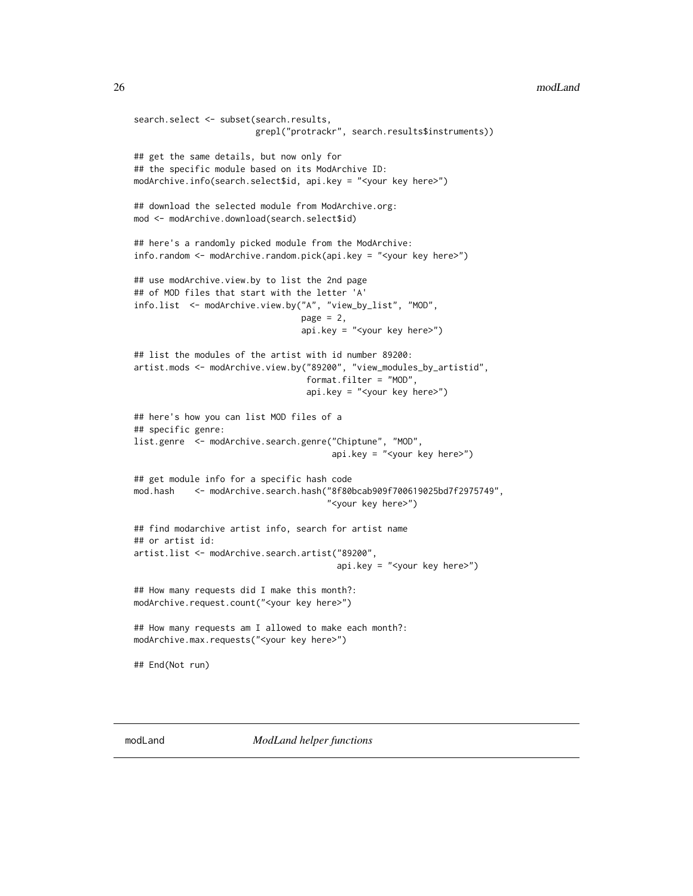```
search.select <- subset(search.results,
                        grepl("protrackr", search.results$instruments))

## get the same details, but now only for
## the specific module based on its ModArchive ID:
modArchive.info(search.select$id, api.key = "<your key here>")

## download the selected module from ModArchive.org:
mod <- modArchive.download(search.select$id)

## here's a randomly picked module from the ModArchive:
info.random <- modArchive.random.pick(api.key = "<your key here>")

## use modArchive.view.by to list the 2nd page
## of MOD files that start with the letter 'A'
info.list  <- modArchive.view.by("A", "view_by_list", "MOD",
                                 page = 2,
                                 api.key = "<your key here>")

## list the modules of the artist with id number 89200:
artist.mods <- modArchive.view.by("89200", "view_modules_by_artistid",
                                  format.filter = "MOD",
                                  api.key = "<your key here>")

## here's how you can list MOD files of a
## specific genre:
list.genre  <- modArchive.search.genre("Chiptune", "MOD",
                                       api.key = "<your key here>")

## get module info for a specific hash code
mod.hash    <- modArchive.search.hash("8f80bcab909f700619025bd7f2975749",
                                      "<your key here>")

## find modarchive artist info, search for artist name
## or artist id:
artist.list <- modArchive.search.artist("89200",
                                        api.key = "<your key here>")

## How many requests did I make this month?:
modArchive.request.count("<your key here>")

## How many requests am I allowed to make each month?:
modArchive.max.requests("<your key here>")

## End(Not run)
```

## modLand *ModLand helper functions*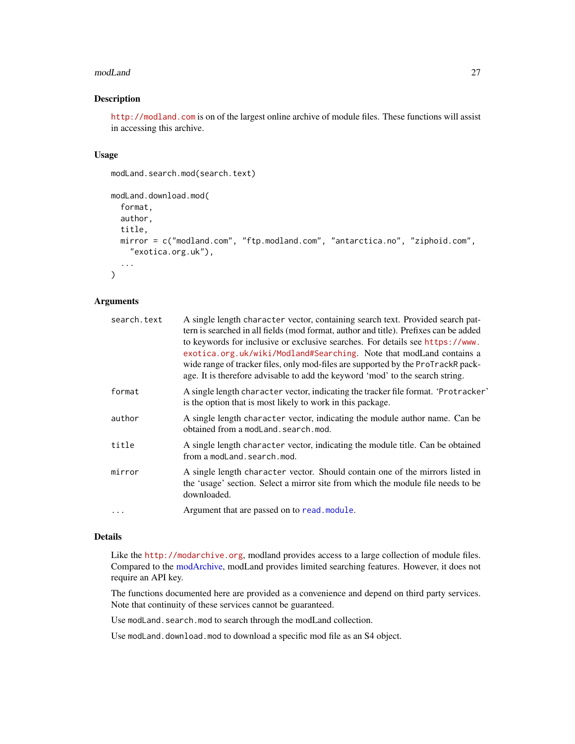## Description

http://modland.com is on of the largest online archive of module files. These functions will assist in accessing this archive.

## Usage

```
modLand.search.mod(search.text)

modLand.download.mod(
  format,
  author,
  title,
  mirror = c("modland.com", "ftp.modland.com", "antarctica.no", "ziphoid.com",
    "exotica.org.uk"),
  ...
)
```

## Arguments

| | |
|---|---|
| search.text | A single length character vector, containing search text. Provided search pattern is searched in all fields (mod format, author and title). Prefixes can be added to keywords for inclusive or exclusive searches. For details see https://www.exotica.org.uk/wiki/Modland#Searching. Note that modLand contains a wide range of tracker files, only mod-files are supported by the ProTrackR package. It is therefore advisable to add the keyword 'mod' to the search string. |
| format | A single length character vector, indicating the tracker file format. 'Protracker' is the option that is most likely to work in this package. |
| author | A single length character vector, indicating the module author name. Can be obtained from a modLand.search.mod. |
| title | A single length character vector, indicating the module title. Can be obtained from a modLand.search.mod. |
| mirror | A single length character vector. Should contain one of the mirrors listed in the 'usage' section. Select a mirror site from which the module file needs to be downloaded. |
| ... | Argument that are passed on to read.module. |

## Details

Like the http://modarchive.org, modland provides access to a large collection of module files. Compared to the modArchive, modLand provides limited searching features. However, it does not require an API key.

The functions documented here are provided as a convenience and depend on third party services. Note that continuity of these services cannot be guaranteed.

Use modLand.search.mod to search through the modLand collection.

Use modLand.download.mod to download a specific mod file as an S4 object.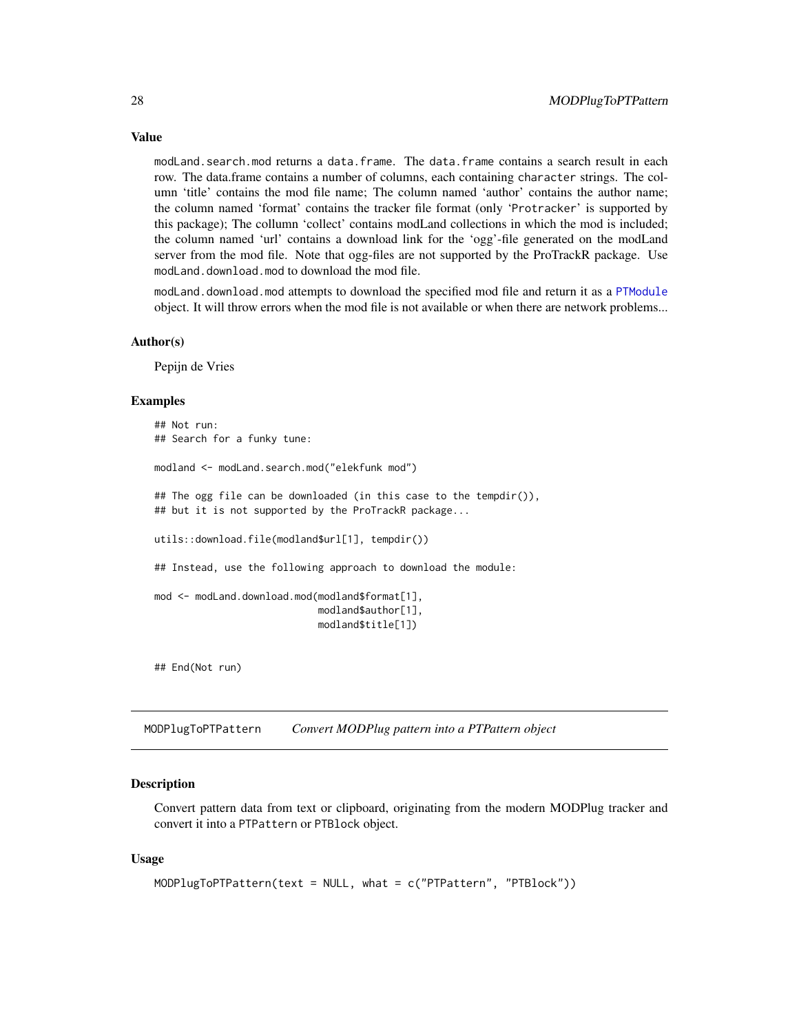### Value

modLand.search.mod returns a data.frame. The data.frame contains a search result in each row. The data.frame contains a number of columns, each containing character strings. The column 'title' contains the mod file name; The column named 'author' contains the author name; the column named 'format' contains the tracker file format (only 'Protracker' is supported by this package); The collumn 'collect' contains modLand collections in which the mod is included; the column named 'url' contains a download link for the 'ogg'-file generated on the modLand server from the mod file. Note that ogg-files are not supported by the ProTrackR package. Use modLand.download.mod to download the mod file.

modLand.download.mod attempts to download the specified mod file and return it as a PTModule object. It will throw errors when the mod file is not available or when there are network problems...

### Author(s)

Pepijn de Vries

### Examples

```
## Not run:
## Search for a funky tune:

modland <- modLand.search.mod("elekfunk mod")

## The ogg file can be downloaded (in this case to the tempdir()),
## but it is not supported by the ProTrackR package...

utils::download.file(modland$url[1], tempdir())

## Instead, use the following approach to download the module:

mod <- modLand.download.mod(modland$format[1],
                            modland$author[1],
                            modland$title[1])


## End(Not run)
```

## MODPlugToPTPattern    *Convert MODPlug pattern into a PTPattern object*

### Description

Convert pattern data from text or clipboard, originating from the modern MODPlug tracker and convert it into a PTPattern or PTBlock object.

### Usage

```
MODPlugToPTPattern(text = NULL, what = c("PTPattern", "PTBlock"))
```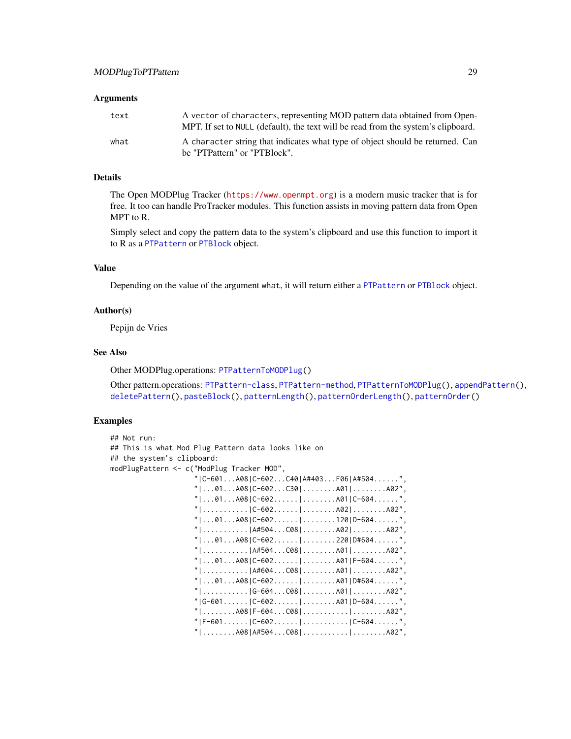### Arguments

| | |
|---|---|
| text | A vector of characters, representing MOD pattern data obtained from OpenMPT. If set to NULL (default), the text will be read from the system's clipboard. |
| what | A character string that indicates what type of object should be returned. Can be "PTPattern" or "PTBlock". |

### Details

The Open MODPlug Tracker (https://www.openmpt.org) is a modern music tracker that is for free. It too can handle ProTracker modules. This function assists in moving pattern data from Open MPT to R.

Simply select and copy the pattern data to the system's clipboard and use this function to import it to R as a PTPattern or PTBlock object.

### Value

Depending on the value of the argument what, it will return either a PTPattern or PTBlock object.

### Author(s)

Pepijn de Vries

### See Also

Other MODPlug.operations: PTPatternToMODPlug()

Other pattern.operations: PTPattern-class, PTPattern-method, PTPatternToMODPlug(), appendPattern(), deletePattern(), pasteBlock(), patternLength(), patternOrderLength(), patternOrder()

### Examples

```
## Not run:
## This is what Mod Plug Pattern data looks like on
## the system's clipboard:
modPlugPattern <- c("ModPlug Tracker MOD",
                    "|C-601...A08|C-602...C40|A#403...F06|A#504......",
                    "|...01...A08|C-602...C30|........A01|........A02",
                    "|...01...A08|C-602......|........A01|C-604......",
                    "|...........|C-602......|........A02|........A02",
                    "|...01...A08|C-602......|........120|D-604......",
                    "|...........|A#504...C08|........A02|........A02",
                    "|...01...A08|C-602......|........220|D#604......",
                    "|...........|A#504...C08|........A01|........A02",
                    "|...01...A08|C-602......|........A01|F-604......",
                    "|...........|A#604...C08|........A01|........A02",
                    "|...01...A08|C-602......|........A01|D#604......",
                    "|...........|G-604...C08|........A01|........A02",
                    "|G-601......|C-602......|........A01|D-604......",
                    "|........A08|F-604...C08|...........|........A02",
                    "|F-601......|C-602......|...........|C-604......",
                    "|........A08|A#504...C08|...........|........A02",
```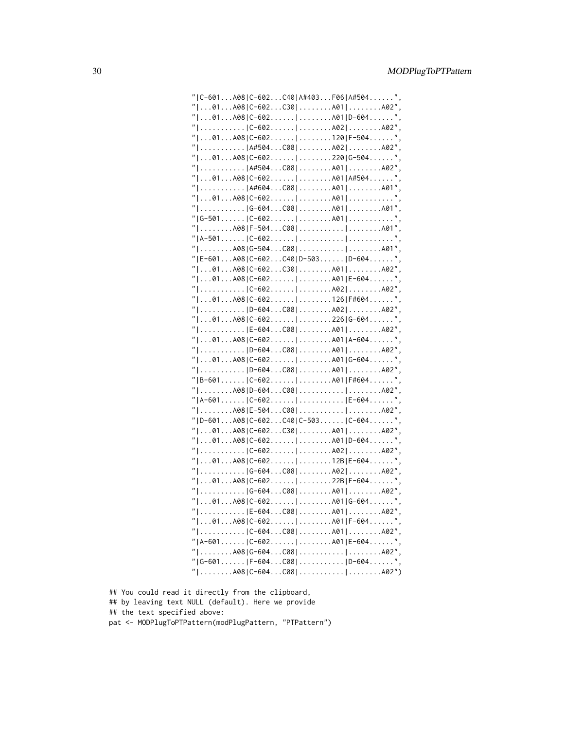```
"|C-601...A08|C-602...C40|A#403...F06|A#504......",
"|...01...A08|C-602...C30|........A01|........A02",
"|...01...A08|C-602......|........A01|D-604......",
"|...........|C-602......|........A02|........A02",
"|...01...A08|C-602......|........120|F-504......",
"|...........|A#504...C08|........A02|........A02",
"|...01...A08|C-602......|........220|G-504......",
"|...........|A#504...C08|........A01|........A02",
"|...01...A08|C-602......|........A01|A#504......",
"|...........|A#604...C08|........A01|........A01",
"|...01...A08|C-602......|........A01|...........",
"|...........|G-604...C08|........A01|........A01",
"|G-501......|C-602......|........A01|...........",
"|........A08|F-504...C08|...........|........A01",
"|A-501......|C-602......|...........|...........",
"|........A08|G-504...C08|...........|........A01",
"|E-601...A08|C-602...C40|D-503......|D-604......",
"|...01...A08|C-602...C30|........A01|........A02",
"|...01...A08|C-602......|........A01|E-604......",
"|...........|C-602......|........A02|........A02",
"|...01...A08|C-602......|........126|F#604......",
"|...........|D-604...C08|........A02|........A02",
"|...01...A08|C-602......|........226|G-604......",
"|...........|E-604...C08|........A01|........A02",
"|...01...A08|C-602......|........A01|A-604......",
"|...........|D-604...C08|........A01|........A02",
"|...01...A08|C-602......|........A01|G-604......",
"|...........|D-604...C08|........A01|........A02",
"|B-601......|C-602......|........A01|F#604......",
"|........A08|D-604...C08|...........|........A02",
"|A-601......|C-602......|...........|E-604......",
"|........A08|E-504...C08|...........|........A02",
"|D-601...A08|C-602...C40|C-503......|C-604......",
"|...01...A08|C-602...C30|........A01|........A02",
"|...01...A08|C-602......|........A01|D-604......",
"|...........|C-602......|........A02|........A02",
"|...01...A08|C-602......|........12B|E-604......",
"|...........|G-604...C08|........A02|........A02",
"|...01...A08|C-602......|........22B|F-604......",
"|...........|G-604...C08|........A01|........A02",
"|...01...A08|C-602......|........A01|G-604......",
"|...........|E-604...C08|........A01|........A02",
"|...01...A08|C-602......|........A01|F-604......",
"|...........|C-604...C08|........A01|........A02",
"|A-601......|C-602......|........A01|E-604......",
"|........A08|G-604...C08|...........|........A02",
"|G-601......|F-604...C08|...........|D-604......",
"|........A08|C-604...C08|...........|........A02")

## You could read it directly from the clipboard,
## by leaving text NULL (default). Here we provide
## the text specified above:
pat <- MODPlugToPTPattern(modPlugPattern, "PTPattern")
```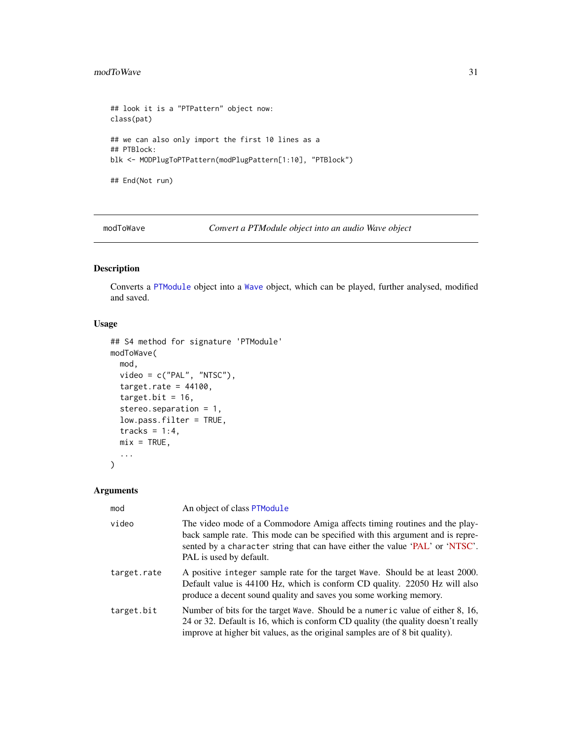```
## look it is a "PTPattern" object now:
class(pat)

## we can also only import the first 10 lines as a
## PTBlock:
blk <- MODPlugToPTPattern(modPlugPattern[1:10], "PTBlock")

## End(Not run)
```

---

modToWave — *Convert a PTModule object into an audio Wave object*

---

### Description

Converts a PTModule object into a Wave object, which can be played, further analysed, modified and saved.

### Usage

```
## S4 method for signature 'PTModule'
modToWave(
  mod,
  video = c("PAL", "NTSC"),
  target.rate = 44100,
  target.bit = 16,
  stereo.separation = 1,
  low.pass.filter = TRUE,
  tracks = 1:4,
  mix = TRUE,
  ...
)
```

### Arguments

| | |
|---|---|
| mod | An object of class PTModule |
| video | The video mode of a Commodore Amiga affects timing routines and the playback sample rate. This mode can be specified with this argument and is represented by a character string that can have either the value 'PAL' or 'NTSC'. PAL is used by default. |
| target.rate | A positive integer sample rate for the target Wave. Should be at least 2000. Default value is 44100 Hz, which is conform CD quality. 22050 Hz will also produce a decent sound quality and saves you some working memory. |
| target.bit | Number of bits for the target Wave. Should be a numeric value of either 8, 16, 24 or 32. Default is 16, which is conform CD quality (the quality doesn't really improve at higher bit values, as the original samples are of 8 bit quality). |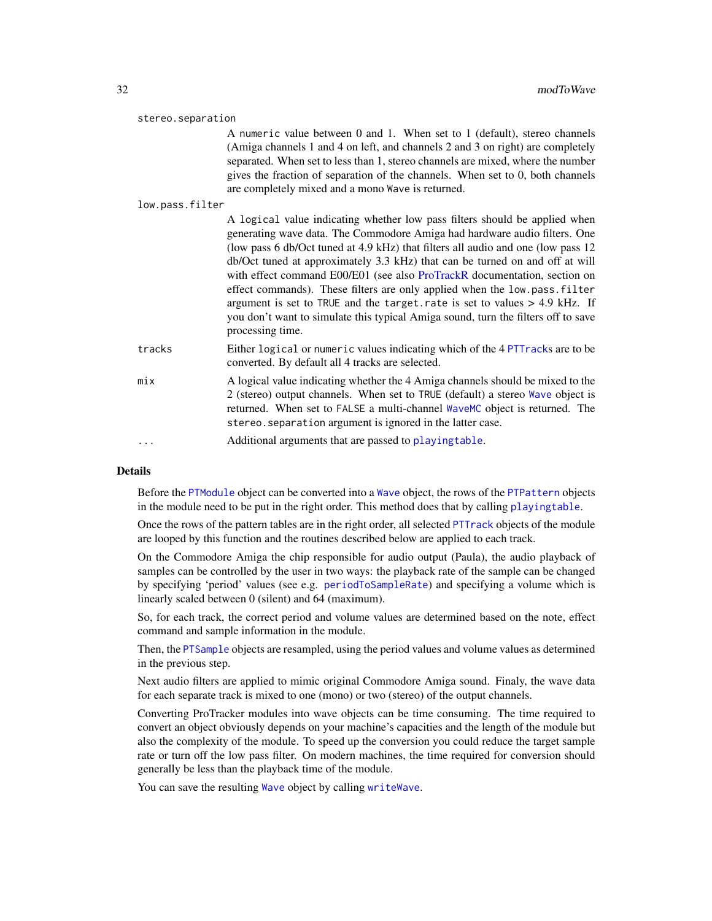`stereo.separation`
: A `numeric` value between 0 and 1. When set to 1 (default), stereo channels (Amiga channels 1 and 4 on left, and channels 2 and 3 on right) are completely separated. When set to less than 1, stereo channels are mixed, where the number gives the fraction of separation of the channels. When set to 0, both channels are completely mixed and a mono `Wave` is returned.

`low.pass.filter`
: A `logical` value indicating whether low pass filters should be applied when generating wave data. The Commodore Amiga had hardware audio filters. One (low pass 6 db/Oct tuned at 4.9 kHz) that filters all audio and one (low pass 12 db/Oct tuned at approximately 3.3 kHz) that can be turned on and off at will with effect command E00/E01 (see also ProTrackR documentation, section on effect commands). These filters are only applied when the `low.pass.filter` argument is set to `TRUE` and the `target.rate` is set to values > 4.9 kHz. If you don't want to simulate this typical Amiga sound, turn the filters off to save processing time.

`tracks`
: Either `logical` or `numeric` values indicating which of the 4 `PTTrack`s are to be converted. By default all 4 tracks are selected.

`mix`
: A logical value indicating whether the 4 Amiga channels should be mixed to the 2 (stereo) output channels. When set to `TRUE` (default) a stereo `Wave` object is returned. When set to `FALSE` a multi-channel `WaveMC` object is returned. The `stereo.separation` argument is ignored in the latter case.

`...`
: Additional arguments that are passed to `playingtable`.

## Details

Before the `PTModule` object can be converted into a `Wave` object, the rows of the `PTPattern` objects in the module need to be put in the right order. This method does that by calling `playingtable`.

Once the rows of the pattern tables are in the right order, all selected `PTTrack` objects of the module are looped by this function and the routines described below are applied to each track.

On the Commodore Amiga the chip responsible for audio output (Paula), the audio playback of samples can be controlled by the user in two ways: the playback rate of the sample can be changed by specifying 'period' values (see e.g. `periodToSampleRate`) and specifying a volume which is linearly scaled between 0 (silent) and 64 (maximum).

So, for each track, the correct period and volume values are determined based on the note, effect command and sample information in the module.

Then, the `PTSample` objects are resampled, using the period values and volume values as determined in the previous step.

Next audio filters are applied to mimic original Commodore Amiga sound. Finaly, the wave data for each separate track is mixed to one (mono) or two (stereo) of the output channels.

Converting ProTracker modules into wave objects can be time consuming. The time required to convert an object obviously depends on your machine's capacities and the length of the module but also the complexity of the module. To speed up the conversion you could reduce the target sample rate or turn off the low pass filter. On modern machines, the time required for conversion should generally be less than the playback time of the module.

You can save the resulting `Wave` object by calling `writeWave`.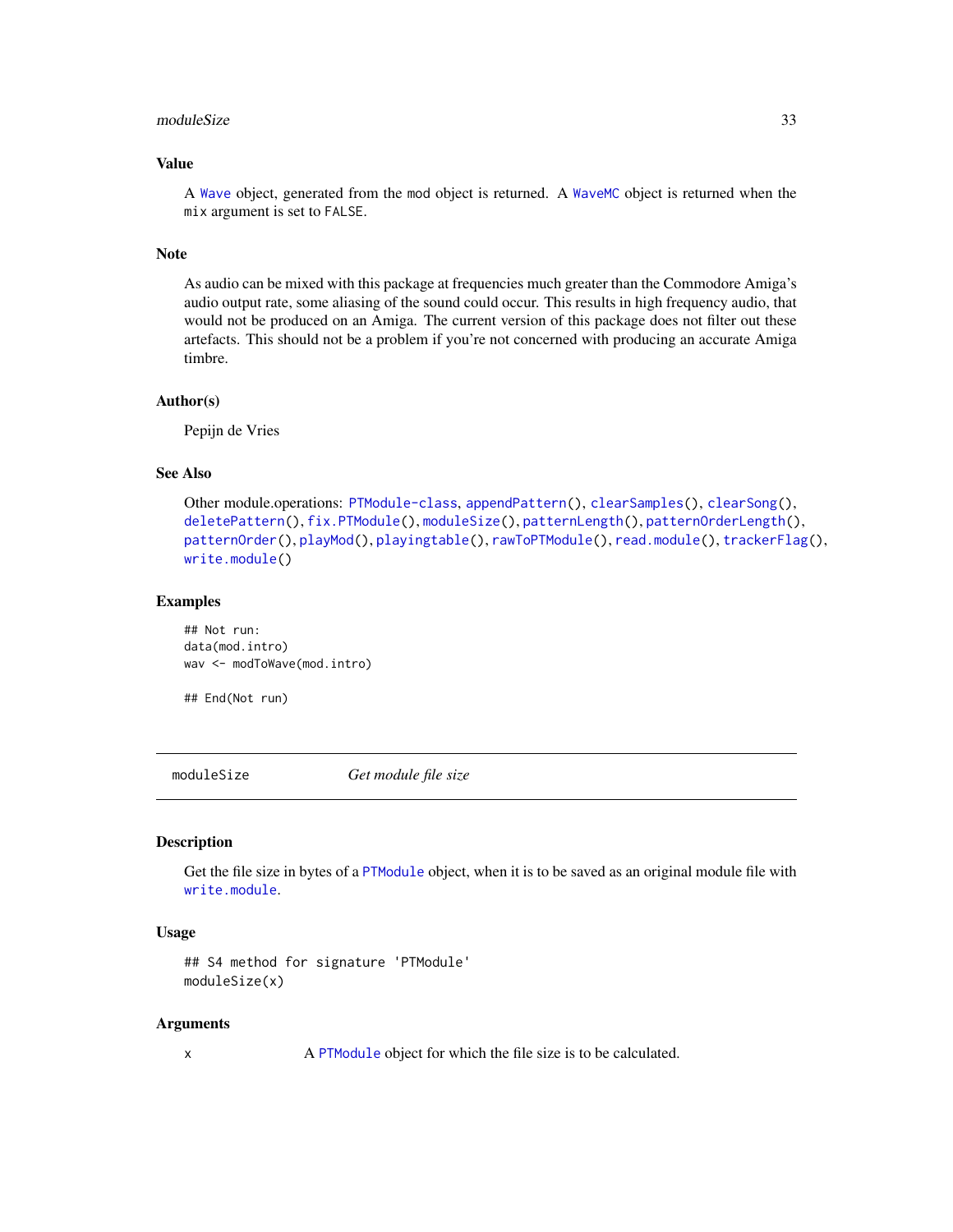### Value

A Wave object, generated from the mod object is returned. A WaveMC object is returned when the mix argument is set to FALSE.

### Note

As audio can be mixed with this package at frequencies much greater than the Commodore Amiga's audio output rate, some aliasing of the sound could occur. This results in high frequency audio, that would not be produced on an Amiga. The current version of this package does not filter out these artefacts. This should not be a problem if you're not concerned with producing an accurate Amiga timbre.

### Author(s)

Pepijn de Vries

### See Also

Other module.operations: PTModule-class, appendPattern(), clearSamples(), clearSong(), deletePattern(), fix.PTModule(), moduleSize(), patternLength(), patternOrderLength(), patternOrder(), playMod(), playingtable(), rawToPTModule(), read.module(), trackerFlag(), write.module()

### Examples

```
## Not run:
data(mod.intro)
wav <- modToWave(mod.intro)

## End(Not run)
```

---

## moduleSize    *Get module file size*

---

### Description

Get the file size in bytes of a PTModule object, when it is to be saved as an original module file with write.module.

### Usage

```
## S4 method for signature 'PTModule'
moduleSize(x)
```

### Arguments

| | |
|---|---|
| x | A PTModule object for which the file size is to be calculated. |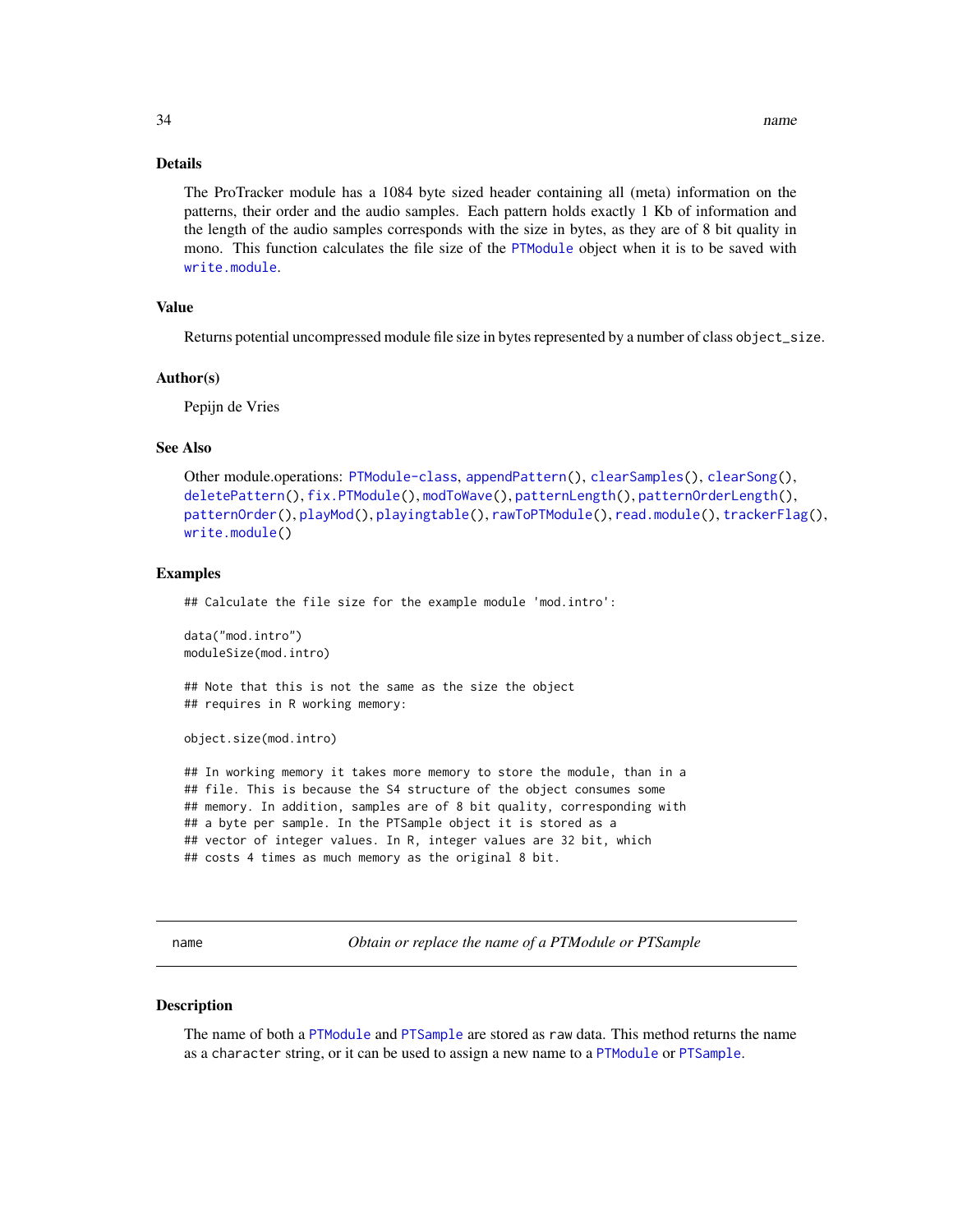### Details

The ProTracker module has a 1084 byte sized header containing all (meta) information on the patterns, their order and the audio samples. Each pattern holds exactly 1 Kb of information and the length of the audio samples corresponds with the size in bytes, as they are of 8 bit quality in mono. This function calculates the file size of the `PTModule` object when it is to be saved with `write.module`.

### Value

Returns potential uncompressed module file size in bytes represented by a number of class `object_size`.

### Author(s)

Pepijn de Vries

### See Also

Other module.operations: `PTModule-class`, `appendPattern()`, `clearSamples()`, `clearSong()`, `deletePattern()`, `fix.PTModule()`, `modToWave()`, `patternLength()`, `patternOrderLength()`, `patternOrder()`, `playMod()`, `playingtable()`, `rawToPTModule()`, `read.module()`, `trackerFlag()`, `write.module()`

### Examples

```
## Calculate the file size for the example module 'mod.intro':

data("mod.intro")
moduleSize(mod.intro)

## Note that this is not the same as the size the object
## requires in R working memory:

object.size(mod.intro)

## In working memory it takes more memory to store the module, than in a
## file. This is because the S4 structure of the object consumes some
## memory. In addition, samples are of 8 bit quality, corresponding with
## a byte per sample. In the PTSample object it is stored as a
## vector of integer values. In R, integer values are 32 bit, which
## costs 4 times as much memory as the original 8 bit.
```

---

## name — *Obtain or replace the name of a PTModule or PTSample*

### Description

The name of both a `PTModule` and `PTSample` are stored as `raw` data. This method returns the name as a `character` string, or it can be used to assign a new name to a `PTModule` or `PTSample`.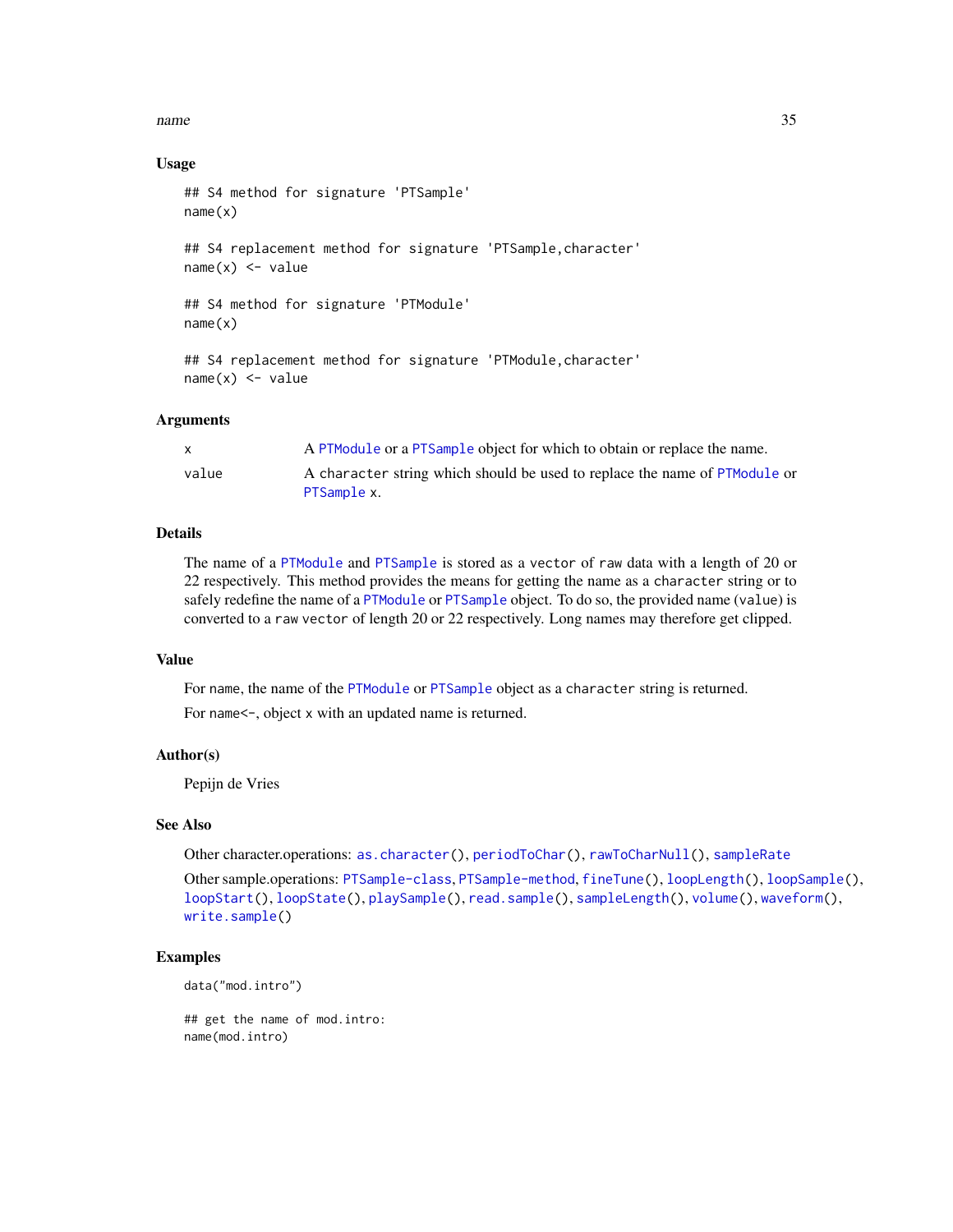### Usage

```
## S4 method for signature 'PTSample'
name(x)

## S4 replacement method for signature 'PTSample,character'
name(x) <- value

## S4 method for signature 'PTModule'
name(x)

## S4 replacement method for signature 'PTModule,character'
name(x) <- value
```

### Arguments

| | |
|---|---|
| x | A PTModule or a PTSample object for which to obtain or replace the name. |
| value | A character string which should be used to replace the name of PTModule or PTSample x. |

### Details

The name of a PTModule and PTSample is stored as a vector of raw data with a length of 20 or 22 respectively. This method provides the means for getting the name as a character string or to safely redefine the name of a PTModule or PTSample object. To do so, the provided name (value) is converted to a raw vector of length 20 or 22 respectively. Long names may therefore get clipped.

### Value

For name, the name of the PTModule or PTSample object as a character string is returned.

For name<-, object x with an updated name is returned.

### Author(s)

Pepijn de Vries

### See Also

Other character.operations: as.character(), periodToChar(), rawToCharNull(), sampleRate

Other sample.operations: PTSample-class, PTSample-method, fineTune(), loopLength(), loopSample(), loopStart(), loopState(), playSample(), read.sample(), sampleLength(), volume(), waveform(), write.sample()

### Examples

```
data("mod.intro")

## get the name of mod.intro:
name(mod.intro)
```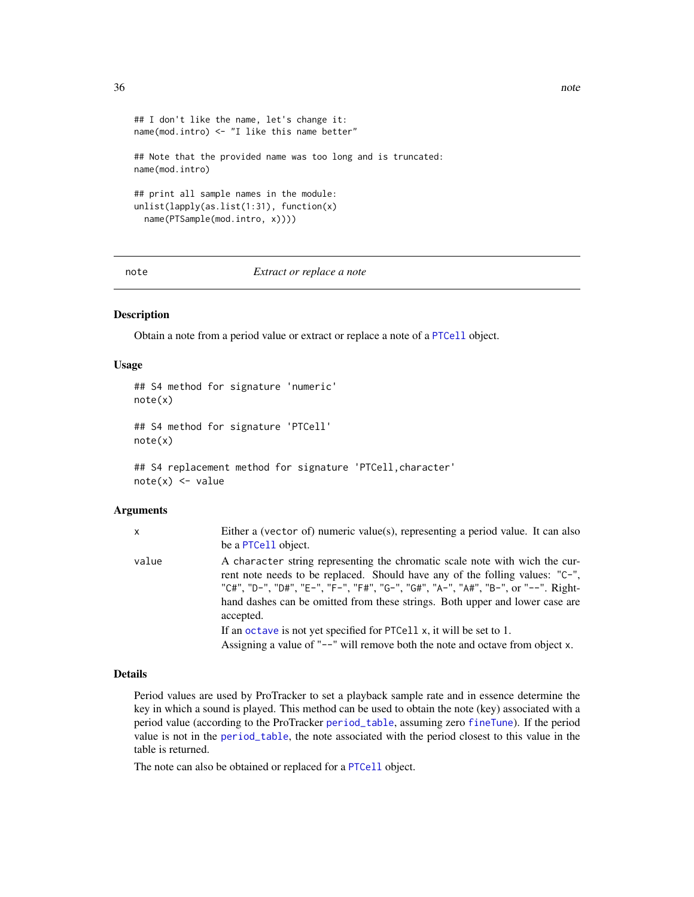```
## I don't like the name, let's change it:
name(mod.intro) <- "I like this name better"

## Note that the provided name was too long and is truncated:
name(mod.intro)

## print all sample names in the module:
unlist(lapply(as.list(1:31), function(x)
  name(PTSample(mod.intro, x))))
```

---

# note — *Extract or replace a note*

---

### Description

Obtain a note from a period value or extract or replace a note of a PTCell object.

### Usage

```
## S4 method for signature 'numeric'
note(x)

## S4 method for signature 'PTCell'
note(x)

## S4 replacement method for signature 'PTCell,character'
note(x) <- value
```

### Arguments

| | |
|---|---|
| x | Either a (vector of) numeric value(s), representing a period value. It can also be a PTCell object. |
| value | A character string representing the chromatic scale note with wich the current note needs to be replaced. Should have any of the folling values: "C-", "C#", "D-", "D#", "E-", "F-", "F#", "G-", "G#", "A-", "A#", "B-", or "--". Right-hand dashes can be omitted from these strings. Both upper and lower case are accepted.<br>If an octave is not yet specified for PTCell x, it will be set to 1.<br>Assigning a value of "--" will remove both the note and octave from object x. |

### Details

Period values are used by ProTracker to set a playback sample rate and in essence determine the key in which a sound is played. This method can be used to obtain the note (key) associated with a period value (according to the ProTracker period_table, assuming zero fineTune). If the period value is not in the period_table, the note associated with the period closest to this value in the table is returned.

The note can also be obtained or replaced for a PTCell object.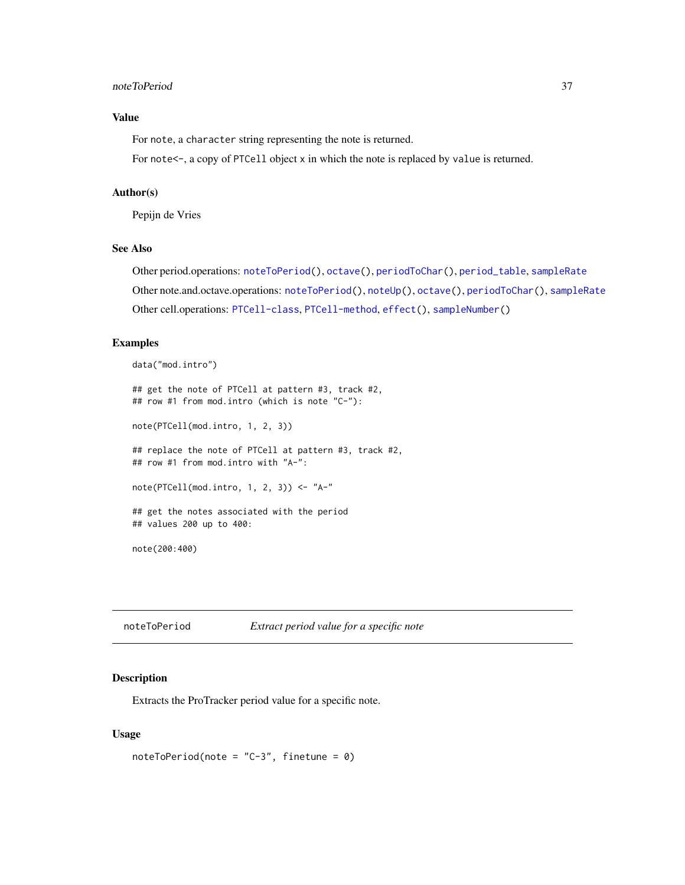### Value

For note, a character string representing the note is returned.

For note<-, a copy of PTCell object x in which the note is replaced by value is returned.

### Author(s)

Pepijn de Vries

### See Also

Other period.operations: noteToPeriod(), octave(), periodToChar(), period_table, sampleRate

Other note.and.octave.operations: noteToPeriod(), noteUp(), octave(), periodToChar(), sampleRate

Other cell.operations: PTCell-class, PTCell-method, effect(), sampleNumber()

### Examples

```
data("mod.intro")

## get the note of PTCell at pattern #3, track #2,
## row #1 from mod.intro (which is note "C-"):

note(PTCell(mod.intro, 1, 2, 3))

## replace the note of PTCell at pattern #3, track #2,
## row #1 from mod.intro with "A-":

note(PTCell(mod.intro, 1, 2, 3)) <- "A-"

## get the notes associated with the period
## values 200 up to 400:

note(200:400)
```

---

## noteToPeriod — *Extract period value for a specific note*

---

### Description

Extracts the ProTracker period value for a specific note.

### Usage

```
noteToPeriod(note = "C-3", finetune = 0)
```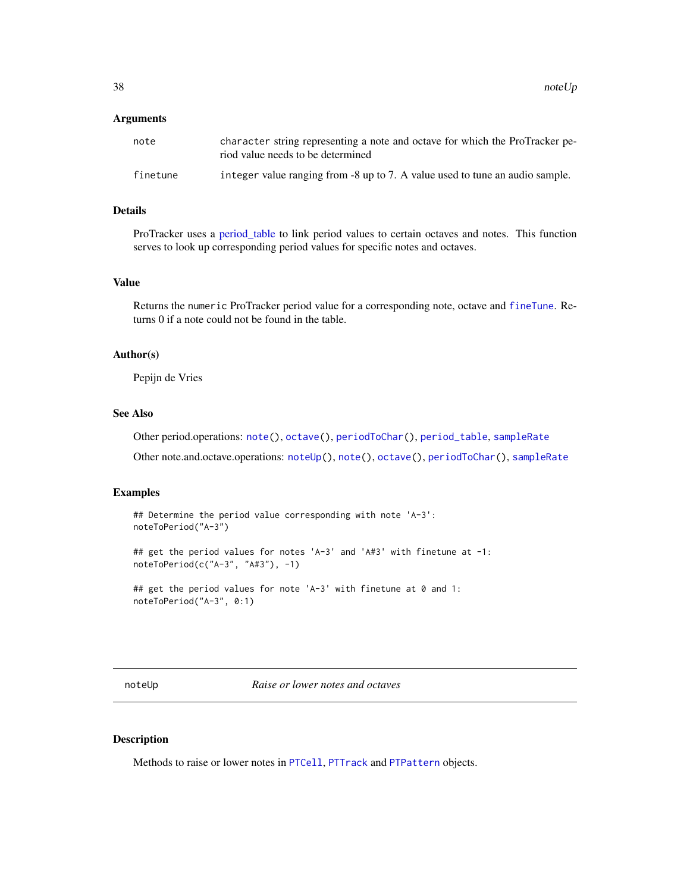### Arguments

| | |
|---|---|
| note | character string representing a note and octave for which the ProTracker period value needs to be determined |
| finetune | integer value ranging from -8 up to 7. A value used to tune an audio sample. |

### Details

ProTracker uses a period_table to link period values to certain octaves and notes. This function serves to look up corresponding period values for specific notes and octaves.

### Value

Returns the numeric ProTracker period value for a corresponding note, octave and fineTune. Returns 0 if a note could not be found in the table.

### Author(s)

Pepijn de Vries

### See Also

Other period.operations: note(), octave(), periodToChar(), period_table, sampleRate

Other note.and.octave.operations: noteUp(), note(), octave(), periodToChar(), sampleRate

### Examples

```
## Determine the period value corresponding with note 'A-3':
noteToPeriod("A-3")

## get the period values for notes 'A-3' and 'A#3' with finetune at -1:
noteToPeriod(c("A-3", "A#3"), -1)

## get the period values for note 'A-3' with finetune at 0 and 1:
noteToPeriod("A-3", 0:1)
```

---

## noteUp *Raise or lower notes and octaves*

### Description

Methods to raise or lower notes in PTCell, PTTrack and PTPattern objects.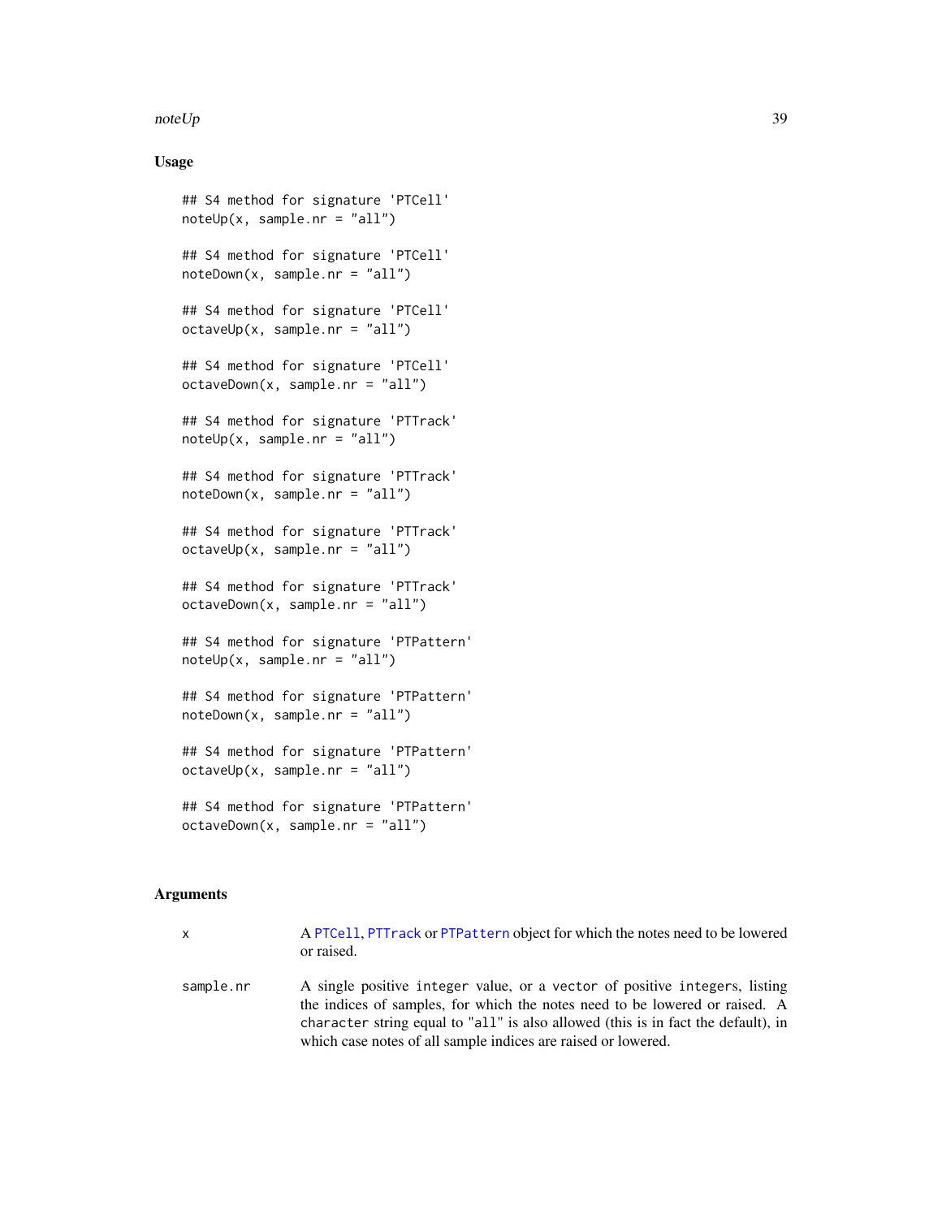## Usage

```
## S4 method for signature 'PTCell'
noteUp(x, sample.nr = "all")

## S4 method for signature 'PTCell'
noteDown(x, sample.nr = "all")

## S4 method for signature 'PTCell'
octaveUp(x, sample.nr = "all")

## S4 method for signature 'PTCell'
octaveDown(x, sample.nr = "all")

## S4 method for signature 'PTTrack'
noteUp(x, sample.nr = "all")

## S4 method for signature 'PTTrack'
noteDown(x, sample.nr = "all")

## S4 method for signature 'PTTrack'
octaveUp(x, sample.nr = "all")

## S4 method for signature 'PTTrack'
octaveDown(x, sample.nr = "all")

## S4 method for signature 'PTPattern'
noteUp(x, sample.nr = "all")

## S4 method for signature 'PTPattern'
noteDown(x, sample.nr = "all")

## S4 method for signature 'PTPattern'
octaveUp(x, sample.nr = "all")

## S4 method for signature 'PTPattern'
octaveDown(x, sample.nr = "all")
```

## Arguments

| | |
|---|---|
| x | A `PTCell`, `PTTrack` or `PTPattern` object for which the notes need to be lowered or raised. |
| sample.nr | A single positive `integer` value, or a `vector` of positive `integer`s, listing the indices of samples, for which the notes need to be lowered or raised. A `character` string equal to `"all"` is also allowed (this is in fact the default), in which case notes of all sample indices are raised or lowered. |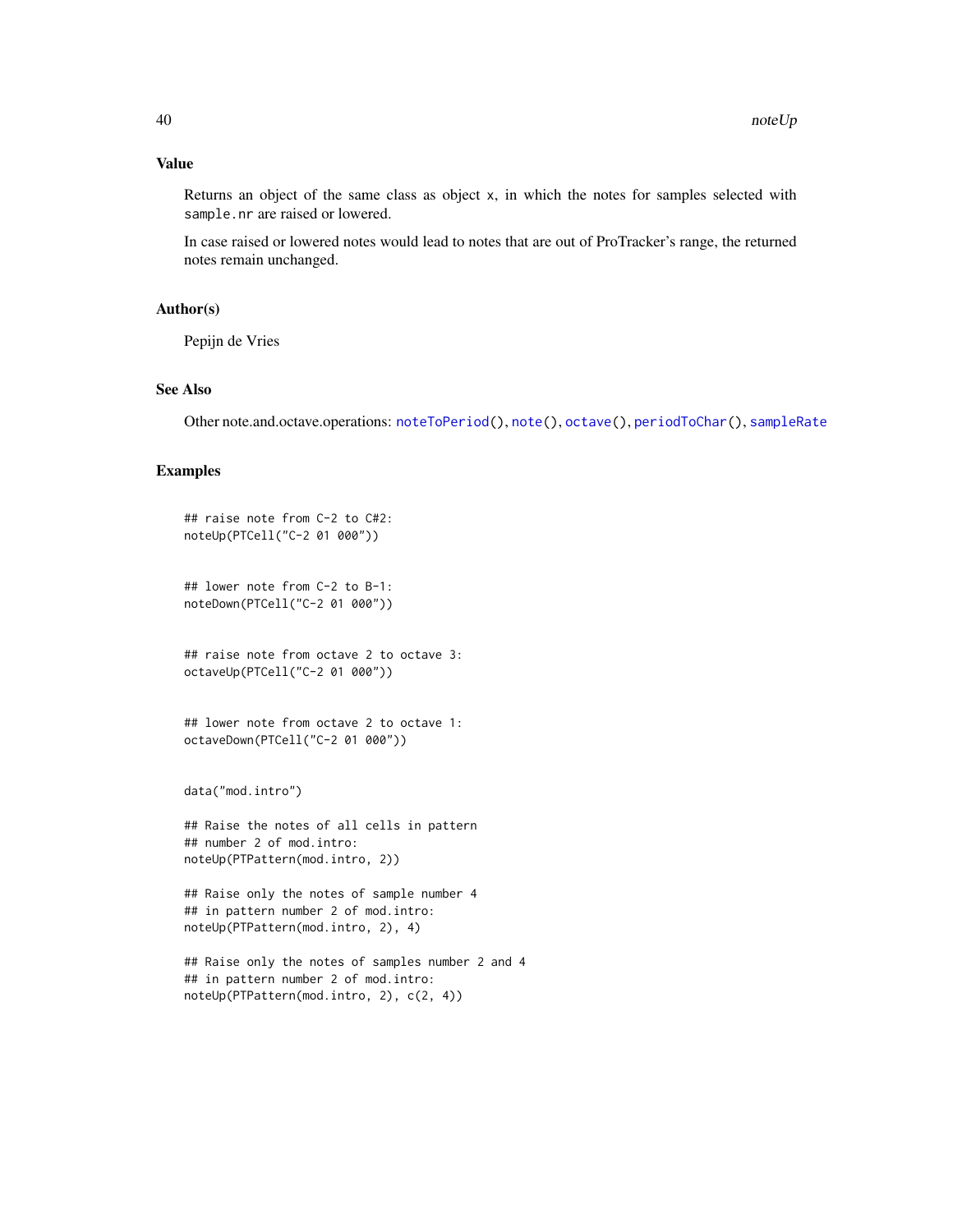### Value

Returns an object of the same class as object `x`, in which the notes for samples selected with `sample.nr` are raised or lowered.

In case raised or lowered notes would lead to notes that are out of ProTracker's range, the returned notes remain unchanged.

### Author(s)

Pepijn de Vries

### See Also

Other note.and.octave.operations: `noteToPeriod()`, `note()`, `octave()`, `periodToChar()`, `sampleRate`

### Examples

```
## raise note from C-2 to C#2:
noteUp(PTCell("C-2 01 000"))


## lower note from C-2 to B-1:
noteDown(PTCell("C-2 01 000"))


## raise note from octave 2 to octave 3:
octaveUp(PTCell("C-2 01 000"))


## lower note from octave 2 to octave 1:
octaveDown(PTCell("C-2 01 000"))


data("mod.intro")

## Raise the notes of all cells in pattern
## number 2 of mod.intro:
noteUp(PTPattern(mod.intro, 2))

## Raise only the notes of sample number 4
## in pattern number 2 of mod.intro:
noteUp(PTPattern(mod.intro, 2), 4)

## Raise only the notes of samples number 2 and 4
## in pattern number 2 of mod.intro:
noteUp(PTPattern(mod.intro, 2), c(2, 4))
```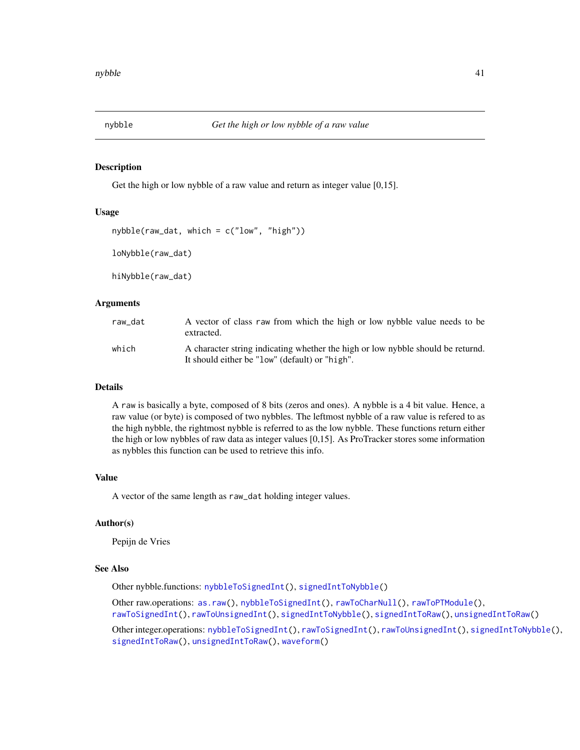# nybble — *Get the high or low nybble of a raw value*

## Description

Get the high or low nybble of a raw value and return as integer value [0,15].

## Usage

```
nybble(raw_dat, which = c("low", "high"))

loNybble(raw_dat)

hiNybble(raw_dat)
```

## Arguments

| | |
|---|---|
| `raw_dat` | A vector of class `raw` from which the high or low nybble value needs to be extracted. |
| `which` | A character string indicating whether the high or low nybble should be returnd. It should either be "`low`" (default) or "`high`". |

## Details

A `raw` is basically a byte, composed of 8 bits (zeros and ones). A nybble is a 4 bit value. Hence, a raw value (or byte) is composed of two nybbles. The leftmost nybble of a raw value is refered to as the high nybble, the rightmost nybble is referred to as the low nybble. These functions return either the high or low nybbles of raw data as integer values [0,15]. As ProTracker stores some information as nybbles this function can be used to retrieve this info.

## Value

A vector of the same length as `raw_dat` holding integer values.

## Author(s)

Pepijn de Vries

## See Also

Other nybble.functions: `nybbleToSignedInt()`, `signedIntToNybble()`

Other raw.operations: `as.raw()`, `nybbleToSignedInt()`, `rawToCharNull()`, `rawToPTModule()`, `rawToSignedInt()`, `rawToUnsignedInt()`, `signedIntToNybble()`, `signedIntToRaw()`, `unsignedIntToRaw()`

Other integer.operations: `nybbleToSignedInt()`, `rawToSignedInt()`, `rawToUnsignedInt()`, `signedIntToNybble()`, `signedIntToRaw()`, `unsignedIntToRaw()`, `waveform()`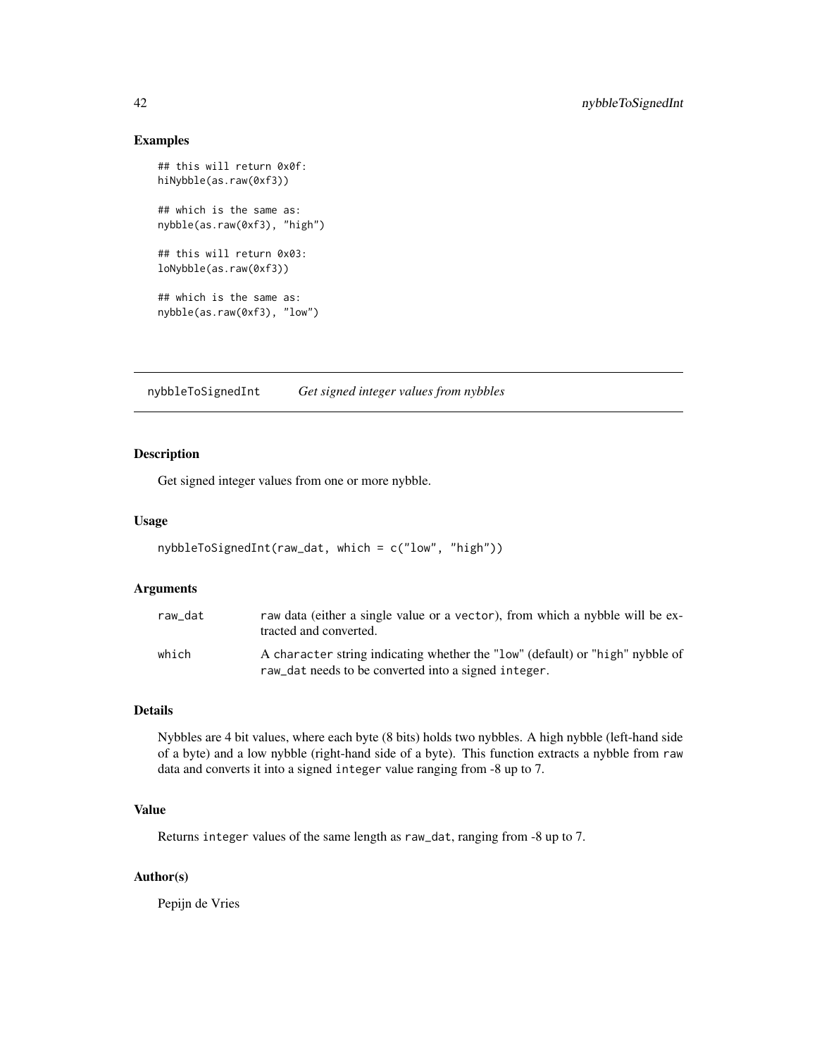## Examples

```
## this will return 0x0f:
hiNybble(as.raw(0xf3))

## which is the same as:
nybble(as.raw(0xf3), "high")

## this will return 0x03:
loNybble(as.raw(0xf3))

## which is the same as:
nybble(as.raw(0xf3), "low")
```

---

# nybbleToSignedInt *Get signed integer values from nybbles*

---

## Description

Get signed integer values from one or more nybble.

## Usage

```
nybbleToSignedInt(raw_dat, which = c("low", "high"))
```

## Arguments

| | |
|---|---|
| raw_dat | raw data (either a single value or a vector), from which a nybble will be extracted and converted. |
| which | A character string indicating whether the "low" (default) or "high" nybble of raw_dat needs to be converted into a signed integer. |

## Details

Nybbles are 4 bit values, where each byte (8 bits) holds two nybbles. A high nybble (left-hand side of a byte) and a low nybble (right-hand side of a byte). This function extracts a nybble from raw data and converts it into a signed integer value ranging from -8 up to 7.

## Value

Returns integer values of the same length as raw_dat, ranging from -8 up to 7.

## Author(s)

Pepijn de Vries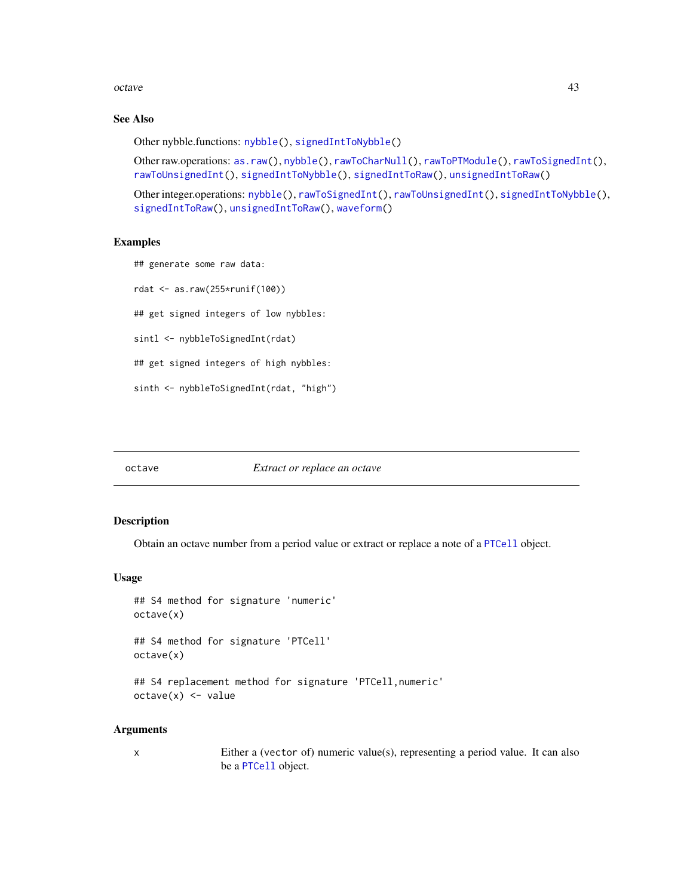### See Also

Other nybble.functions: `nybble()`, `signedIntToNybble()`

Other raw.operations: `as.raw()`, `nybble()`, `rawToCharNull()`, `rawToPTModule()`, `rawToSignedInt()`, `rawToUnsignedInt()`, `signedIntToNybble()`, `signedIntToRaw()`, `unsignedIntToRaw()`

Other integer.operations: `nybble()`, `rawToSignedInt()`, `rawToUnsignedInt()`, `signedIntToNybble()`, `signedIntToRaw()`, `unsignedIntToRaw()`, `waveform()`

### Examples

```
## generate some raw data:

rdat <- as.raw(255*runif(100))

## get signed integers of low nybbles:

sintl <- nybbleToSignedInt(rdat)

## get signed integers of high nybbles:

sinth <- nybbleToSignedInt(rdat, "high")
```

---

## octave *Extract or replace an octave*

---

### Description

Obtain an octave number from a period value or extract or replace a note of a `PTCell` object.

### Usage

```
## S4 method for signature 'numeric'
octave(x)

## S4 method for signature 'PTCell'
octave(x)

## S4 replacement method for signature 'PTCell,numeric'
octave(x) <- value
```

### Arguments

| | |
|---|---|
| x | Either a (vector of) numeric value(s), representing a period value. It can also be a `PTCell` object. |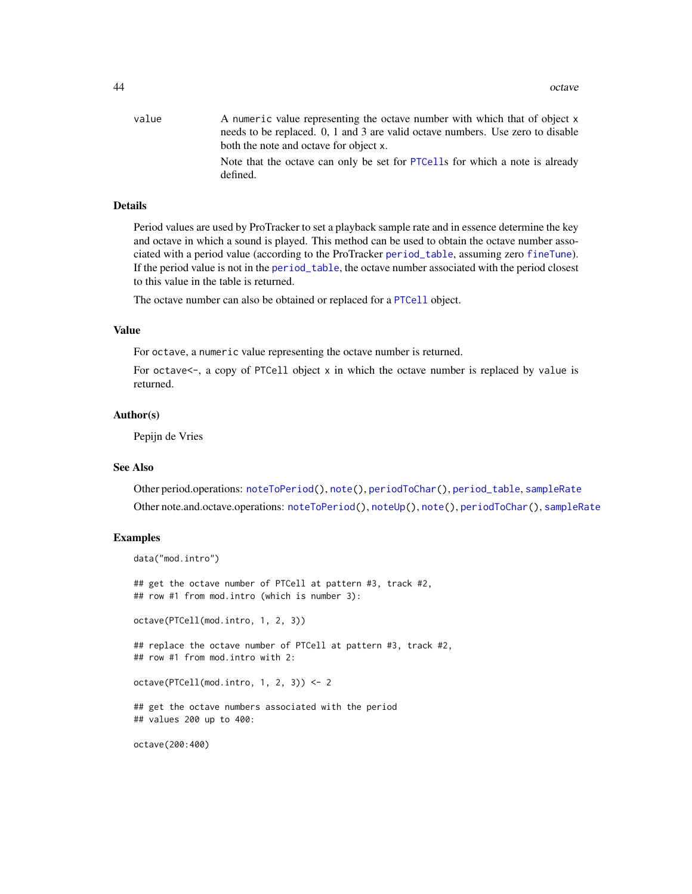value
: A `numeric` value representing the octave number with which that of object `x` needs to be replaced. 0, 1 and 3 are valid octave numbers. Use zero to disable both the note and octave for object `x`.

  Note that the octave can only be set for `PTCell`s for which a note is already defined.

### Details

Period values are used by ProTracker to set a playback sample rate and in essence determine the key and octave in which a sound is played. This method can be used to obtain the octave number associated with a period value (according to the ProTracker `period_table`, assuming zero `fineTune`). If the period value is not in the `period_table`, the octave number associated with the period closest to this value in the table is returned.

The octave number can also be obtained or replaced for a `PTCell` object.

### Value

For `octave`, a `numeric` value representing the octave number is returned.

For `octave<-`, a copy of `PTCell` object `x` in which the octave number is replaced by `value` is returned.

### Author(s)

Pepijn de Vries

### See Also

Other period.operations: `noteToPeriod()`, `note()`, `periodToChar()`, `period_table`, `sampleRate`

Other note.and.octave.operations: `noteToPeriod()`, `noteUp()`, `note()`, `periodToChar()`, `sampleRate`

### Examples

```
data("mod.intro")

## get the octave number of PTCell at pattern #3, track #2,
## row #1 from mod.intro (which is number 3):

octave(PTCell(mod.intro, 1, 2, 3))

## replace the octave number of PTCell at pattern #3, track #2,
## row #1 from mod.intro with 2:

octave(PTCell(mod.intro, 1, 2, 3)) <- 2

## get the octave numbers associated with the period
## values 200 up to 400:

octave(200:400)
```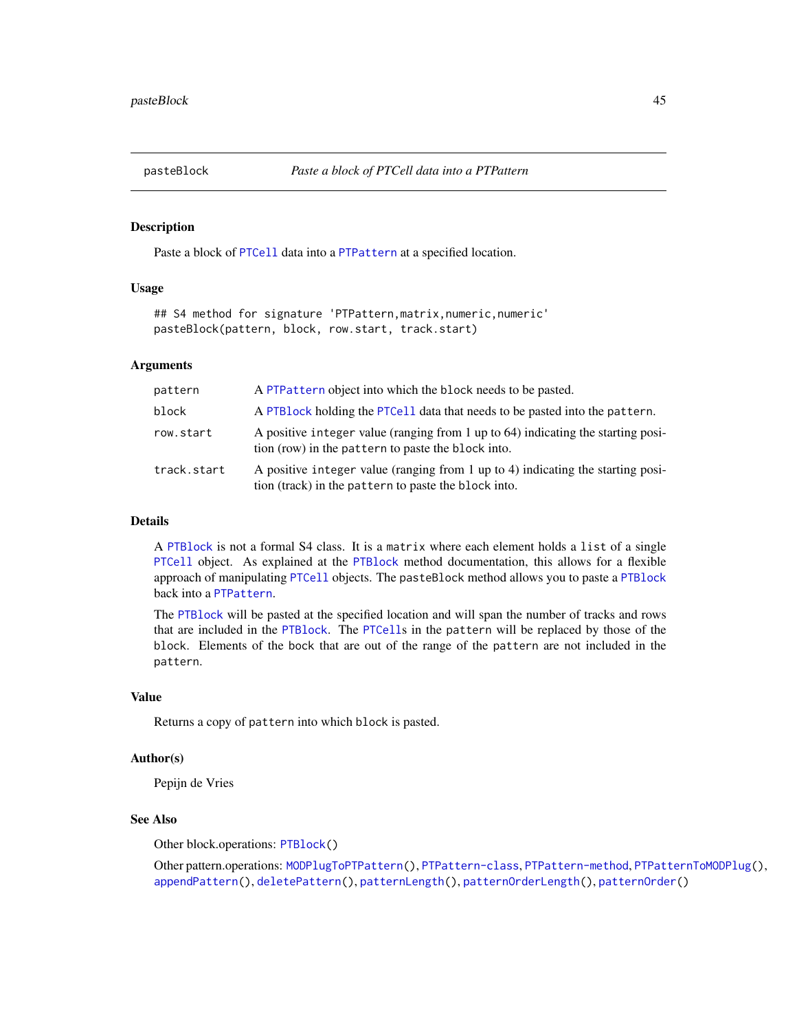pasteBlock *Paste a block of PTCell data into a PTPattern*

## Description

Paste a block of PTCell data into a PTPattern at a specified location.

## Usage

```
## S4 method for signature 'PTPattern,matrix,numeric,numeric'
pasteBlock(pattern, block, row.start, track.start)
```

## Arguments

| | |
|---|---|
| pattern | A PTPattern object into which the block needs to be pasted. |
| block | A PTBlock holding the PTCell data that needs to be pasted into the pattern. |
| row.start | A positive integer value (ranging from 1 up to 64) indicating the starting position (row) in the pattern to paste the block into. |
| track.start | A positive integer value (ranging from 1 up to 4) indicating the starting position (track) in the pattern to paste the block into. |

## Details

A PTBlock is not a formal S4 class. It is a matrix where each element holds a list of a single PTCell object. As explained at the PTBlock method documentation, this allows for a flexible approach of manipulating PTCell objects. The pasteBlock method allows you to paste a PTBlock back into a PTPattern.

The PTBlock will be pasted at the specified location and will span the number of tracks and rows that are included in the PTBlock. The PTCells in the pattern will be replaced by those of the block. Elements of the bock that are out of the range of the pattern are not included in the pattern.

## Value

Returns a copy of pattern into which block is pasted.

## Author(s)

Pepijn de Vries

## See Also

Other block.operations: PTBlock()

Other pattern.operations: MODPlugToPTPattern(), PTPattern-class, PTPattern-method, PTPatternToMODPlug(), appendPattern(), deletePattern(), patternLength(), patternOrderLength(), patternOrder()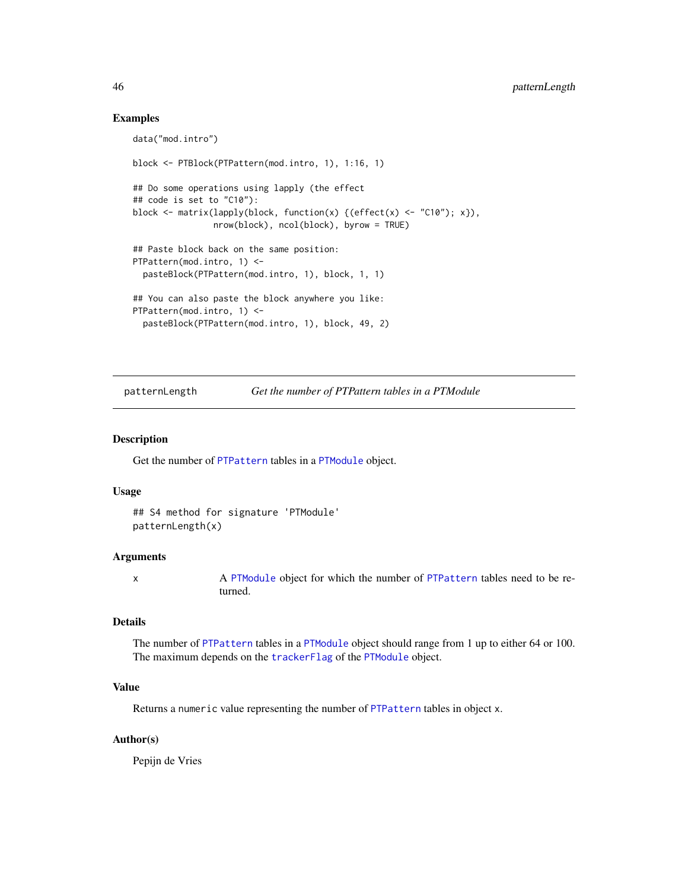## Examples

```
data("mod.intro")

block <- PTBlock(PTPattern(mod.intro, 1), 1:16, 1)

## Do some operations using lapply (the effect
## code is set to "C10"):
block <- matrix(lapply(block, function(x) {(effect(x) <- "C10"); x}),
                nrow(block), ncol(block), byrow = TRUE)

## Paste block back on the same position:
PTPattern(mod.intro, 1) <-
  pasteBlock(PTPattern(mod.intro, 1), block, 1, 1)

## You can also paste the block anywhere you like:
PTPattern(mod.intro, 1) <-
  pasteBlock(PTPattern(mod.intro, 1), block, 49, 2)
```

---

# patternLength — *Get the number of PTPattern tables in a PTModule*

## Description

Get the number of PTPattern tables in a PTModule object.

## Usage

```
## S4 method for signature 'PTModule'
patternLength(x)
```

## Arguments

| | |
|---|---|
| x | A PTModule object for which the number of PTPattern tables need to be returned. |

## Details

The number of PTPattern tables in a PTModule object should range from 1 up to either 64 or 100. The maximum depends on the trackerFlag of the PTModule object.

## Value

Returns a `numeric` value representing the number of PTPattern tables in object `x`.

## Author(s)

Pepijn de Vries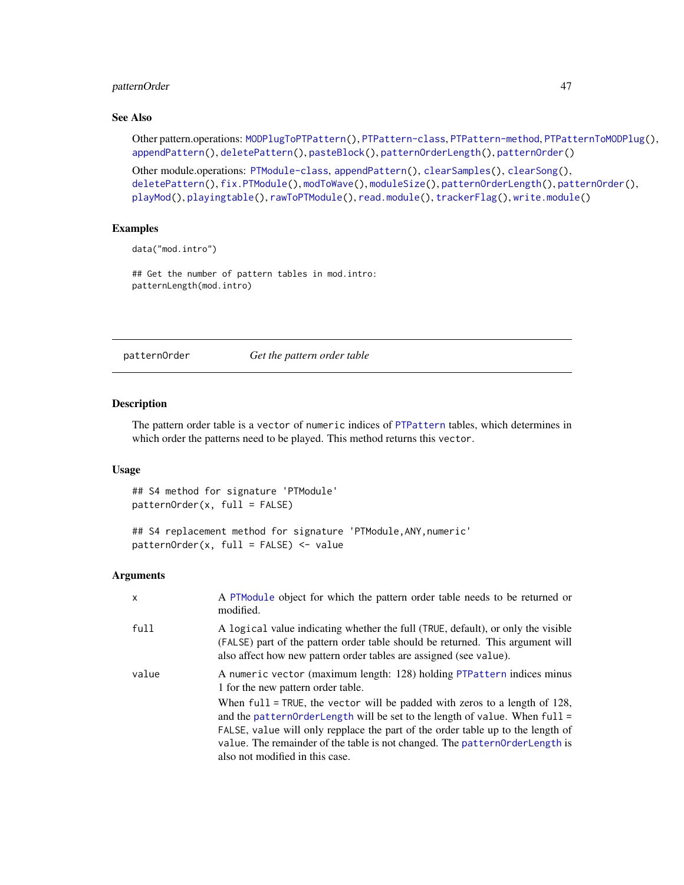### See Also

Other pattern.operations: MODPlugToPTPattern(), PTPattern-class, PTPattern-method, PTPatternToMODPlug(), appendPattern(), deletePattern(), pasteBlock(), patternOrderLength(), patternOrder()

Other module.operations: PTModule-class, appendPattern(), clearSamples(), clearSong(), deletePattern(), fix.PTModule(), modToWave(), moduleSize(), patternOrderLength(), patternOrder(), playMod(), playingtable(), rawToPTModule(), read.module(), trackerFlag(), write.module()

### Examples

```
data("mod.intro")

## Get the number of pattern tables in mod.intro:
patternLength(mod.intro)
```

---

## patternOrder — *Get the pattern order table*

### Description

The pattern order table is a `vector` of `numeric` indices of PTPattern tables, which determines in which order the patterns need to be played. This method returns this `vector`.

### Usage

```
## S4 method for signature 'PTModule'
patternOrder(x, full = FALSE)

## S4 replacement method for signature 'PTModule,ANY,numeric'
patternOrder(x, full = FALSE) <- value
```

### Arguments

| | |
|---|---|
| x | A PTModule object for which the pattern order table needs to be returned or modified. |
| full | A `logical` value indicating whether the full (`TRUE`, default), or only the visible (`FALSE`) part of the pattern order table should be returned. This argument will also affect how new pattern order tables are assigned (see `value`). |
| value | A `numeric` `vector` (maximum length: 128) holding PTPattern indices minus 1 for the new pattern order table.<br><br>When `full` = `TRUE`, the `vector` will be padded with zeros to a length of 128, and the patternOrderLength will be set to the length of `value`. When `full` = `FALSE`, `value` will only repplace the part of the order table up to the length of `value`. The remainder of the table is not changed. The patternOrderLength is also not modified in this case. |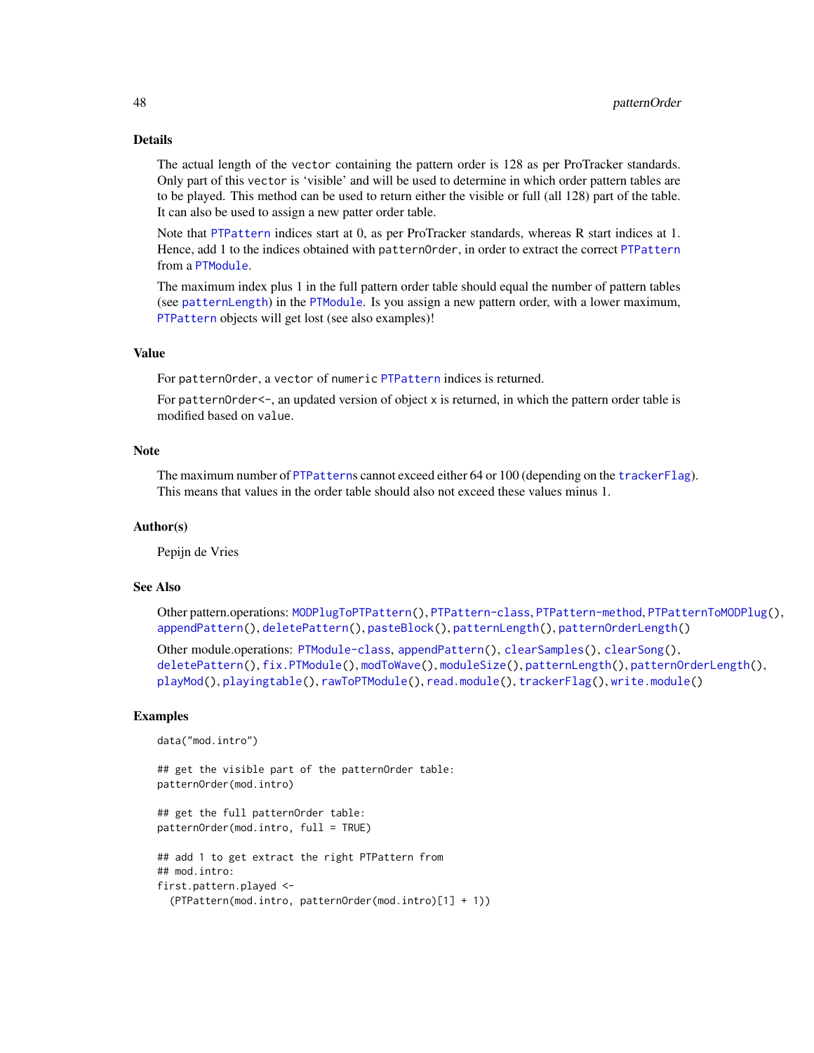### Details

The actual length of the `vector` containing the pattern order is 128 as per ProTracker standards. Only part of this `vector` is 'visible' and will be used to determine in which order pattern tables are to be played. This method can be used to return either the visible or full (all 128) part of the table. It can also be used to assign a new patter order table.

Note that `PTPattern` indices start at 0, as per ProTracker standards, whereas R start indices at 1. Hence, add 1 to the indices obtained with `patternOrder`, in order to extract the correct `PTPattern` from a `PTModule`.

The maximum index plus 1 in the full pattern order table should equal the number of pattern tables (see `patternLength`) in the `PTModule`. Is you assign a new pattern order, with a lower maximum, `PTPattern` objects will get lost (see also examples)!

### Value

For `patternOrder`, a `vector` of `numeric` `PTPattern` indices is returned.

For `patternOrder<-`, an updated version of object `x` is returned, in which the pattern order table is modified based on `value`.

### Note

The maximum number of `PTPattern`s cannot exceed either 64 or 100 (depending on the `trackerFlag`). This means that values in the order table should also not exceed these values minus 1.

### Author(s)

Pepijn de Vries

### See Also

Other pattern.operations: `MODPlugToPTPattern()`, `PTPattern-class`, `PTPattern-method`, `PTPatternToMODPlug()`, `appendPattern()`, `deletePattern()`, `pasteBlock()`, `patternLength()`, `patternOrderLength()`

Other module.operations: `PTModule-class`, `appendPattern()`, `clearSamples()`, `clearSong()`, `deletePattern()`, `fix.PTModule()`, `modToWave()`, `moduleSize()`, `patternLength()`, `patternOrderLength()`, `playMod()`, `playingtable()`, `rawToPTModule()`, `read.module()`, `trackerFlag()`, `write.module()`

### Examples

```
data("mod.intro")

## get the visible part of the patternOrder table:
patternOrder(mod.intro)

## get the full patternOrder table:
patternOrder(mod.intro, full = TRUE)

## add 1 to get extract the right PTPattern from
## mod.intro:
first.pattern.played <-
  (PTPattern(mod.intro, patternOrder(mod.intro)[1] + 1))
```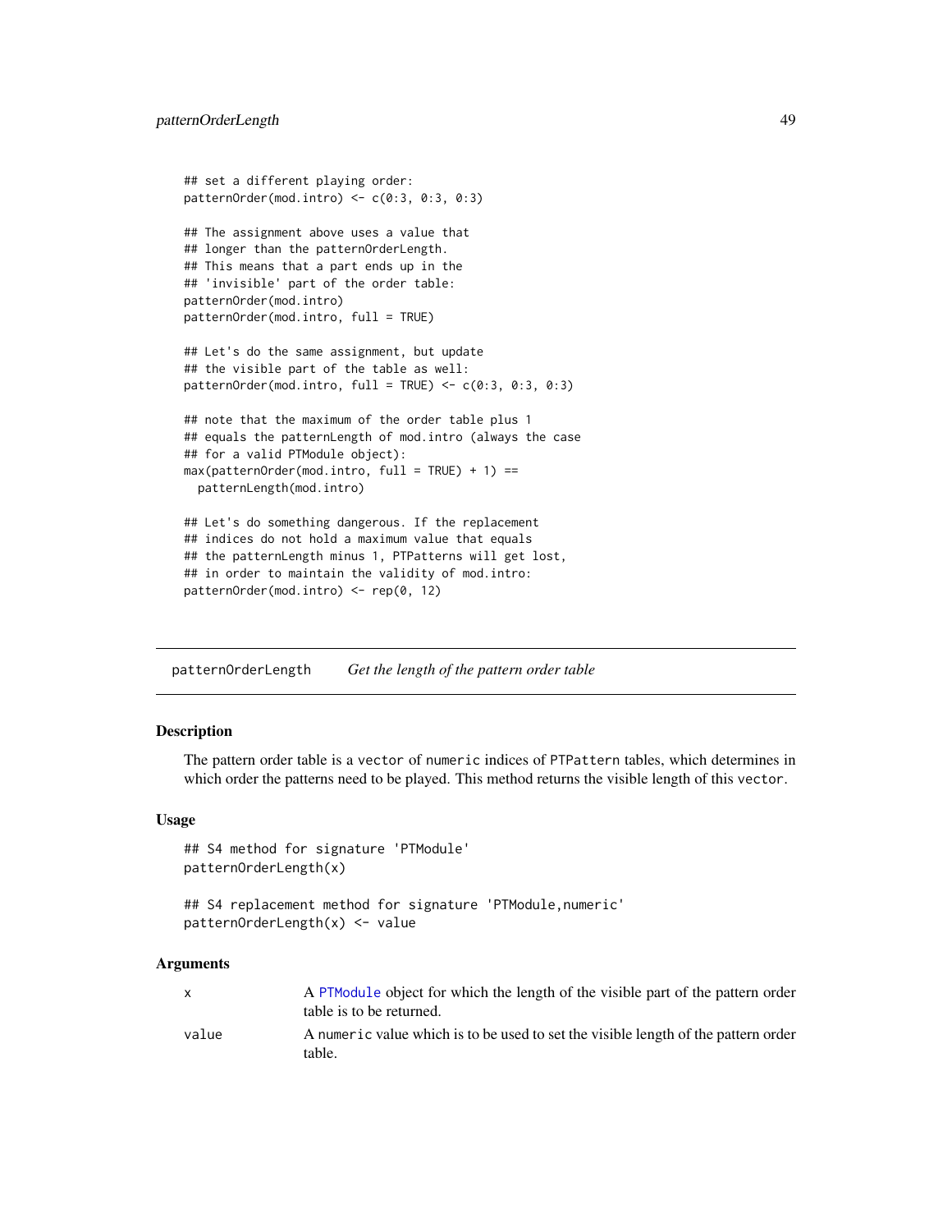```
## set a different playing order:
patternOrder(mod.intro) <- c(0:3, 0:3, 0:3)

## The assignment above uses a value that
## longer than the patternOrderLength.
## This means that a part ends up in the
## 'invisible' part of the order table:
patternOrder(mod.intro)
patternOrder(mod.intro, full = TRUE)

## Let's do the same assignment, but update
## the visible part of the table as well:
patternOrder(mod.intro, full = TRUE) <- c(0:3, 0:3, 0:3)

## note that the maximum of the order table plus 1
## equals the patternLength of mod.intro (always the case
## for a valid PTModule object):
max(patternOrder(mod.intro, full = TRUE) + 1) ==
  patternLength(mod.intro)

## Let's do something dangerous. If the replacement
## indices do not hold a maximum value that equals
## the patternLength minus 1, PTPatterns will get lost,
## in order to maintain the validity of mod.intro:
patternOrder(mod.intro) <- rep(0, 12)
```

## patternOrderLength *Get the length of the pattern order table*

### Description

The pattern order table is a `vector` of `numeric` indices of `PTPattern` tables, which determines in which order the patterns need to be played. This method returns the visible length of this `vector`.

### Usage

```
## S4 method for signature 'PTModule'
patternOrderLength(x)

## S4 replacement method for signature 'PTModule,numeric'
patternOrderLength(x) <- value
```

### Arguments

| | |
|---|---|
| x | A `PTModule` object for which the length of the visible part of the pattern order table is to be returned. |
| value | A `numeric` value which is to be used to set the visible length of the pattern order table. |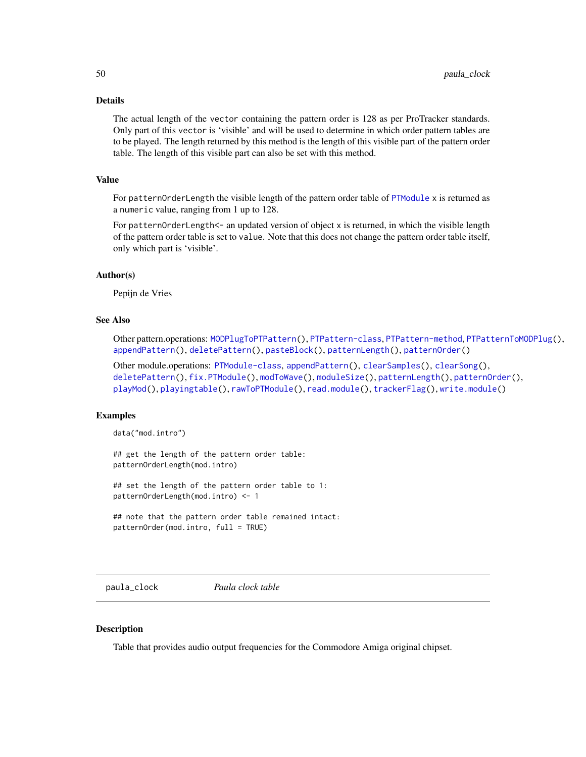### Details

The actual length of the `vector` containing the pattern order is 128 as per ProTracker standards. Only part of this `vector` is 'visible' and will be used to determine in which order pattern tables are to be played. The length returned by this method is the length of this visible part of the pattern order table. The length of this visible part can also be set with this method.

### Value

For `patternOrderLength` the visible length of the pattern order table of `PTModule` `x` is returned as a `numeric` value, ranging from 1 up to 128.

For `patternOrderLength<-` an updated version of object `x` is returned, in which the visible length of the pattern order table is set to `value`. Note that this does not change the pattern order table itself, only which part is 'visible'.

### Author(s)

Pepijn de Vries

### See Also

Other pattern.operations: `MODPlugToPTPattern()`, `PTPattern-class`, `PTPattern-method`, `PTPatternToMODPlug()`, `appendPattern()`, `deletePattern()`, `pasteBlock()`, `patternLength()`, `patternOrder()`

Other module.operations: `PTModule-class`, `appendPattern()`, `clearSamples()`, `clearSong()`, `deletePattern()`, `fix.PTModule()`, `modToWave()`, `moduleSize()`, `patternLength()`, `patternOrder()`, `playMod()`, `playingtable()`, `rawToPTModule()`, `read.module()`, `trackerFlag()`, `write.module()`

### Examples

```
data("mod.intro")

## get the length of the pattern order table:
patternOrderLength(mod.intro)

## set the length of the pattern order table to 1:
patternOrderLength(mod.intro) <- 1

## note that the pattern order table remained intact:
patternOrder(mod.intro, full = TRUE)
```

---

## paula_clock    *Paula clock table*

### Description

Table that provides audio output frequencies for the Commodore Amiga original chipset.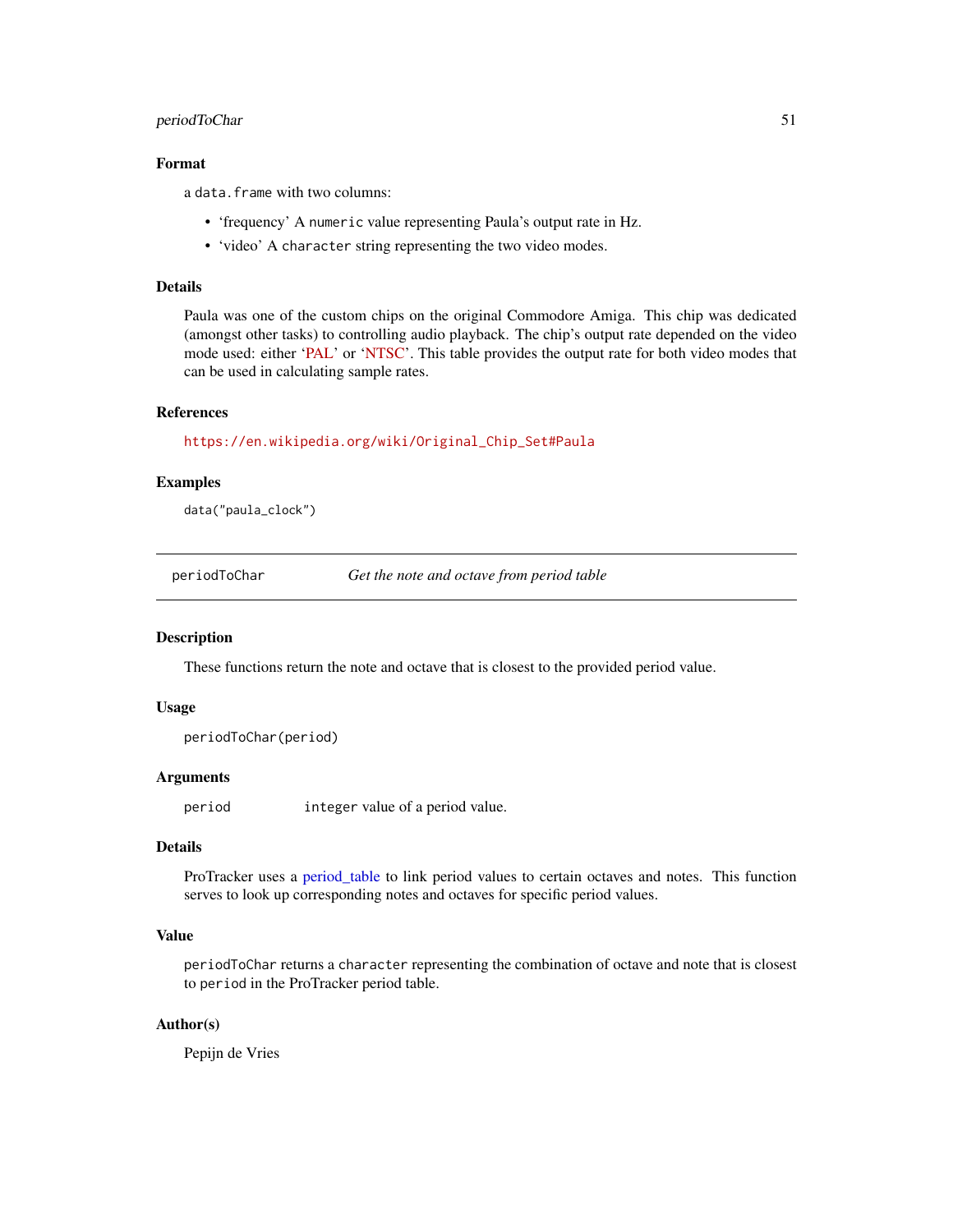### Format

a `data.frame` with two columns:

- 'frequency' A `numeric` value representing Paula's output rate in Hz.
- 'video' A `character` string representing the two video modes.

### Details

Paula was one of the custom chips on the original Commodore Amiga. This chip was dedicated (amongst other tasks) to controlling audio playback. The chip's output rate depended on the video mode used: either 'PAL' or 'NTSC'. This table provides the output rate for both video modes that can be used in calculating sample rates.

### References

https://en.wikipedia.org/wiki/Original_Chip_Set#Paula

### Examples

```
data("paula_clock")
```

---

## periodToChar — *Get the note and octave from period table*

---

### Description

These functions return the note and octave that is closest to the provided period value.

### Usage

```
periodToChar(period)
```

### Arguments

| | |
|---|---|
| `period` | `integer` value of a period value. |

### Details

ProTracker uses a period_table to link period values to certain octaves and notes. This function serves to look up corresponding notes and octaves for specific period values.

### Value

`periodToChar` returns a `character` representing the combination of octave and note that is closest to `period` in the ProTracker period table.

### Author(s)

Pepijn de Vries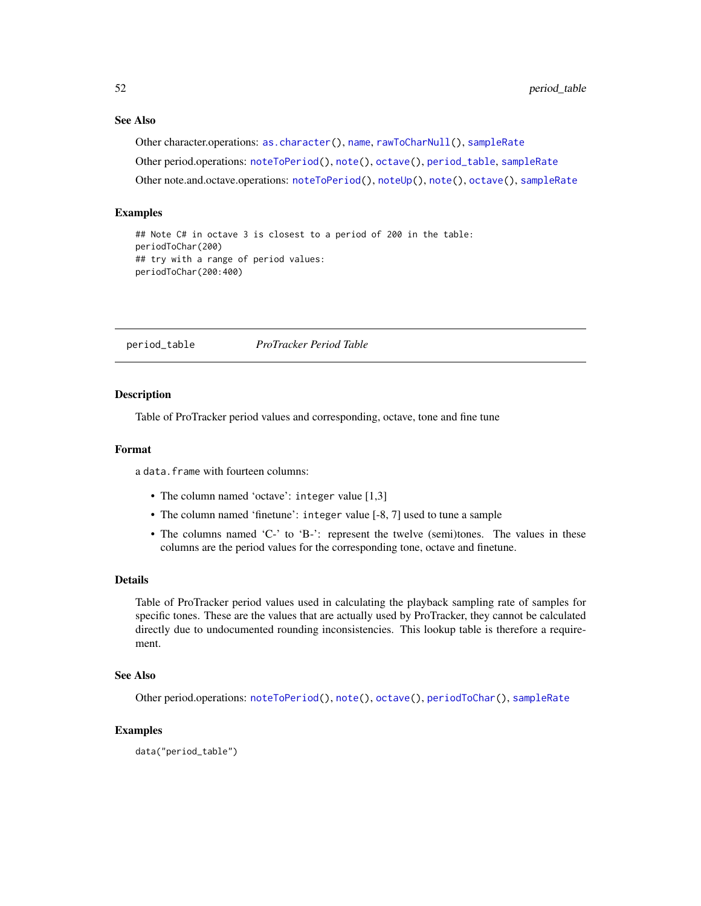### See Also

Other character.operations: `as.character()`, `name`, `rawToCharNull()`, `sampleRate`

Other period.operations: `noteToPeriod()`, `note()`, `octave()`, `period_table`, `sampleRate`

Other note.and.octave.operations: `noteToPeriod()`, `noteUp()`, `note()`, `octave()`, `sampleRate`

### Examples

```
## Note C# in octave 3 is closest to a period of 200 in the table:
periodToChar(200)
## try with a range of period values:
periodToChar(200:400)
```

---

## period_table    *ProTracker Period Table*

---

### Description

Table of ProTracker period values and corresponding, octave, tone and fine tune

### Format

a `data.frame` with fourteen columns:

- The column named 'octave': `integer` value [1,3]
- The column named 'finetune': `integer` value [-8, 7] used to tune a sample
- The columns named 'C-' to 'B-': represent the twelve (semi)tones. The values in these columns are the period values for the corresponding tone, octave and finetune.

### Details

Table of ProTracker period values used in calculating the playback sampling rate of samples for specific tones. These are the values that are actually used by ProTracker, they cannot be calculated directly due to undocumented rounding inconsistencies. This lookup table is therefore a requirement.

### See Also

Other period.operations: `noteToPeriod()`, `note()`, `octave()`, `periodToChar()`, `sampleRate`

### Examples

```
data("period_table")
```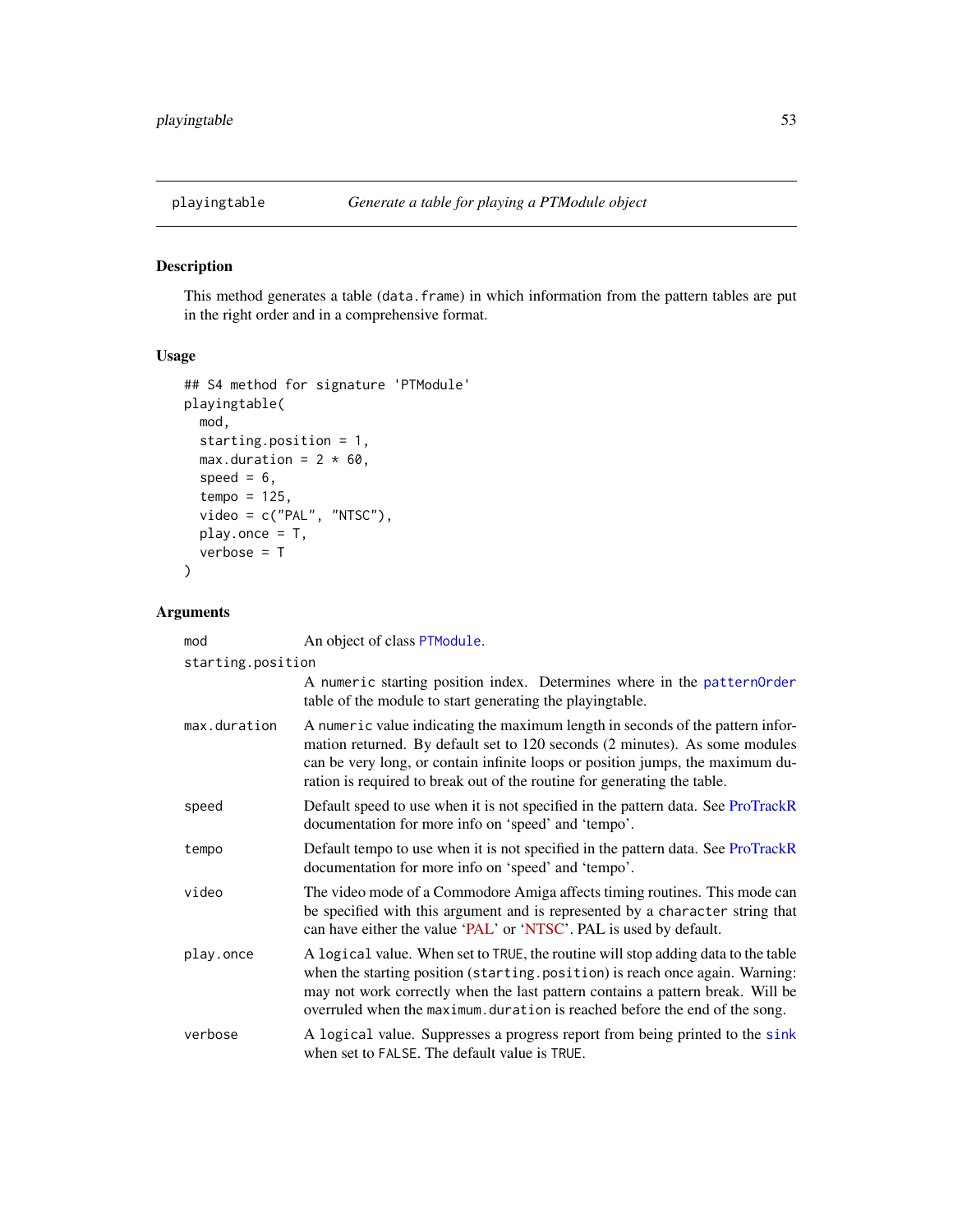# playingtable — *Generate a table for playing a PTModule object*

## Description

This method generates a table (`data.frame`) in which information from the pattern tables are put in the right order and in a comprehensive format.

## Usage

```
## S4 method for signature 'PTModule'
playingtable(
  mod,
  starting.position = 1,
  max.duration = 2 * 60,
  speed = 6,
  tempo = 125,
  video = c("PAL", "NTSC"),
  play.once = T,
  verbose = T
)
```

## Arguments

| | |
|---|---|
| `mod` | An object of class `PTModule`. |
| `starting.position` | A `numeric` starting position index. Determines where in the `patternOrder` table of the module to start generating the playingtable. |
| `max.duration` | A `numeric` value indicating the maximum length in seconds of the pattern information returned. By default set to 120 seconds (2 minutes). As some modules can be very long, or contain infinite loops or position jumps, the maximum duration is required to break out of the routine for generating the table. |
| `speed` | Default speed to use when it is not specified in the pattern data. See ProTrackR documentation for more info on 'speed' and 'tempo'. |
| `tempo` | Default tempo to use when it is not specified in the pattern data. See ProTrackR documentation for more info on 'speed' and 'tempo'. |
| `video` | The video mode of a Commodore Amiga affects timing routines. This mode can be specified with this argument and is represented by a `character` string that can have either the value 'PAL' or 'NTSC'. PAL is used by default. |
| `play.once` | A `logical` value. When set to `TRUE`, the routine will stop adding data to the table when the starting position (`starting.position`) is reach once again. Warning: may not work correctly when the last pattern contains a pattern break. Will be overruled when the `maximum.duration` is reached before the end of the song. |
| `verbose` | A `logical` value. Suppresses a progress report from being printed to the `sink` when set to `FALSE`. The default value is `TRUE`. |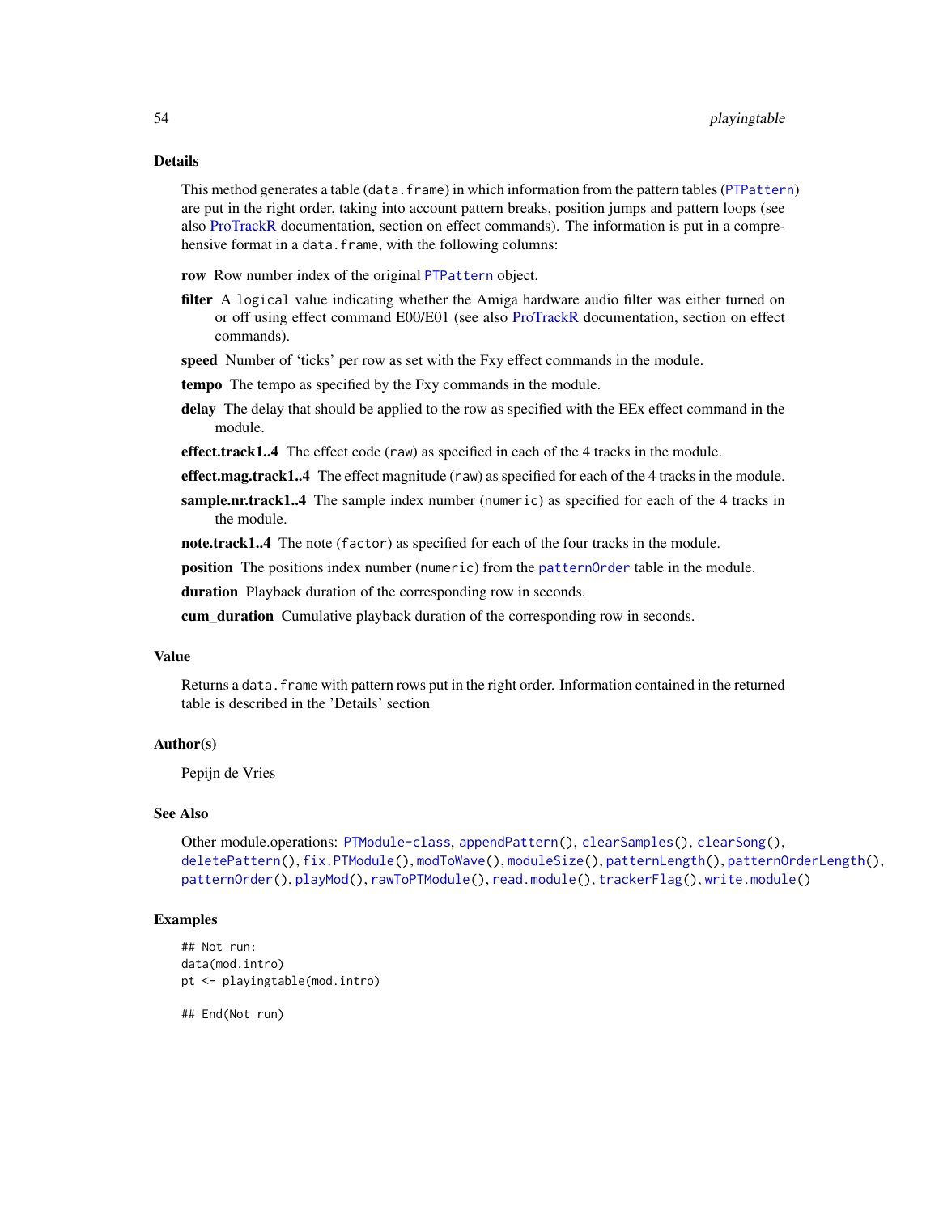### Details

This method generates a table (`data.frame`) in which information from the pattern tables (`PTPattern`) are put in the right order, taking into account pattern breaks, position jumps and pattern loops (see also ProTrackR documentation, section on effect commands). The information is put in a comprehensive format in a `data.frame`, with the following columns:

**row** Row number index of the original `PTPattern` object.

**filter** A `logical` value indicating whether the Amiga hardware audio filter was either turned on or off using effect command E00/E01 (see also ProTrackR documentation, section on effect commands).

**speed** Number of 'ticks' per row as set with the Fxy effect commands in the module.

**tempo** The tempo as specified by the Fxy commands in the module.

**delay** The delay that should be applied to the row as specified with the EEx effect command in the module.

**effect.track1..4** The effect code (`raw`) as specified in each of the 4 tracks in the module.

**effect.mag.track1..4** The effect magnitude (`raw`) as specified for each of the 4 tracks in the module.

**sample.nr.track1..4** The sample index number (`numeric`) as specified for each of the 4 tracks in the module.

**note.track1..4** The note (`factor`) as specified for each of the four tracks in the module.

**position** The positions index number (`numeric`) from the `patternOrder` table in the module.

**duration** Playback duration of the corresponding row in seconds.

**cum_duration** Cumulative playback duration of the corresponding row in seconds.

### Value

Returns a `data.frame` with pattern rows put in the right order. Information contained in the returned table is described in the 'Details' section

### Author(s)

Pepijn de Vries

### See Also

Other module.operations: `PTModule-class`, `appendPattern()`, `clearSamples()`, `clearSong()`, `deletePattern()`, `fix.PTModule()`, `modToWave()`, `moduleSize()`, `patternLength()`, `patternOrderLength()`, `patternOrder()`, `playMod()`, `rawToPTModule()`, `read.module()`, `trackerFlag()`, `write.module()`

### Examples

```
## Not run:
data(mod.intro)
pt <- playingtable(mod.intro)

## End(Not run)
```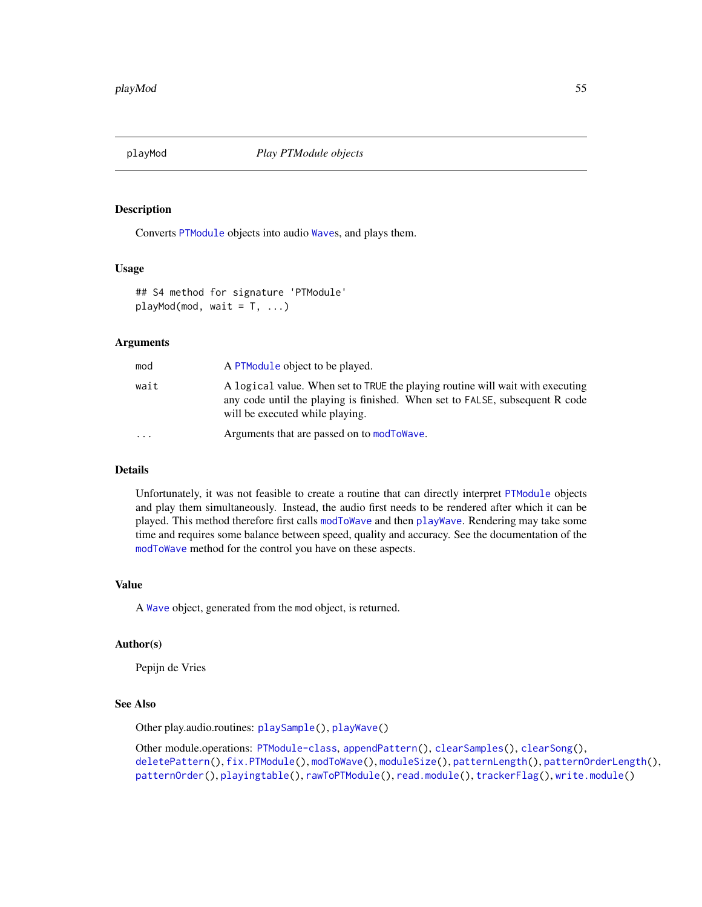## playMod *Play PTModule objects*

### Description

Converts PTModule objects into audio Waves, and plays them.

### Usage

```
## S4 method for signature 'PTModule'
playMod(mod, wait = T, ...)
```

### Arguments

| | |
|---|---|
| mod | A PTModule object to be played. |
| wait | A logical value. When set to TRUE the playing routine will wait with executing any code until the playing is finished. When set to FALSE, subsequent R code will be executed while playing. |
| ... | Arguments that are passed on to modToWave. |

### Details

Unfortunately, it was not feasible to create a routine that can directly interpret PTModule objects and play them simultaneously. Instead, the audio first needs to be rendered after which it can be played. This method therefore first calls modToWave and then playWave. Rendering may take some time and requires some balance between speed, quality and accuracy. See the documentation of the modToWave method for the control you have on these aspects.

### Value

A Wave object, generated from the mod object, is returned.

### Author(s)

Pepijn de Vries

### See Also

Other play.audio.routines: playSample(), playWave()

Other module.operations: PTModule-class, appendPattern(), clearSamples(), clearSong(), deletePattern(), fix.PTModule(), modToWave(), moduleSize(), patternLength(), patternOrderLength(), patternOrder(), playingtable(), rawToPTModule(), read.module(), trackerFlag(), write.module()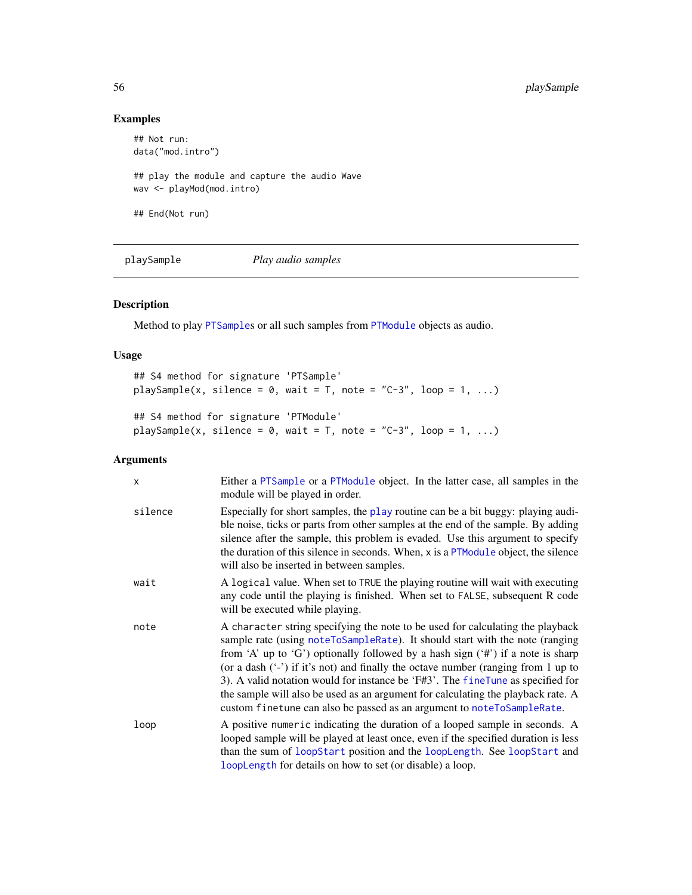## Examples

```
## Not run:
data("mod.intro")

## play the module and capture the audio Wave
wav <- playMod(mod.intro)

## End(Not run)
```

---

# playSample — *Play audio samples*

---

## Description

Method to play PTSamples or all such samples from PTModule objects as audio.

## Usage

```
## S4 method for signature 'PTSample'
playSample(x, silence = 0, wait = T, note = "C-3", loop = 1, ...)

## S4 method for signature 'PTModule'
playSample(x, silence = 0, wait = T, note = "C-3", loop = 1, ...)
```

## Arguments

| | |
|---|---|
| x | Either a PTSample or a PTModule object. In the latter case, all samples in the module will be played in order. |
| silence | Especially for short samples, the play routine can be a bit buggy: playing audible noise, ticks or parts from other samples at the end of the sample. By adding silence after the sample, this problem is evaded. Use this argument to specify the duration of this silence in seconds. When, x is a PTModule object, the silence will also be inserted in between samples. |
| wait | A logical value. When set to TRUE the playing routine will wait with executing any code until the playing is finished. When set to FALSE, subsequent R code will be executed while playing. |
| note | A character string specifying the note to be used for calculating the playback sample rate (using noteToSampleRate). It should start with the note (ranging from 'A' up to 'G') optionally followed by a hash sign ('#') if a note is sharp (or a dash ('-') if it's not) and finally the octave number (ranging from 1 up to 3). A valid notation would for instance be 'F#3'. The fineTune as specified for the sample will also be used as an argument for calculating the playback rate. A custom finetune can also be passed as an argument to noteToSampleRate. |
| loop | A positive numeric indicating the duration of a looped sample in seconds. A looped sample will be played at least once, even if the specified duration is less than the sum of loopStart position and the loopLength. See loopStart and loopLength for details on how to set (or disable) a loop. |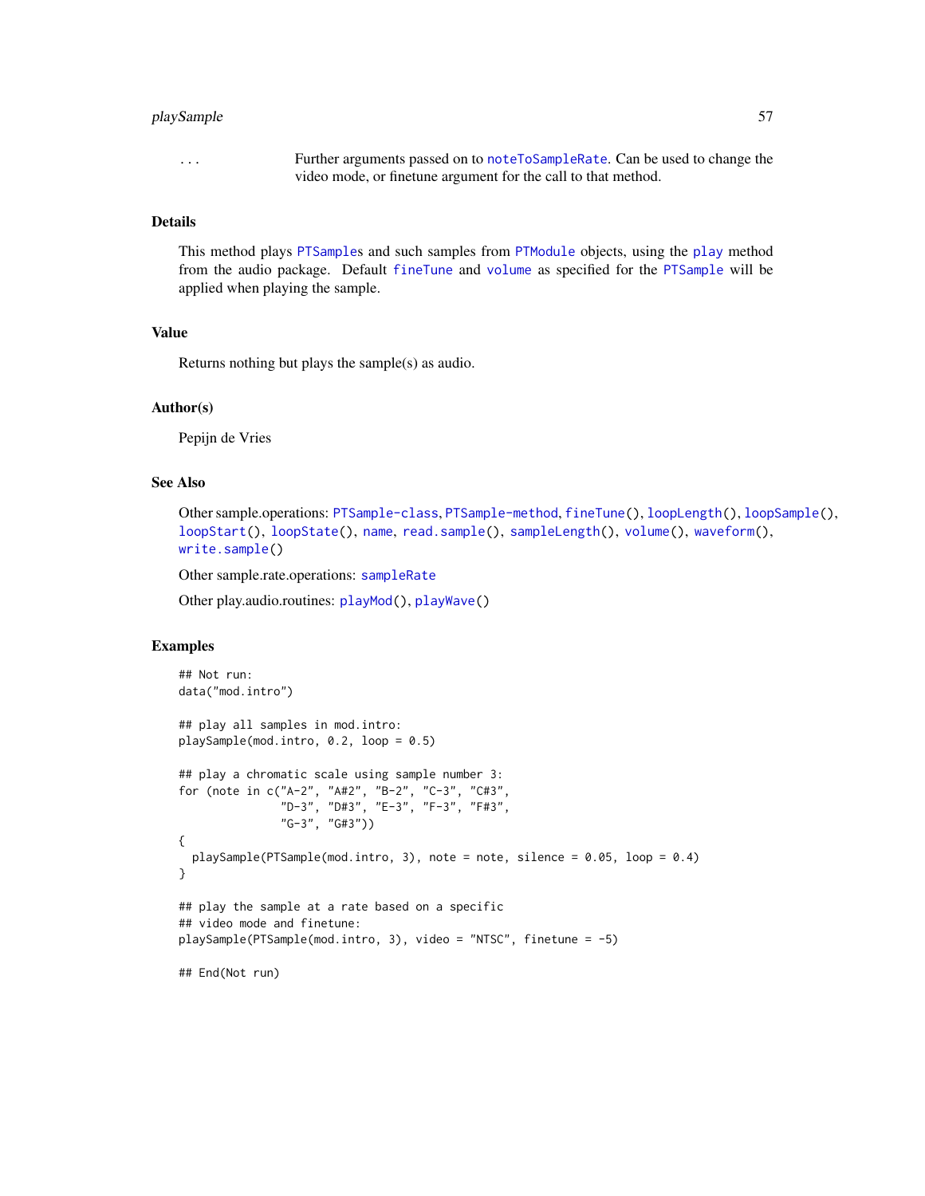| | |
|---|---|
| ... | Further arguments passed on to noteToSampleRate. Can be used to change the video mode, or finetune argument for the call to that method. |

## Details

This method plays PTSamples and such samples from PTModule objects, using the play method from the audio package. Default fineTune and volume as specified for the PTSample will be applied when playing the sample.

## Value

Returns nothing but plays the sample(s) as audio.

## Author(s)

Pepijn de Vries

## See Also

Other sample.operations: PTSample-class, PTSample-method, fineTune(), loopLength(), loopSample(), loopStart(), loopState(), name, read.sample(), sampleLength(), volume(), waveform(), write.sample()

Other sample.rate.operations: sampleRate

Other play.audio.routines: playMod(), playWave()

## Examples

```
## Not run:
data("mod.intro")

## play all samples in mod.intro:
playSample(mod.intro, 0.2, loop = 0.5)

## play a chromatic scale using sample number 3:
for (note in c("A-2", "A#2", "B-2", "C-3", "C#3",
               "D-3", "D#3", "E-3", "F-3", "F#3",
               "G-3", "G#3"))
{
  playSample(PTSample(mod.intro, 3), note = note, silence = 0.05, loop = 0.4)
}

## play the sample at a rate based on a specific
## video mode and finetune:
playSample(PTSample(mod.intro, 3), video = "NTSC", finetune = -5)

## End(Not run)
```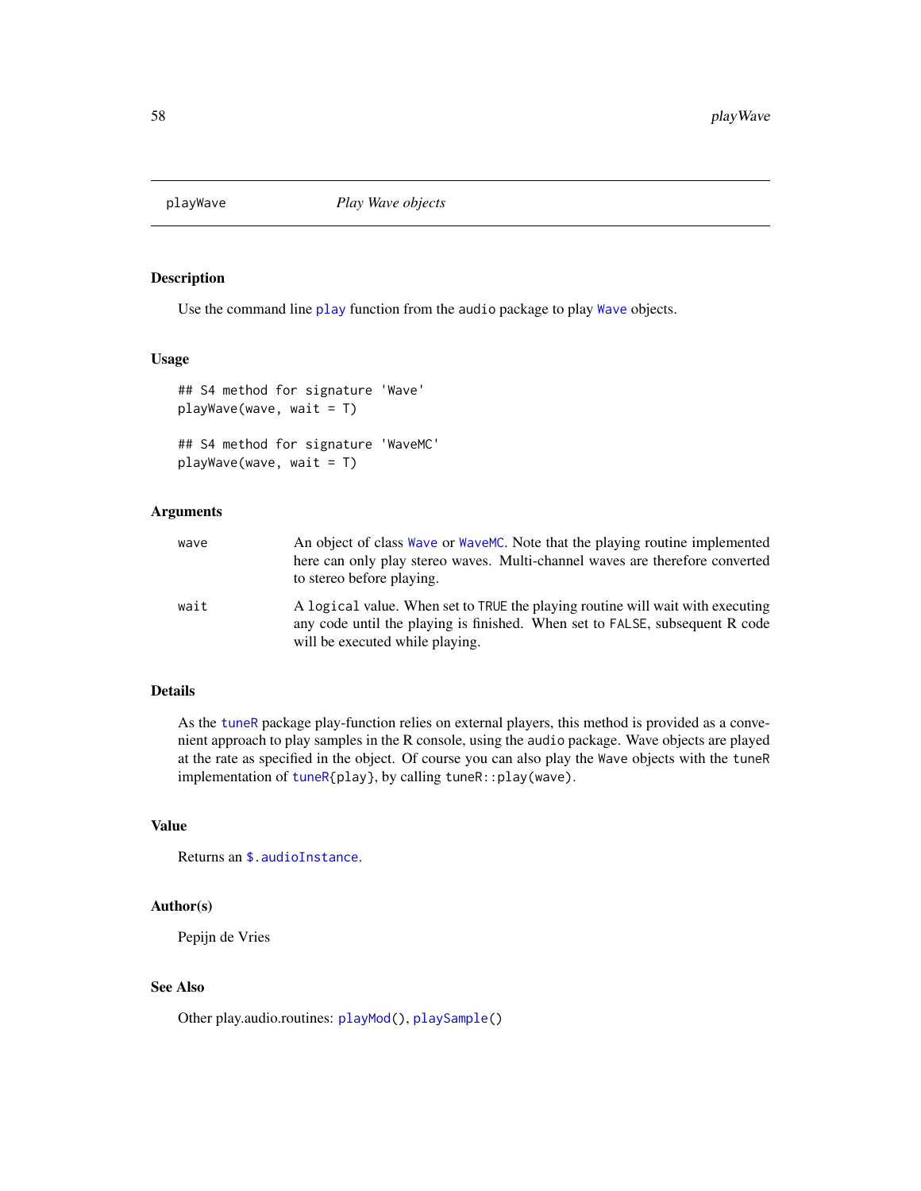# playWave — *Play Wave objects*

## Description

Use the command line play function from the audio package to play Wave objects.

## Usage

```
## S4 method for signature 'Wave'
playWave(wave, wait = T)

## S4 method for signature 'WaveMC'
playWave(wave, wait = T)
```

## Arguments

| | |
|---|---|
| wave | An object of class Wave or WaveMC. Note that the playing routine implemented here can only play stereo waves. Multi-channel waves are therefore converted to stereo before playing. |
| wait | A logical value. When set to TRUE the playing routine will wait with executing any code until the playing is finished. When set to FALSE, subsequent R code will be executed while playing. |

## Details

As the tuneR package play-function relies on external players, this method is provided as a convenient approach to play samples in the R console, using the audio package. Wave objects are played at the rate as specified in the object. Of course you can also play the Wave objects with the tuneR implementation of tuneR{play}, by calling tuneR::play(wave).

## Value

Returns an $.audioInstance.

## Author(s)

Pepijn de Vries

## See Also

Other play.audio.routines: playMod(), playSample()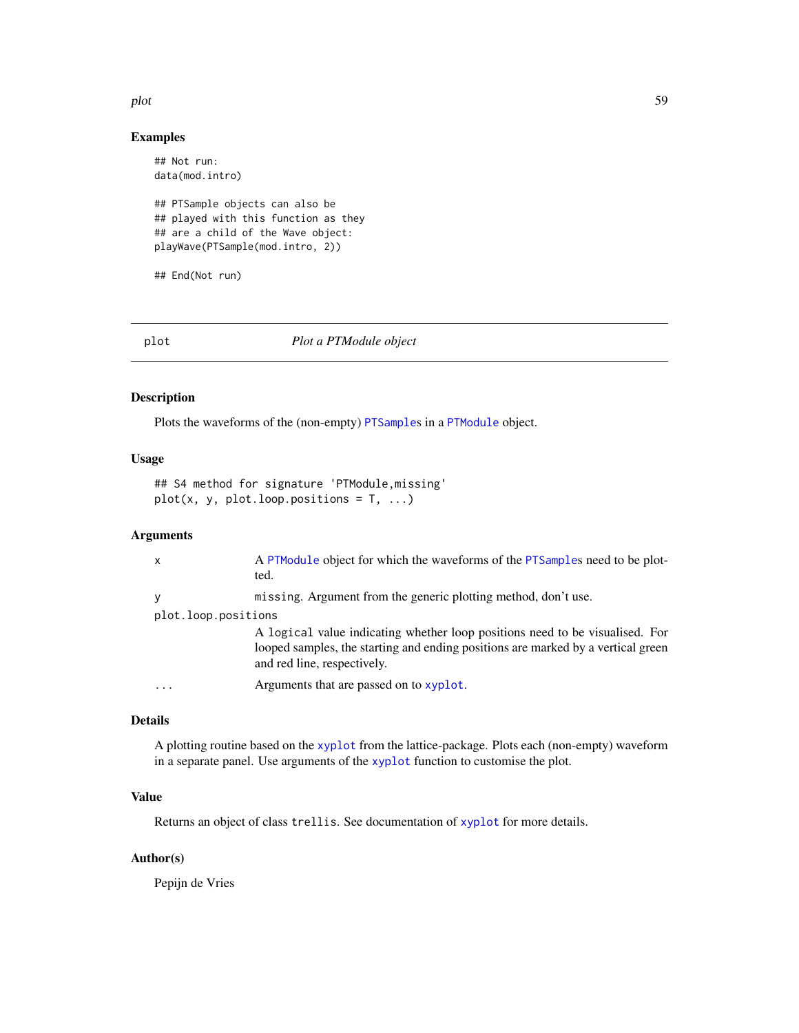## Examples

```
## Not run:
data(mod.intro)

## PTSample objects can also be
## played with this function as they
## are a child of the Wave object:
playWave(PTSample(mod.intro, 2))

## End(Not run)
```

---

# plot — *Plot a PTModule object*

## Description

Plots the waveforms of the (non-empty) PTSamples in a PTModule object.

## Usage

```
## S4 method for signature 'PTModule,missing'
plot(x, y, plot.loop.positions = T, ...)
```

## Arguments

| | |
|---|---|
| x | A PTModule object for which the waveforms of the PTSamples need to be plotted. |
| y | missing. Argument from the generic plotting method, don't use. |
| plot.loop.positions | A logical value indicating whether loop positions need to be visualised. For looped samples, the starting and ending positions are marked by a vertical green and red line, respectively. |
| ... | Arguments that are passed on to xyplot. |

## Details

A plotting routine based on the xyplot from the lattice-package. Plots each (non-empty) waveform in a separate panel. Use arguments of the xyplot function to customise the plot.

## Value

Returns an object of class trellis. See documentation of xyplot for more details.

## Author(s)

Pepijn de Vries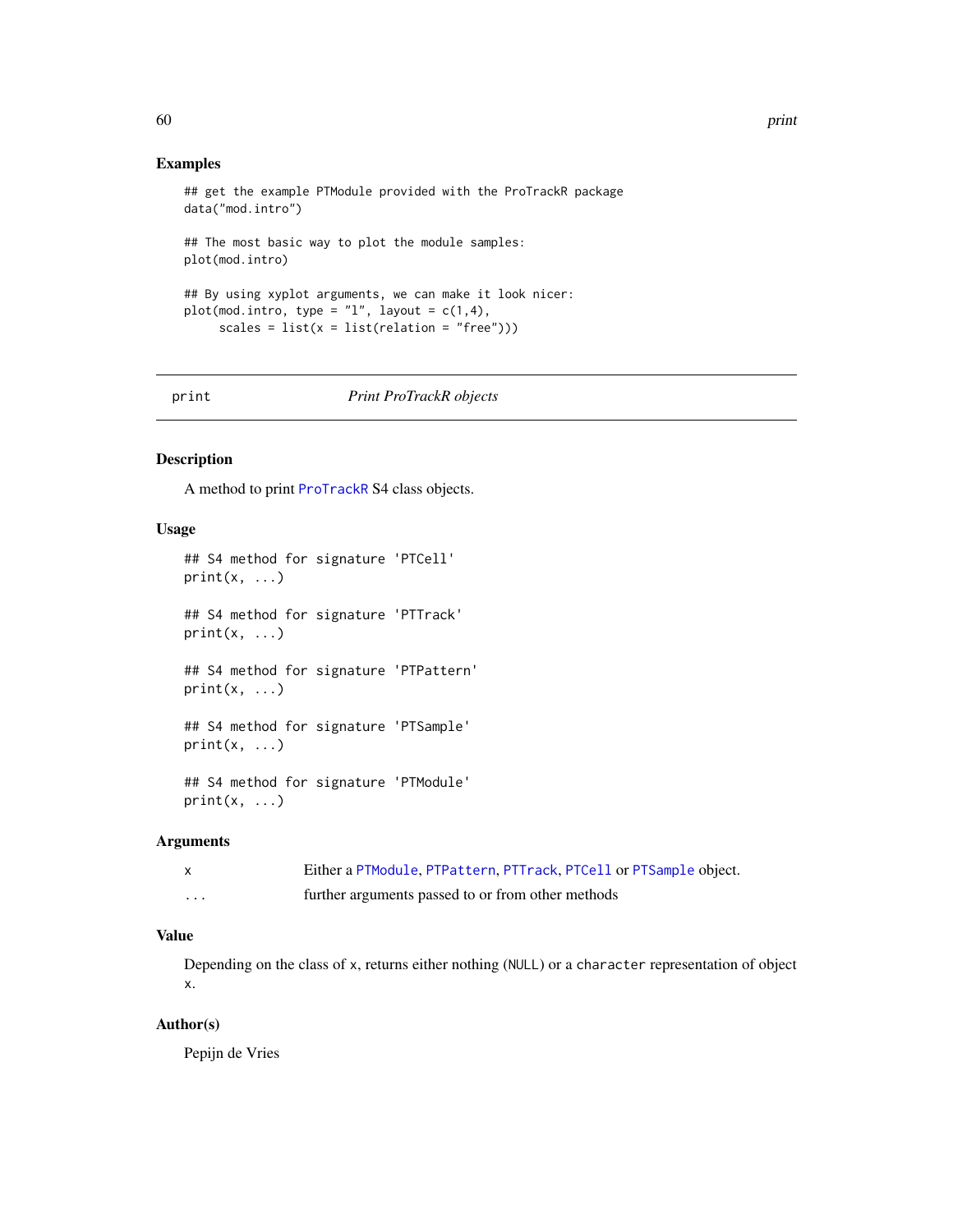### Examples

```
## get the example PTModule provided with the ProTrackR package
data("mod.intro")

## The most basic way to plot the module samples:
plot(mod.intro)

## By using xyplot arguments, we can make it look nicer:
plot(mod.intro, type = "l", layout = c(1,4),
     scales = list(x = list(relation = "free")))
```

---

## print — *Print ProTrackR objects*

---

### Description

A method to print ProTrackR S4 class objects.

### Usage

```
## S4 method for signature 'PTCell'
print(x, ...)

## S4 method for signature 'PTTrack'
print(x, ...)

## S4 method for signature 'PTPattern'
print(x, ...)

## S4 method for signature 'PTSample'
print(x, ...)

## S4 method for signature 'PTModule'
print(x, ...)
```

### Arguments

| | |
|---|---|
| `x` | Either a `PTModule`, `PTPattern`, `PTTrack`, `PTCell` or `PTSample` object. |
| `...` | further arguments passed to or from other methods |

### Value

Depending on the class of `x`, returns either nothing (`NULL`) or a `character` representation of object `x`.

### Author(s)

Pepijn de Vries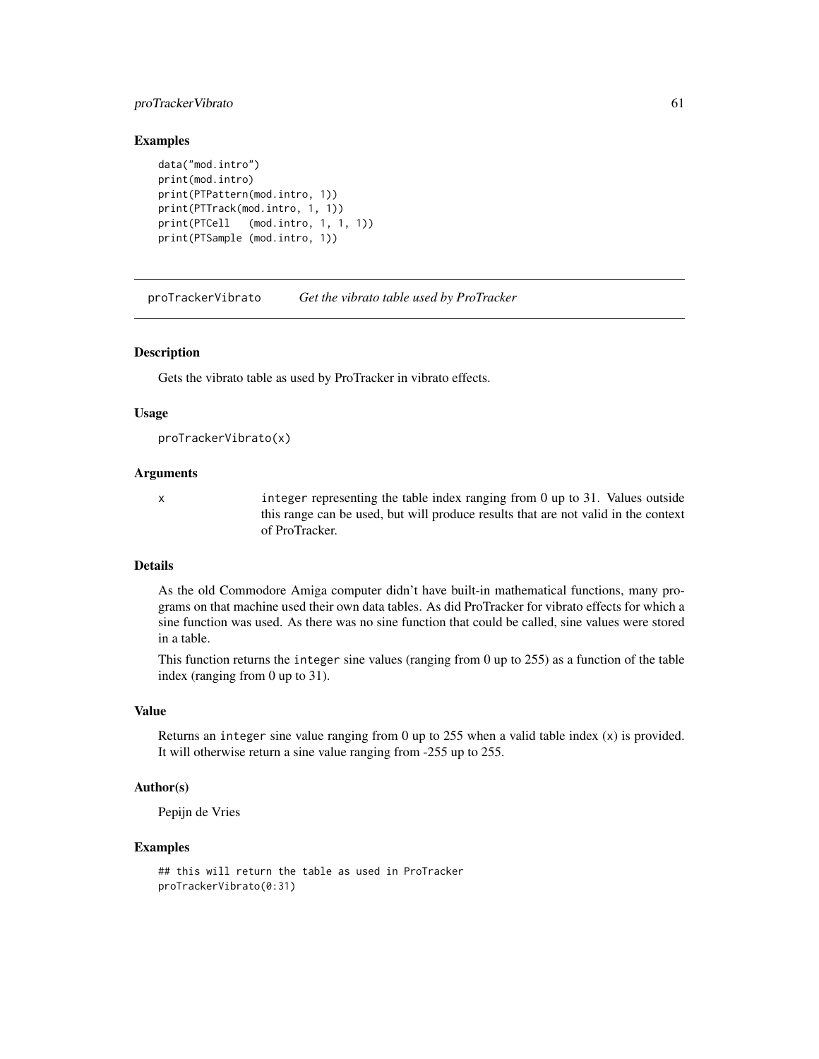### Examples

```
data("mod.intro")
print(mod.intro)
print(PTPattern(mod.intro, 1))
print(PTTrack(mod.intro, 1, 1))
print(PTCell   (mod.intro, 1, 1, 1))
print(PTSample (mod.intro, 1))
```

---

## proTrackerVibrato    *Get the vibrato table used by ProTracker*

---

### Description

Gets the vibrato table as used by ProTracker in vibrato effects.

### Usage

```
proTrackerVibrato(x)
```

### Arguments

| | |
|---|---|
| x | integer representing the table index ranging from 0 up to 31. Values outside this range can be used, but will produce results that are not valid in the context of ProTracker. |

### Details

As the old Commodore Amiga computer didn't have built-in mathematical functions, many programs on that machine used their own data tables. As did ProTracker for vibrato effects for which a sine function was used. As there was no sine function that could be called, sine values were stored in a table.

This function returns the `integer` sine values (ranging from 0 up to 255) as a function of the table index (ranging from 0 up to 31).

### Value

Returns an `integer` sine value ranging from 0 up to 255 when a valid table index (`x`) is provided. It will otherwise return a sine value ranging from -255 up to 255.

### Author(s)

Pepijn de Vries

### Examples

```
## this will return the table as used in ProTracker
proTrackerVibrato(0:31)
```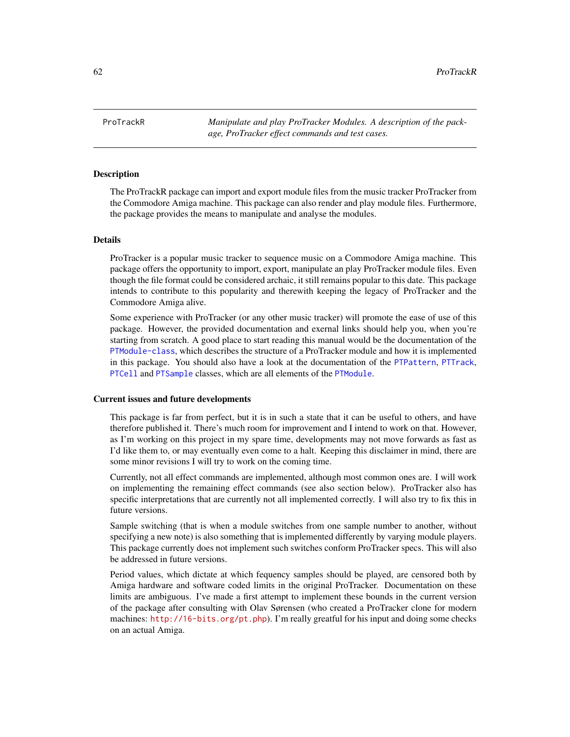ProTrackR — *Manipulate and play ProTracker Modules. A description of the package, ProTracker effect commands and test cases.*

## Description

The ProTrackR package can import and export module files from the music tracker ProTracker from the Commodore Amiga machine. This package can also render and play module files. Furthermore, the package provides the means to manipulate and analyse the modules.

## Details

ProTracker is a popular music tracker to sequence music on a Commodore Amiga machine. This package offers the opportunity to import, export, manipulate an play ProTracker module files. Even though the file format could be considered archaic, it still remains popular to this date. This package intends to contribute to this popularity and therewith keeping the legacy of ProTracker and the Commodore Amiga alive.

Some experience with ProTracker (or any other music tracker) will promote the ease of use of this package. However, the provided documentation and exernal links should help you, when you're starting from scratch. A good place to start reading this manual would be the documentation of the `PTModule-class`, which describes the structure of a ProTracker module and how it is implemented in this package. You should also have a look at the documentation of the `PTPattern`, `PTTrack`, `PTCell` and `PTSample` classes, which are all elements of the `PTModule`.

## Current issues and future developments

This package is far from perfect, but it is in such a state that it can be useful to others, and have therefore published it. There's much room for improvement and I intend to work on that. However, as I'm working on this project in my spare time, developments may not move forwards as fast as I'd like them to, or may eventually even come to a halt. Keeping this disclaimer in mind, there are some minor revisions I will try to work on the coming time.

Currently, not all effect commands are implemented, although most common ones are. I will work on implementing the remaining effect commands (see also section below). ProTracker also has specific interpretations that are currently not all implemented correctly. I will also try to fix this in future versions.

Sample switching (that is when a module switches from one sample number to another, without specifying a new note) is also something that is implemented differently by varying module players. This package currently does not implement such switches conform ProTracker specs. This will also be addressed in future versions.

Period values, which dictate at which fequency samples should be played, are censored both by Amiga hardware and software coded limits in the original ProTracker. Documentation on these limits are ambiguous. I've made a first attempt to implement these bounds in the current version of the package after consulting with Olav Sørensen (who created a ProTracker clone for modern machines: http://16-bits.org/pt.php). I'm really greatful for his input and doing some checks on an actual Amiga.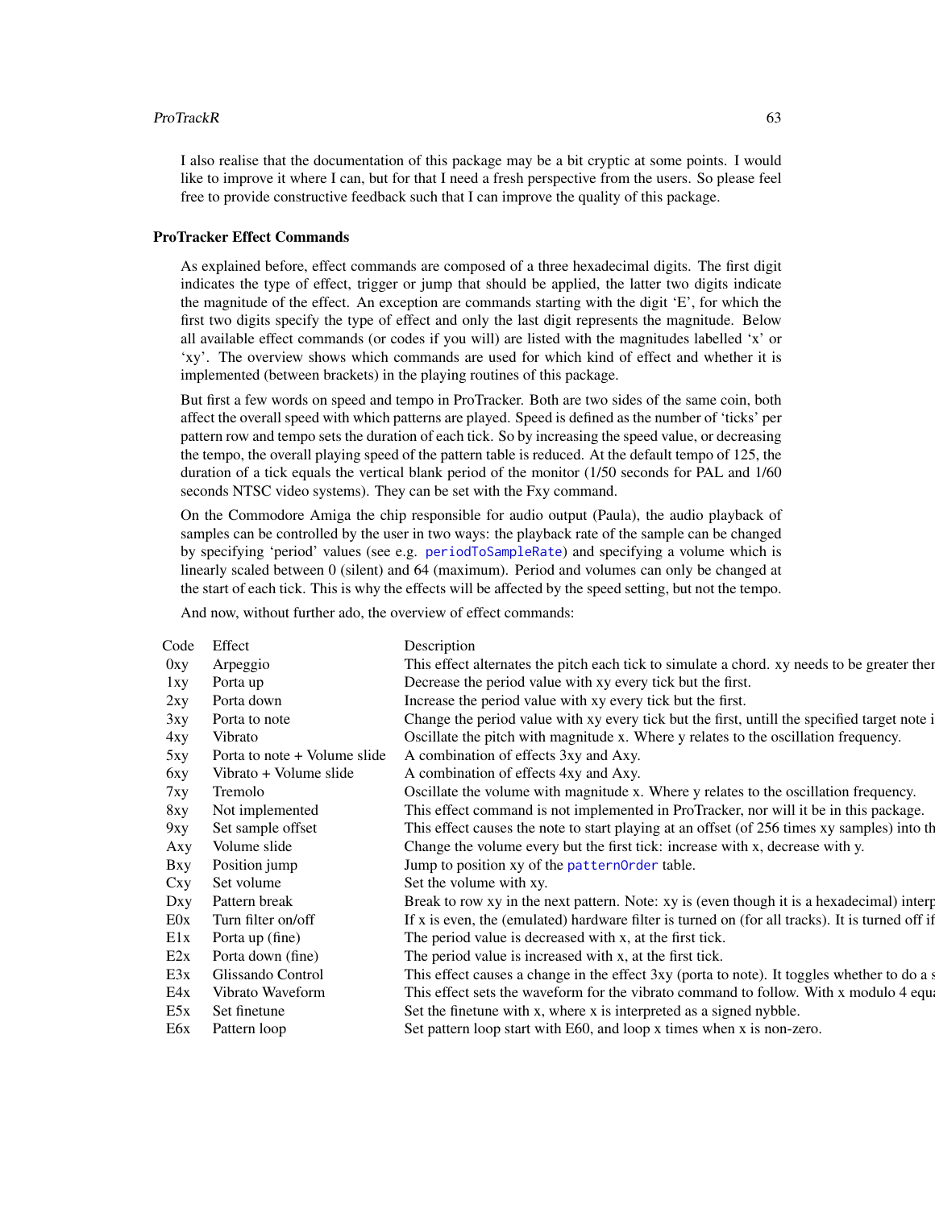I also realise that the documentation of this package may be a bit cryptic at some points. I would like to improve it where I can, but for that I need a fresh perspective from the users. So please feel free to provide constructive feedback such that I can improve the quality of this package.

### ProTracker Effect Commands

As explained before, effect commands are composed of a three hexadecimal digits. The first digit indicates the type of effect, trigger or jump that should be applied, the latter two digits indicate the magnitude of the effect. An exception are commands starting with the digit 'E', for which the first two digits specify the type of effect and only the last digit represents the magnitude. Below all available effect commands (or codes if you will) are listed with the magnitudes labelled 'x' or 'xy'. The overview shows which commands are used for which kind of effect and whether it is implemented (between brackets) in the playing routines of this package.

But first a few words on speed and tempo in ProTracker. Both are two sides of the same coin, both affect the overall speed with which patterns are played. Speed is defined as the number of 'ticks' per pattern row and tempo sets the duration of each tick. So by increasing the speed value, or decreasing the tempo, the overall playing speed of the pattern table is reduced. At the default tempo of 125, the duration of a tick equals the vertical blank period of the monitor (1/50 seconds for PAL and 1/60 seconds NTSC video systems). They can be set with the Fxy command.

On the Commodore Amiga the chip responsible for audio output (Paula), the audio playback of samples can be controlled by the user in two ways: the playback rate of the sample can be changed by specifying 'period' values (see e.g. periodToSampleRate) and specifying a volume which is linearly scaled between 0 (silent) and 64 (maximum). Period and volumes can only be changed at the start of each tick. This is why the effects will be affected by the speed setting, but not the tempo.

And now, without further ado, the overview of effect commands:

| Code | Effect | Description |
|---|---|---|
| 0xy | Arpeggio | This effect alternates the pitch each tick to simulate a chord. xy needs to be greater then |
| 1xy | Porta up | Decrease the period value with xy every tick but the first. |
| 2xy | Porta down | Increase the period value with xy every tick but the first. |
| 3xy | Porta to note | Change the period value with xy every tick but the first, untill the specified target note i |
| 4xy | Vibrato | Oscillate the pitch with magnitude x. Where y relates to the oscillation frequency. |
| 5xy | Porta to note + Volume slide | A combination of effects 3xy and Axy. |
| 6xy | Vibrato + Volume slide | A combination of effects 4xy and Axy. |
| 7xy | Tremolo | Oscillate the volume with magnitude x. Where y relates to the oscillation frequency. |
| 8xy | Not implemented | This effect command is not implemented in ProTracker, nor will it be in this package. |
| 9xy | Set sample offset | This effect causes the note to start playing at an offset (of 256 times xy samples) into th |
| Axy | Volume slide | Change the volume every but the first tick: increase with x, decrease with y. |
| Bxy | Position jump | Jump to position xy of the patternOrder table. |
| Cxy | Set volume | Set the volume with xy. |
| Dxy | Pattern break | Break to row xy in the next pattern. Note: xy is (even though it is a hexadecimal) interp |
| E0x | Turn filter on/off | If x is even, the (emulated) hardware filter is turned on (for all tracks). It is turned off if |
| E1x | Porta up (fine) | The period value is decreased with x, at the first tick. |
| E2x | Porta down (fine) | The period value is increased with x, at the first tick. |
| E3x | Glissando Control | This effect causes a change in the effect 3xy (porta to note). It toggles whether to do a s |
| E4x | Vibrato Waveform | This effect sets the waveform for the vibrato command to follow. With x modulo 4 equa |
| E5x | Set finetune | Set the finetune with x, where x is interpreted as a signed nybble. |
| E6x | Pattern loop | Set pattern loop start with E60, and loop x times when x is non-zero. |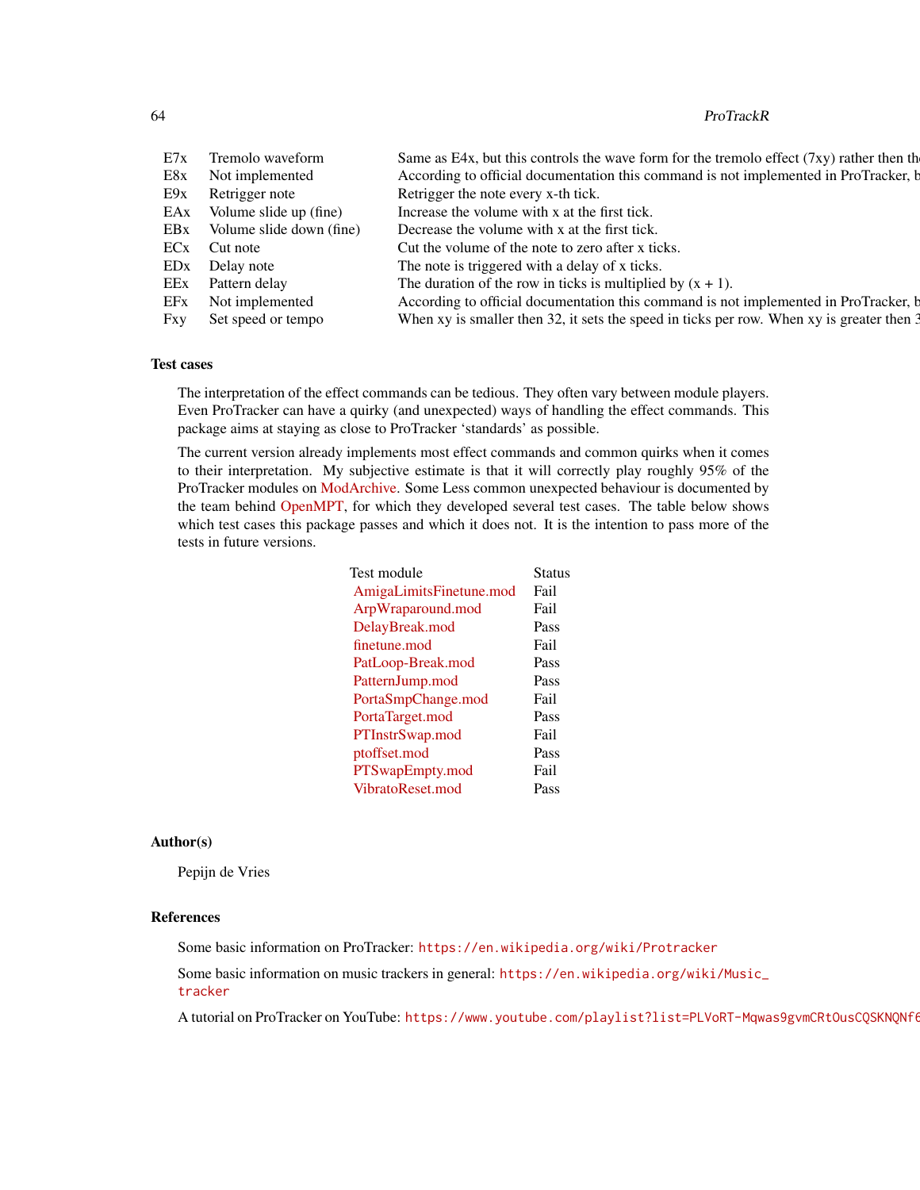| | | |
|---|---|---|
| E7x | Tremolo waveform | Same as E4x, but this controls the wave form for the tremolo effect (7xy) rather then th |
| E8x | Not implemented | According to official documentation this command is not implemented in ProTracker, b |
| E9x | Retrigger note | Retrigger the note every x-th tick. |
| EAx | Volume slide up (fine) | Increase the volume with x at the first tick. |
| EBx | Volume slide down (fine) | Decrease the volume with x at the first tick. |
| ECx | Cut note | Cut the volume of the note to zero after x ticks. |
| EDx | Delay note | The note is triggered with a delay of x ticks. |
| EEx | Pattern delay | The duration of the row in ticks is multiplied by (x + 1). |
| EFx | Not implemented | According to official documentation this command is not implemented in ProTracker, b |
| Fxy | Set speed or tempo | When xy is smaller then 32, it sets the speed in ticks per row. When xy is greater then 3 |

## Test cases

The interpretation of the effect commands can be tedious. They often vary between module players. Even ProTracker can have a quirky (and unexpected) ways of handling the effect commands. This package aims at staying as close to ProTracker 'standards' as possible.

The current version already implements most effect commands and common quirks when it comes to their interpretation. My subjective estimate is that it will correctly play roughly 95% of the ProTracker modules on ModArchive. Some Less common unexpected behaviour is documented by the team behind OpenMPT, for which they developed several test cases. The table below shows which test cases this package passes and which it does not. It is the intention to pass more of the tests in future versions.

| Test module | Status |
|---|---|
| AmigaLimitsFinetune.mod | Fail |
| ArpWraparound.mod | Fail |
| DelayBreak.mod | Pass |
| finetune.mod | Fail |
| PatLoop-Break.mod | Pass |
| PatternJump.mod | Pass |
| PortaSmpChange.mod | Fail |
| PortaTarget.mod | Pass |
| PTInstrSwap.mod | Fail |
| ptoffset.mod | Pass |
| PTSwapEmpty.mod | Fail |
| VibratoReset.mod | Pass |

## Author(s)

Pepijn de Vries

## References

Some basic information on ProTracker: https://en.wikipedia.org/wiki/Protracker

Some basic information on music trackers in general: https://en.wikipedia.org/wiki/Music_tracker

A tutorial on ProTracker on YouTube: https://www.youtube.com/playlist?list=PLVoRT-Mqwas9gvmCRtOusCQSKNQNf6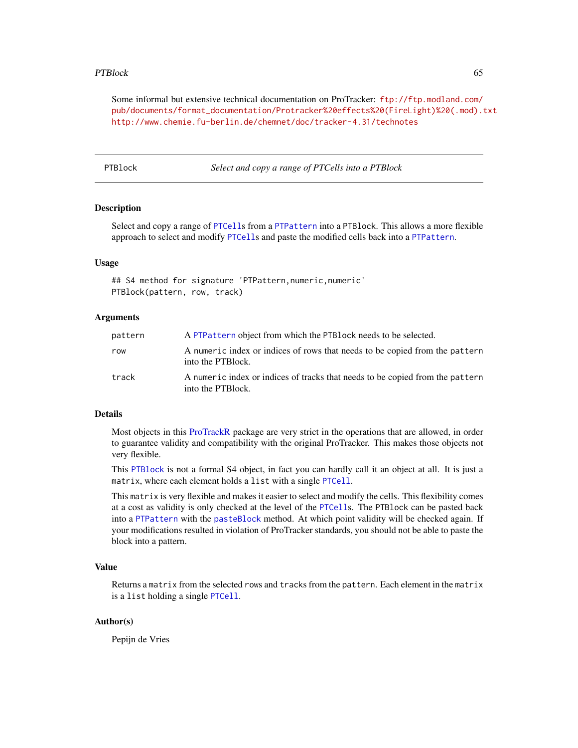Some informal but extensive technical documentation on ProTracker: ftp://ftp.modland.com/pub/documents/format_documentation/Protracker%20effects%20(FireLight)%20(.mod).txt http://www.chemie.fu-berlin.de/chemnet/doc/tracker-4.31/technotes

---

## PTBlock — *Select and copy a range of PTCells into a PTBlock*

### Description

Select and copy a range of PTCells from a PTPattern into a PTBlock. This allows a more flexible approach to select and modify PTCells and paste the modified cells back into a PTPattern.

### Usage

```
## S4 method for signature 'PTPattern,numeric,numeric'
PTBlock(pattern, row, track)
```

### Arguments

| | |
|---|---|
| pattern | A PTPattern object from which the PTBlock needs to be selected. |
| row | A numeric index or indices of rows that needs to be copied from the pattern into the PTBlock. |
| track | A numeric index or indices of tracks that needs to be copied from the pattern into the PTBlock. |

### Details

Most objects in this ProTrackR package are very strict in the operations that are allowed, in order to guarantee validity and compatibility with the original ProTracker. This makes those objects not very flexible.

This PTBlock is not a formal S4 object, in fact you can hardly call it an object at all. It is just a matrix, where each element holds a list with a single PTCell.

This matrix is very flexible and makes it easier to select and modify the cells. This flexibility comes at a cost as validity is only checked at the level of the PTCells. The PTBlock can be pasted back into a PTPattern with the pasteBlock method. At which point validity will be checked again. If your modifications resulted in violation of ProTracker standards, you should not be able to paste the block into a pattern.

### Value

Returns a matrix from the selected rows and tracks from the pattern. Each element in the matrix is a list holding a single PTCell.

### Author(s)

Pepijn de Vries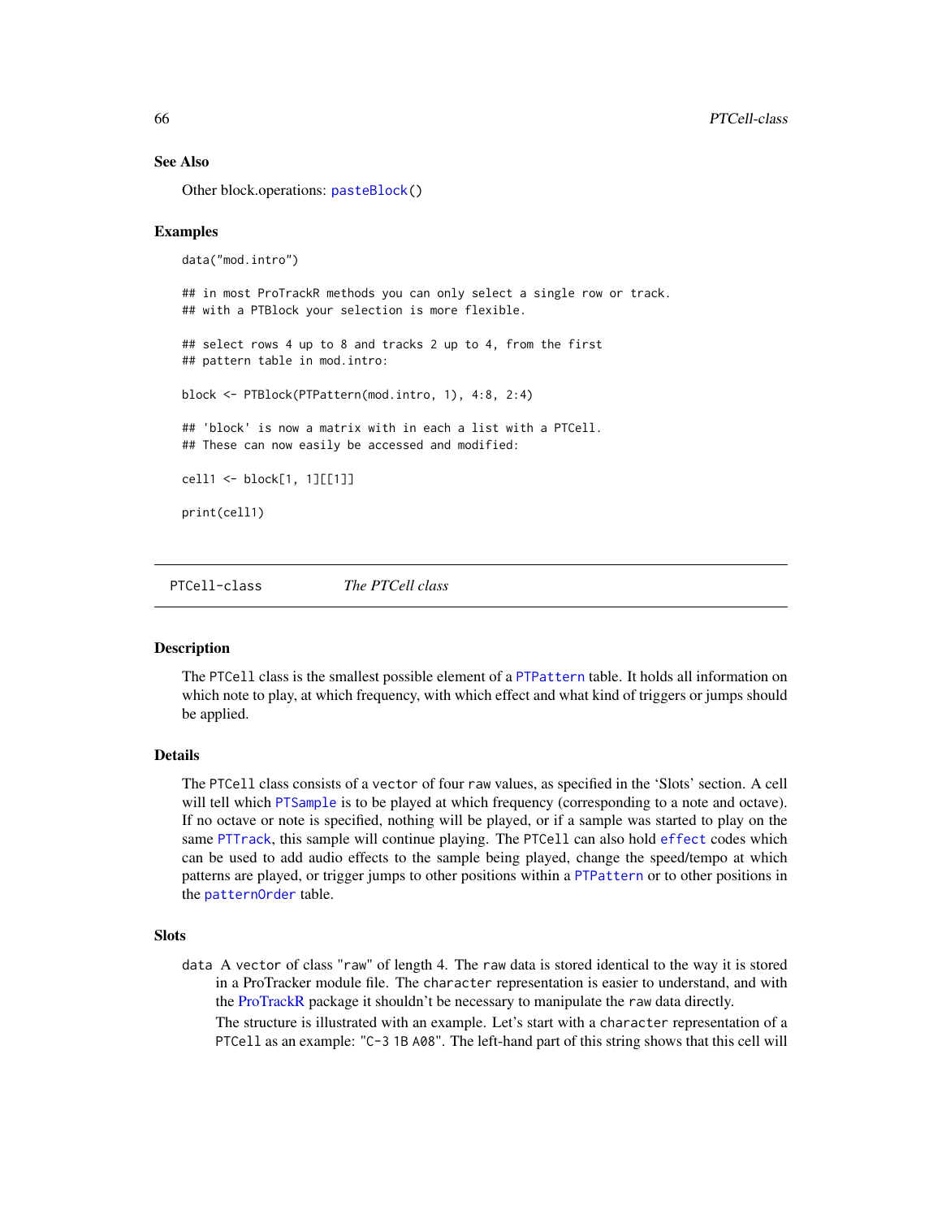### See Also

Other block.operations: `pasteBlock()`

### Examples

```
data("mod.intro")

## in most ProTrackR methods you can only select a single row or track.
## with a PTBlock your selection is more flexible.

## select rows 4 up to 8 and tracks 2 up to 4, from the first
## pattern table in mod.intro:

block <- PTBlock(PTPattern(mod.intro, 1), 4:8, 2:4)

## 'block' is now a matrix with in each a list with a PTCell.
## These can now easily be accessed and modified:

cell1 <- block[1, 1][[1]]

print(cell1)
```

---

## PTCell-class — *The PTCell class*

### Description

The `PTCell` class is the smallest possible element of a `PTPattern` table. It holds all information on which note to play, at which frequency, with which effect and what kind of triggers or jumps should be applied.

### Details

The `PTCell` class consists of a `vector` of four `raw` values, as specified in the 'Slots' section. A cell will tell which `PTSample` is to be played at which frequency (corresponding to a note and octave). If no octave or note is specified, nothing will be played, or if a sample was started to play on the same `PTTrack`, this sample will continue playing. The `PTCell` can also hold `effect` codes which can be used to add audio effects to the sample being played, change the speed/tempo at which patterns are played, or trigger jumps to other positions within a `PTPattern` or to other positions in the `patternOrder` table.

### Slots

`data` A `vector` of class "`raw`" of length 4. The `raw` data is stored identical to the way it is stored in a ProTracker module file. The `character` representation is easier to understand, and with the ProTrackR package it shouldn't be necessary to manipulate the `raw` data directly.

The structure is illustrated with an example. Let's start with a `character` representation of a `PTCell` as an example: "`C-3 1B A08`". The left-hand part of this string shows that this cell will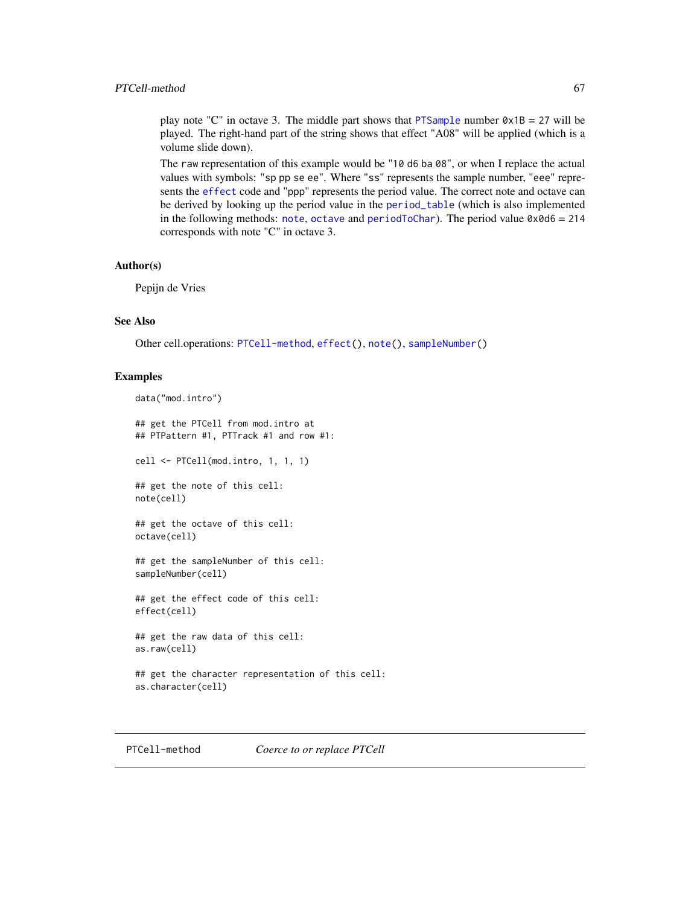play note "C" in octave 3. The middle part shows that PTSample number `0x1B = 27` will be played. The right-hand part of the string shows that effect "A08" will be applied (which is a volume slide down).

The `raw` representation of this example would be "`10 d6 ba 08`", or when I replace the actual values with symbols: "`sp pp se ee`". Where "`ss`" represents the sample number, "`eee`" represents the effect code and "`ppp`" represents the period value. The correct note and octave can be derived by looking up the period value in the period_table (which is also implemented in the following methods: note, octave and periodToChar). The period value `0x0d6 = 214` corresponds with note "C" in octave 3.

### Author(s)

Pepijn de Vries

### See Also

Other cell.operations: PTCell-method, effect(), note(), sampleNumber()

### Examples

```
data("mod.intro")

## get the PTCell from mod.intro at
## PTPattern #1, PTTrack #1 and row #1:

cell <- PTCell(mod.intro, 1, 1, 1)

## get the note of this cell:
note(cell)

## get the octave of this cell:
octave(cell)

## get the sampleNumber of this cell:
sampleNumber(cell)

## get the effect code of this cell:
effect(cell)

## get the raw data of this cell:
as.raw(cell)

## get the character representation of this cell:
as.character(cell)
```

---

## PTCell-method *Coerce to or replace PTCell*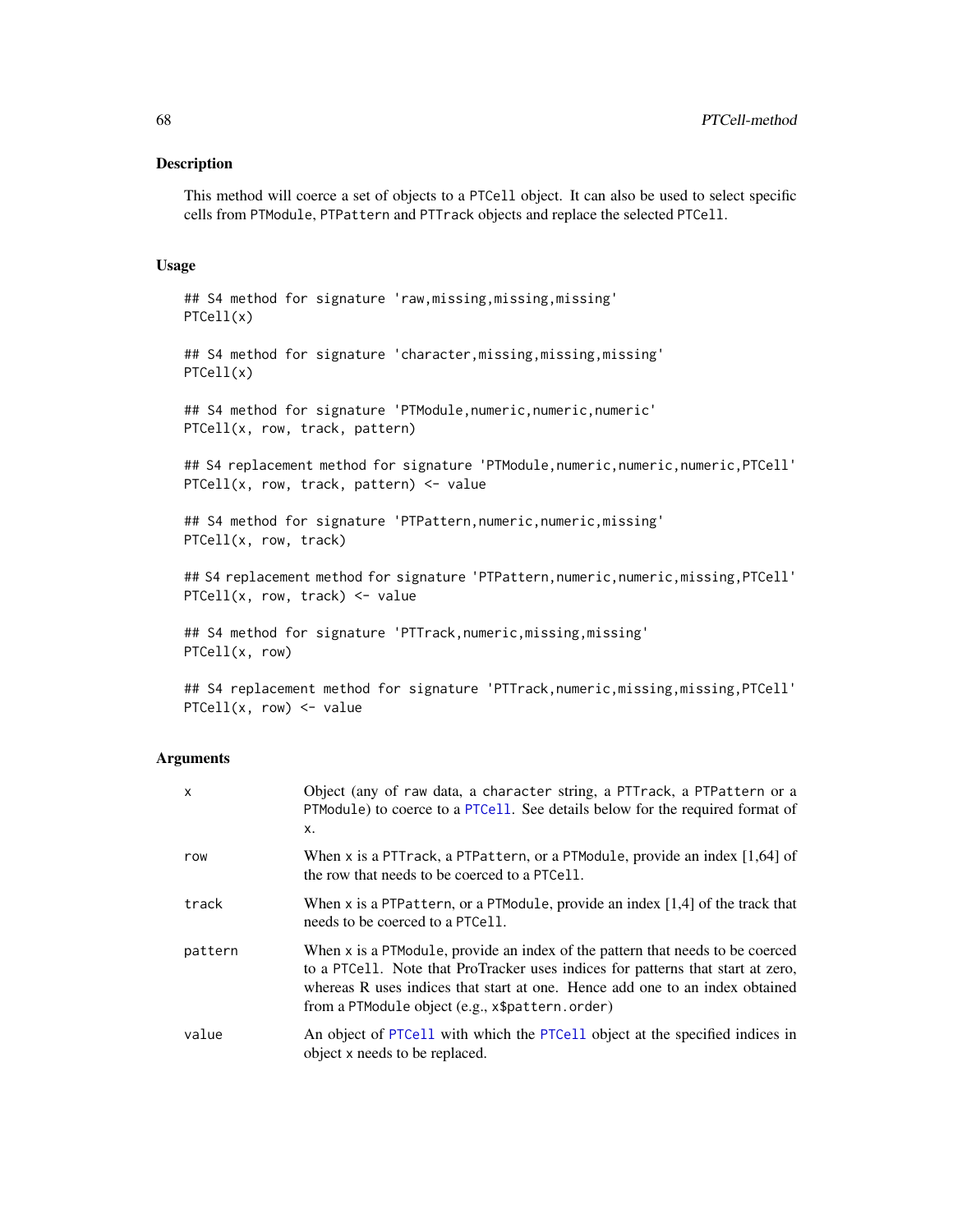## Description

This method will coerce a set of objects to a `PTCell` object. It can also be used to select specific cells from `PTModule`, `PTPattern` and `PTTrack` objects and replace the selected `PTCell`.

## Usage

```
## S4 method for signature 'raw,missing,missing,missing'
PTCell(x)

## S4 method for signature 'character,missing,missing,missing'
PTCell(x)

## S4 method for signature 'PTModule,numeric,numeric,numeric'
PTCell(x, row, track, pattern)

## S4 replacement method for signature 'PTModule,numeric,numeric,numeric,PTCell'
PTCell(x, row, track, pattern) <- value

## S4 method for signature 'PTPattern,numeric,numeric,missing'
PTCell(x, row, track)

## S4 replacement method for signature 'PTPattern,numeric,numeric,missing,PTCell'
PTCell(x, row, track) <- value

## S4 method for signature 'PTTrack,numeric,missing,missing'
PTCell(x, row)

## S4 replacement method for signature 'PTTrack,numeric,missing,missing,PTCell'
PTCell(x, row) <- value
```

## Arguments

| | |
|---|---|
| `x` | Object (any of `raw` data, a `character` string, a `PTTrack`, a `PTPattern` or a `PTModule`) to coerce to a `PTCell`. See details below for the required format of `x`. |
| `row` | When `x` is a `PTTrack`, a `PTPattern`, or a `PTModule`, provide an index [1,64] of the row that needs to be coerced to a `PTCell`. |
| `track` | When `x` is a `PTPattern`, or a `PTModule`, provide an index [1,4] of the track that needs to be coerced to a `PTCell`. |
| `pattern` | When `x` is a `PTModule`, provide an index of the pattern that needs to be coerced to a `PTCell`. Note that ProTracker uses indices for patterns that start at zero, whereas R uses indices that start at one. Hence add one to an index obtained from a `PTModule` object (e.g., `x$pattern.order`) |
| `value` | An object of `PTCell` with which the `PTCell` object at the specified indices in object `x` needs to be replaced. |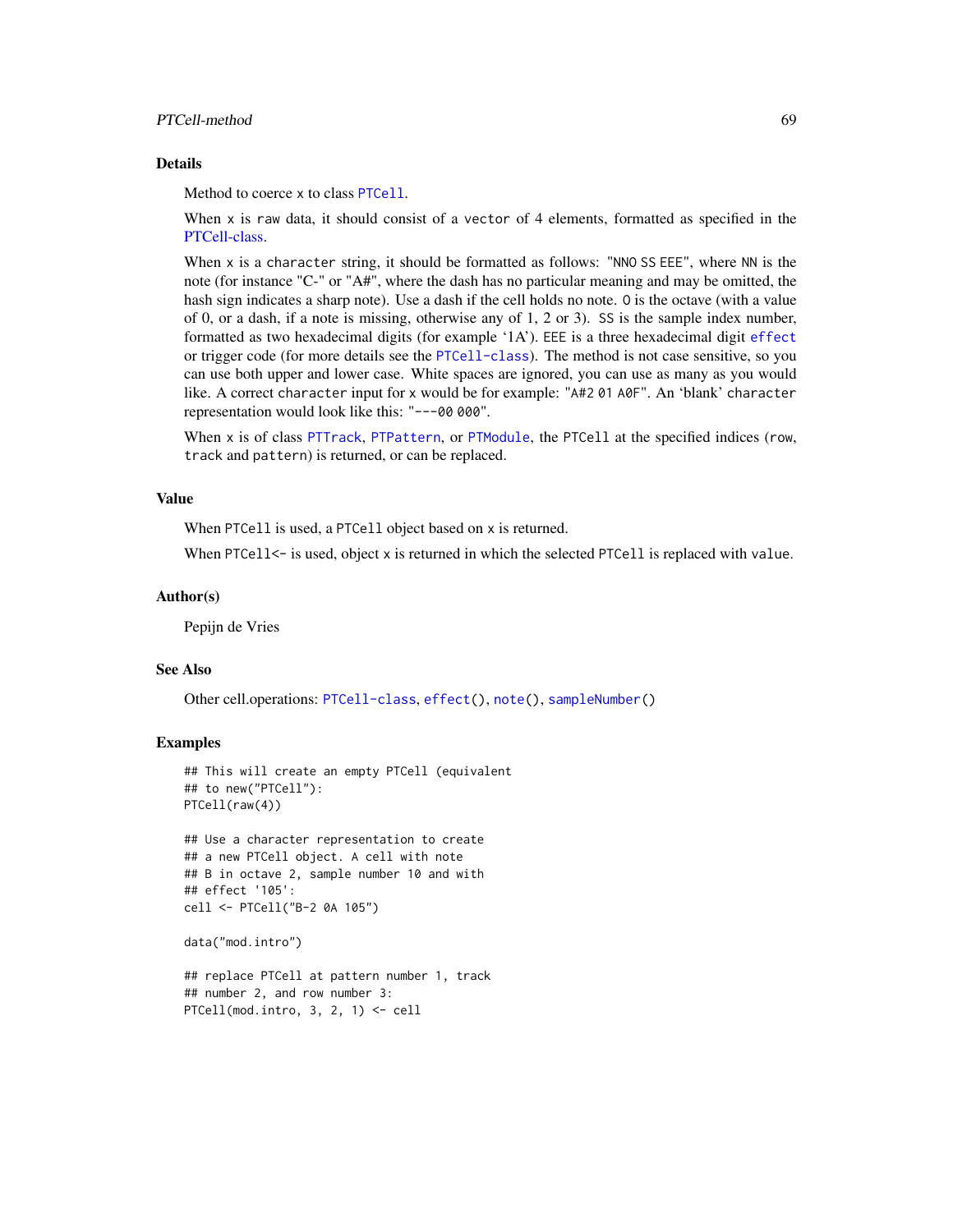## Details

Method to coerce `x` to class `PTCell`.

When `x` is `raw` data, it should consist of a `vector` of 4 elements, formatted as specified in the PTCell-class.

When `x` is a `character` string, it should be formatted as follows: "`NNO SS EEE`", where `NN` is the note (for instance "C-" or "A#", where the dash has no particular meaning and may be omitted, the hash sign indicates a sharp note). Use a dash if the cell holds no note. `O` is the octave (with a value of 0, or a dash, if a note is missing, otherwise any of 1, 2 or 3). `SS` is the sample index number, formatted as two hexadecimal digits (for example '1A'). `EEE` is a three hexadecimal digit `effect` or trigger code (for more details see the `PTCell-class`). The method is not case sensitive, so you can use both upper and lower case. White spaces are ignored, you can use as many as you would like. A correct `character` input for `x` would be for example: "`A#2 01 A0F`". An 'blank' `character` representation would look like this: "`---00 000`".

When `x` is of class `PTTrack`, `PTPattern`, or `PTModule`, the `PTCell` at the specified indices (`row`, `track` and `pattern`) is returned, or can be replaced.

## Value

When `PTCell` is used, a `PTCell` object based on `x` is returned.

When `PTCell<-` is used, object `x` is returned in which the selected `PTCell` is replaced with `value`.

## Author(s)

Pepijn de Vries

## See Also

Other cell.operations: `PTCell-class`, `effect()`, `note()`, `sampleNumber()`

## Examples

```
## This will create an empty PTCell (equivalent
## to new("PTCell"):
PTCell(raw(4))

## Use a character representation to create
## a new PTCell object. A cell with note
## B in octave 2, sample number 10 and with
## effect '105':
cell <- PTCell("B-2 0A 105")

data("mod.intro")

## replace PTCell at pattern number 1, track
## number 2, and row number 3:
PTCell(mod.intro, 3, 2, 1) <- cell
```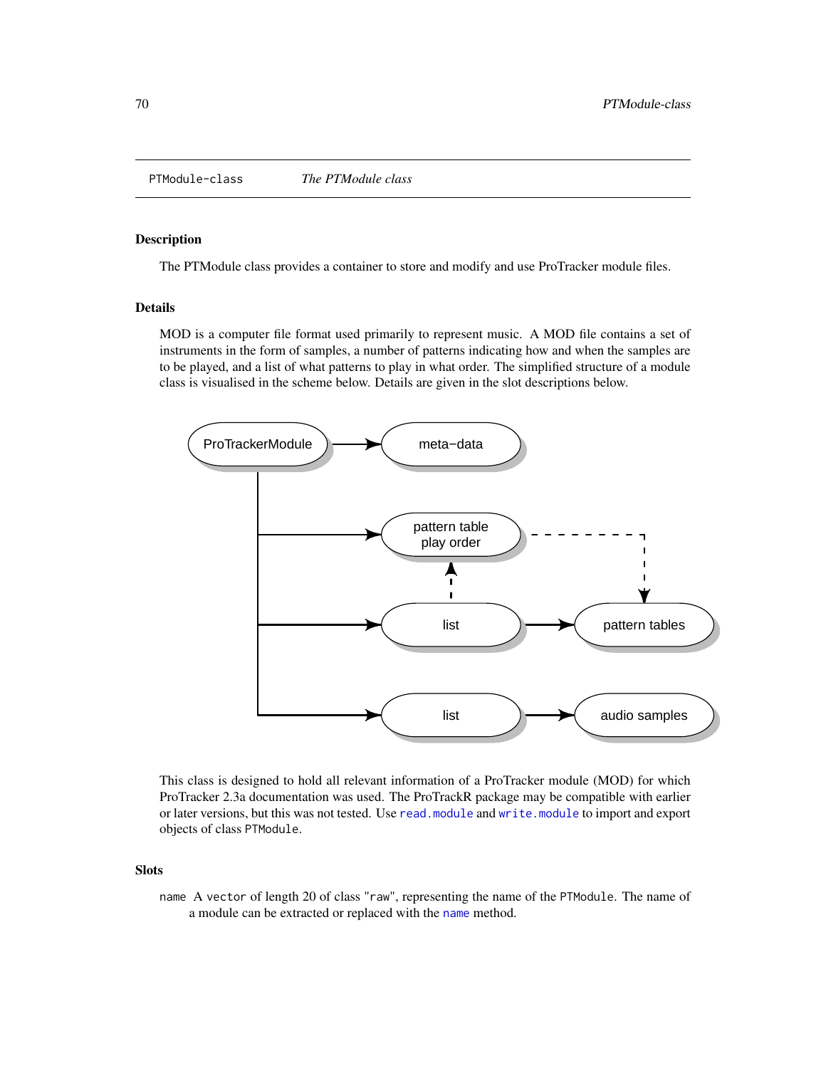PTModule-class *The PTModule class*

### Description

The PTModule class provides a container to store and modify and use ProTracker module files.

### Details

MOD is a computer file format used primarily to represent music. A MOD file contains a set of instruments in the form of samples, a number of patterns indicating how and when the samples are to be played, and a list of what patterns to play in what order. The simplified structure of a module class is visualised in the scheme below. Details are given in the slot descriptions below.

ProTrackerModule

meta−data

pattern table
play order

list

pattern tables

list

audio samples

This class is designed to hold all relevant information of a ProTracker module (MOD) for which ProTracker 2.3a documentation was used. The ProTrackR package may be compatible with earlier or later versions, but this was not tested. Use `read.module` and `write.module` to import and export objects of class `PTModule`.

### Slots

`name` A `vector` of length 20 of class `"raw"`, representing the name of the `PTModule`. The name of a module can be extracted or replaced with the `name` method.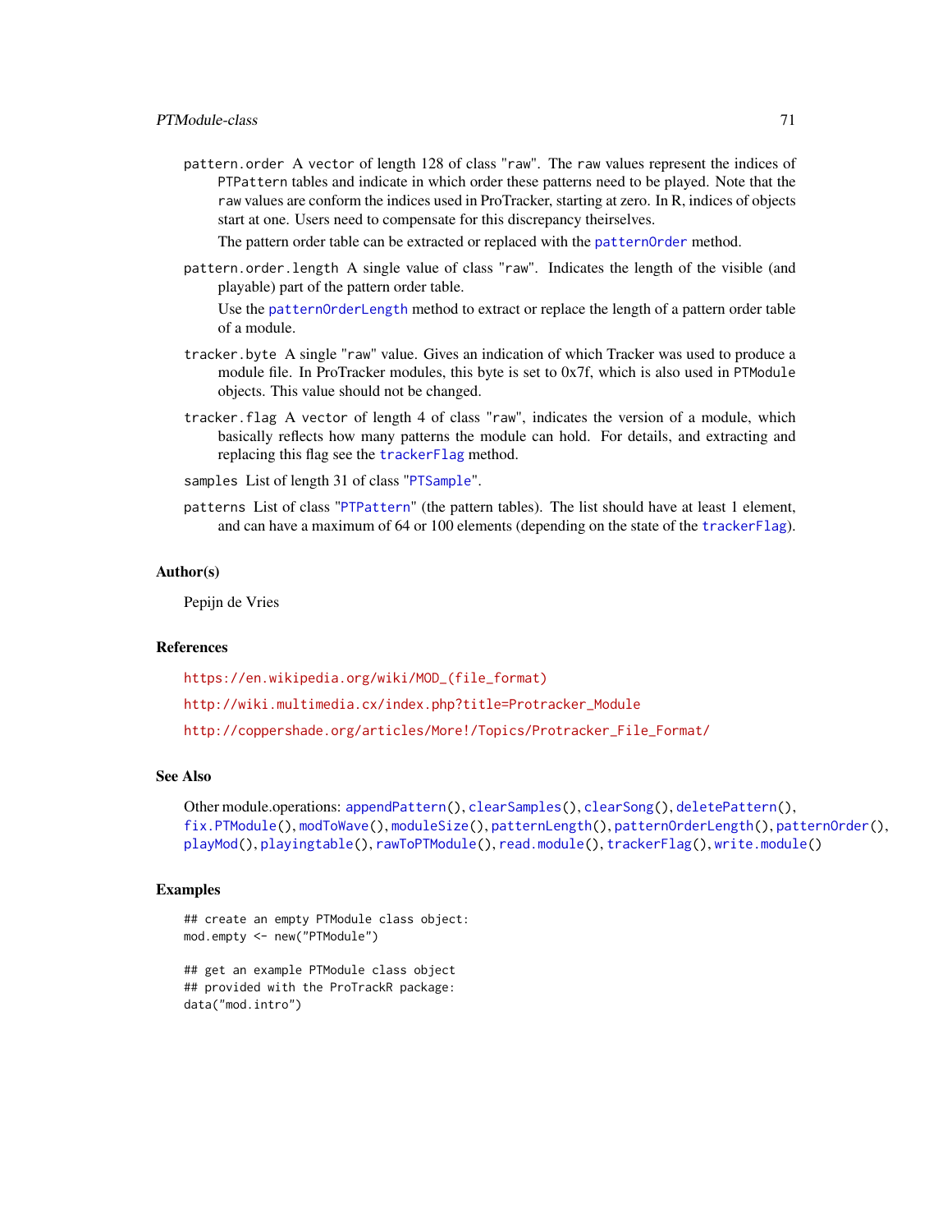`pattern.order` A vector of length 128 of class "raw". The raw values represent the indices of PTPattern tables and indicate in which order these patterns need to be played. Note that the raw values are conform the indices used in ProTracker, starting at zero. In R, indices of objects start at one. Users need to compensate for this discrepancy theirselves.

The pattern order table can be extracted or replaced with the patternOrder method.

`pattern.order.length` A single value of class "raw". Indicates the length of the visible (and playable) part of the pattern order table.

Use the patternOrderLength method to extract or replace the length of a pattern order table of a module.

`tracker.byte` A single "raw" value. Gives an indication of which Tracker was used to produce a module file. In ProTracker modules, this byte is set to 0x7f, which is also used in PTModule objects. This value should not be changed.

`tracker.flag` A vector of length 4 of class "raw", indicates the version of a module, which basically reflects how many patterns the module can hold. For details, and extracting and replacing this flag see the trackerFlag method.

`samples` List of length 31 of class "PTSample".

`patterns` List of class "PTPattern" (the pattern tables). The list should have at least 1 element, and can have a maximum of 64 or 100 elements (depending on the state of the trackerFlag).

## Author(s)

Pepijn de Vries

## References

https://en.wikipedia.org/wiki/MOD_(file_format)

http://wiki.multimedia.cx/index.php?title=Protracker_Module

http://coppershade.org/articles/More!/Topics/Protracker_File_Format/

## See Also

Other module.operations: appendPattern(), clearSamples(), clearSong(), deletePattern(), fix.PTModule(), modToWave(), moduleSize(), patternLength(), patternOrderLength(), patternOrder(), playMod(), playingtable(), rawToPTModule(), read.module(), trackerFlag(), write.module()

## Examples

```
## create an empty PTModule class object:
mod.empty <- new("PTModule")

## get an example PTModule class object
## provided with the ProTrackR package:
data("mod.intro")
```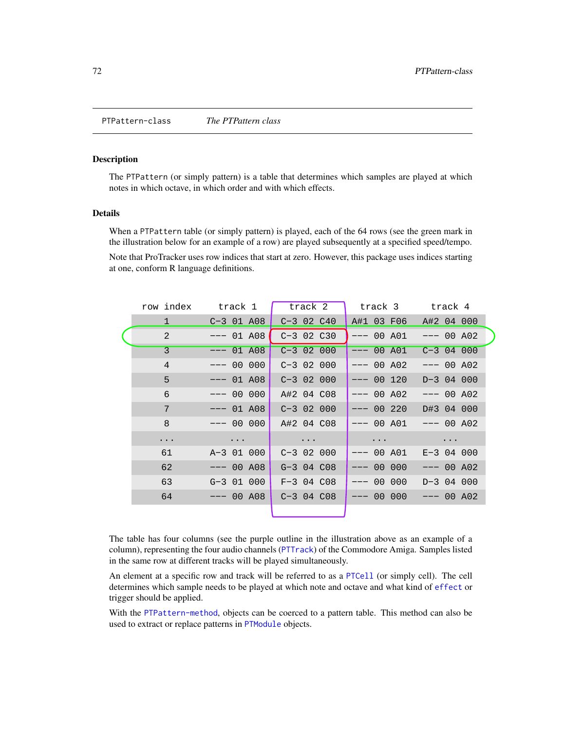PTPattern-class *The PTPattern class*

## Description

The PTPattern (or simply pattern) is a table that determines which samples are played at which notes in which octave, in which order and with which effects.

## Details

When a PTPattern table (or simply pattern) is played, each of the 64 rows (see the green mark in the illustration below for an example of a row) are played subsequently at a specified speed/tempo.

Note that ProTracker uses row indices that start at zero. However, this package uses indices starting at one, conform R language definitions.

| row index | track 1 | track 2 | track 3 | track 4 |
|---|---|---|---|---|
| 1 | C-3 01 A08 | C-3 02 C40 | A#1 03 F06 | A#2 04 000 |
| 2 | --- 01 A08 | C-3 02 C30 | --- 00 A01 | --- 00 A02 |
| 3 | --- 01 A08 | C-3 02 000 | --- 00 A01 | C-3 04 000 |
| 4 | --- 00 000 | C-3 02 000 | --- 00 A02 | --- 00 A02 |
| 5 | --- 01 A08 | C-3 02 000 | --- 00 120 | D-3 04 000 |
| 6 | --- 00 000 | A#2 04 C08 | --- 00 A02 | --- 00 A02 |
| 7 | --- 01 A08 | C-3 02 000 | --- 00 220 | D#3 04 000 |
| 8 | --- 00 000 | A#2 04 C08 | --- 00 A01 | --- 00 A02 |
| ... | ... | ... | ... | ... |
| 61 | A-3 01 000 | C-3 02 000 | --- 00 A01 | E-3 04 000 |
| 62 | --- 00 A08 | G-3 04 C08 | --- 00 000 | --- 00 A02 |
| 63 | G-3 01 000 | F-3 04 C08 | --- 00 000 | D-3 04 000 |
| 64 | --- 00 A08 | C-3 04 C08 | --- 00 000 | --- 00 A02 |

The table has four columns (see the purple outline in the illustration above as an example of a column), representing the four audio channels (PTTrack) of the Commodore Amiga. Samples listed in the same row at different tracks will be played simultaneously.

An element at a specific row and track will be referred to as a PTCell (or simply cell). The cell determines which sample needs to be played at which note and octave and what kind of effect or trigger should be applied.

With the PTPattern-method, objects can be coerced to a pattern table. This method can also be used to extract or replace patterns in PTModule objects.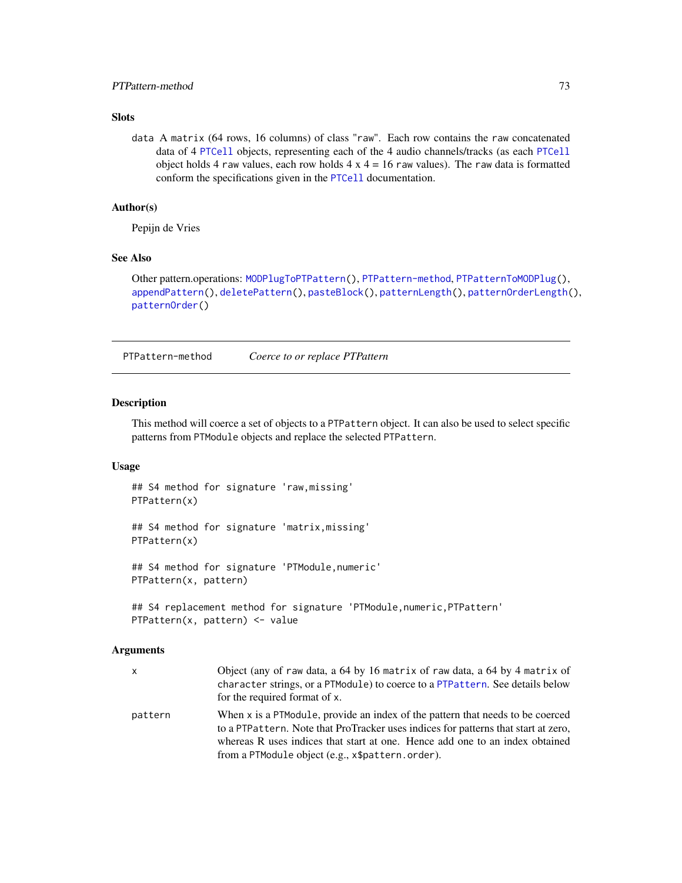### Slots

data A matrix (64 rows, 16 columns) of class "raw". Each row contains the raw concatenated data of 4 PTCell objects, representing each of the 4 audio channels/tracks (as each PTCell object holds 4 raw values, each row holds 4 x 4 = 16 raw values). The raw data is formatted conform the specifications given in the PTCell documentation.

### Author(s)

Pepijn de Vries

### See Also

Other pattern.operations: MODPlugToPTPattern(), PTPattern-method, PTPatternToMODPlug(), appendPattern(), deletePattern(), pasteBlock(), patternLength(), patternOrderLength(), patternOrder()

---

## PTPattern-method *Coerce to or replace PTPattern*

### Description

This method will coerce a set of objects to a PTPattern object. It can also be used to select specific patterns from PTModule objects and replace the selected PTPattern.

### Usage

```
## S4 method for signature 'raw,missing'
PTPattern(x)

## S4 method for signature 'matrix,missing'
PTPattern(x)

## S4 method for signature 'PTModule,numeric'
PTPattern(x, pattern)

## S4 replacement method for signature 'PTModule,numeric,PTPattern'
PTPattern(x, pattern) <- value
```

### Arguments

| | |
|---|---|
| x | Object (any of raw data, a 64 by 16 matrix of raw data, a 64 by 4 matrix of character strings, or a PTModule) to coerce to a PTPattern. See details below for the required format of x. |
| pattern | When x is a PTModule, provide an index of the pattern that needs to be coerced to a PTPattern. Note that ProTracker uses indices for patterns that start at zero, whereas R uses indices that start at one. Hence add one to an index obtained from a PTModule object (e.g., x$pattern.order). |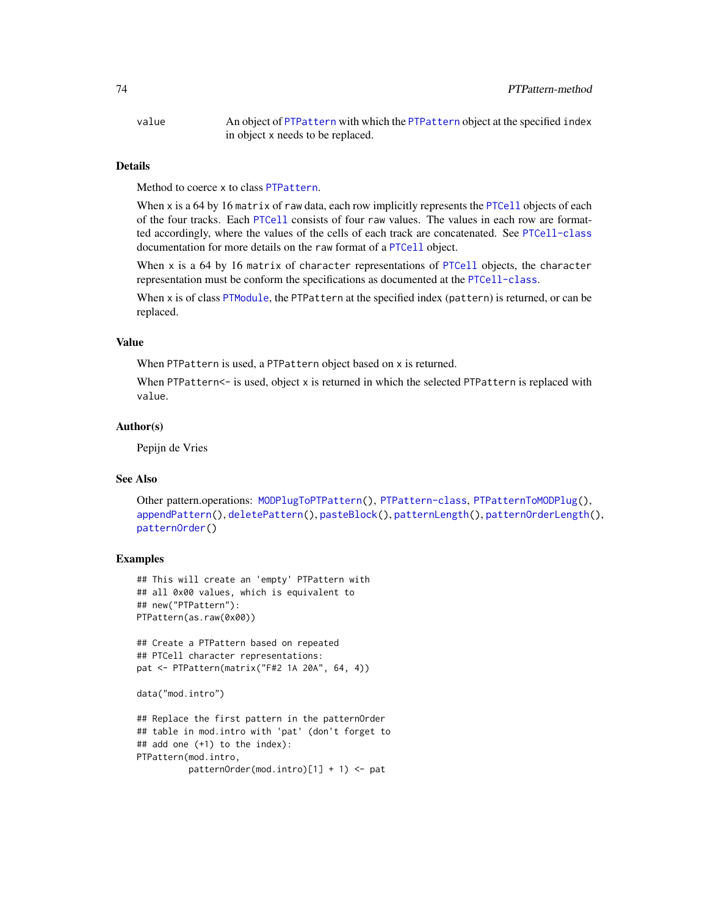value — An object of PTPattern with which the PTPattern object at the specified index in object x needs to be replaced.

### Details

Method to coerce x to class PTPattern.

When x is a 64 by 16 matrix of raw data, each row implicitly represents the PTCell objects of each of the four tracks. Each PTCell consists of four raw values. The values in each row are formatted accordingly, where the values of the cells of each track are concatenated. See PTCell-class documentation for more details on the raw format of a PTCell object.

When x is a 64 by 16 matrix of character representations of PTCell objects, the character representation must be conform the specifications as documented at the PTCell-class.

When x is of class PTModule, the PTPattern at the specified index (pattern) is returned, or can be replaced.

### Value

When PTPattern is used, a PTPattern object based on x is returned.

When PTPattern<- is used, object x is returned in which the selected PTPattern is replaced with value.

### Author(s)

Pepijn de Vries

### See Also

Other pattern.operations: MODPlugToPTPattern(), PTPattern-class, PTPatternToMODPlug(), appendPattern(), deletePattern(), pasteBlock(), patternLength(), patternOrderLength(), patternOrder()

### Examples

```
## This will create an 'empty' PTPattern with
## all 0x00 values, which is equivalent to
## new("PTPattern"):
PTPattern(as.raw(0x00))

## Create a PTPattern based on repeated
## PTCell character representations:
pat <- PTPattern(matrix("F#2 1A 20A", 64, 4))

data("mod.intro")

## Replace the first pattern in the patternOrder
## table in mod.intro with 'pat' (don't forget to
## add one (+1) to the index):
PTPattern(mod.intro,
          patternOrder(mod.intro)[1] + 1) <- pat
```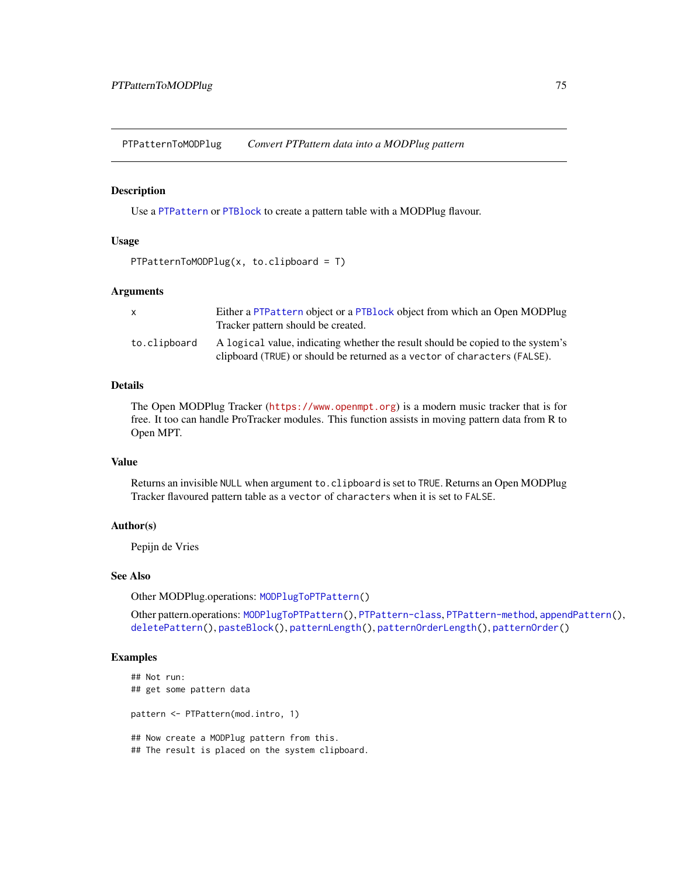PTPatternToMODPlug — *Convert PTPattern data into a MODPlug pattern*

## Description

Use a PTPattern or PTBlock to create a pattern table with a MODPlug flavour.

## Usage

```
PTPatternToMODPlug(x, to.clipboard = T)
```

## Arguments

| | |
|---|---|
| x | Either a PTPattern object or a PTBlock object from which an Open MODPlug Tracker pattern should be created. |
| to.clipboard | A logical value, indicating whether the result should be copied to the system's clipboard (TRUE) or should be returned as a vector of characters (FALSE). |

## Details

The Open MODPlug Tracker (https://www.openmpt.org) is a modern music tracker that is for free. It too can handle ProTracker modules. This function assists in moving pattern data from R to Open MPT.

## Value

Returns an invisible NULL when argument to.clipboard is set to TRUE. Returns an Open MODPlug Tracker flavoured pattern table as a vector of characters when it is set to FALSE.

## Author(s)

Pepijn de Vries

## See Also

Other MODPlug.operations: MODPlugToPTPattern()

Other pattern.operations: MODPlugToPTPattern(), PTPattern-class, PTPattern-method, appendPattern(), deletePattern(), pasteBlock(), patternLength(), patternOrderLength(), patternOrder()

## Examples

```
## Not run:
## get some pattern data

pattern <- PTPattern(mod.intro, 1)

## Now create a MODPlug pattern from this.
## The result is placed on the system clipboard.
```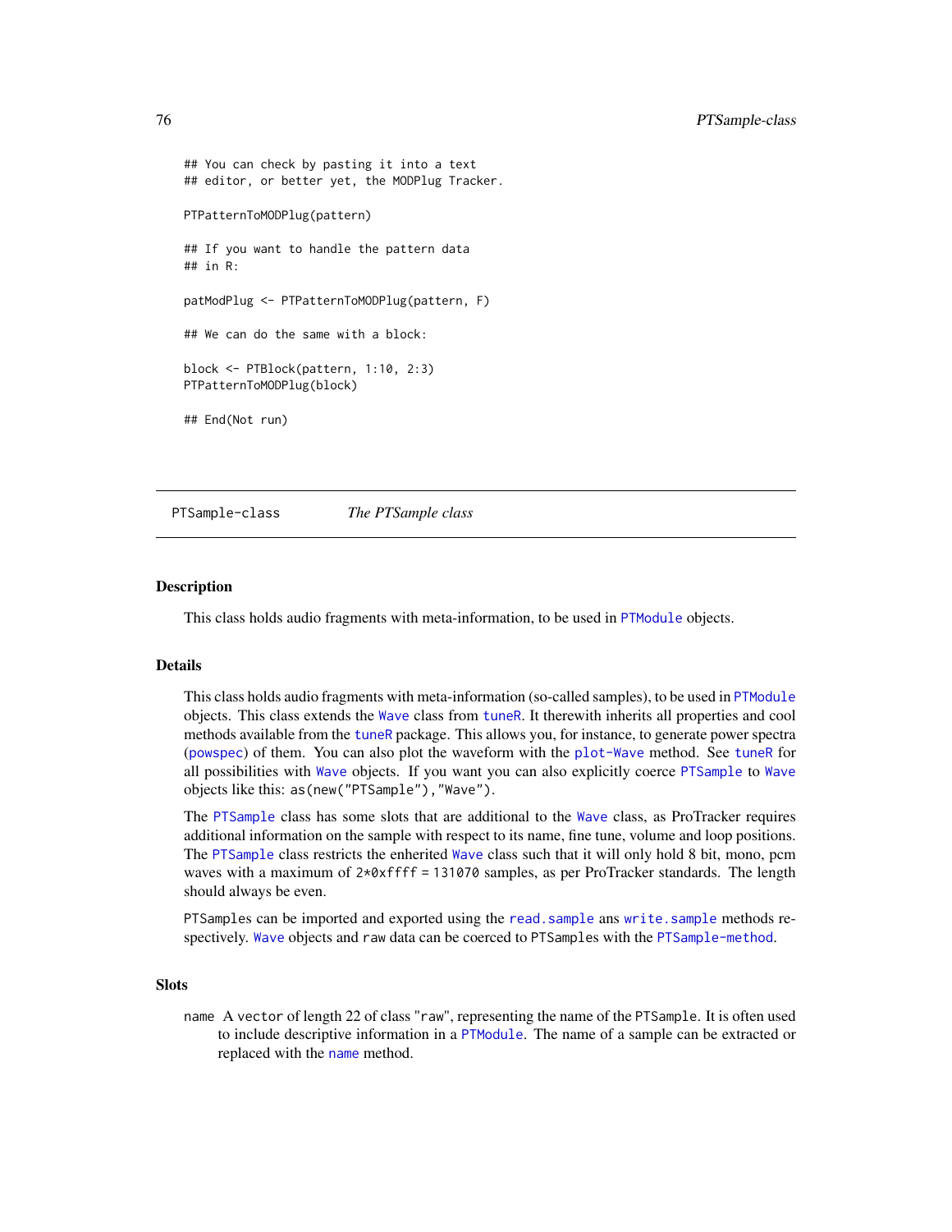```
## You can check by pasting it into a text
## editor, or better yet, the MODPlug Tracker.

PTPatternToMODPlug(pattern)

## If you want to handle the pattern data
## in R:

patModPlug <- PTPatternToMODPlug(pattern, F)

## We can do the same with a block:

block <- PTBlock(pattern, 1:10, 2:3)
PTPatternToMODPlug(block)

## End(Not run)
```

---

PTSample-class *The PTSample class*

---

## Description

This class holds audio fragments with meta-information, to be used in `PTModule` objects.

## Details

This class holds audio fragments with meta-information (so-called samples), to be used in `PTModule` objects. This class extends the `Wave` class from `tuneR`. It therewith inherits all properties and cool methods available from the `tuneR` package. This allows you, for instance, to generate power spectra (`powspec`) of them. You can also plot the waveform with the `plot-Wave` method. See `tuneR` for all possibilities with `Wave` objects. If you want you can also explicitly coerce `PTSample` to `Wave` objects like this: `as(new("PTSample"),"Wave")`.

The `PTSample` class has some slots that are additional to the `Wave` class, as ProTracker requires additional information on the sample with respect to its name, fine tune, volume and loop positions. The `PTSample` class restricts the enherited `Wave` class such that it will only hold 8 bit, mono, pcm waves with a maximum of `2*0xffff = 131070` samples, as per ProTracker standards. The length should always be even.

`PTSample`s can be imported and exported using the `read.sample` ans `write.sample` methods respectively. `Wave` objects and `raw` data can be coerced to `PTSample`s with the `PTSample-method`.

## Slots

`name` A `vector` of length 22 of class `"raw"`, representing the name of the `PTSample`. It is often used to include descriptive information in a `PTModule`. The name of a sample can be extracted or replaced with the `name` method.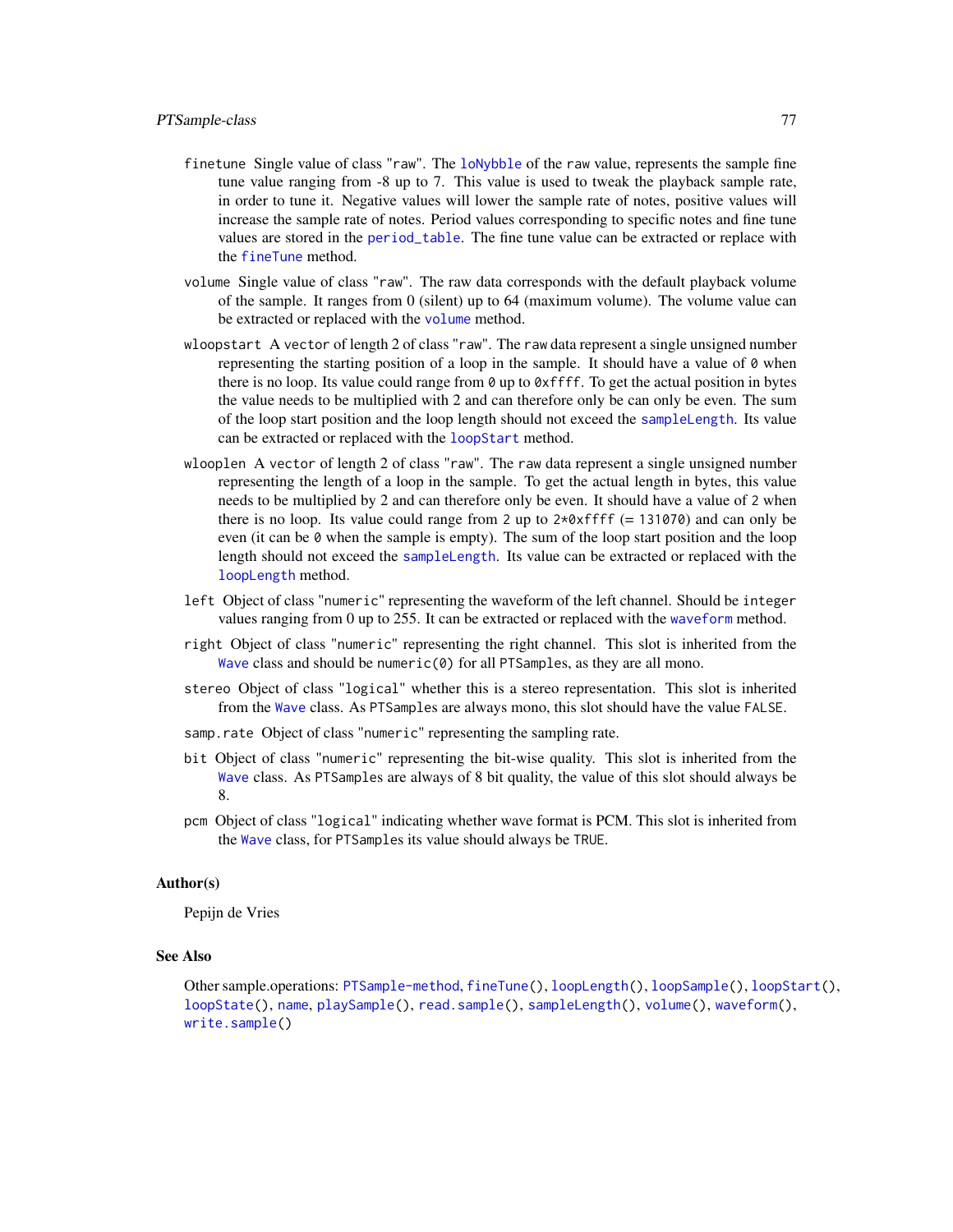finetune Single value of class "raw". The loNybble of the raw value, represents the sample fine tune value ranging from -8 up to 7. This value is used to tweak the playback sample rate, in order to tune it. Negative values will lower the sample rate of notes, positive values will increase the sample rate of notes. Period values corresponding to specific notes and fine tune values are stored in the period_table. The fine tune value can be extracted or replace with the fineTune method.

volume Single value of class "raw". The raw data corresponds with the default playback volume of the sample. It ranges from 0 (silent) up to 64 (maximum volume). The volume value can be extracted or replaced with the volume method.

wloopstart A vector of length 2 of class "raw". The raw data represent a single unsigned number representing the starting position of a loop in the sample. It should have a value of 0 when there is no loop. Its value could range from 0 up to 0xffff. To get the actual position in bytes the value needs to be multiplied with 2 and can therefore only be can only be even. The sum of the loop start position and the loop length should not exceed the sampleLength. Its value can be extracted or replaced with the loopStart method.

wlooplen A vector of length 2 of class "raw". The raw data represent a single unsigned number representing the length of a loop in the sample. To get the actual length in bytes, this value needs to be multiplied by 2 and can therefore only be even. It should have a value of 2 when there is no loop. Its value could range from 2 up to 2*0xffff (= 131070) and can only be even (it can be 0 when the sample is empty). The sum of the loop start position and the loop length should not exceed the sampleLength. Its value can be extracted or replaced with the loopLength method.

left Object of class "numeric" representing the waveform of the left channel. Should be integer values ranging from 0 up to 255. It can be extracted or replaced with the waveform method.

right Object of class "numeric" representing the right channel. This slot is inherited from the Wave class and should be numeric(0) for all PTSamples, as they are all mono.

stereo Object of class "logical" whether this is a stereo representation. This slot is inherited from the Wave class. As PTSamples are always mono, this slot should have the value FALSE.

samp.rate Object of class "numeric" representing the sampling rate.

bit Object of class "numeric" representing the bit-wise quality. This slot is inherited from the Wave class. As PTSamples are always of 8 bit quality, the value of this slot should always be 8.

pcm Object of class "logical" indicating whether wave format is PCM. This slot is inherited from the Wave class, for PTSamples its value should always be TRUE.

### Author(s)

Pepijn de Vries

### See Also

Other sample.operations: PTSample-method, fineTune(), loopLength(), loopSample(), loopStart(), loopState(), name, playSample(), read.sample(), sampleLength(), volume(), waveform(), write.sample()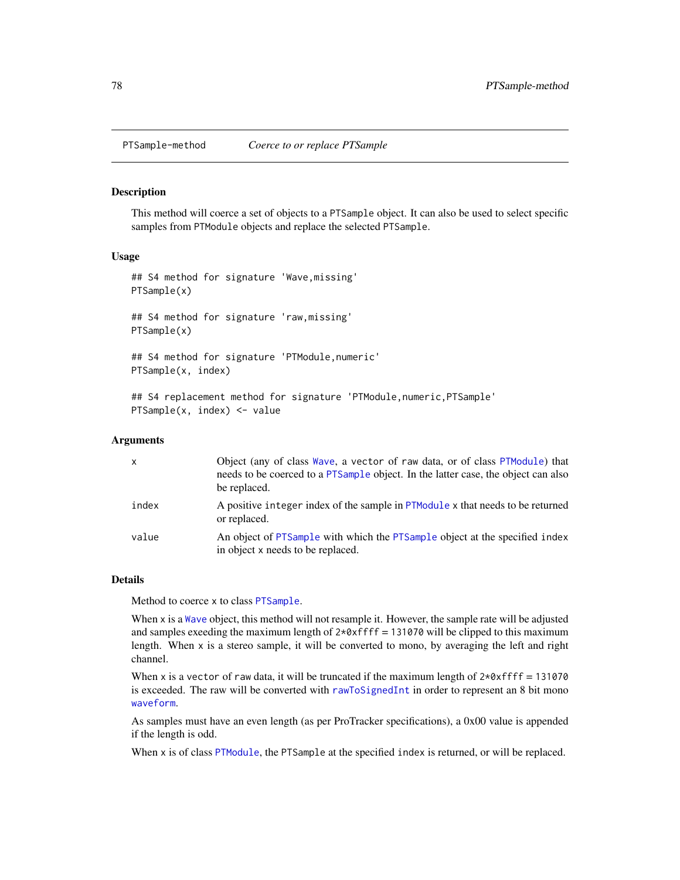PTSample-method    *Coerce to or replace PTSample*

## Description

This method will coerce a set of objects to a PTSample object. It can also be used to select specific samples from PTModule objects and replace the selected PTSample.

## Usage

```
## S4 method for signature 'Wave,missing'
PTSample(x)

## S4 method for signature 'raw,missing'
PTSample(x)

## S4 method for signature 'PTModule,numeric'
PTSample(x, index)

## S4 replacement method for signature 'PTModule,numeric,PTSample'
PTSample(x, index) <- value
```

## Arguments

| | |
|---|---|
| x | Object (any of class Wave, a vector of raw data, or of class PTModule) that needs to be coerced to a PTSample object. In the latter case, the object can also be replaced. |
| index | A positive integer index of the sample in PTModule x that needs to be returned or replaced. |
| value | An object of PTSample with which the PTSample object at the specified index in object x needs to be replaced. |

## Details

Method to coerce x to class PTSample.

When x is a Wave object, this method will not resample it. However, the sample rate will be adjusted and samples exeeding the maximum length of 2*0xffff = 131070 will be clipped to this maximum length. When x is a stereo sample, it will be converted to mono, by averaging the left and right channel.

When x is a vector of raw data, it will be truncated if the maximum length of 2*0xffff = 131070 is exceeded. The raw will be converted with rawToSignedInt in order to represent an 8 bit mono waveform.

As samples must have an even length (as per ProTracker specifications), a 0x00 value is appended if the length is odd.

When x is of class PTModule, the PTSample at the specified index is returned, or will be replaced.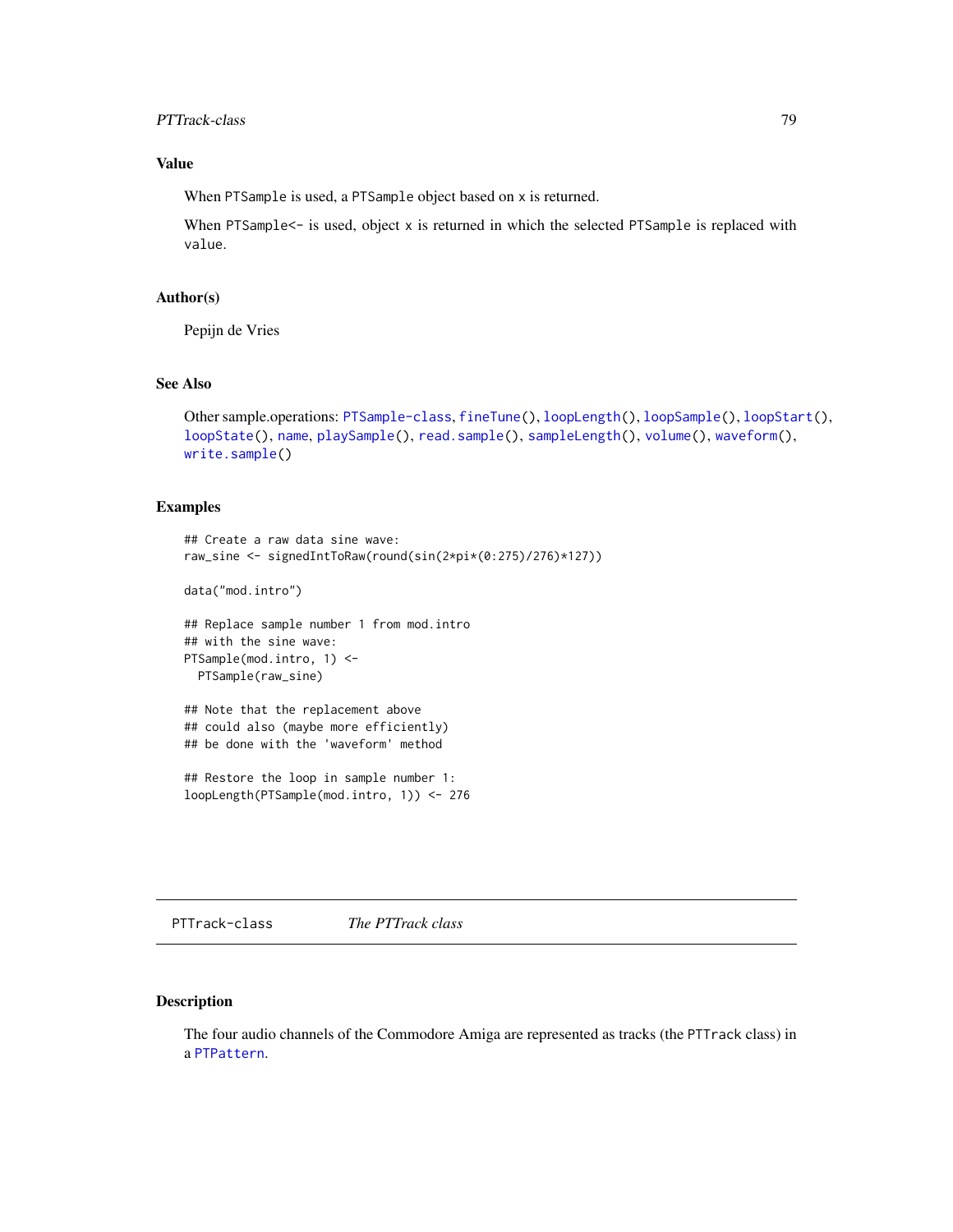### Value

When `PTSample` is used, a `PTSample` object based on `x` is returned.

When `PTSample<-` is used, object `x` is returned in which the selected `PTSample` is replaced with `value`.

### Author(s)

Pepijn de Vries

### See Also

Other sample.operations: `PTSample-class`, `fineTune()`, `loopLength()`, `loopSample()`, `loopStart()`, `loopState()`, `name`, `playSample()`, `read.sample()`, `sampleLength()`, `volume()`, `waveform()`, `write.sample()`

### Examples

```
## Create a raw data sine wave:
raw_sine <- signedIntToRaw(round(sin(2*pi*(0:275)/276)*127))

data("mod.intro")

## Replace sample number 1 from mod.intro
## with the sine wave:
PTSample(mod.intro, 1) <-
  PTSample(raw_sine)

## Note that the replacement above
## could also (maybe more efficiently)
## be done with the 'waveform' method

## Restore the loop in sample number 1:
loopLength(PTSample(mod.intro, 1)) <- 276
```

---

## PTTrack-class *The PTTrack class*

### Description

The four audio channels of the Commodore Amiga are represented as tracks (the `PTTrack` class) in a `PTPattern`.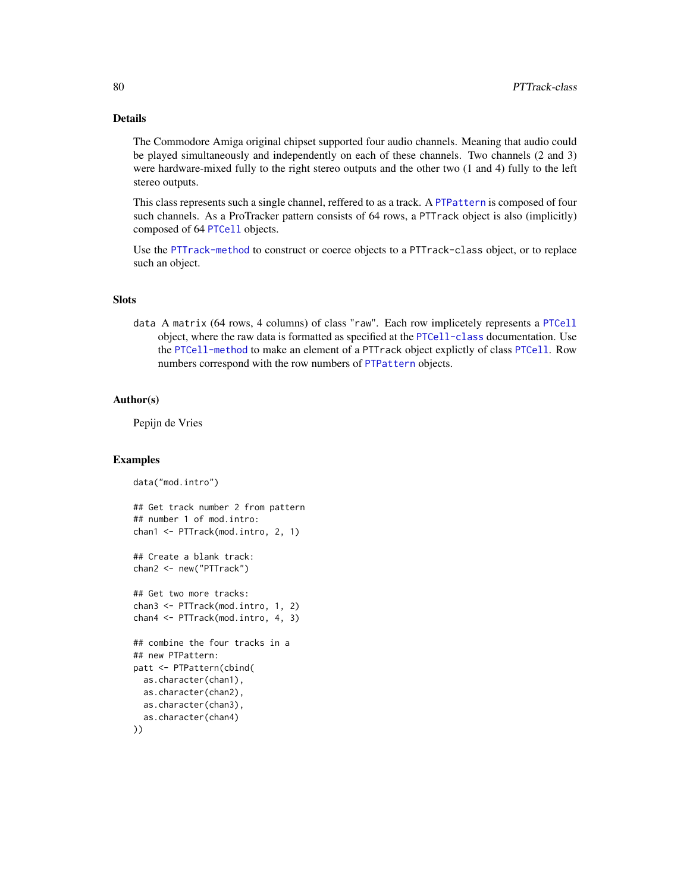## Details

The Commodore Amiga original chipset supported four audio channels. Meaning that audio could be played simultaneously and independently on each of these channels. Two channels (2 and 3) were hardware-mixed fully to the right stereo outputs and the other two (1 and 4) fully to the left stereo outputs.

This class represents such a single channel, reffered to as a track. A `PTPattern` is composed of four such channels. As a ProTracker pattern consists of 64 rows, a `PTTrack` object is also (implicitly) composed of 64 `PTCell` objects.

Use the `PTTrack-method` to construct or coerce objects to a `PTTrack-class` object, or to replace such an object.

## Slots

`data` A `matrix` (64 rows, 4 columns) of class `"raw"`. Each row implicetely represents a `PTCell` object, where the raw data is formatted as specified at the `PTCell-class` documentation. Use the `PTCell-method` to make an element of a `PTTrack` object explictly of class `PTCell`. Row numbers correspond with the row numbers of `PTPattern` objects.

## Author(s)

Pepijn de Vries

## Examples

```
data("mod.intro")

## Get track number 2 from pattern
## number 1 of mod.intro:
chan1 <- PTTrack(mod.intro, 2, 1)

## Create a blank track:
chan2 <- new("PTTrack")

## Get two more tracks:
chan3 <- PTTrack(mod.intro, 1, 2)
chan4 <- PTTrack(mod.intro, 4, 3)

## combine the four tracks in a
## new PTPattern:
patt <- PTPattern(cbind(
  as.character(chan1),
  as.character(chan2),
  as.character(chan3),
  as.character(chan4)
))
```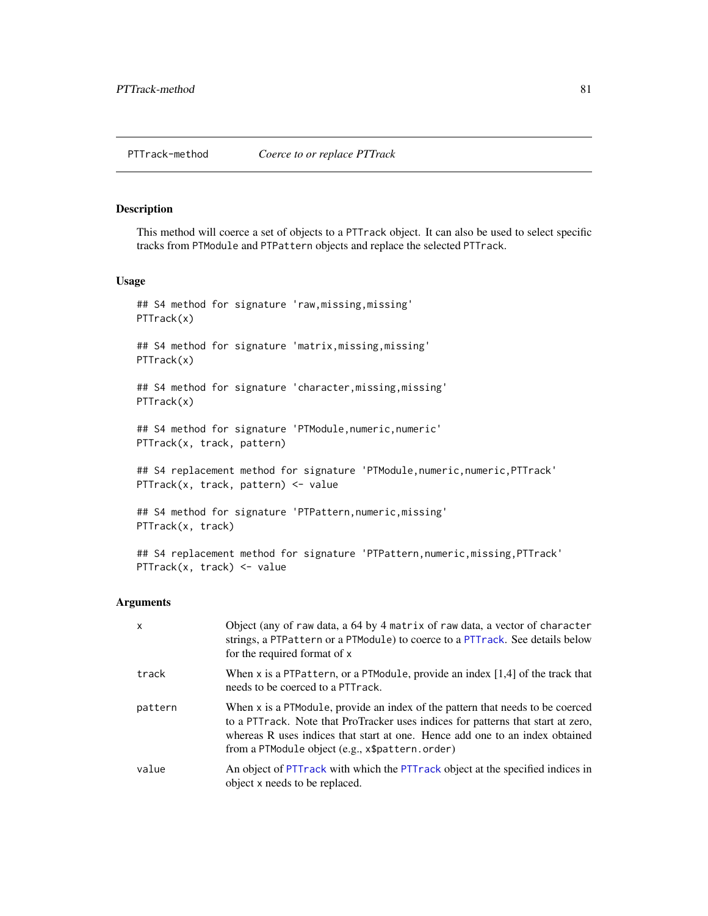PTTrack-method *Coerce to or replace PTTrack*

## Description

This method will coerce a set of objects to a PTTrack object. It can also be used to select specific tracks from PTModule and PTPattern objects and replace the selected PTTrack.

## Usage

```
## S4 method for signature 'raw,missing,missing'
PTTrack(x)

## S4 method for signature 'matrix,missing,missing'
PTTrack(x)

## S4 method for signature 'character,missing,missing'
PTTrack(x)

## S4 method for signature 'PTModule,numeric,numeric'
PTTrack(x, track, pattern)

## S4 replacement method for signature 'PTModule,numeric,numeric,PTTrack'
PTTrack(x, track, pattern) <- value

## S4 method for signature 'PTPattern,numeric,missing'
PTTrack(x, track)

## S4 replacement method for signature 'PTPattern,numeric,missing,PTTrack'
PTTrack(x, track) <- value
```

## Arguments

| | |
|---|---|
| x | Object (any of raw data, a 64 by 4 matrix of raw data, a vector of character strings, a PTPattern or a PTModule) to coerce to a PTTrack. See details below for the required format of x |
| track | When x is a PTPattern, or a PTModule, provide an index [1,4] of the track that needs to be coerced to a PTTrack. |
| pattern | When x is a PTModule, provide an index of the pattern that needs to be coerced to a PTTrack. Note that ProTracker uses indices for patterns that start at zero, whereas R uses indices that start at one. Hence add one to an index obtained from a PTModule object (e.g., x$pattern.order) |
| value | An object of PTTrack with which the PTTrack object at the specified indices in object x needs to be replaced. |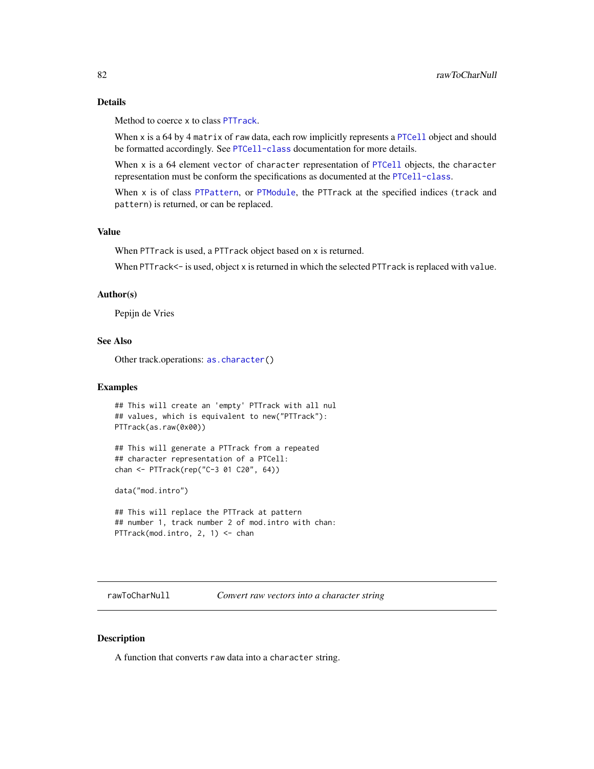### Details

Method to coerce `x` to class `PTTrack`.

When `x` is a 64 by 4 `matrix` of `raw` data, each row implicitly represents a `PTCell` object and should be formatted accordingly. See `PTCell-class` documentation for more details.

When `x` is a 64 element `vector` of `character` representation of `PTCell` objects, the `character` representation must be conform the specifications as documented at the `PTCell-class`.

When `x` is of class `PTPattern`, or `PTModule`, the `PTTrack` at the specified indices (`track` and `pattern`) is returned, or can be replaced.

### Value

When `PTTrack` is used, a `PTTrack` object based on `x` is returned.

When `PTTrack<-` is used, object `x` is returned in which the selected `PTTrack` is replaced with `value`.

### Author(s)

Pepijn de Vries

### See Also

Other track.operations: `as.character()`

### Examples

```
## This will create an 'empty' PTTrack with all nul
## values, which is equivalent to new("PTTrack"):
PTTrack(as.raw(0x00))

## This will generate a PTTrack from a repeated
## character representation of a PTCell:
chan <- PTTrack(rep("C-3 01 C20", 64))

data("mod.intro")

## This will replace the PTTrack at pattern
## number 1, track number 2 of mod.intro with chan:
PTTrack(mod.intro, 2, 1) <- chan
```

---

## rawToCharNull — *Convert raw vectors into a character string*

### Description

A function that converts `raw` data into a `character` string.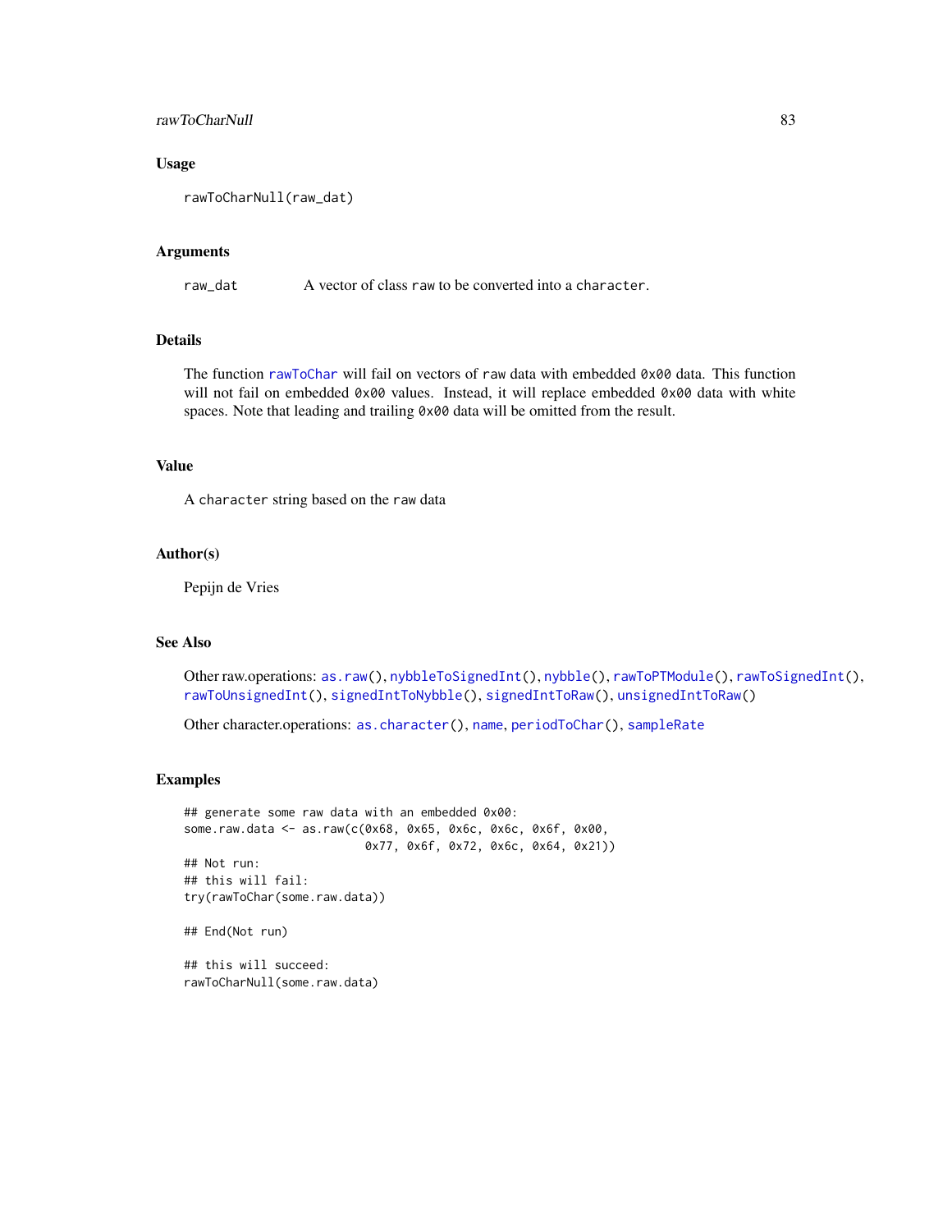### Usage

```
rawToCharNull(raw_dat)
```

### Arguments

raw_dat    A vector of class `raw` to be converted into a `character`.

### Details

The function `rawToChar` will fail on vectors of `raw` data with embedded `0x00` data. This function will not fail on embedded `0x00` values. Instead, it will replace embedded `0x00` data with white spaces. Note that leading and trailing `0x00` data will be omitted from the result.

### Value

A `character` string based on the `raw` data

### Author(s)

Pepijn de Vries

### See Also

Other raw.operations: `as.raw()`, `nybbleToSignedInt()`, `nybble()`, `rawToPTModule()`, `rawToSignedInt()`, `rawToUnsignedInt()`, `signedIntToNybble()`, `signedIntToRaw()`, `unsignedIntToRaw()`

Other character.operations: `as.character()`, `name`, `periodToChar()`, `sampleRate`

### Examples

```
## generate some raw data with an embedded 0x00:
some.raw.data <- as.raw(c(0x68, 0x65, 0x6c, 0x6c, 0x6f, 0x00,
                          0x77, 0x6f, 0x72, 0x6c, 0x64, 0x21))
## Not run:
## this will fail:
try(rawToChar(some.raw.data))

## End(Not run)

## this will succeed:
rawToCharNull(some.raw.data)
```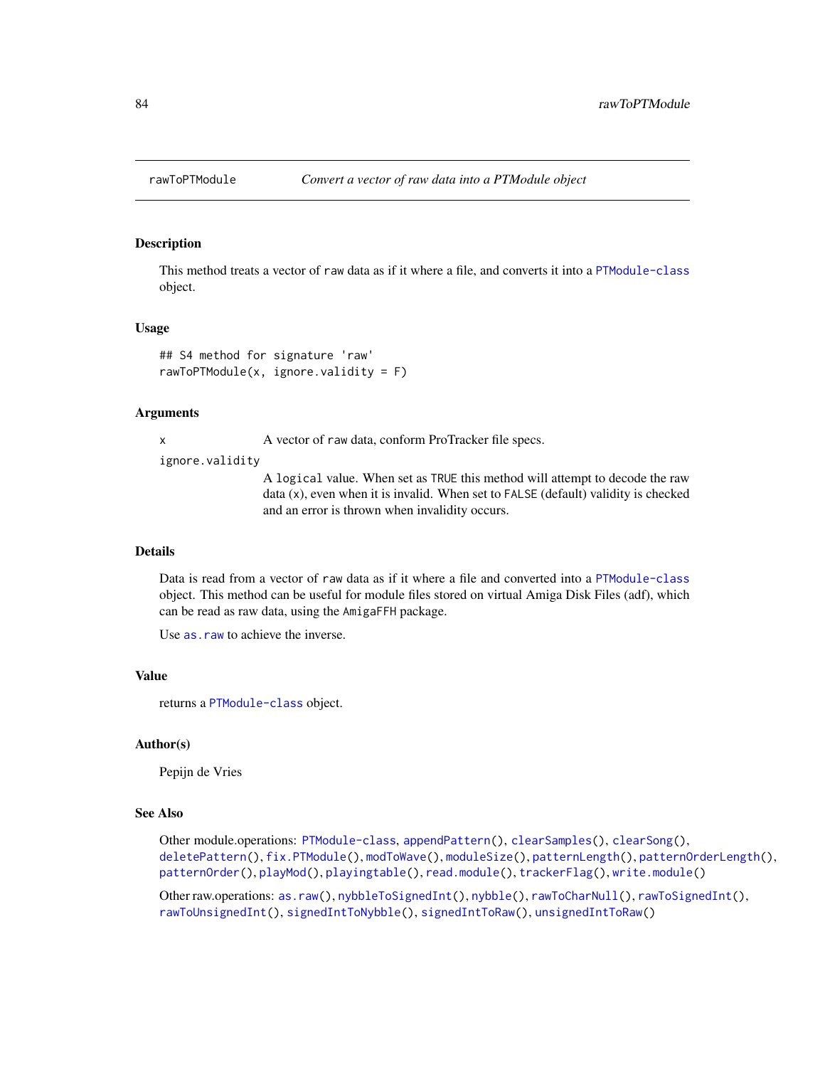rawToPTModule *Convert a vector of raw data into a PTModule object*

## Description

This method treats a vector of raw data as if it where a file, and converts it into a PTModule-class object.

## Usage

```
## S4 method for signature 'raw'
rawToPTModule(x, ignore.validity = F)
```

## Arguments

x A vector of raw data, conform ProTracker file specs.

ignore.validity A logical value. When set as TRUE this method will attempt to decode the raw data (x), even when it is invalid. When set to FALSE (default) validity is checked and an error is thrown when invalidity occurs.

## Details

Data is read from a vector of raw data as if it where a file and converted into a PTModule-class object. This method can be useful for module files stored on virtual Amiga Disk Files (adf), which can be read as raw data, using the AmigaFFH package.

Use as.raw to achieve the inverse.

## Value

returns a PTModule-class object.

## Author(s)

Pepijn de Vries

## See Also

Other module.operations: PTModule-class, appendPattern(), clearSamples(), clearSong(), deletePattern(), fix.PTModule(), modToWave(), moduleSize(), patternLength(), patternOrderLength(), patternOrder(), playMod(), playingtable(), read.module(), trackerFlag(), write.module()

Other raw.operations: as.raw(), nybbleToSignedInt(), nybble(), rawToCharNull(), rawToSignedInt(), rawToUnsignedInt(), signedIntToNybble(), signedIntToRaw(), unsignedIntToRaw()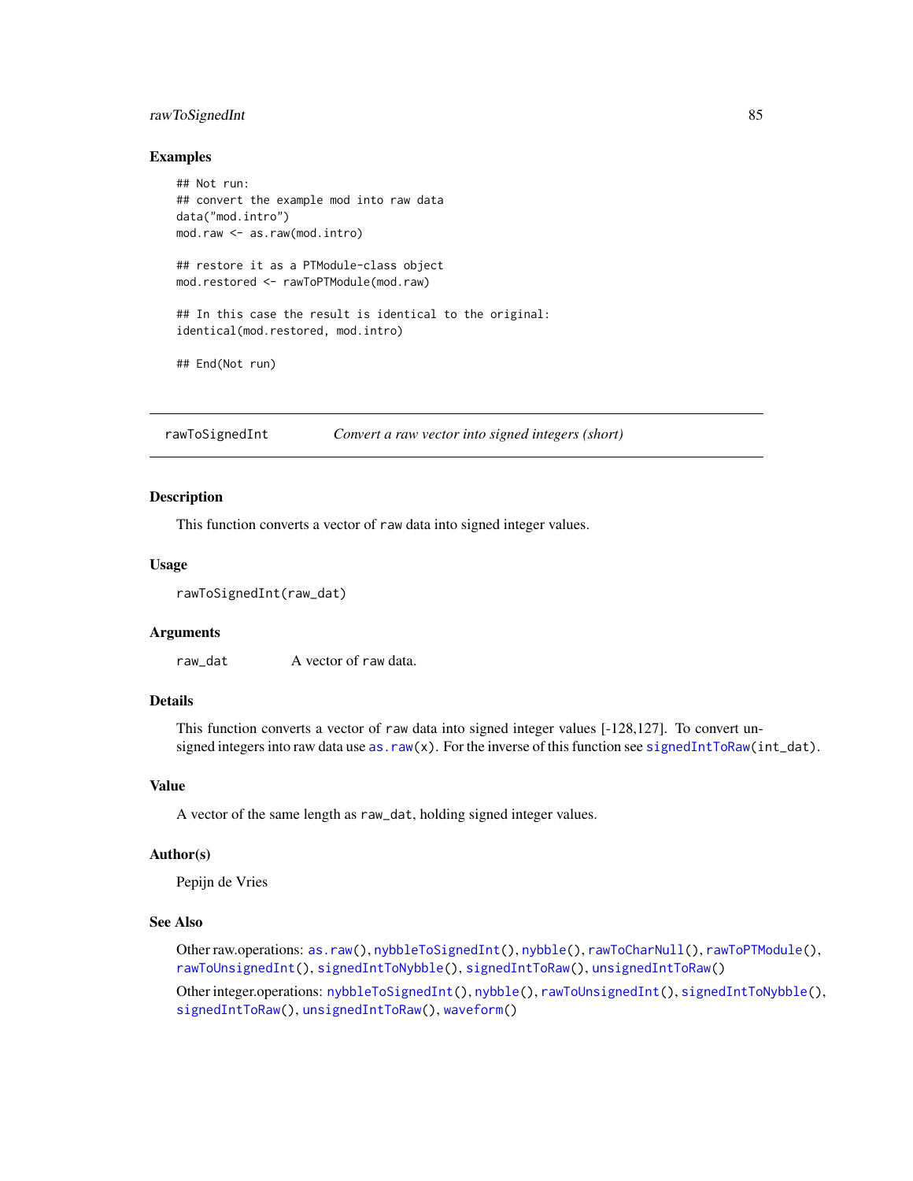## Examples

```
## Not run:
## convert the example mod into raw data
data("mod.intro")
mod.raw <- as.raw(mod.intro)

## restore it as a PTModule-class object
mod.restored <- rawToPTModule(mod.raw)

## In this case the result is identical to the original:
identical(mod.restored, mod.intro)

## End(Not run)
```

---

# rawToSignedInt — *Convert a raw vector into signed integers (short)*

---

## Description

This function converts a vector of raw data into signed integer values.

## Usage

```
rawToSignedInt(raw_dat)
```

## Arguments

| | |
|---|---|
| raw_dat | A vector of raw data. |

## Details

This function converts a vector of raw data into signed integer values [-128,127]. To convert unsigned integers into raw data use as.raw(x). For the inverse of this function see signedIntToRaw(int_dat).

## Value

A vector of the same length as raw_dat, holding signed integer values.

## Author(s)

Pepijn de Vries

## See Also

Other raw.operations: as.raw(), nybbleToSignedInt(), nybble(), rawToCharNull(), rawToPTModule(), rawToUnsignedInt(), signedIntToNybble(), signedIntToRaw(), unsignedIntToRaw()

Other integer.operations: nybbleToSignedInt(), nybble(), rawToUnsignedInt(), signedIntToNybble(), signedIntToRaw(), unsignedIntToRaw(), waveform()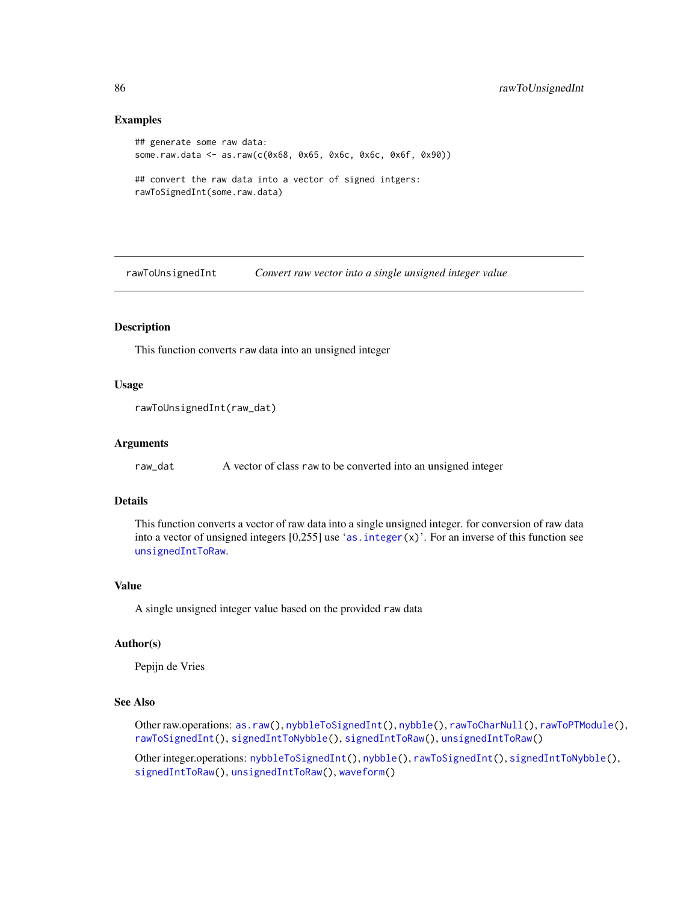## Examples

```
## generate some raw data:
some.raw.data <- as.raw(c(0x68, 0x65, 0x6c, 0x6c, 0x6f, 0x90))

## convert the raw data into a vector of signed intgers:
rawToSignedInt(some.raw.data)
```

---

rawToUnsignedInt    *Convert raw vector into a single unsigned integer value*

---

### Description

This function converts raw data into an unsigned integer

### Usage

```
rawToUnsignedInt(raw_dat)
```

### Arguments

| | |
|---|---|
| raw_dat | A vector of class raw to be converted into an unsigned integer |

### Details

This function converts a vector of raw data into a single unsigned integer. for conversion of raw data into a vector of unsigned integers [0,255] use 'as.integer(x)'. For an inverse of this function see unsignedIntToRaw.

### Value

A single unsigned integer value based on the provided raw data

### Author(s)

Pepijn de Vries

### See Also

Other raw.operations: as.raw(), nybbleToSignedInt(), nybble(), rawToCharNull(), rawToPTModule(), rawToSignedInt(), signedIntToNybble(), signedIntToRaw(), unsignedIntToRaw()

Other integer.operations: nybbleToSignedInt(), nybble(), rawToSignedInt(), signedIntToNybble(), signedIntToRaw(), unsignedIntToRaw(), waveform()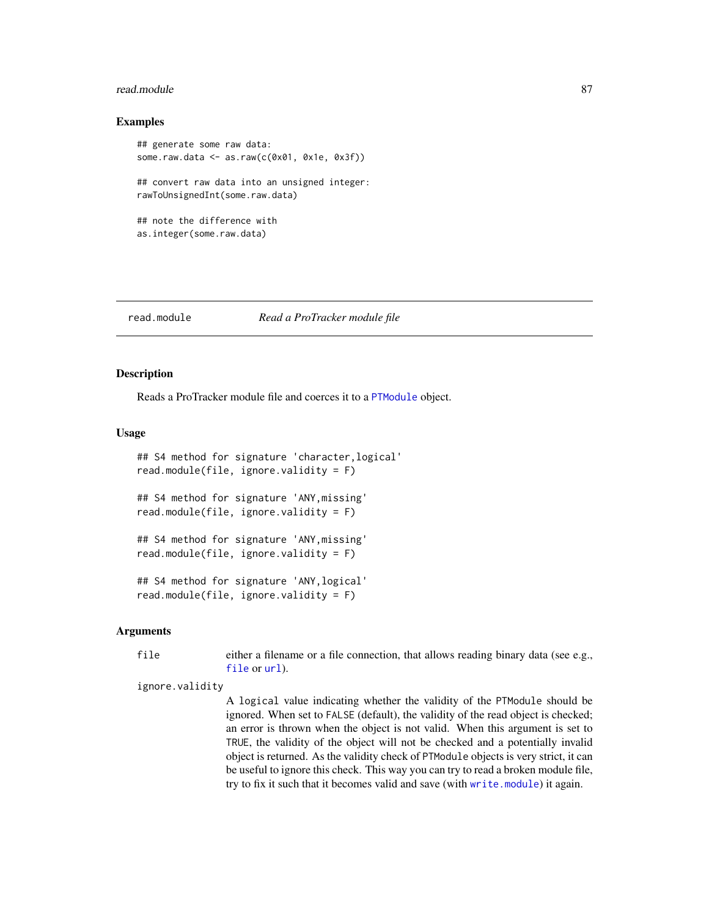## Examples

```
## generate some raw data:
some.raw.data <- as.raw(c(0x01, 0x1e, 0x3f))

## convert raw data into an unsigned integer:
rawToUnsignedInt(some.raw.data)

## note the difference with
as.integer(some.raw.data)
```

---

`read.module` *Read a ProTracker module file*

---

## Description

Reads a ProTracker module file and coerces it to a `PTModule` object.

## Usage

```
## S4 method for signature 'character,logical'
read.module(file, ignore.validity = F)

## S4 method for signature 'ANY,missing'
read.module(file, ignore.validity = F)

## S4 method for signature 'ANY,missing'
read.module(file, ignore.validity = F)

## S4 method for signature 'ANY,logical'
read.module(file, ignore.validity = F)
```

## Arguments

`file` either a filename or a file connection, that allows reading binary data (see e.g., `file` or `url`).

`ignore.validity` A logical value indicating whether the validity of the `PTModule` should be ignored. When set to `FALSE` (default), the validity of the read object is checked; an error is thrown when the object is not valid. When this argument is set to `TRUE`, the validity of the object will not be checked and a potentially invalid object is returned. As the validity check of `PTModule` objects is very strict, it can be useful to ignore this check. This way you can try to read a broken module file, try to fix it such that it becomes valid and save (with `write.module`) it again.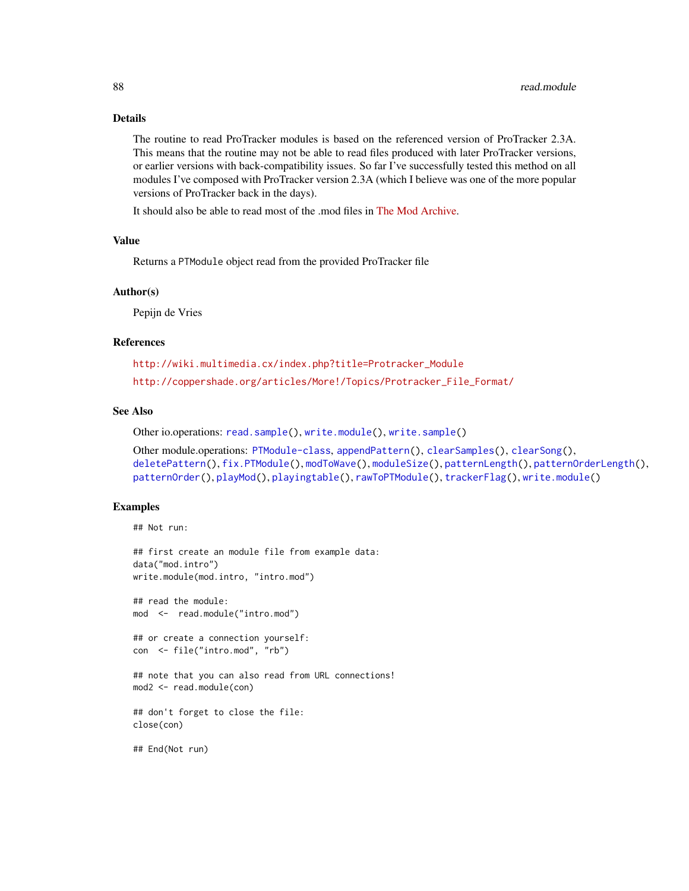### Details

The routine to read ProTracker modules is based on the referenced version of ProTracker 2.3A. This means that the routine may not be able to read files produced with later ProTracker versions, or earlier versions with back-compatibility issues. So far I've successfully tested this method on all modules I've composed with ProTracker version 2.3A (which I believe was one of the more popular versions of ProTracker back in the days).

It should also be able to read most of the .mod files in The Mod Archive.

### Value

Returns a `PTModule` object read from the provided ProTracker file

### Author(s)

Pepijn de Vries

### References

http://wiki.multimedia.cx/index.php?title=Protracker_Module

http://coppershade.org/articles/More!/Topics/Protracker_File_Format/

### See Also

Other io.operations: `read.sample()`, `write.module()`, `write.sample()`

Other module.operations: `PTModule-class`, `appendPattern()`, `clearSamples()`, `clearSong()`, `deletePattern()`, `fix.PTModule()`, `modToWave()`, `moduleSize()`, `patternLength()`, `patternOrderLength()`, `patternOrder()`, `playMod()`, `playingtable()`, `rawToPTModule()`, `trackerFlag()`, `write.module()`

### Examples

```
## Not run:

## first create an module file from example data:
data("mod.intro")
write.module(mod.intro, "intro.mod")

## read the module:
mod  <-  read.module("intro.mod")

## or create a connection yourself:
con  <- file("intro.mod", "rb")

## note that you can also read from URL connections!
mod2 <- read.module(con)

## don't forget to close the file:
close(con)

## End(Not run)
```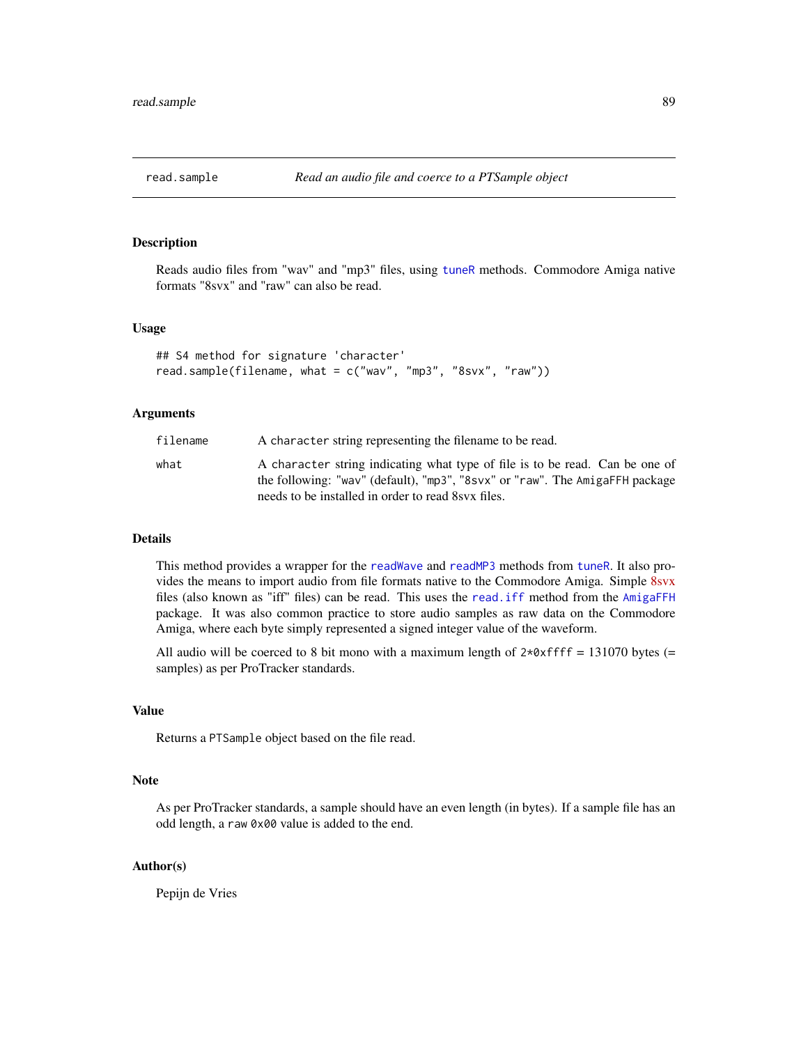## read.sample — *Read an audio file and coerce to a PTSample object*

### Description

Reads audio files from "wav" and "mp3" files, using tuneR methods. Commodore Amiga native formats "8svx" and "raw" can also be read.

### Usage

```
## S4 method for signature 'character'
read.sample(filename, what = c("wav", "mp3", "8svx", "raw"))
```

### Arguments

| | |
|---|---|
| filename | A character string representing the filename to be read. |
| what | A character string indicating what type of file is to be read. Can be one of the following: "wav" (default), "mp3", "8svx" or "raw". The AmigaFFH package needs to be installed in order to read 8svx files. |

### Details

This method provides a wrapper for the readWave and readMP3 methods from tuneR. It also provides the means to import audio from file formats native to the Commodore Amiga. Simple 8svx files (also known as "iff" files) can be read. This uses the read.iff method from the AmigaFFH package. It was also common practice to store audio samples as raw data on the Commodore Amiga, where each byte simply represented a signed integer value of the waveform.

All audio will be coerced to 8 bit mono with a maximum length of `2*0xffff` = 131070 bytes (= samples) as per ProTracker standards.

### Value

Returns a `PTSample` object based on the file read.

### Note

As per ProTracker standards, a sample should have an even length (in bytes). If a sample file has an odd length, a raw `0x00` value is added to the end.

### Author(s)

Pepijn de Vries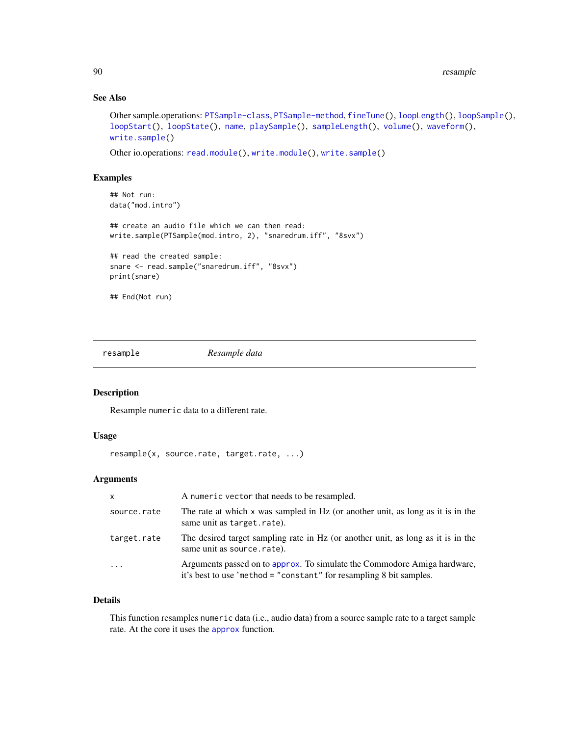### See Also

Other sample.operations: PTSample-class, PTSample-method, fineTune(), loopLength(), loopSample(), loopStart(), loopState(), name, playSample(), sampleLength(), volume(), waveform(), write.sample()

Other io.operations: read.module(), write.module(), write.sample()

### Examples

```
## Not run:
data("mod.intro")

## create an audio file which we can then read:
write.sample(PTSample(mod.intro, 2), "snaredrum.iff", "8svx")

## read the created sample:
snare <- read.sample("snaredrum.iff", "8svx")
print(snare)

## End(Not run)
```

---

## resample — *Resample data*

### Description

Resample numeric data to a different rate.

### Usage

```
resample(x, source.rate, target.rate, ...)
```

### Arguments

| | |
|---|---|
| x | A numeric vector that needs to be resampled. |
| source.rate | The rate at which x was sampled in Hz (or another unit, as long as it is in the same unit as target.rate). |
| target.rate | The desired target sampling rate in Hz (or another unit, as long as it is in the same unit as source.rate). |
| ... | Arguments passed on to approx. To simulate the Commodore Amiga hardware, it's best to use 'method = "constant" for resampling 8 bit samples. |

### Details

This function resamples numeric data (i.e., audio data) from a source sample rate to a target sample rate. At the core it uses the approx function.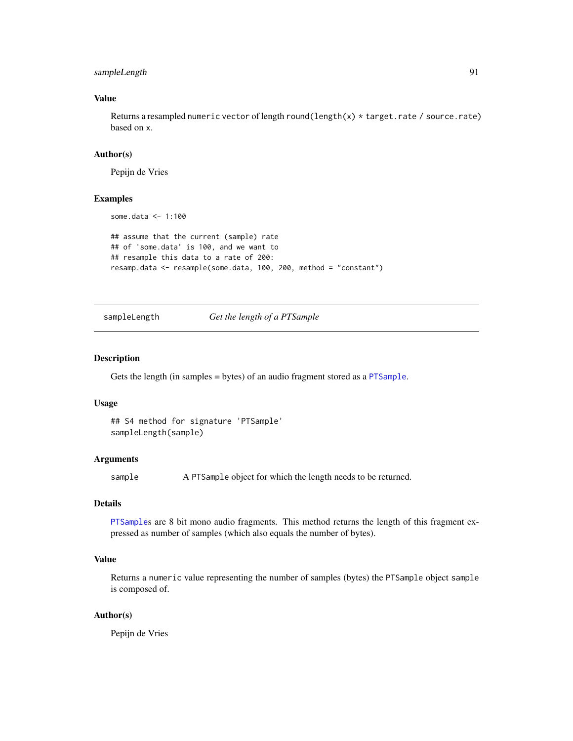### Value

Returns a resampled `numeric` vector of length `round(length(x) * target.rate / source.rate)` based on `x`.

### Author(s)

Pepijn de Vries

### Examples

```
some.data <- 1:100

## assume that the current (sample) rate
## of 'some.data' is 100, and we want to
## resample this data to a rate of 200:
resamp.data <- resample(some.data, 100, 200, method = "constant")
```

---

## sampleLength *Get the length of a PTSample*

---

### Description

Gets the length (in samples = bytes) of an audio fragment stored as a `PTSample`.

### Usage

```
## S4 method for signature 'PTSample'
sampleLength(sample)
```

### Arguments

`sample` A `PTSample` object for which the length needs to be returned.

### Details

`PTSample`s are 8 bit mono audio fragments. This method returns the length of this fragment expressed as number of samples (which also equals the number of bytes).

### Value

Returns a `numeric` value representing the number of samples (bytes) the `PTSample` object `sample` is composed of.

### Author(s)

Pepijn de Vries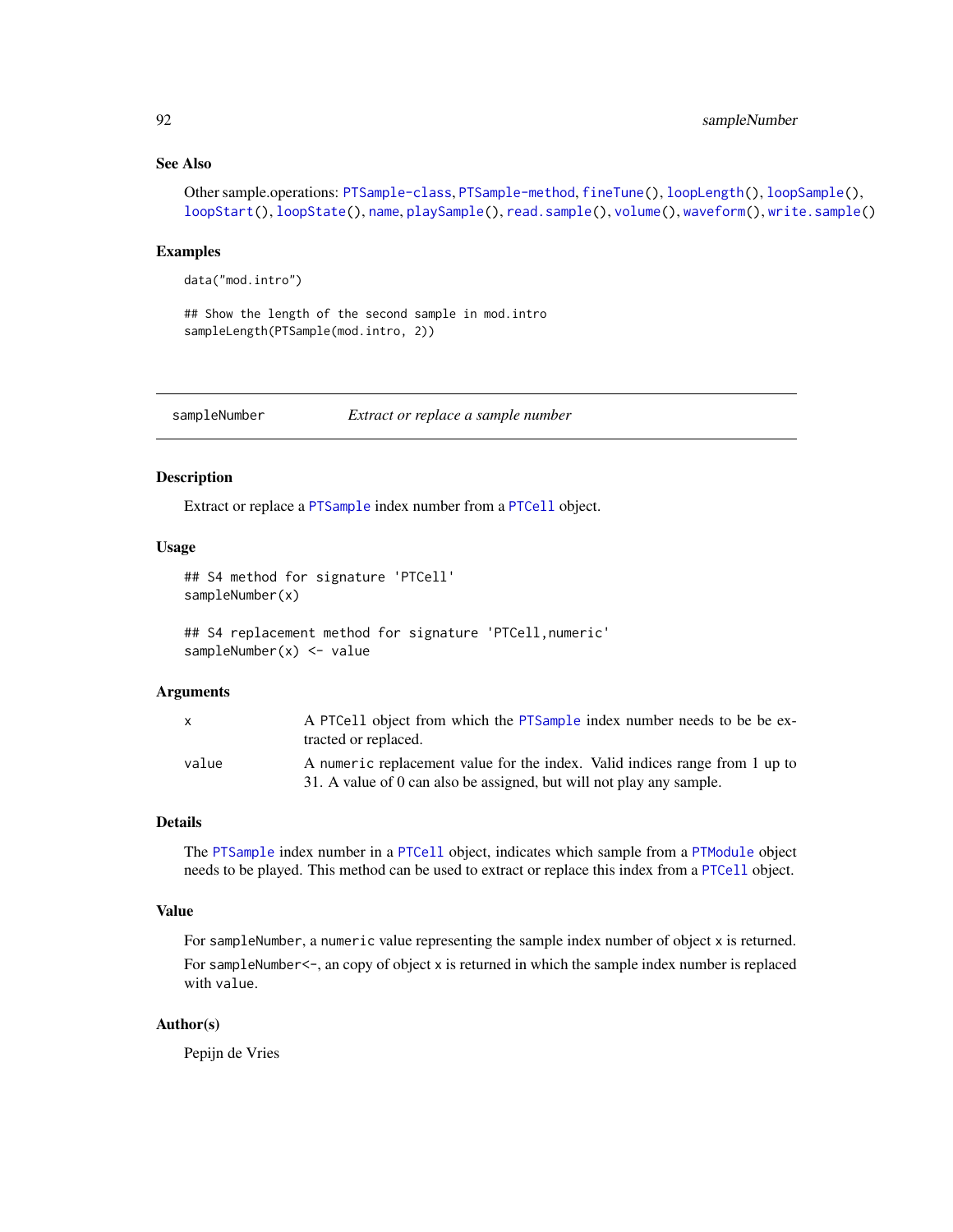### See Also

Other sample.operations: PTSample-class, PTSample-method, fineTune(), loopLength(), loopSample(), loopStart(), loopState(), name, playSample(), read.sample(), volume(), waveform(), write.sample()

### Examples

```
data("mod.intro")

## Show the length of the second sample in mod.intro
sampleLength(PTSample(mod.intro, 2))
```

---

## sampleNumber — *Extract or replace a sample number*

---

### Description

Extract or replace a PTSample index number from a PTCell object.

### Usage

```
## S4 method for signature 'PTCell'
sampleNumber(x)

## S4 replacement method for signature 'PTCell,numeric'
sampleNumber(x) <- value
```

### Arguments

| | |
|---|---|
| x | A PTCell object from which the PTSample index number needs to be be extracted or replaced. |
| value | A numeric replacement value for the index. Valid indices range from 1 up to 31. A value of 0 can also be assigned, but will not play any sample. |

### Details

The PTSample index number in a PTCell object, indicates which sample from a PTModule object needs to be played. This method can be used to extract or replace this index from a PTCell object.

### Value

For sampleNumber, a numeric value representing the sample index number of object x is returned.

For sampleNumber<-, an copy of object x is returned in which the sample index number is replaced with value.

### Author(s)

Pepijn de Vries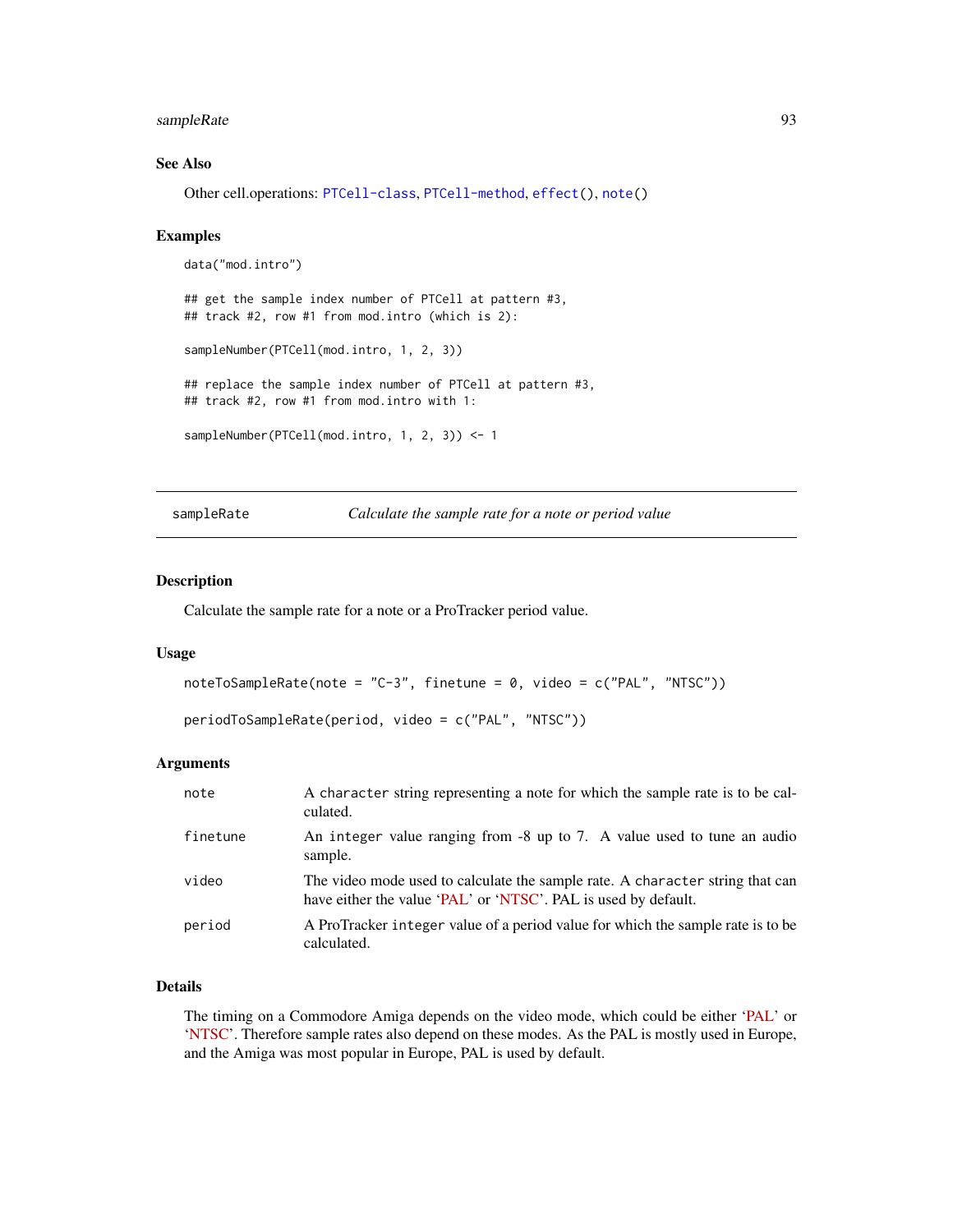### See Also

Other cell.operations: `PTCell-class`, `PTCell-method`, `effect()`, `note()`

### Examples

```
data("mod.intro")

## get the sample index number of PTCell at pattern #3,
## track #2, row #1 from mod.intro (which is 2):

sampleNumber(PTCell(mod.intro, 1, 2, 3))

## replace the sample index number of PTCell at pattern #3,
## track #2, row #1 from mod.intro with 1:

sampleNumber(PTCell(mod.intro, 1, 2, 3)) <- 1
```

---

## sampleRate — *Calculate the sample rate for a note or period value*

---

### Description

Calculate the sample rate for a note or a ProTracker period value.

### Usage

```
noteToSampleRate(note = "C-3", finetune = 0, video = c("PAL", "NTSC"))

periodToSampleRate(period, video = c("PAL", "NTSC"))
```

### Arguments

| | |
|---|---|
| note | A `character` string representing a note for which the sample rate is to be calculated. |
| finetune | An `integer` value ranging from -8 up to 7. A value used to tune an audio sample. |
| video | The video mode used to calculate the sample rate. A `character` string that can have either the value 'PAL' or 'NTSC'. PAL is used by default. |
| period | A ProTracker `integer` value of a period value for which the sample rate is to be calculated. |

### Details

The timing on a Commodore Amiga depends on the video mode, which could be either 'PAL' or 'NTSC'. Therefore sample rates also depend on these modes. As the PAL is mostly used in Europe, and the Amiga was most popular in Europe, PAL is used by default.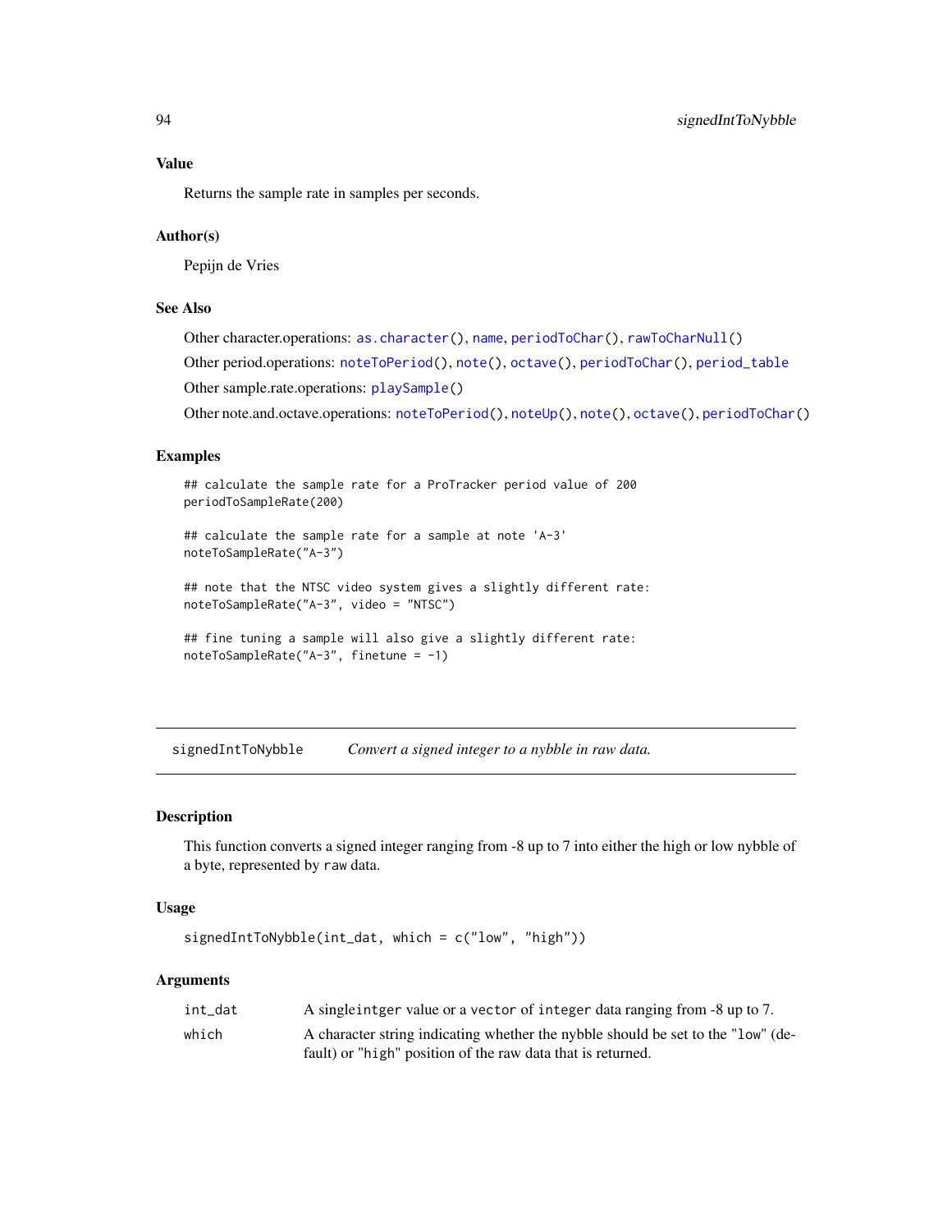### Value

Returns the sample rate in samples per seconds.

### Author(s)

Pepijn de Vries

### See Also

Other character.operations: `as.character()`, `name`, `periodToChar()`, `rawToCharNull()`

Other period.operations: `noteToPeriod()`, `note()`, `octave()`, `periodToChar()`, `period_table`

Other sample.rate.operations: `playSample()`

Other note.and.octave.operations: `noteToPeriod()`, `noteUp()`, `note()`, `octave()`, `periodToChar()`

### Examples

```
## calculate the sample rate for a ProTracker period value of 200
periodToSampleRate(200)

## calculate the sample rate for a sample at note 'A-3'
noteToSampleRate("A-3")

## note that the NTSC video system gives a slightly different rate:
noteToSampleRate("A-3", video = "NTSC")

## fine tuning a sample will also give a slightly different rate:
noteToSampleRate("A-3", finetune = -1)
```

---

## signedIntToNybble — *Convert a signed integer to a nybble in raw data.*

---

### Description

This function converts a signed integer ranging from -8 up to 7 into either the high or low nybble of a byte, represented by `raw` data.

### Usage

```
signedIntToNybble(int_dat, which = c("low", "high"))
```

### Arguments

| | |
|---|---|
| `int_dat` | A singleintger value or a `vector` of `integer` data ranging from -8 up to 7. |
| `which` | A character string indicating whether the nybble should be set to the "`low`" (default) or "`high`" position of the raw data that is returned. |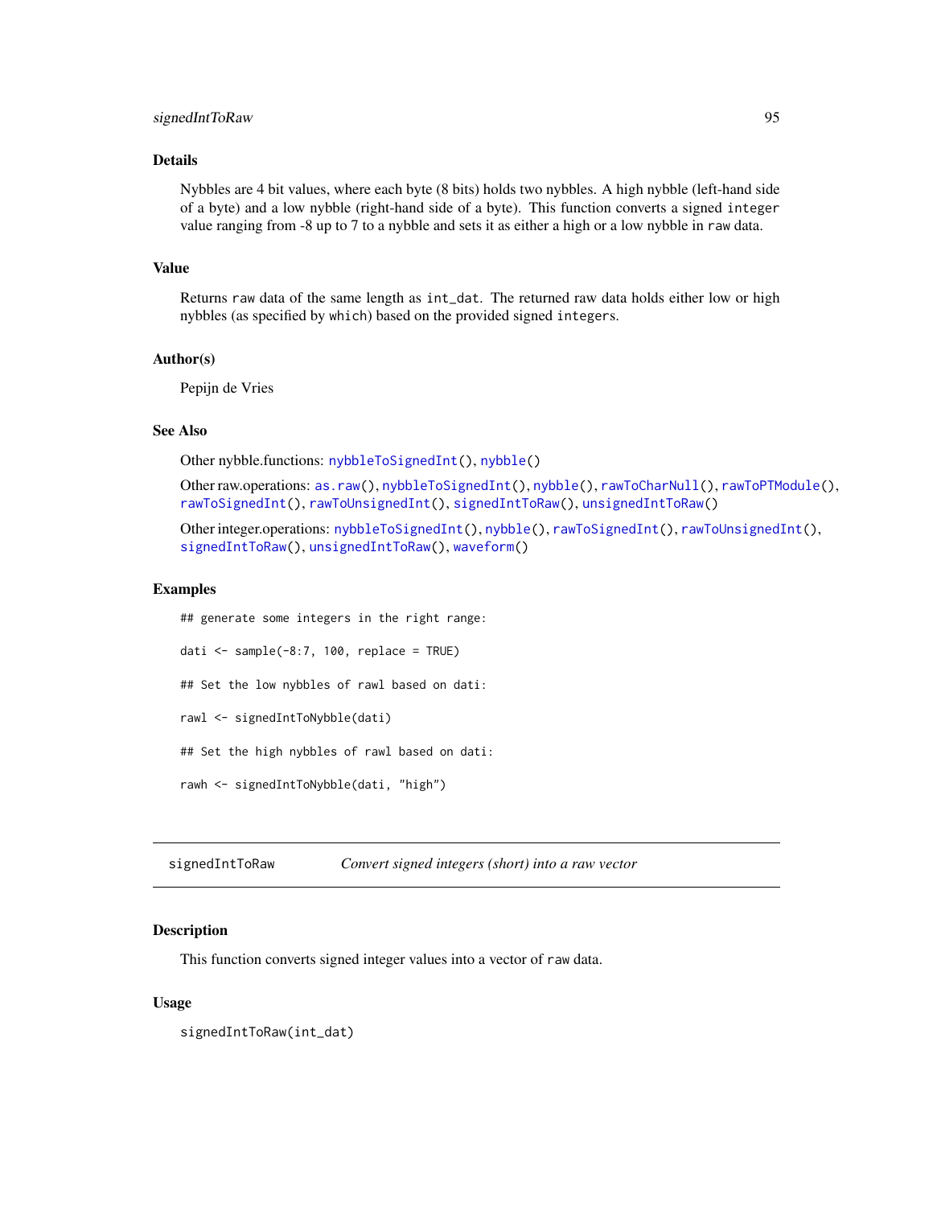### Details

Nybbles are 4 bit values, where each byte (8 bits) holds two nybbles. A high nybble (left-hand side of a byte) and a low nybble (right-hand side of a byte). This function converts a signed `integer` value ranging from -8 up to 7 to a nybble and sets it as either a high or a low nybble in `raw` data.

### Value

Returns `raw` data of the same length as `int_dat`. The returned raw data holds either low or high nybbles (as specified by `which`) based on the provided signed `integer`s.

### Author(s)

Pepijn de Vries

### See Also

Other nybble.functions: `nybbleToSignedInt()`, `nybble()`

Other raw.operations: `as.raw()`, `nybbleToSignedInt()`, `nybble()`, `rawToCharNull()`, `rawToPTModule()`, `rawToSignedInt()`, `rawToUnsignedInt()`, `signedIntToRaw()`, `unsignedIntToRaw()`

Other integer.operations: `nybbleToSignedInt()`, `nybble()`, `rawToSignedInt()`, `rawToUnsignedInt()`, `signedIntToRaw()`, `unsignedIntToRaw()`, `waveform()`

### Examples

```
## generate some integers in the right range:

dati <- sample(-8:7, 100, replace = TRUE)

## Set the low nybbles of rawl based on dati:

rawl <- signedIntToNybble(dati)

## Set the high nybbles of rawl based on dati:

rawh <- signedIntToNybble(dati, "high")
```

---

## signedIntToRaw — *Convert signed integers (short) into a raw vector*

### Description

This function converts signed integer values into a vector of `raw` data.

### Usage

```
signedIntToRaw(int_dat)
```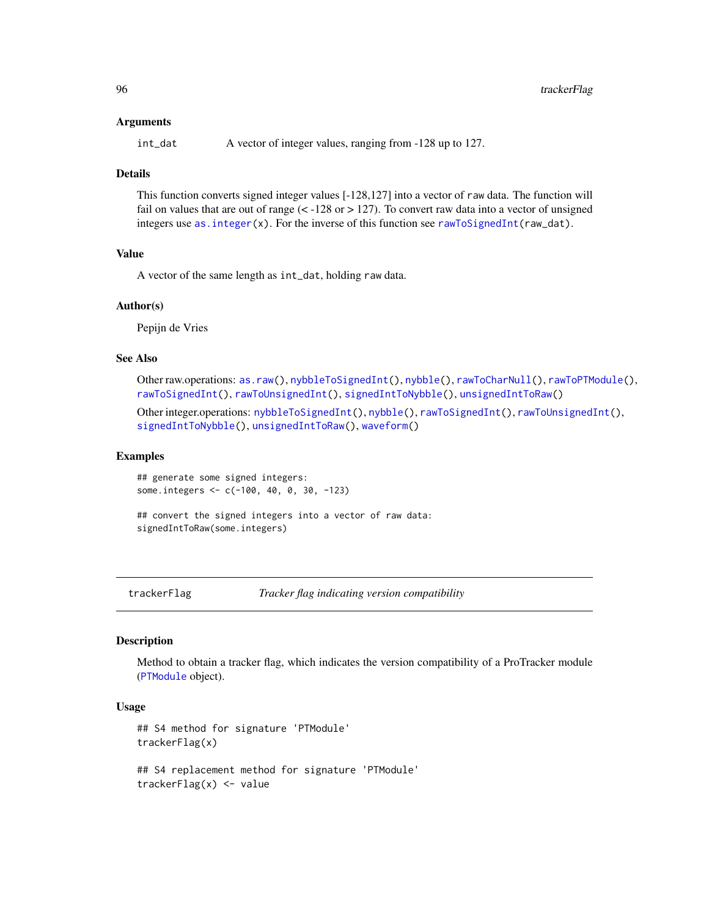### Arguments

`int_dat` A vector of integer values, ranging from -128 up to 127.

### Details

This function converts signed integer values [-128,127] into a vector of raw data. The function will fail on values that are out of range (< -128 or > 127). To convert raw data into a vector of unsigned integers use `as.integer(x)`. For the inverse of this function see `rawToSignedInt(raw_dat)`.

### Value

A vector of the same length as `int_dat`, holding `raw` data.

### Author(s)

Pepijn de Vries

### See Also

Other raw.operations: `as.raw()`, `nybbleToSignedInt()`, `nybble()`, `rawToCharNull()`, `rawToPTModule()`, `rawToSignedInt()`, `rawToUnsignedInt()`, `signedIntToNybble()`, `unsignedIntToRaw()`

Other integer.operations: `nybbleToSignedInt()`, `nybble()`, `rawToSignedInt()`, `rawToUnsignedInt()`, `signedIntToNybble()`, `unsignedIntToRaw()`, `waveform()`

### Examples

```
## generate some signed integers:
some.integers <- c(-100, 40, 0, 30, -123)

## convert the signed integers into a vector of raw data:
signedIntToRaw(some.integers)
```

---

## trackerFlag — *Tracker flag indicating version compatibility*

---

### Description

Method to obtain a tracker flag, which indicates the version compatibility of a ProTracker module (`PTModule` object).

### Usage

```
## S4 method for signature 'PTModule'
trackerFlag(x)

## S4 replacement method for signature 'PTModule'
trackerFlag(x) <- value
```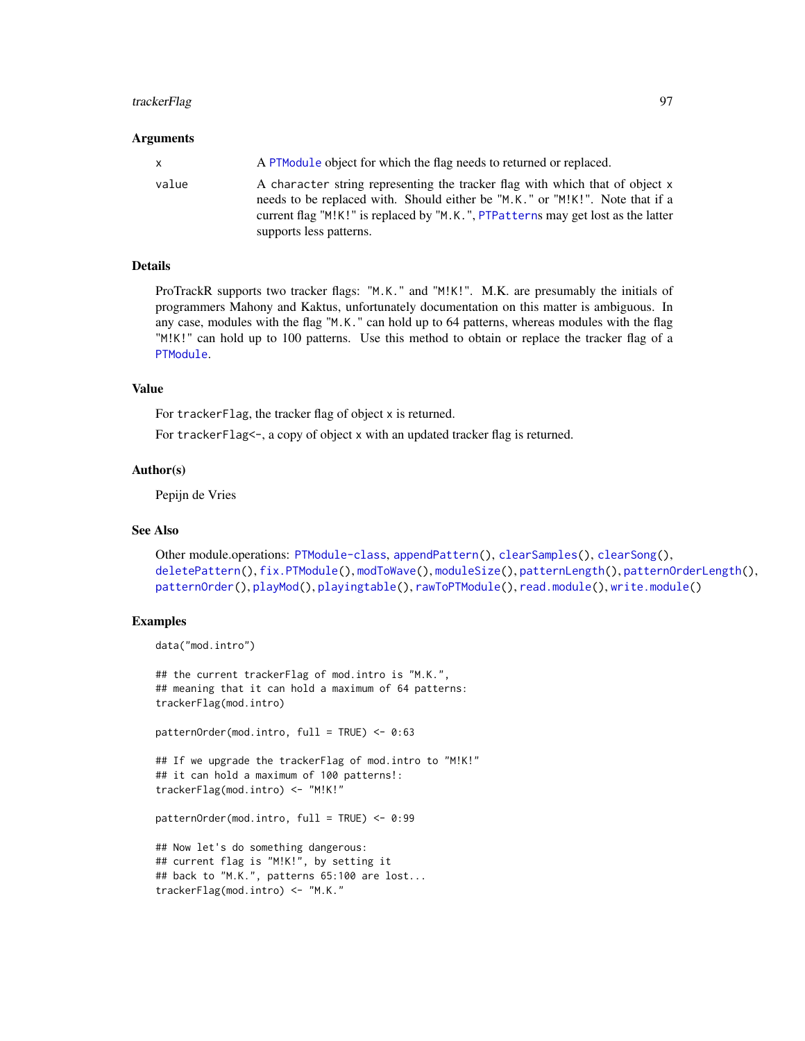### Arguments

| | |
|---|---|
| x | A PTModule object for which the flag needs to returned or replaced. |
| value | A character string representing the tracker flag with which that of object x needs to be replaced with. Should either be "M.K." or "M!K!". Note that if a current flag "M!K!" is replaced by "M.K.", PTPatterns may get lost as the latter supports less patterns. |

### Details

ProTrackR supports two tracker flags: "M.K." and "M!K!". M.K. are presumably the initials of programmers Mahony and Kaktus, unfortunately documentation on this matter is ambiguous. In any case, modules with the flag "M.K." can hold up to 64 patterns, whereas modules with the flag "M!K!" can hold up to 100 patterns. Use this method to obtain or replace the tracker flag of a PTModule.

### Value

For trackerFlag, the tracker flag of object x is returned.

For trackerFlag<-, a copy of object x with an updated tracker flag is returned.

### Author(s)

Pepijn de Vries

### See Also

Other module.operations: PTModule-class, appendPattern(), clearSamples(), clearSong(), deletePattern(), fix.PTModule(), modToWave(), moduleSize(), patternLength(), patternOrderLength(), patternOrder(), playMod(), playingtable(), rawToPTModule(), read.module(), write.module()

### Examples

```
data("mod.intro")

## the current trackerFlag of mod.intro is "M.K.",
## meaning that it can hold a maximum of 64 patterns:
trackerFlag(mod.intro)

patternOrder(mod.intro, full = TRUE) <- 0:63

## If we upgrade the trackerFlag of mod.intro to "M!K!"
## it can hold a maximum of 100 patterns!:
trackerFlag(mod.intro) <- "M!K!"

patternOrder(mod.intro, full = TRUE) <- 0:99

## Now let's do something dangerous:
## current flag is "M!K!", by setting it
## back to "M.K.", patterns 65:100 are lost...
trackerFlag(mod.intro) <- "M.K."
```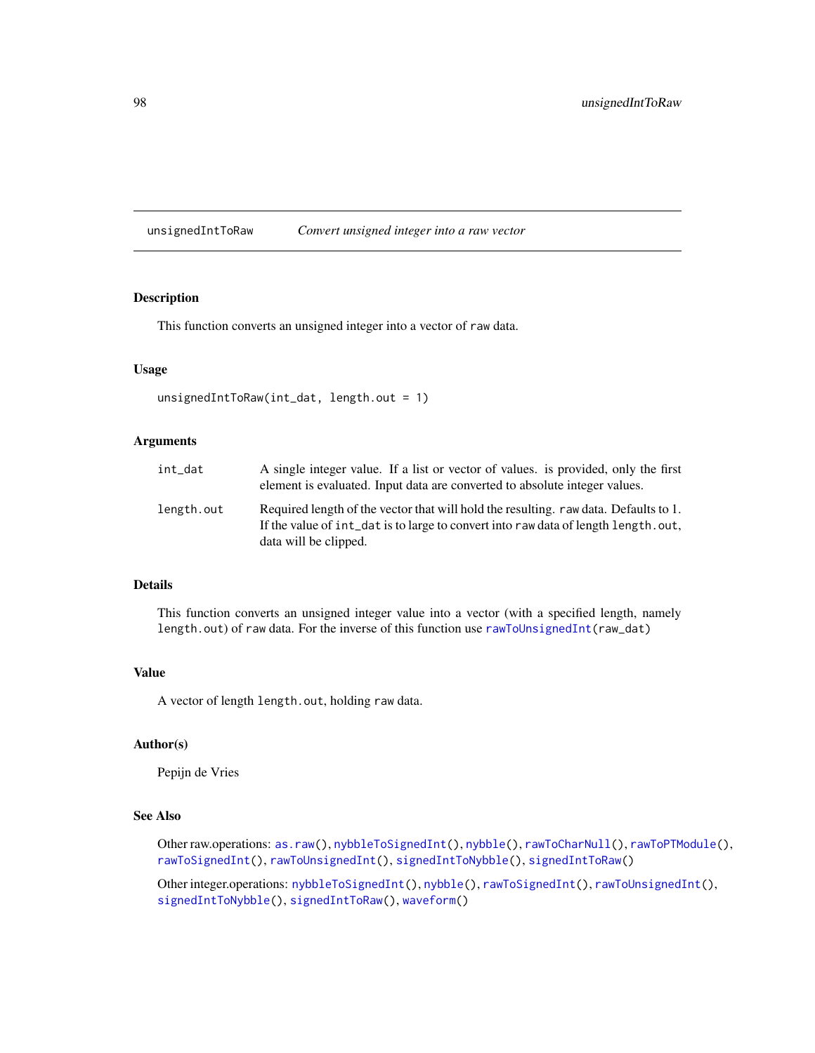unsignedIntToRaw — *Convert unsigned integer into a raw vector*

## Description

This function converts an unsigned integer into a vector of `raw` data.

## Usage

```
unsignedIntToRaw(int_dat, length.out = 1)
```

## Arguments

| | |
|---|---|
| `int_dat` | A single integer value. If a list or vector of values. is provided, only the first element is evaluated. Input data are converted to absolute integer values. |
| `length.out` | Required length of the vector that will hold the resulting. `raw` data. Defaults to 1. If the value of `int_dat` is to large to convert into `raw` data of length `length.out`, data will be clipped. |

## Details

This function converts an unsigned integer value into a vector (with a specified length, namely `length.out`) of `raw` data. For the inverse of this function use `rawToUnsignedInt(raw_dat)`

## Value

A vector of length `length.out`, holding `raw` data.

## Author(s)

Pepijn de Vries

## See Also

Other raw.operations: `as.raw()`, `nybbleToSignedInt()`, `nybble()`, `rawToCharNull()`, `rawToPTModule()`, `rawToSignedInt()`, `rawToUnsignedInt()`, `signedIntToNybble()`, `signedIntToRaw()`

Other integer.operations: `nybbleToSignedInt()`, `nybble()`, `rawToSignedInt()`, `rawToUnsignedInt()`, `signedIntToNybble()`, `signedIntToRaw()`, `waveform()`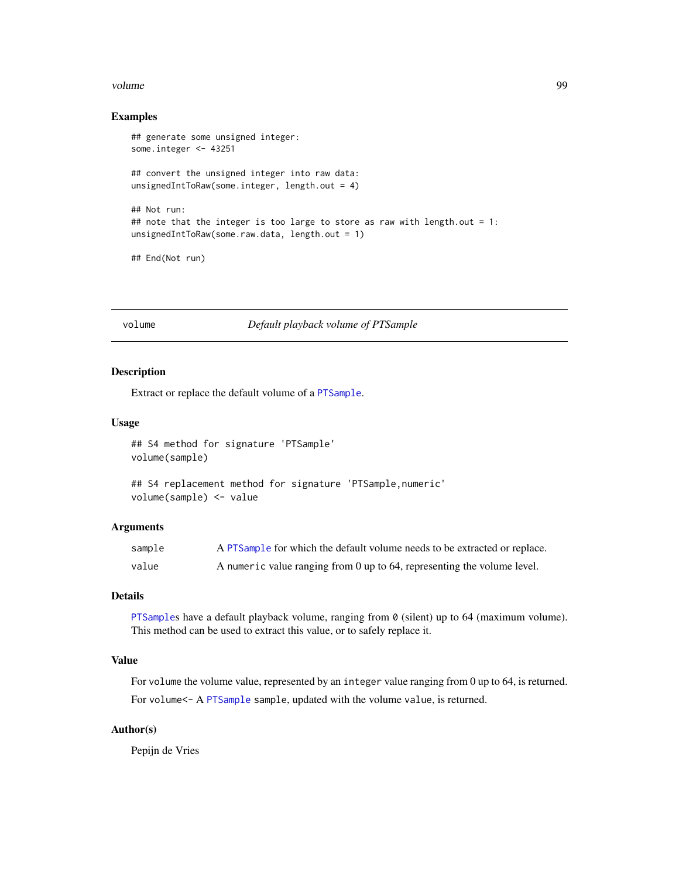## Examples

```
## generate some unsigned integer:
some.integer <- 43251

## convert the unsigned integer into raw data:
unsignedIntToRaw(some.integer, length.out = 4)

## Not run:
## note that the integer is too large to store as raw with length.out = 1:
unsignedIntToRaw(some.raw.data, length.out = 1)

## End(Not run)
```

---

`volume` *Default playback volume of PTSample*

---

## Description

Extract or replace the default volume of a `PTSample`.

## Usage

```
## S4 method for signature 'PTSample'
volume(sample)

## S4 replacement method for signature 'PTSample,numeric'
volume(sample) <- value
```

## Arguments

| | |
|---|---|
| `sample` | A `PTSample` for which the default volume needs to be extracted or replace. |
| `value` | A `numeric` value ranging from 0 up to 64, representing the volume level. |

## Details

`PTSample`s have a default playback volume, ranging from `0` (silent) up to 64 (maximum volume). This method can be used to extract this value, or to safely replace it.

## Value

For `volume` the volume value, represented by an `integer` value ranging from 0 up to 64, is returned.

For `volume<-` A `PTSample` `sample`, updated with the volume `value`, is returned.

## Author(s)

Pepijn de Vries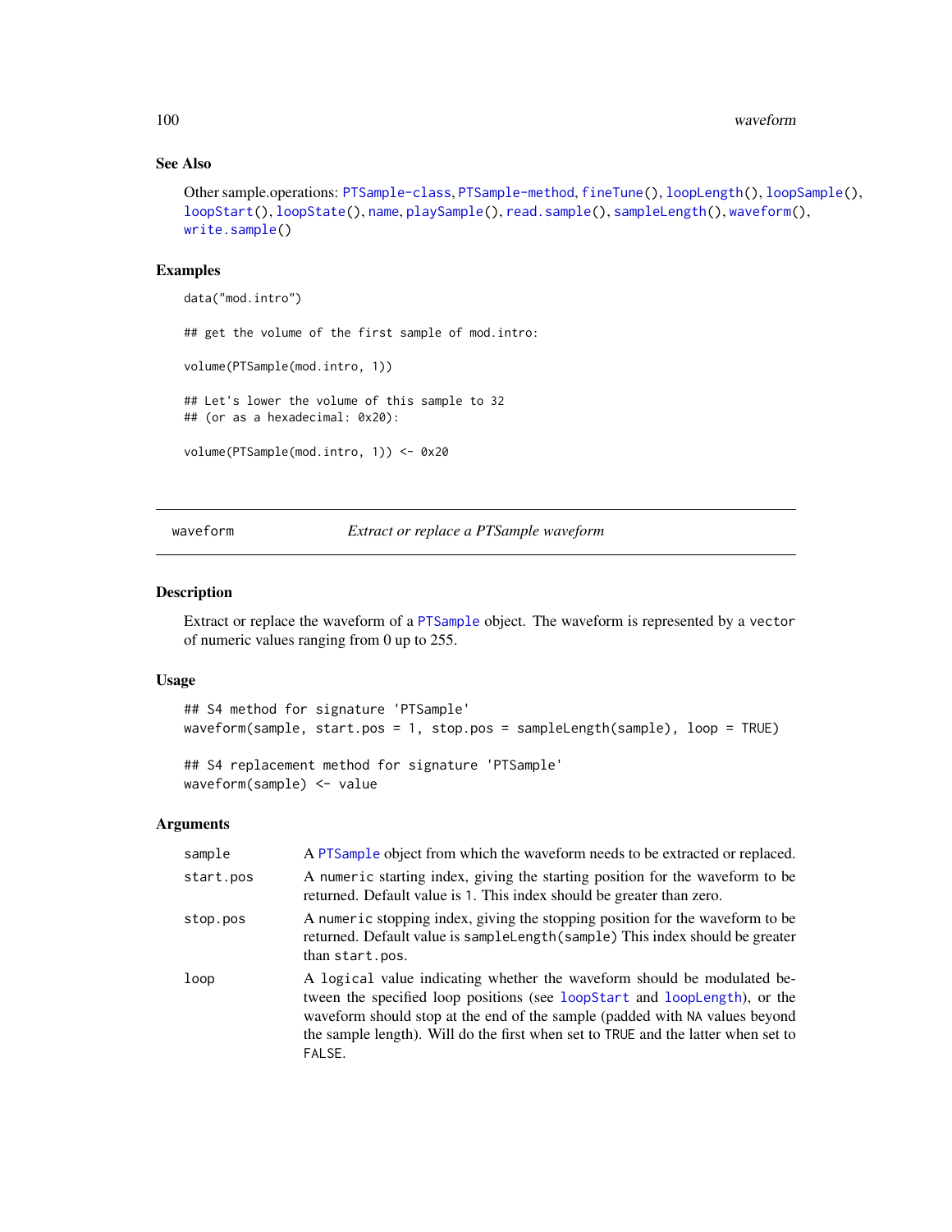### See Also

Other sample.operations: PTSample-class, PTSample-method, fineTune(), loopLength(), loopSample(), loopStart(), loopState(), name, playSample(), read.sample(), sampleLength(), waveform(), write.sample()

### Examples

```
data("mod.intro")

## get the volume of the first sample of mod.intro:

volume(PTSample(mod.intro, 1))

## Let's lower the volume of this sample to 32
## (or as a hexadecimal: 0x20):

volume(PTSample(mod.intro, 1)) <- 0x20
```

---

## waveform *Extract or replace a PTSample waveform*

---

### Description

Extract or replace the waveform of a PTSample object. The waveform is represented by a `vector` of numeric values ranging from 0 up to 255.

### Usage

```
## S4 method for signature 'PTSample'
waveform(sample, start.pos = 1, stop.pos = sampleLength(sample), loop = TRUE)

## S4 replacement method for signature 'PTSample'
waveform(sample) <- value
```

### Arguments

| | |
|---|---|
| sample | A PTSample object from which the waveform needs to be extracted or replaced. |
| start.pos | A `numeric` starting index, giving the starting position for the waveform to be returned. Default value is `1`. This index should be greater than zero. |
| stop.pos | A `numeric` stopping index, giving the stopping position for the waveform to be returned. Default value is `sampleLength(sample)` This index should be greater than `start.pos`. |
| loop | A `logical` value indicating whether the waveform should be modulated between the specified loop positions (see loopStart and loopLength), or the waveform should stop at the end of the sample (padded with `NA` values beyond the sample length). Will do the first when set to `TRUE` and the latter when set to `FALSE`. |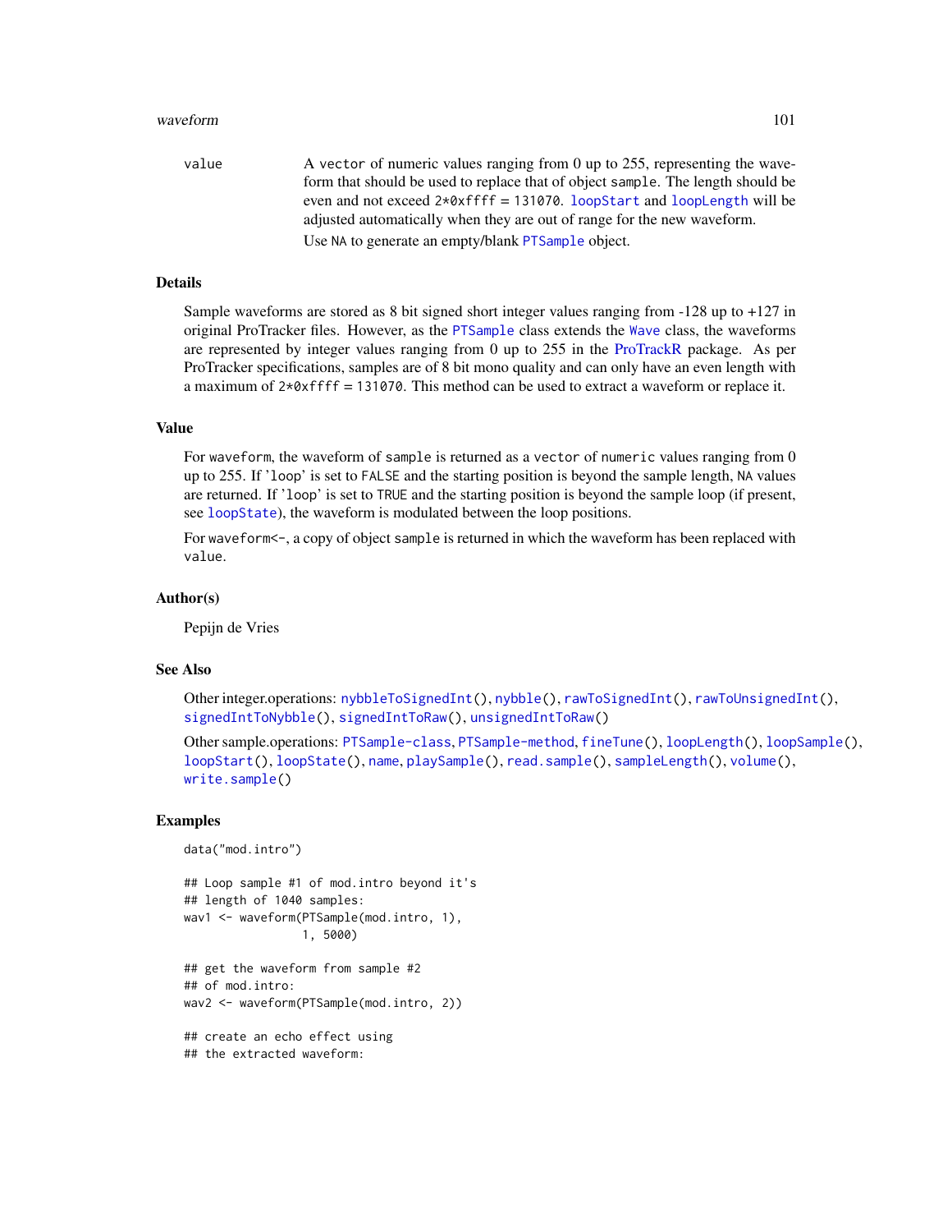value
A vector of numeric values ranging from 0 up to 255, representing the waveform that should be used to replace that of object sample. The length should be even and not exceed 2*0xffff = 131070. loopStart and loopLength will be adjusted automatically when they are out of range for the new waveform.

Use NA to generate an empty/blank PTSample object.

### Details

Sample waveforms are stored as 8 bit signed short integer values ranging from -128 up to +127 in original ProTracker files. However, as the PTSample class extends the Wave class, the waveforms are represented by integer values ranging from 0 up to 255 in the ProTrackR package. As per ProTracker specifications, samples are of 8 bit mono quality and can only have an even length with a maximum of 2*0xffff = 131070. This method can be used to extract a waveform or replace it.

### Value

For waveform, the waveform of sample is returned as a vector of numeric values ranging from 0 up to 255. If 'loop' is set to FALSE and the starting position is beyond the sample length, NA values are returned. If 'loop' is set to TRUE and the starting position is beyond the sample loop (if present, see loopState), the waveform is modulated between the loop positions.

For waveform<-, a copy of object sample is returned in which the waveform has been replaced with value.

### Author(s)

Pepijn de Vries

### See Also

Other integer.operations: nybbleToSignedInt(), nybble(), rawToSignedInt(), rawToUnsignedInt(), signedIntToNybble(), signedIntToRaw(), unsignedIntToRaw()

Other sample.operations: PTSample-class, PTSample-method, fineTune(), loopLength(), loopSample(), loopStart(), loopState(), name, playSample(), read.sample(), sampleLength(), volume(), write.sample()

### Examples

```
data("mod.intro")

## Loop sample #1 of mod.intro beyond it's
## length of 1040 samples:
wav1 <- waveform(PTSample(mod.intro, 1),
                 1, 5000)

## get the waveform from sample #2
## of mod.intro:
wav2 <- waveform(PTSample(mod.intro, 2))

## create an echo effect using
## the extracted waveform:
```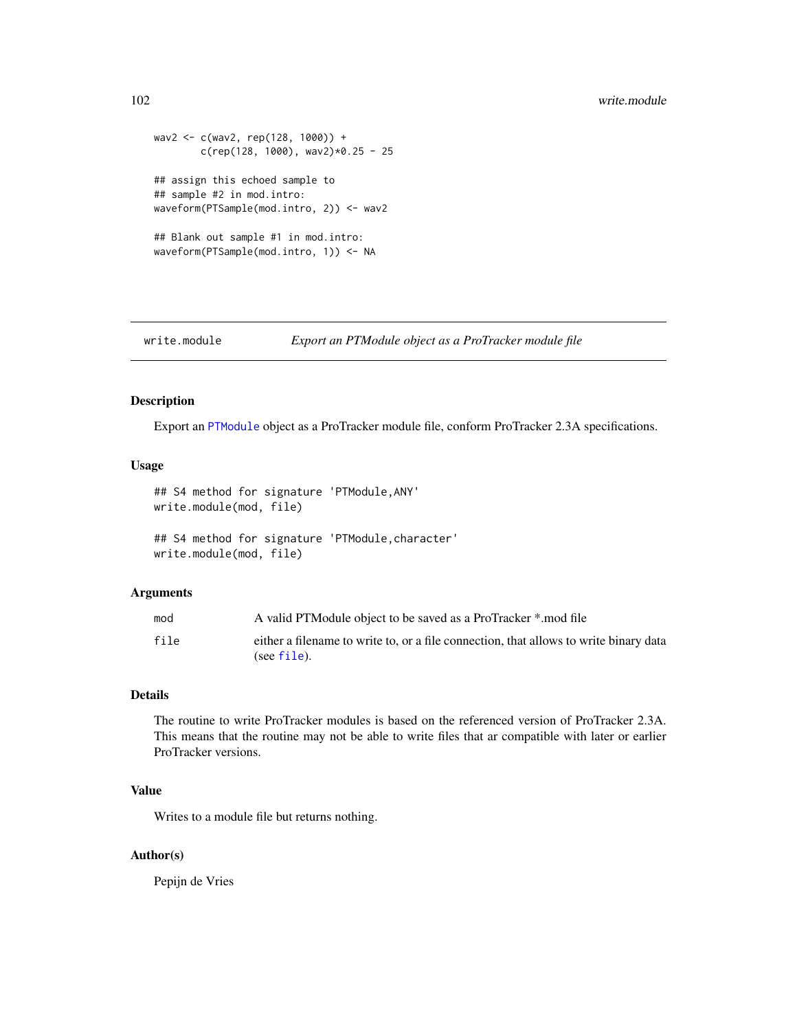```
wav2 <- c(wav2, rep(128, 1000)) +
        c(rep(128, 1000), wav2)*0.25 - 25

## assign this echoed sample to
## sample #2 in mod.intro:
waveform(PTSample(mod.intro, 2)) <- wav2

## Blank out sample #1 in mod.intro:
waveform(PTSample(mod.intro, 1)) <- NA
```

---

`write.module` *Export an PTModule object as a ProTracker module file*

---

### Description

Export an `PTModule` object as a ProTracker module file, conform ProTracker 2.3A specifications.

### Usage

```
## S4 method for signature 'PTModule,ANY'
write.module(mod, file)

## S4 method for signature 'PTModule,character'
write.module(mod, file)
```

### Arguments

| | |
|---|---|
| `mod` | A valid PTModule object to be saved as a ProTracker *.mod file |
| `file` | either a filename to write to, or a file connection, that allows to write binary data (see `file`). |

### Details

The routine to write ProTracker modules is based on the referenced version of ProTracker 2.3A. This means that the routine may not be able to write files that ar compatible with later or earlier ProTracker versions.

### Value

Writes to a module file but returns nothing.

### Author(s)

Pepijn de Vries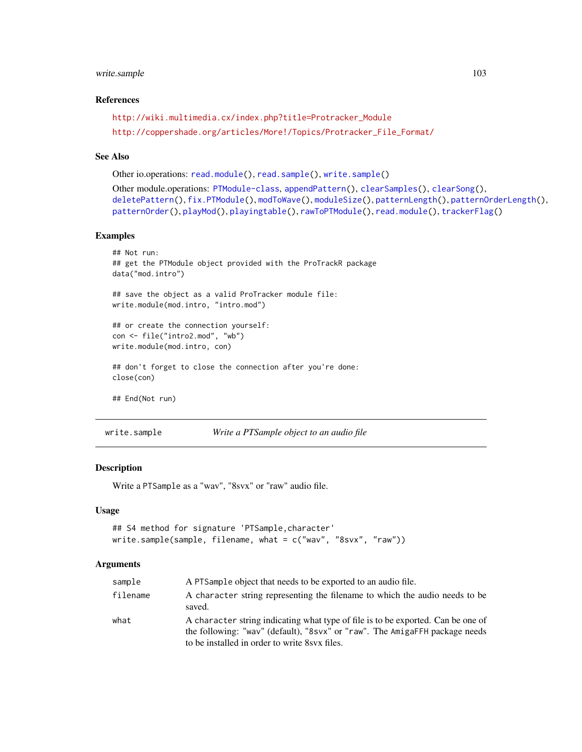### References

http://wiki.multimedia.cx/index.php?title=Protracker_Module

http://coppershade.org/articles/More!/Topics/Protracker_File_Format/

### See Also

Other io.operations: read.module(), read.sample(), write.sample()

Other module.operations: PTModule-class, appendPattern(), clearSamples(), clearSong(), deletePattern(), fix.PTModule(), modToWave(), moduleSize(), patternLength(), patternOrderLength(), patternOrder(), playMod(), playingtable(), rawToPTModule(), read.module(), trackerFlag()

### Examples

```
## Not run:
## get the PTModule object provided with the ProTrackR package
data("mod.intro")

## save the object as a valid ProTracker module file:
write.module(mod.intro, "intro.mod")

## or create the connection yourself:
con <- file("intro2.mod", "wb")
write.module(mod.intro, con)

## don't forget to close the connection after you're done:
close(con)

## End(Not run)
```

---

## write.sample — *Write a PTSample object to an audio file*

### Description

Write a PTSample as a "wav", "8svx" or "raw" audio file.

### Usage

```
## S4 method for signature 'PTSample,character'
write.sample(sample, filename, what = c("wav", "8svx", "raw"))
```

### Arguments

| | |
|---|---|
| sample | A PTSample object that needs to be exported to an audio file. |
| filename | A character string representing the filename to which the audio needs to be saved. |
| what | A character string indicating what type of file is to be exported. Can be one of the following: "wav" (default), "8svx" or "raw". The AmigaFFH package needs to be installed in order to write 8svx files. |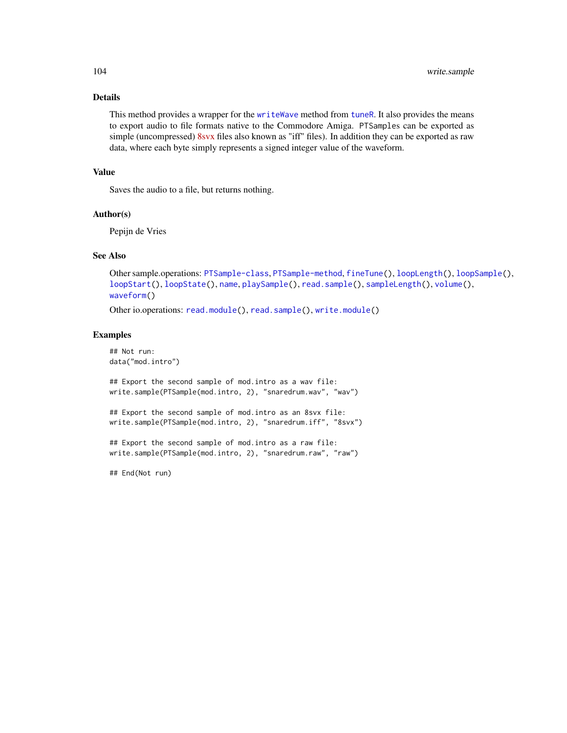### Details

This method provides a wrapper for the `writeWave` method from `tuneR`. It also provides the means to export audio to file formats native to the Commodore Amiga. `PTSamples` can be exported as simple (uncompressed) 8svx files also known as "iff" files). In addition they can be exported as raw data, where each byte simply represents a signed integer value of the waveform.

### Value

Saves the audio to a file, but returns nothing.

### Author(s)

Pepijn de Vries

### See Also

Other sample.operations: `PTSample-class`, `PTSample-method`, `fineTune()`, `loopLength()`, `loopSample()`, `loopStart()`, `loopState()`, `name`, `playSample()`, `read.sample()`, `sampleLength()`, `volume()`, `waveform()`

Other io.operations: `read.module()`, `read.sample()`, `write.module()`

### Examples

```
## Not run:
data("mod.intro")

## Export the second sample of mod.intro as a wav file:
write.sample(PTSample(mod.intro, 2), "snaredrum.wav", "wav")

## Export the second sample of mod.intro as an 8svx file:
write.sample(PTSample(mod.intro, 2), "snaredrum.iff", "8svx")

## Export the second sample of mod.intro as a raw file:
write.sample(PTSample(mod.intro, 2), "snaredrum.raw", "raw")

## End(Not run)
```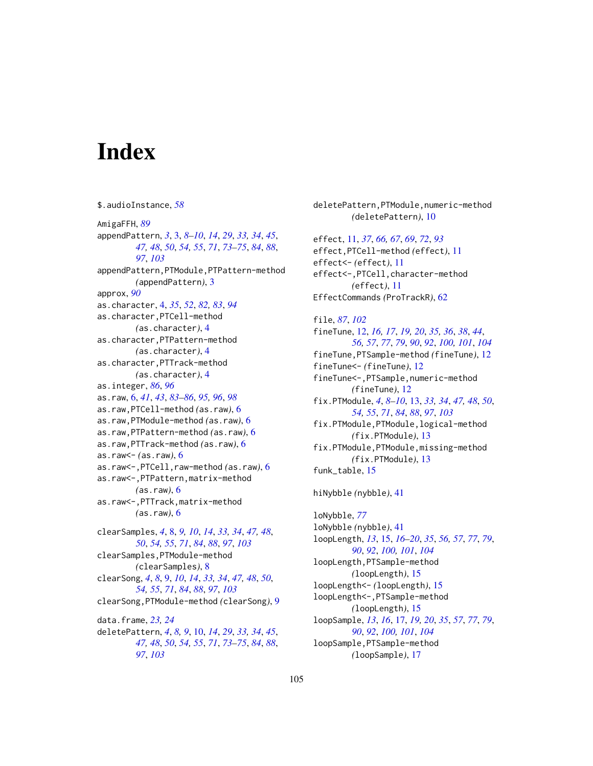# Index

$.audioInstance, *58*

AmigaFFH, *89*
appendPattern, *3*, 3, *8–10*, *14*, *29*, *33*, *34*, *45*, *47*, *48*, *50*, *54*, *55*, *71*, *73–75*, *84*, *88*, *97*, *103*
appendPattern,PTModule,PTPattern-method *(appendPattern)*, 3
approx, *90*
as.character, 4, *35*, *52*, *82*, *83*, *94*
as.character,PTCell-method *(as.character)*, 4
as.character,PTPattern-method *(as.character)*, 4
as.character,PTTrack-method *(as.character)*, 4
as.integer, *86*, *96*
as.raw, 6, *41*, *43*, *83–86*, *95*, *96*, *98*
as.raw,PTCell-method *(as.raw)*, 6
as.raw,PTModule-method *(as.raw)*, 6
as.raw,PTPattern-method *(as.raw)*, 6
as.raw,PTTrack-method *(as.raw)*, 6
as.raw<- *(as.raw)*, 6
as.raw<-,PTCell,raw-method *(as.raw)*, 6
as.raw<-,PTPattern,matrix-method *(as.raw)*, 6
as.raw<-,PTTrack,matrix-method *(as.raw)*, 6

clearSamples, *4*, 8, *9*, *10*, *14*, *33*, *34*, *47*, *48*, *50*, *54*, *55*, *71*, *84*, *88*, *97*, *103*
clearSamples,PTModule-method *(clearSamples)*, 8
clearSong, *4*, *8*, 9, *10*, *14*, *33*, *34*, *47*, *48*, *50*, *54*, *55*, *71*, *84*, *88*, *97*, *103*
clearSong,PTModule-method *(clearSong)*, 9

data.frame, *23*, *24*
deletePattern, *4*, *8*, *9*, 10, *14*, *29*, *33*, *34*, *45*, *47*, *48*, *50*, *54*, *55*, *71*, *73–75*, *84*, *88*, *97*, *103*
deletePattern,PTModule,numeric-method *(deletePattern)*, 10

effect, 11, *37*, *66*, *67*, *69*, *72*, *93*
effect,PTCell-method *(effect)*, 11
effect<- *(effect)*, 11
effect<-,PTCell,character-method *(effect)*, 11
EffectCommands *(ProTrackR)*, 62

file, *87*, *102*
fineTune, 12, *16*, *17*, *19*, *20*, *35*, *36*, *38*, *44*, *56*, *57*, *77*, *79*, *90*, *92*, *100*, *101*, *104*
fineTune,PTSample-method *(fineTune)*, 12
fineTune<- *(fineTune)*, 12
fineTune<-,PTSample,numeric-method *(fineTune)*, 12
fix.PTModule, *4*, *8–10*, 13, *33*, *34*, *47*, *48*, *50*, *54*, *55*, *71*, *84*, *88*, *97*, *103*
fix.PTModule,PTModule,logical-method *(fix.PTModule)*, 13
fix.PTModule,PTModule,missing-method *(fix.PTModule)*, 13
funk_table, 15

hiNybble *(nybble)*, 41

loNybble, *77*
loNybble *(nybble)*, 41
loopLength, *13*, 15, *16–20*, *35*, *56*, *57*, *77*, *79*, *90*, *92*, *100*, *101*, *104*
loopLength,PTSample-method *(loopLength)*, 15
loopLength<- *(loopLength)*, 15
loopLength<-,PTSample-method *(loopLength)*, 15
loopSample, *13*, *16*, 17, *19*, *20*, *35*, *57*, *77*, *79*, *90*, *92*, *100*, *101*, *104*
loopSample,PTSample-method *(loopSample)*, 17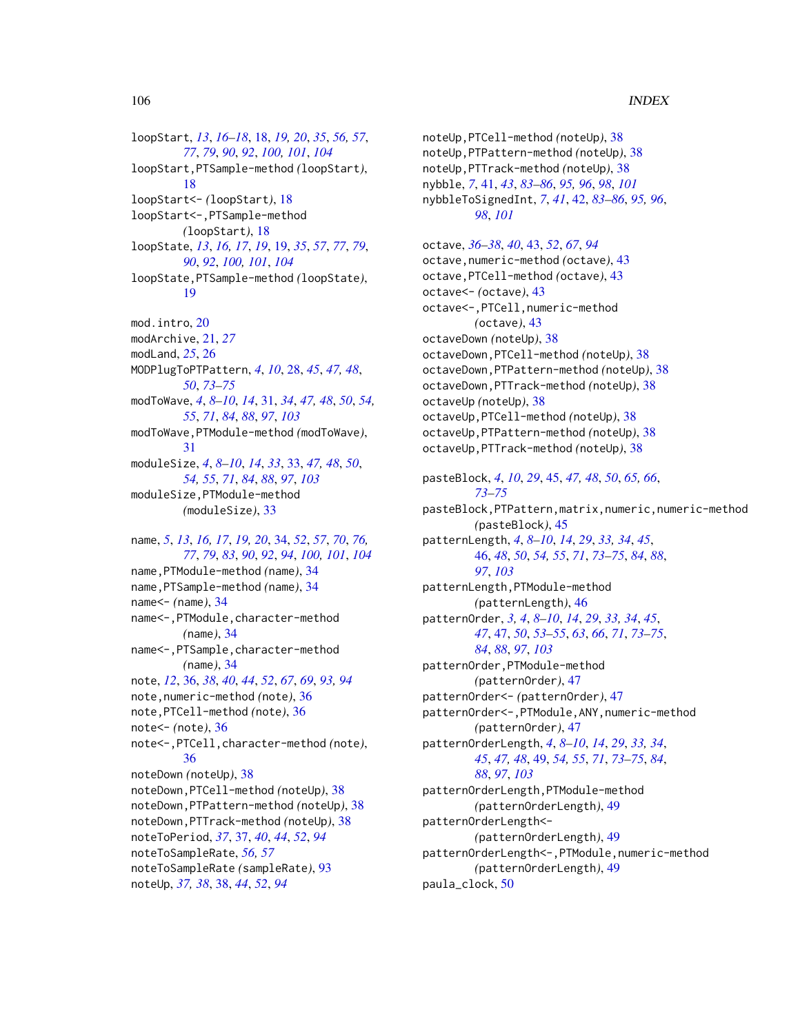loopStart, *13*, *16–18*, 18, *19, 20*, *35*, *56, 57*, *77*, *79*, *90*, *92*, *100, 101*, *104*
loopStart,PTSample-method *(loopStart)*, 18
loopStart<- *(loopStart)*, 18
loopStart<-,PTSample-method *(loopStart)*, 18
loopState, *13*, *16, 17*, *19*, 19, *35*, *57*, *77*, *79*, *90*, *92*, *100, 101*, *104*
loopState,PTSample-method *(loopState)*, 19

mod.intro, 20
modArchive, 21, *27*
modLand, *25*, 26
MODPlugToPTPattern, *4*, *10*, 28, *45*, *47, 48*, *50*, *73–75*
modToWave, *4*, *8–10*, *14*, 31, *34*, *47, 48*, *50*, *54, 55*, *71*, *84*, *88*, *97*, *103*
modToWave,PTModule-method *(modToWave)*, 31
moduleSize, *4*, *8–10*, *14*, *33*, 33, *47, 48*, *50*, *54, 55*, *71*, *84*, *88*, *97*, *103*
moduleSize,PTModule-method *(moduleSize)*, 33

name, *5*, *13*, *16, 17*, *19, 20*, 34, *52*, *57*, *70*, *76, 77*, *79*, *83*, *90*, *92*, *94*, *100, 101*, *104*
name,PTModule-method *(name)*, 34
name,PTSample-method *(name)*, 34
name<- *(name)*, 34
name<-,PTModule,character-method *(name)*, 34
name<-,PTSample,character-method *(name)*, 34
note, *12*, 36, *38*, *40*, *44*, *52*, *67*, *69*, *93, 94*
note,numeric-method *(note)*, 36
note,PTCell-method *(note)*, 36
note<- *(note)*, 36
note<-,PTCell,character-method *(note)*, 36
noteDown *(noteUp)*, 38
noteDown,PTCell-method *(noteUp)*, 38
noteDown,PTPattern-method *(noteUp)*, 38
noteDown,PTTrack-method *(noteUp)*, 38
noteToPeriod, *37*, 37, *40*, *44*, *52*, *94*
noteToSampleRate, *56, 57*
noteToSampleRate *(sampleRate)*, 93
noteUp, *37, 38*, 38, *44*, *52*, *94*
noteUp,PTCell-method *(noteUp)*, 38
noteUp,PTPattern-method *(noteUp)*, 38
noteUp,PTTrack-method *(noteUp)*, 38
nybble, *7*, 41, *43*, *83–86*, *95, 96*, *98*, *101*
nybbleToSignedInt, *7*, *41*, 42, *83–86*, *95, 96*, *98*, *101*

octave, *36–38*, *40*, 43, *52*, *67*, *94*
octave,numeric-method *(octave)*, 43
octave,PTCell-method *(octave)*, 43
octave<- *(octave)*, 43
octave<-,PTCell,numeric-method *(octave)*, 43
octaveDown *(noteUp)*, 38
octaveDown,PTCell-method *(noteUp)*, 38
octaveDown,PTPattern-method *(noteUp)*, 38
octaveDown,PTTrack-method *(noteUp)*, 38
octaveUp *(noteUp)*, 38
octaveUp,PTCell-method *(noteUp)*, 38
octaveUp,PTPattern-method *(noteUp)*, 38
octaveUp,PTTrack-method *(noteUp)*, 38

pasteBlock, *4*, *10*, *29*, 45, *47, 48*, *50*, *65, 66*, *73–75*
pasteBlock,PTPattern,matrix,numeric,numeric-method *(pasteBlock)*, 45
patternLength, *4*, *8–10*, *14*, *29*, *33, 34*, *45*, 46, *48*, *50*, *54, 55*, *71*, *73–75*, *84*, *88*, *97*, *103*
patternLength,PTModule-method *(patternLength)*, 46
patternOrder, *3, 4*, *8–10*, *14*, *29*, *33, 34*, *45*, *47*, 47, *50*, *53–55*, *63*, *66*, *71*, *73–75*, *84*, *88*, *97*, *103*
patternOrder,PTModule-method *(patternOrder)*, 47
patternOrder<- *(patternOrder)*, 47
patternOrder<-,PTModule,ANY,numeric-method *(patternOrder)*, 47
patternOrderLength, *4*, *8–10*, *14*, *29*, *33, 34*, *45*, *47, 48*, 49, *54, 55*, *71*, *73–75*, *84*, *88*, *97*, *103*
patternOrderLength,PTModule-method *(patternOrderLength)*, 49
patternOrderLength<- *(patternOrderLength)*, 49
patternOrderLength<-,PTModule,numeric-method *(patternOrderLength)*, 49
paula_clock, 50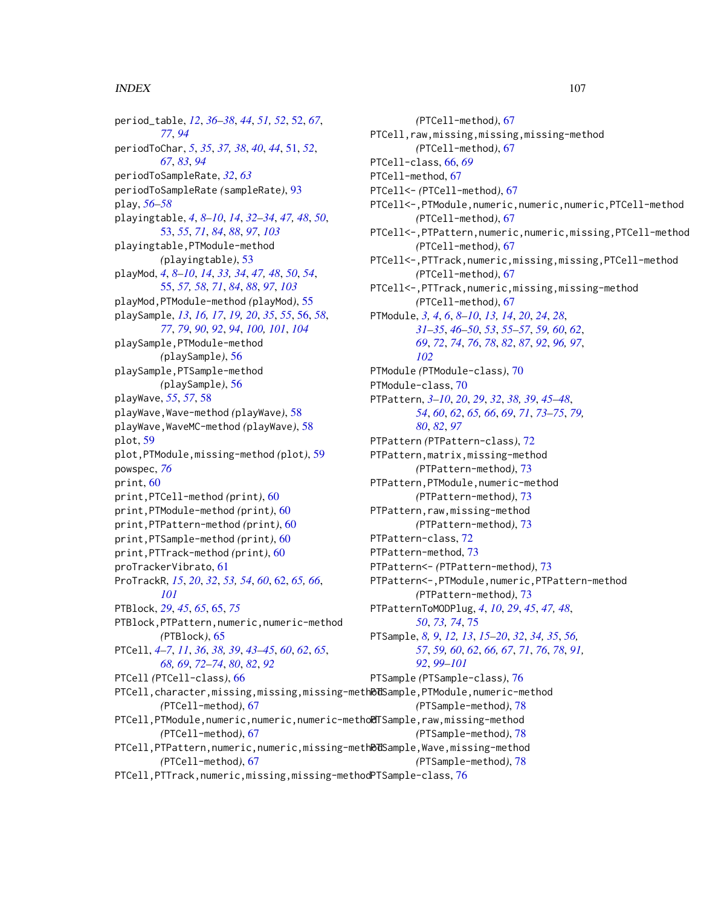period_table, *12*, *36–38*, *44*, *51, 52*, 52, *67*, *77*, *94*
periodToChar, *5*, *35*, *37, 38*, *40*, *44*, 51, *52*, *67*, *83*, *94*
periodToSampleRate, *32*, *63*
periodToSampleRate *(*sampleRate*)*, 93
play, *56–58*
playingtable, *4*, *8–10*, *14*, *32–34*, *47, 48*, *50*, *53*, *55*, *71*, *84*, *88*, *97*, *103*
playingtable,PTModule-method *(*playingtable*)*, 53
playMod, *4*, *8–10*, *14*, *33, 34*, *47, 48*, *50*, *54*, *55*, *57, 58*, *71*, *84*, *88*, *97*, *103*
playMod,PTModule-method *(*playMod*)*, 55
playSample, *13*, *16, 17*, *19, 20*, *35*, *55*, 56, *58*, *77*, *79*, *90*, *92*, *94*, *100, 101*, *104*
playSample,PTModule-method *(*playSample*)*, 56
playSample,PTSample-method *(*playSample*)*, 56
playWave, *55*, *57*, 58
playWave,Wave-method *(*playWave*)*, 58
playWave,WaveMC-method *(*playWave*)*, 58
plot, 59
plot,PTModule,missing-method *(*plot*)*, 59
powspec, *76*
print, 60
print,PTCell-method *(*print*)*, 60
print,PTModule-method *(*print*)*, 60
print,PTPattern-method *(*print*)*, 60
print,PTSample-method *(*print*)*, 60
print,PTTrack-method *(*print*)*, 60
proTrackerVibrato, 61
ProTrackR, *15*, *20*, *32*, *53, 54*, *60*, 62, *65, 66*, *101*
PTBlock, *29*, *45*, *65*, 65, *75*
PTBlock,PTPattern,numeric,numeric-method *(*PTBlock*)*, 65
PTCell, *4–7*, *11*, *36*, *38, 39*, *43–45*, *60*, *62*, *65*, *68, 69*, *72–74*, *80*, *82*, *92*
PTCell *(*PTCell-class*)*, 66
PTCell,character,missing,missing,missing-method *(*PTCell-method*)*, 67
PTCell,PTModule,numeric,numeric,numeric-method *(*PTCell-method*)*, 67
PTCell,PTPattern,numeric,numeric,missing-method *(*PTCell-method*)*, 67
PTCell,PTTrack,numeric,missing,missing-method *(*PTCell-method*)*, 67
PTCell,raw,missing,missing,missing-method *(*PTCell-method*)*, 67
PTCell-class, 66, *69*
PTCell-method, 67
PTCell<- *(*PTCell-method*)*, 67
PTCell<-,PTModule,numeric,numeric,numeric,PTCell-method *(*PTCell-method*)*, 67
PTCell<-,PTPattern,numeric,numeric,missing,PTCell-method *(*PTCell-method*)*, 67
PTCell<-,PTTrack,numeric,missing,missing,PTCell-method *(*PTCell-method*)*, 67
PTCell<-,PTTrack,numeric,missing,missing-method *(*PTCell-method*)*, 67
PTModule, *3, 4*, *6*, *8–10*, *13, 14*, *20*, *24*, *28*, *31–35*, *46–50*, *53*, *55–57*, *59, 60*, *62*, *69*, *72*, *74*, *76*, *78*, *82*, *87*, *92*, *96, 97*, *102*
PTModule *(*PTModule-class*)*, 70
PTModule-class, 70
PTPattern, *3–10*, *20*, *29*, *32*, *38, 39*, *45–48*, *54*, *60*, *62*, *65, 66*, *69*, *71*, *73–75*, *79, 80*, *82*, *97*
PTPattern *(*PTPattern-class*)*, 72
PTPattern,matrix,missing-method *(*PTPattern-method*)*, 73
PTPattern,PTModule,numeric-method *(*PTPattern-method*)*, 73
PTPattern,raw,missing-method *(*PTPattern-method*)*, 73
PTPattern-class, 72
PTPattern-method, 73
PTPattern<- *(*PTPattern-method*)*, 73
PTPattern<-,PTModule,numeric,PTPattern-method *(*PTPattern-method*)*, 73
PTPatternToMODPlug, *4*, *10*, *29*, *45*, *47, 48*, *50*, *73, 74*, 75
PTSample, *8, 9*, *12, 13*, *15–20*, *32*, *34, 35*, *56, 57*, *59, 60*, *62*, *66, 67*, *71*, *76*, *78*, *91, 92*, *99–101*
PTSample *(*PTSample-class*)*, 76
PTSample,PTModule,numeric-method *(*PTSample-method*)*, 78
PTSample,raw,missing-method *(*PTSample-method*)*, 78
PTSample,Wave,missing-method *(*PTSample-method*)*, 78
PTSample-class, 76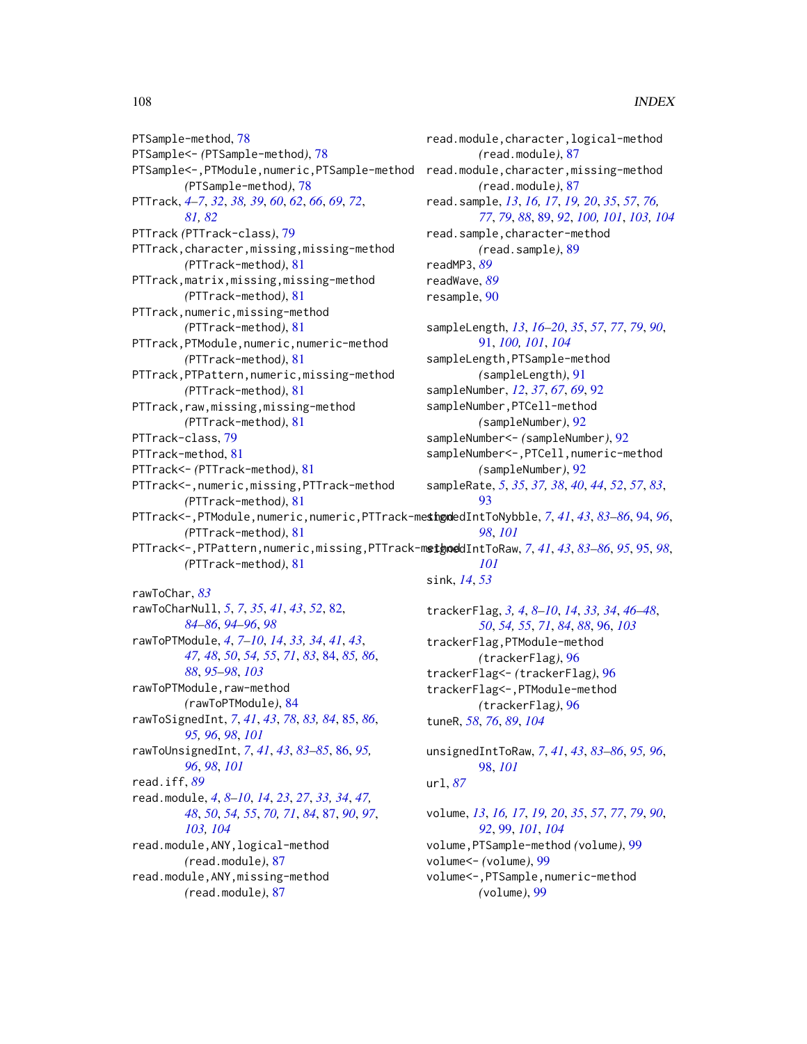PTSample-method, 78
PTSample<- *(*PTSample-method*)*, 78
PTSample<-,PTModule,numeric,PTSample-method *(*PTSample-method*)*, 78
PTTrack, *4–7*, *32*, *38, 39*, *60*, *62*, *66*, *69*, *72*, *81, 82*
PTTrack *(*PTTrack-class*)*, 79
PTTrack,character,missing,missing-method *(*PTTrack-method*)*, 81
PTTrack,matrix,missing,missing-method *(*PTTrack-method*)*, 81
PTTrack,numeric,missing-method *(*PTTrack-method*)*, 81
PTTrack,PTModule,numeric,numeric-method *(*PTTrack-method*)*, 81
PTTrack,PTPattern,numeric,missing-method *(*PTTrack-method*)*, 81
PTTrack,raw,missing,missing-method *(*PTTrack-method*)*, 81
PTTrack-class, 79
PTTrack-method, 81
PTTrack<- *(*PTTrack-method*)*, 81
PTTrack<-,numeric,missing,PTTrack-method *(*PTTrack-method*)*, 81
PTTrack<-,PTModule,numeric,numeric,PTTrack-method *(*PTTrack-method*)*, 81
PTTrack<-,PTPattern,numeric,missing,PTTrack-method *(*PTTrack-method*)*, 81

rawToChar, *83*
rawToCharNull, *5*, *7*, *35*, *41*, *43*, *52*, 82, *84–86*, *94–96*, *98*
rawToPTModule, *4*, *7–10*, *14*, *33, 34*, *41*, *43*, *47, 48*, *50*, *54, 55*, *71*, *83*, 84, *85, 86*, *88*, *95–98*, *103*
rawToPTModule,raw-method *(*rawToPTModule*)*, 84
rawToSignedInt, *7*, *41*, *43*, *78*, *83, 84*, 85, *86*, *95, 96*, *98*, *101*
rawToUnsignedInt, *7*, *41*, *43*, *83–85*, 86, *95, 96*, *98*, *101*
read.iff, *89*
read.module, *4*, *8–10*, *14*, *23*, *27*, *33, 34*, *47, 48*, *50*, *54, 55*, *70, 71*, *84*, 87, *90*, *97*, *103, 104*
read.module,ANY,logical-method *(*read.module*)*, 87
read.module,ANY,missing-method *(*read.module*)*, 87
read.module,character,logical-method *(*read.module*)*, 87
read.module,character,missing-method *(*read.module*)*, 87
read.sample, *13*, *16, 17*, *19, 20*, *35*, *57*, *76, 77*, *79*, *88*, 89, *92*, *100, 101*, *103, 104*
read.sample,character-method *(*read.sample*)*, 89
readMP3, *89*
readWave, *89*
resample, 90

sampleLength, *13*, *16–20*, *35*, *57*, *77*, *79*, *90*, 91, *100, 101*, *104*
sampleLength,PTSample-method *(*sampleLength*)*, 91
sampleNumber, *12*, *37*, *67*, *69*, 92
sampleNumber,PTCell-method *(*sampleNumber*)*, 92
sampleNumber<- *(*sampleNumber*)*, 92
sampleNumber<-,PTCell,numeric-method *(*sampleNumber*)*, 92
sampleRate, *5*, *35*, *37, 38*, *40*, *44*, *52*, *57*, *83*, 93
signedIntToNybble, *7*, *41*, *43*, *83–86*, 94, *96*, *98*, *101*
signedIntToRaw, *7*, *41*, *43*, *83–86*, *95*, 95, *98*, *101*
sink, *14*, *53*

trackerFlag, *3, 4*, *8–10*, *14*, *33, 34*, *46–48*, *50*, *54, 55*, *71*, *84*, *88*, 96, *103*
trackerFlag,PTModule-method *(*trackerFlag*)*, 96
trackerFlag<- *(*trackerFlag*)*, 96
trackerFlag<-,PTModule-method *(*trackerFlag*)*, 96
tuneR, *58*, *76*, *89*, *104*

unsignedIntToRaw, *7*, *41*, *43*, *83–86*, *95, 96*, 98, *101*
url, *87*

volume, *13*, *16, 17*, *19, 20*, *35*, *57*, *77*, *79*, *90*, *92*, 99, *101*, *104*
volume,PTSample-method *(*volume*)*, 99
volume<- *(*volume*)*, 99
volume<-,PTSample,numeric-method *(*volume*)*, 99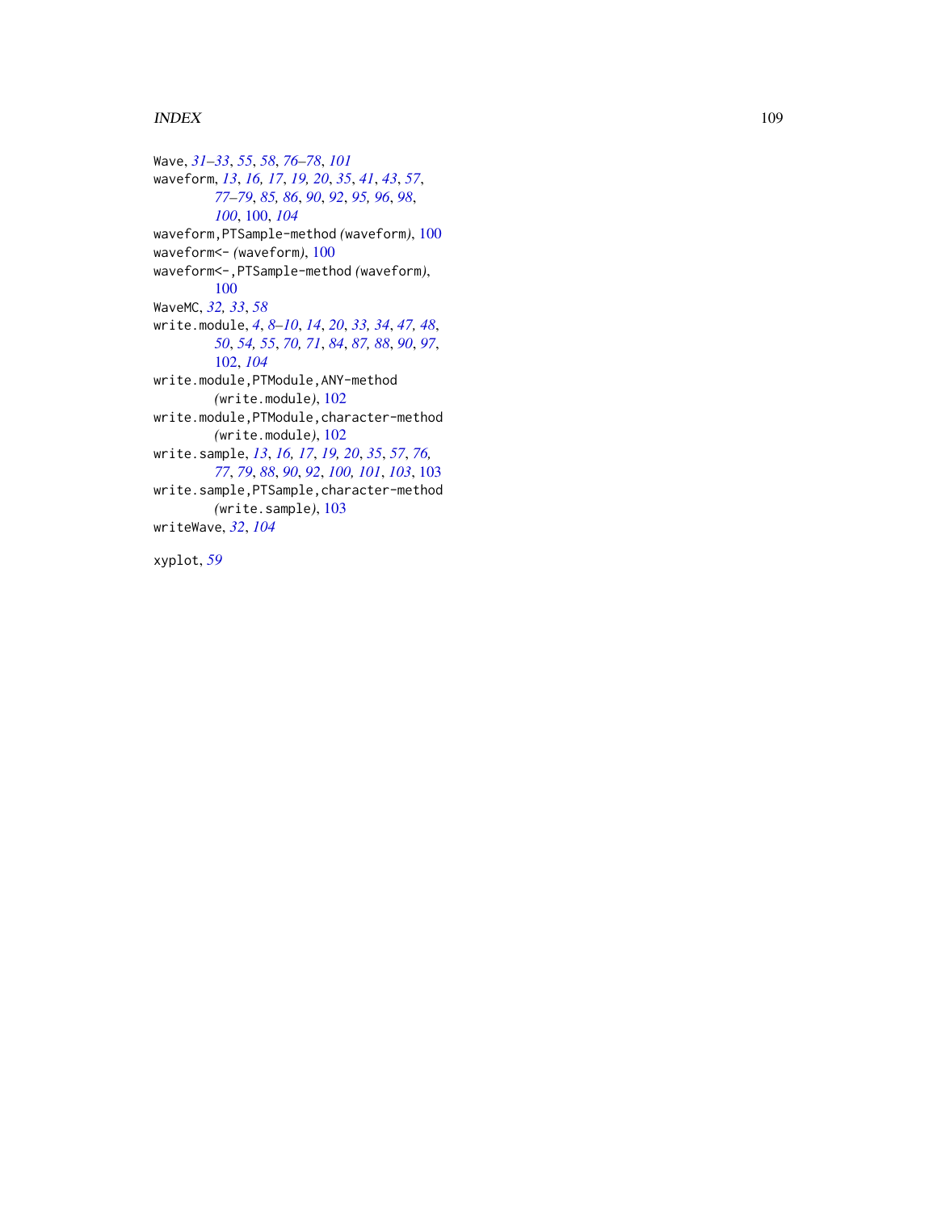Wave, *31–33*, *55*, *58*, *76–78*, *101*
waveform, *13*, *16, 17*, *19, 20*, *35*, *41*, *43*, *57*, *77–79*, *85, 86*, *90*, *92*, *95, 96*, *98*, *100*, 100, *104*
waveform,PTSample-method *(*waveform*)*, 100
waveform<- *(*waveform*)*, 100
waveform<-,PTSample-method *(*waveform*)*, 100
WaveMC, *32, 33*, *58*
write.module, *4*, *8–10*, *14*, *20*, *33, 34*, *47, 48*, *50*, *54, 55*, *70, 71*, *84*, *87, 88*, *90*, *97*, 102, *104*
write.module,PTModule,ANY-method *(*write.module*)*, 102
write.module,PTModule,character-method *(*write.module*)*, 102
write.sample, *13*, *16, 17*, *19, 20*, *35*, *57*, *76, 77*, *79*, *88*, *90*, *92*, *100, 101*, *103*, 103
write.sample,PTSample,character-method *(*write.sample*)*, 103
writeWave, *32*, *104*

xyplot, *59*